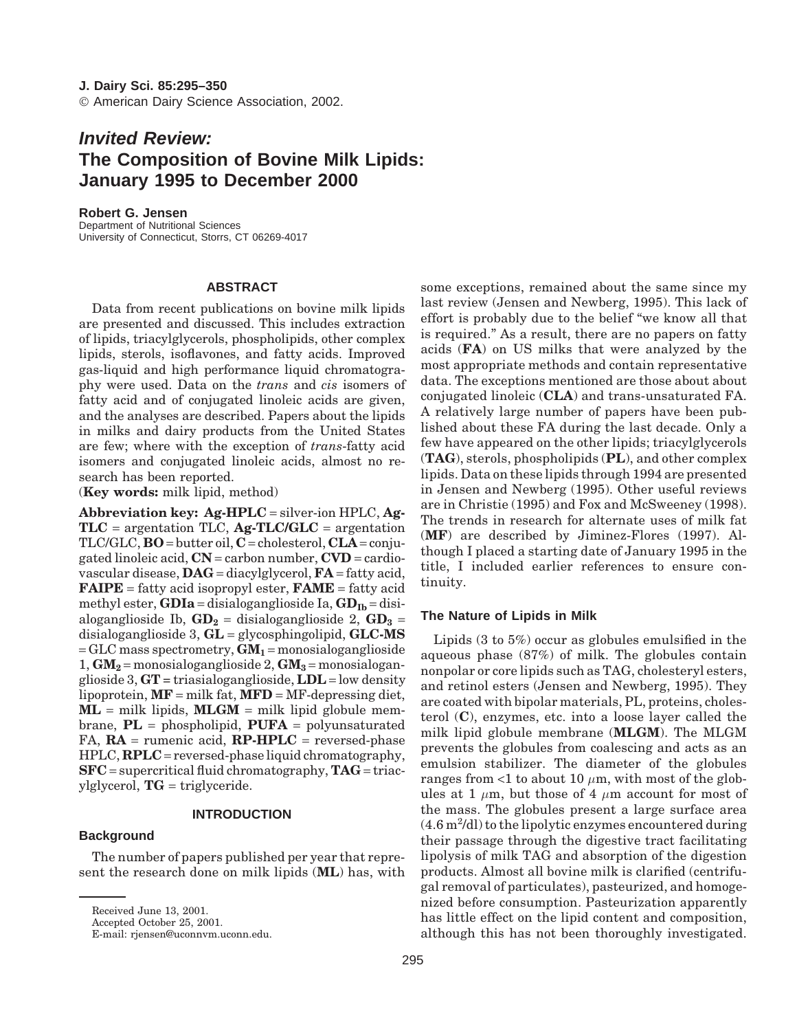J. Dairy Sci. 85:295–350
© American Dairy Science Association, 2002.

# *Invited Review:* The Composition of Bovine Milk Lipids: January 1995 to December 2000

**Robert G. Jensen**
Department of Nutritional Sciences
University of Connecticut, Storrs, CT 06269-4017

## ABSTRACT

Data from recent publications on bovine milk lipids are presented and discussed. This includes extraction of lipids, triacylglycerols, phospholipids, other complex lipids, sterols, isoflavones, and fatty acids. Improved gas-liquid and high performance liquid chromatography were used. Data on the *trans* and *cis* isomers of fatty acid and of conjugated linoleic acids are given, and the analyses are described. Papers about the lipids in milks and dairy products from the United States are few; where with the exception of *trans*-fatty acid isomers and conjugated linoleic acids, almost no research has been reported.

(**Key words:** milk lipid, method)

**Abbreviation key: Ag-HPLC** = silver-ion HPLC, **Ag-TLC** = argentation TLC, **Ag-TLC/GLC** = argentation TLC/GLC, **BO** = butter oil, **C** = cholesterol, **CLA** = conjugated linoleic acid, **CN** = carbon number, **CVD** = cardiovascular disease, **DAG** = diacylglycerol, **FA** = fatty acid, **FAIPE** = fatty acid isopropyl ester, **FAME** = fatty acid methyl ester, **GDIa** = disialoganglioside Ia, $\mathbf{GD_{Ib}}$ = disialoganglioside Ib, $\mathbf{GD_2}$ = disialoganglioside 2, $\mathbf{GD_3}$ = disialoganglioside 3, **GL** = glycosphingolipid, **GLC-MS** = GLC mass spectrometry, $\mathbf{GM_1}$ = monosialoganglioside 1, $\mathbf{GM_2}$ = monosialoganglioside 2, $\mathbf{GM_3}$ = monosialoganglioside 3, **GT** = triasialoganglioside, **LDL** = low density lipoprotein, **MF** = milk fat, **MFD** = MF-depressing diet, **ML** = milk lipids, **MLGM** = milk lipid globule membrane, **PL** = phospholipid, **PUFA** = polyunsaturated FA, **RA** = rumenic acid, **RP-HPLC** = reversed-phase HPLC, **RPLC** = reversed-phase liquid chromatography, **SFC** = supercritical fluid chromatography, **TAG** = triacylglycerol, **TG** = triglyceride.

## INTRODUCTION

### Background

The number of papers published per year that represent the research done on milk lipids (**ML**) has, with some exceptions, remained about the same since my last review (Jensen and Newberg, 1995). This lack of effort is probably due to the belief "we know all that is required." As a result, there are no papers on fatty acids (**FA**) on US milks that were analyzed by the most appropriate methods and contain representative data. The exceptions mentioned are those about about conjugated linoleic (**CLA**) and trans-unsaturated FA. A relatively large number of papers have been published about these FA during the last decade. Only a few have appeared on the other lipids; triacylglycerols (**TAG**), sterols, phospholipids (**PL**), and other complex lipids. Data on these lipids through 1994 are presented in Jensen and Newberg (1995). Other useful reviews are in Christie (1995) and Fox and McSweeney (1998). The trends in research for alternate uses of milk fat (**MF**) are described by Jiminez-Flores (1997). Although I placed a starting date of January 1995 in the title, I included earlier references to ensure continuity.

### The Nature of Lipids in Milk

Lipids (3 to 5%) occur as globules emulsified in the aqueous phase (87%) of milk. The globules contain nonpolar or core lipids such as TAG, cholesteryl esters, and retinol esters (Jensen and Newberg, 1995). They are coated with bipolar materials, PL, proteins, cholesterol (**C**), enzymes, etc. into a loose layer called the milk lipid globule membrane (**MLGM**). The MLGM prevents the globules from coalescing and acts as an emulsion stabilizer. The diameter of the globules ranges from <1 to about 10 $\mu$m, with most of the globules at 1 $\mu$m, but those of 4 $\mu$m account for most of the mass. The globules present a large surface area (4.6 $m^2$/dl) to the lipolytic enzymes encountered during their passage through the digestive tract facilitating lipolysis of milk TAG and absorption of the digestion products. Almost all bovine milk is clarified (centrifugal removal of particulates), pasteurized, and homogenized before consumption. Pasteurization apparently has little effect on the lipid content and composition, although this has not been thoroughly investigated.

Received June 13, 2001.
Accepted October 25, 2001.
E-mail: rjensen@uconnvm.uconn.edu.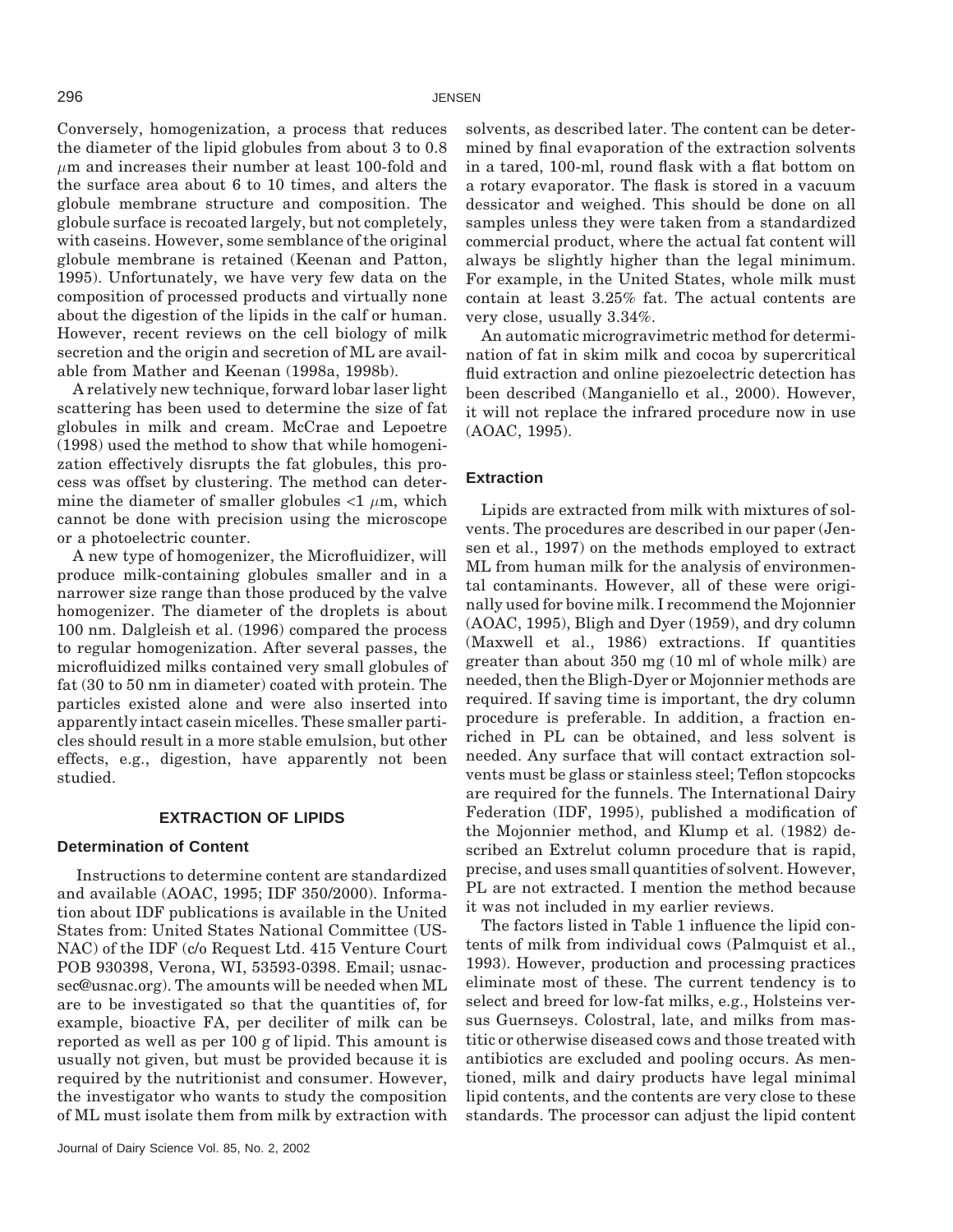Conversely, homogenization, a process that reduces the diameter of the lipid globules from about 3 to 0.8 $\mu$m and increases their number at least 100-fold and the surface area about 6 to 10 times, and alters the globule membrane structure and composition. The globule surface is recoated largely, but not completely, with caseins. However, some semblance of the original globule membrane is retained (Keenan and Patton, 1995). Unfortunately, we have very few data on the composition of processed products and virtually none about the digestion of the lipids in the calf or human. However, recent reviews on the cell biology of milk secretion and the origin and secretion of ML are available from Mather and Keenan (1998a, 1998b).

A relatively new technique, forward lobar laser light scattering has been used to determine the size of fat globules in milk and cream. McCrae and Lepoetre (1998) used the method to show that while homogenization effectively disrupts the fat globules, this process was offset by clustering. The method can determine the diameter of smaller globules <1 $\mu$m, which cannot be done with precision using the microscope or a photoelectric counter.

A new type of homogenizer, the Microfluidizer, will produce milk-containing globules smaller and in a narrower size range than those produced by the valve homogenizer. The diameter of the droplets is about 100 nm. Dalgleish et al. (1996) compared the process to regular homogenization. After several passes, the microfluidized milks contained very small globules of fat (30 to 50 nm in diameter) coated with protein. The particles existed alone and were also inserted into apparently intact casein micelles. These smaller particles should result in a more stable emulsion, but other effects, e.g., digestion, have apparently not been studied.

## EXTRACTION OF LIPIDS

### Determination of Content

Instructions to determine content are standardized and available (AOAC, 1995; IDF 350/2000). Information about IDF publications is available in the United States from: United States National Committee (USNAC) of the IDF (c/o Request Ltd. 415 Venture Court POB 930398, Verona, WI, 53593-0398. Email; usnacsec@usnac.org). The amounts will be needed when ML are to be investigated so that the quantities of, for example, bioactive FA, per deciliter of milk can be reported as well as per 100 g of lipid. This amount is usually not given, but must be provided because it is required by the nutritionist and consumer. However, the investigator who wants to study the composition of ML must isolate them from milk by extraction with solvents, as described later. The content can be determined by final evaporation of the extraction solvents in a tared, 100-ml, round flask with a flat bottom on a rotary evaporator. The flask is stored in a vacuum dessicator and weighed. This should be done on all samples unless they were taken from a standardized commercial product, where the actual fat content will always be slightly higher than the legal minimum. For example, in the United States, whole milk must contain at least 3.25% fat. The actual contents are very close, usually 3.34%.

An automatic microgravimetric method for determination of fat in skim milk and cocoa by supercritical fluid extraction and online piezoelectric detection has been described (Manganiello et al., 2000). However, it will not replace the infrared procedure now in use (AOAC, 1995).

### Extraction

Lipids are extracted from milk with mixtures of solvents. The procedures are described in our paper (Jensen et al., 1997) on the methods employed to extract ML from human milk for the analysis of environmental contaminants. However, all of these were originally used for bovine milk. I recommend the Mojonnier (AOAC, 1995), Bligh and Dyer (1959), and dry column (Maxwell et al., 1986) extractions. If quantities greater than about 350 mg (10 ml of whole milk) are needed, then the Bligh-Dyer or Mojonnier methods are required. If saving time is important, the dry column procedure is preferable. In addition, a fraction enriched in PL can be obtained, and less solvent is needed. Any surface that will contact extraction solvents must be glass or stainless steel; Teflon stopcocks are required for the funnels. The International Dairy Federation (IDF, 1995), published a modification of the Mojonnier method, and Klump et al. (1982) described an Extrelut column procedure that is rapid, precise, and uses small quantities of solvent. However, PL are not extracted. I mention the method because it was not included in my earlier reviews.

The factors listed in Table 1 influence the lipid contents of milk from individual cows (Palmquist et al., 1993). However, production and processing practices eliminate most of these. The current tendency is to select and breed for low-fat milks, e.g., Holsteins versus Guernseys. Colostral, late, and milks from mastitic or otherwise diseased cows and those treated with antibiotics are excluded and pooling occurs. As mentioned, milk and dairy products have legal minimal lipid contents, and the contents are very close to these standards. The processor can adjust the lipid content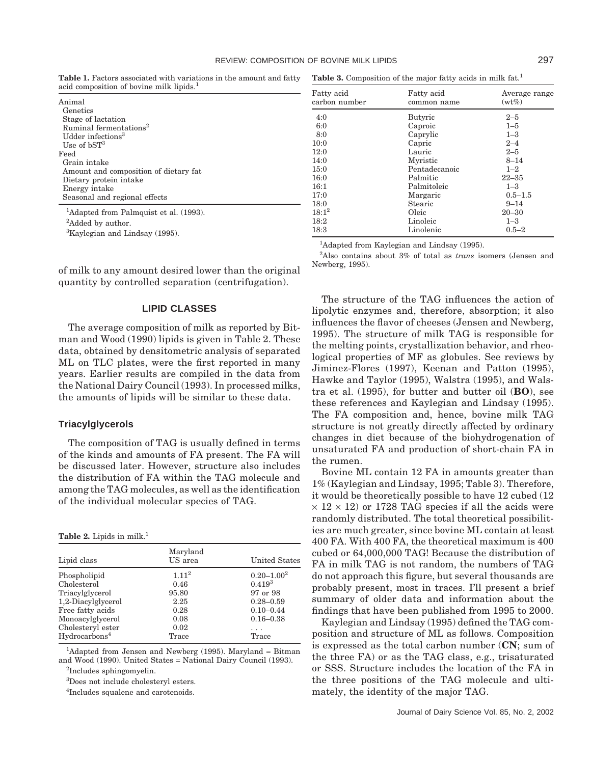**Table 1.** Factors associated with variations in the amount and fatty acid composition of bovine milk lipids.[1]

| |
|---|
| Animal |
| Genetics |
| Stage of lactation |
| Ruminal fermentations[2] |
| Udder infections[3] |
| Use of bST[3] |
| Feed |
| Grain intake |
| Amount and composition of dietary fat |
| Dietary protein intake |
| Energy intake |
| Seasonal and regional effects |

[1]Adapted from Palmquist et al. (1993).

[2]Added by author.

[3]Kaylegian and Lindsay (1995).

of milk to any amount desired lower than the original quantity by controlled separation (centrifugation).

## LIPID CLASSES

The average composition of milk as reported by Bitman and Wood (1990) lipids is given in Table 2. These data, obtained by densitometric analysis of separated ML on TLC plates, were the first reported in many years. Earlier results are compiled in the data from the National Dairy Council (1993). In processed milks, the amounts of lipids will be similar to these data.

### Triacylglycerols

The composition of TAG is usually defined in terms of the kinds and amounts of FA present. The FA will be discussed later. However, structure also includes the distribution of FA within the TAG molecule and among the TAG molecules, as well as the identification of the individual molecular species of TAG.

**Table 2.** Lipids in milk.[1]

| Lipid class | Maryland US area | United States |
|---|---|---|
| Phospholipid | 1.11[2] | 0.20–1.00[2] |
| Cholesterol | 0.46 | 0.419[3] |
| Triacylglycerol | 95.80 | 97 or 98 |
| 1,2-Diacylglycerol | 2.25 | 0.28–0.59 |
| Free fatty acids | 0.28 | 0.10–0.44 |
| Monoacylglycerol | 0.08 | 0.16–0.38 |
| Cholesteryl ester | 0.02 | . . . |
| Hydrocarbons[4] | Trace | Trace |

[1]Adapted from Jensen and Newberg (1995). Maryland = Bitman and Wood (1990). United States = National Dairy Council (1993).

[2]Includes sphingomyelin.

[3]Does not include cholesteryl esters.

[4]Includes squalene and carotenoids.

**Table 3.** Composition of the major fatty acids in milk fat.[1]

| Fatty acid carbon number | Fatty acid common name | Average range (wt%) |
|---|---|---|
| 4:0 | Butyric | 2–5 |
| 6:0 | Caproic | 1–5 |
| 8:0 | Caprylic | 1–3 |
| 10:0 | Capric | 2–4 |
| 12:0 | Lauric | 2–5 |
| 14:0 | Myristic | 8–14 |
| 15:0 | Pentadecanoic | 1–2 |
| 16:0 | Palmitic | 22–35 |
| 16:1 | Palmitoleic | 1–3 |
| 17:0 | Margaric | 0.5–1.5 |
| 18:0 | Stearic | 9–14 |
| 18:1[2] | Oleic | 20–30 |
| 18:2 | Linoleic | 1–3 |
| 18:3 | Linolenic | 0.5–2 |

[1]Adapted from Kaylegian and Lindsay (1995).

[2]Also contains about 3% of total as *trans* isomers (Jensen and Newberg, 1995).

The structure of the TAG influences the action of lipolytic enzymes and, therefore, absorption; it also influences the flavor of cheeses (Jensen and Newberg, 1995). The structure of milk TAG is responsible for the melting points, crystallization behavior, and rheological properties of MF as globules. See reviews by Jiminez-Flores (1997), Keenan and Patton (1995), Hawke and Taylor (1995), Walstra (1995), and Walstra et al. (1995), for butter and butter oil (**BO**), see these references and Kaylegian and Lindsay (1995). The FA composition and, hence, bovine milk TAG structure is not greatly directly affected by ordinary changes in diet because of the biohydrogenation of unsaturated FA and production of short-chain FA in the rumen.

Bovine ML contain 12 FA in amounts greater than 1% (Kaylegian and Lindsay, 1995; Table 3). Therefore, it would be theoretically possible to have 12 cubed (12 $\times$ 12 $\times$ 12) or 1728 TAG species if all the acids were randomly distributed. The total theoretical possibilities are much greater, since bovine ML contain at least 400 FA. With 400 FA, the theoretical maximum is 400 cubed or 64,000,000 TAG! Because the distribution of FA in milk TAG is not random, the numbers of TAG do not approach this figure, but several thousands are probably present, most in traces. I'll present a brief summary of older data and information about the findings that have been published from 1995 to 2000.

Kaylegian and Lindsay (1995) defined the TAG composition and structure of ML as follows. Composition is expressed as the total carbon number (**CN**; sum of the three FA) or as the TAG class, e.g., trisaturated or SSS. Structure includes the location of the FA in the three positions of the TAG molecule and ultimately, the identity of the major TAG.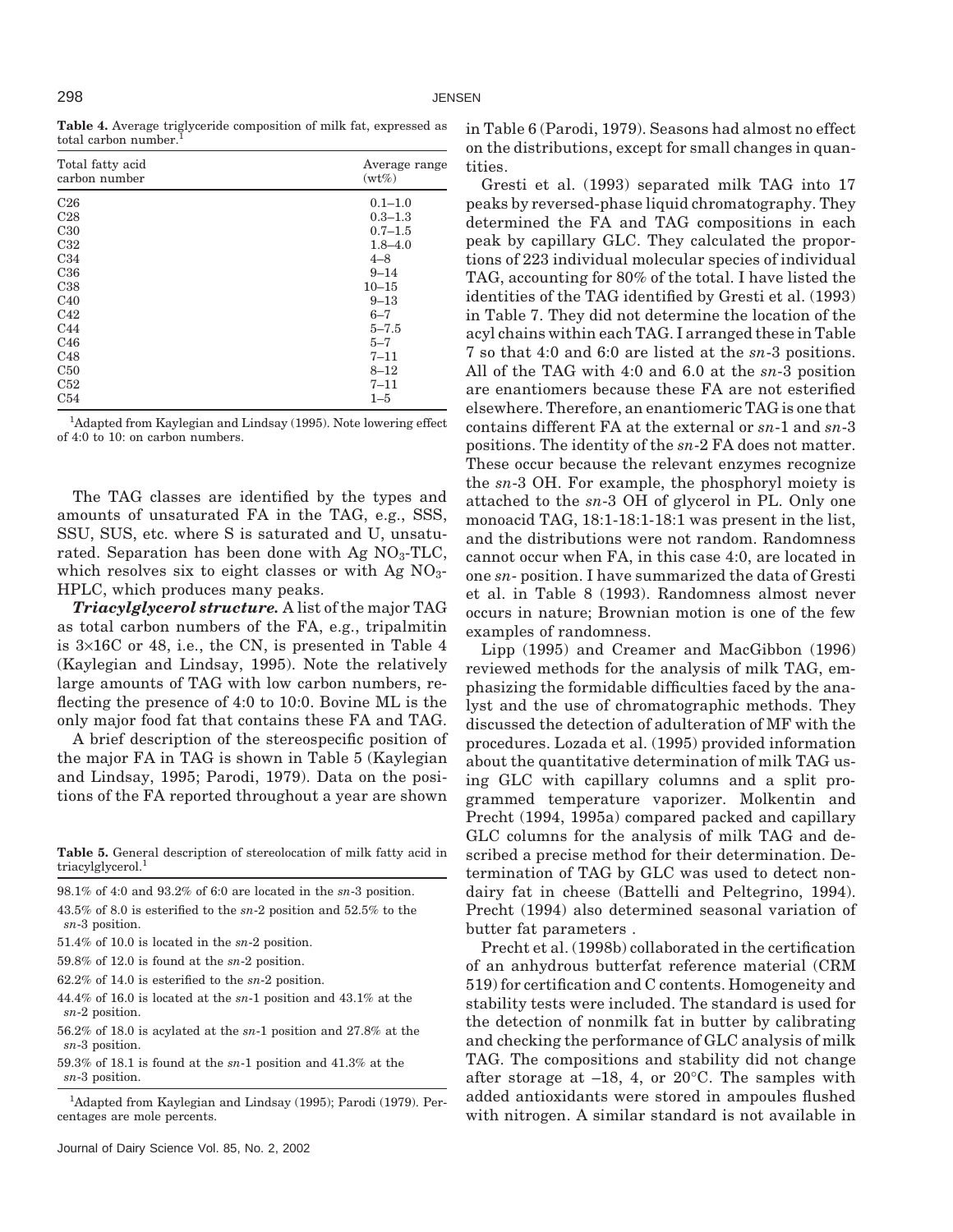**Table 4.** Average triglyceride composition of milk fat, expressed as total carbon number.[1]

| Total fatty acid carbon number | Average range (wt%) |
|---|---|
| C26 | 0.1–1.0 |
| C28 | 0.3–1.3 |
| C30 | 0.7–1.5 |
| C32 | 1.8–4.0 |
| C34 | 4–8 |
| C36 | 9–14 |
| C38 | 10–15 |
| C40 | 9–13 |
| C42 | 6–7 |
| C44 | 5–7.5 |
| C46 | 5–7 |
| C48 | 7–11 |
| C50 | 8–12 |
| C52 | 7–11 |
| C54 | 1–5 |

[1]Adapted from Kaylegian and Lindsay (1995). Note lowering effect of 4:0 to 10: on carbon numbers.

The TAG classes are identified by the types and amounts of unsaturated FA in the TAG, e.g., SSS, SSU, SUS, etc. where S is saturated and U, unsaturated. Separation has been done with Ag $NO_3$-TLC, which resolves six to eight classes or with Ag $NO_3$-HPLC, which produces many peaks.

***Triacylglycerol structure.*** A list of the major TAG as total carbon numbers of the FA, e.g., tripalmitin is 3×16C or 48, i.e., the CN, is presented in Table 4 (Kaylegian and Lindsay, 1995). Note the relatively large amounts of TAG with low carbon numbers, reflecting the presence of 4:0 to 10:0. Bovine ML is the only major food fat that contains these FA and TAG.

A brief description of the stereospecific position of the major FA in TAG is shown in Table 5 (Kaylegian and Lindsay, 1995; Parodi, 1979). Data on the positions of the FA reported throughout a year are shown in Table 6 (Parodi, 1979). Seasons had almost no effect on the distributions, except for small changes in quantities.

**Table 5.** General description of stereolocation of milk fatty acid in triacylglycerol.[1]

- 98.1% of 4:0 and 93.2% of 6:0 are located in the *sn*-3 position.
- 43.5% of 8.0 is esterified to the *sn*-2 position and 52.5% to the *sn*-3 position.
- 51.4% of 10.0 is located in the *sn*-2 position.
- 59.8% of 12.0 is found at the *sn*-2 position.
- 62.2% of 14.0 is esterified to the *sn*-2 position.
- 44.4% of 16.0 is located at the *sn*-1 position and 43.1% at the *sn*-2 position.
- 56.2% of 18.0 is acylated at the *sn*-1 position and 27.8% at the *sn*-3 position.
- 59.3% of 18.1 is found at the *sn*-1 position and 41.3% at the *sn*-3 position.

[1]Adapted from Kaylegian and Lindsay (1995); Parodi (1979). Percentages are mole percents.

Gresti et al. (1993) separated milk TAG into 17 peaks by reversed-phase liquid chromatography. They determined the FA and TAG compositions in each peak by capillary GLC. They calculated the proportions of 223 individual molecular species of individual TAG, accounting for 80% of the total. I have listed the identities of the TAG identified by Gresti et al. (1993) in Table 7. They did not determine the location of the acyl chains within each TAG. I arranged these in Table 7 so that 4:0 and 6:0 are listed at the *sn*-3 positions. All of the TAG with 4:0 and 6.0 at the *sn*-3 position are enantiomers because these FA are not esterified elsewhere. Therefore, an enantiomeric TAG is one that contains different FA at the external or *sn*-1 and *sn*-3 positions. The identity of the *sn*-2 FA does not matter. These occur because the relevant enzymes recognize the *sn*-3 OH. For example, the phosphoryl moiety is attached to the *sn*-3 OH of glycerol in PL. Only one monoacid TAG, 18:1-18:1-18:1 was present in the list, and the distributions were not random. Randomness cannot occur when FA, in this case 4:0, are located in one *sn*- position. I have summarized the data of Gresti et al. in Table 8 (1993). Randomness almost never occurs in nature; Brownian motion is one of the few examples of randomness.

Lipp (1995) and Creamer and MacGibbon (1996) reviewed methods for the analysis of milk TAG, emphasizing the formidable difficulties faced by the analyst and the use of chromatographic methods. They discussed the detection of adulteration of MF with the procedures. Lozada et al. (1995) provided information about the quantitative determination of milk TAG using GLC with capillary columns and a split programmed temperature vaporizer. Molkentin and Precht (1994, 1995a) compared packed and capillary GLC columns for the analysis of milk TAG and described a precise method for their determination. Determination of TAG by GLC was used to detect nondairy fat in cheese (Battelli and Peltegrino, 1994). Precht (1994) also determined seasonal variation of butter fat parameters .

Precht et al. (1998b) collaborated in the certification of an anhydrous butterfat reference material (CRM 519) for certification and C contents. Homogeneity and stability tests were included. The standard is used for the detection of nonmilk fat in butter by calibrating and checking the performance of GLC analysis of milk TAG. The compositions and stability did not change after storage at –18, 4, or 20°C. The samples with added antioxidants were stored in ampoules flushed with nitrogen. A similar standard is not available in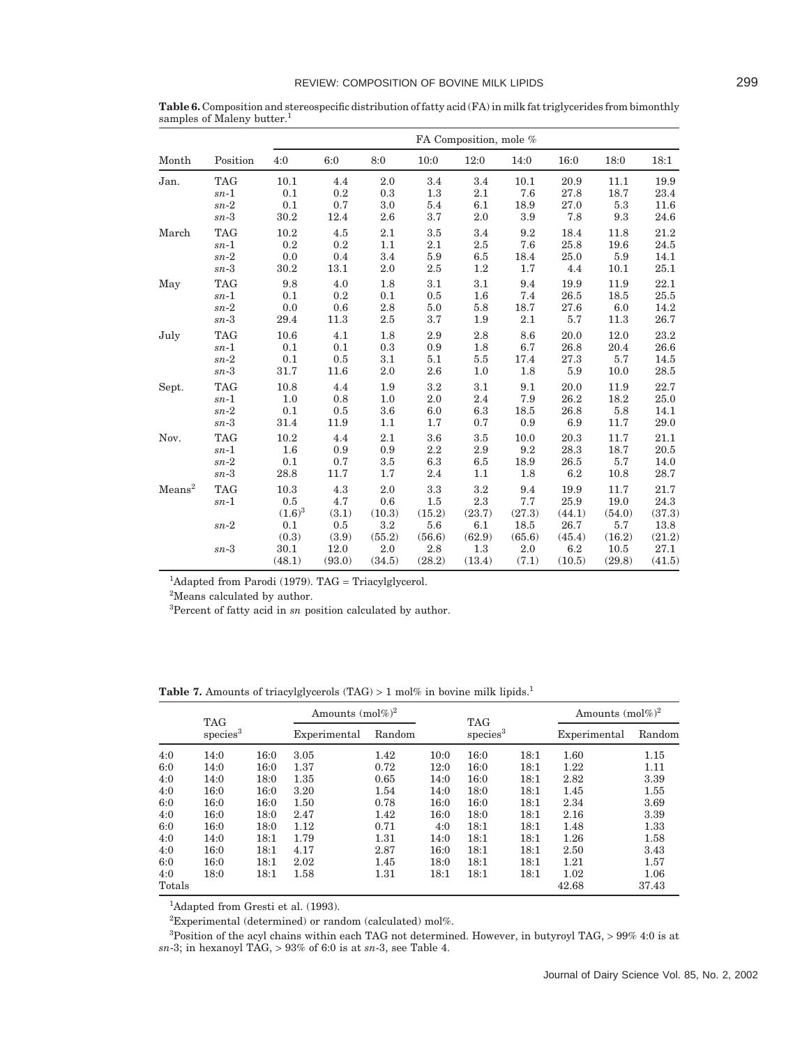**Table 6.** Composition and stereospecific distribution of fatty acid (FA) in milk fat triglycerides from bimonthly samples of Maleny butter.[1]

| Month | Position | FA Composition, mole % | | | | | | | | |
|---|---|---|---|---|---|---|---|---|---|---|
| | | 4:0 | 6:0 | 8:0 | 10:0 | 12:0 | 14:0 | 16:0 | 18:0 | 18:1 |
| Jan. | TAG | 10.1 | 4.4 | 2.0 | 3.4 | 3.4 | 10.1 | 20.9 | 11.1 | 19.9 |
| | *sn*-1 | 0.1 | 0.2 | 0.3 | 1.3 | 2.1 | 7.6 | 27.8 | 18.7 | 23.4 |
| | *sn*-2 | 0.1 | 0.7 | 3.0 | 5.4 | 6.1 | 18.9 | 27.0 | 5.3 | 11.6 |
| | *sn*-3 | 30.2 | 12.4 | 2.6 | 3.7 | 2.0 | 3.9 | 7.8 | 9.3 | 24.6 |
| March | TAG | 10.2 | 4.5 | 2.1 | 3.5 | 3.4 | 9.2 | 18.4 | 11.8 | 21.2 |
| | *sn*-1 | 0.2 | 0.2 | 1.1 | 2.1 | 2.5 | 7.6 | 25.8 | 19.6 | 24.5 |
| | *sn*-2 | 0.0 | 0.4 | 3.4 | 5.9 | 6.5 | 18.4 | 25.0 | 5.9 | 14.1 |
| | *sn*-3 | 30.2 | 13.1 | 2.0 | 2.5 | 1.2 | 1.7 | 4.4 | 10.1 | 25.1 |
| May | TAG | 9.8 | 4.0 | 1.8 | 3.1 | 3.1 | 9.4 | 19.9 | 11.9 | 22.1 |
| | *sn*-1 | 0.1 | 0.2 | 0.1 | 0.5 | 1.6 | 7.4 | 26.5 | 18.5 | 25.5 |
| | *sn*-2 | 0.0 | 0.6 | 2.8 | 5.0 | 5.8 | 18.7 | 27.6 | 6.0 | 14.2 |
| | *sn*-3 | 29.4 | 11.3 | 2.5 | 3.7 | 1.9 | 2.1 | 5.7 | 11.3 | 26.7 |
| July | TAG | 10.6 | 4.1 | 1.8 | 2.9 | 2.8 | 8.6 | 20.0 | 12.0 | 23.2 |
| | *sn*-1 | 0.1 | 0.1 | 0.3 | 0.9 | 1.8 | 6.7 | 26.8 | 20.4 | 26.6 |
| | *sn*-2 | 0.1 | 0.5 | 3.1 | 5.1 | 5.5 | 17.4 | 27.3 | 5.7 | 14.5 |
| | *sn*-3 | 31.7 | 11.6 | 2.0 | 2.6 | 1.0 | 1.8 | 5.9 | 10.0 | 28.5 |
| Sept. | TAG | 10.8 | 4.4 | 1.9 | 3.2 | 3.1 | 9.1 | 20.0 | 11.9 | 22.7 |
| | *sn*-1 | 1.0 | 0.8 | 1.0 | 2.0 | 2.4 | 7.9 | 26.2 | 18.2 | 25.0 |
| | *sn*-2 | 0.1 | 0.5 | 3.6 | 6.0 | 6.3 | 18.5 | 26.8 | 5.8 | 14.1 |
| | *sn*-3 | 31.4 | 11.9 | 1.1 | 1.7 | 0.7 | 0.9 | 6.9 | 11.7 | 29.0 |
| Nov. | TAG | 10.2 | 4.4 | 2.1 | 3.6 | 3.5 | 10.0 | 20.3 | 11.7 | 21.1 |
| | *sn*-1 | 1.6 | 0.9 | 0.9 | 2.2 | 2.9 | 9.2 | 28.3 | 18.7 | 20.5 |
| | *sn*-2 | 0.1 | 0.7 | 3.5 | 6.3 | 6.5 | 18.9 | 26.5 | 5.7 | 14.0 |
| | *sn*-3 | 28.8 | 11.7 | 1.7 | 2.4 | 1.1 | 1.8 | 6.2 | 10.8 | 28.7 |
| Means[2] | TAG | 10.3 | 4.3 | 2.0 | 3.3 | 3.2 | 9.4 | 19.9 | 11.7 | 21.7 |
| | *sn*-1 | 0.5 | 4.7 | 0.6 | 1.5 | 2.3 | 7.7 | 25.9 | 19.0 | 24.3 |
| | | (1.6)[3] | (3.1) | (10.3) | (15.2) | (23.7) | (27.3) | (44.1) | (54.0) | (37.3) |
| | *sn*-2 | 0.1 | 0.5 | 3.2 | 5.6 | 6.1 | 18.5 | 26.7 | 5.7 | 13.8 |
| | | (0.3) | (3.9) | (55.2) | (56.6) | (62.9) | (65.6) | (45.4) | (16.2) | (21.2) |
| | *sn*-3 | 30.1 | 12.0 | 2.0 | 2.8 | 1.3 | 2.0 | 6.2 | 10.5 | 27.1 |
| | | (48.1) | (93.0) | (34.5) | (28.2) | (13.4) | (7.1) | (10.5) | (29.8) | (41.5) |

[1]Adapted from Parodi (1979). TAG = Triacylglycerol.

[2]Means calculated by author.

[3]Percent of fatty acid in *sn* position calculated by author.

**Table 7.** Amounts of triacylglycerols (TAG) > 1 mol% in bovine milk lipids.[1]

| TAG species[3] | | | Amounts (mol%)[2] | | TAG species[3] | | | Amounts (mol%)[2] | |
|---|---|---|---|---|---|---|---|---|---|
| | | | Experimental | Random | | | | Experimental | Random |
| 4:0 | 14:0 | 16:0 | 3.05 | 1.42 | 10:0 | 16:0 | 18:1 | 1.60 | 1.15 |
| 6:0 | 14:0 | 16:0 | 1.37 | 0.72 | 12:0 | 16:0 | 18:1 | 1.22 | 1.11 |
| 4:0 | 14:0 | 18:0 | 1.35 | 0.65 | 14:0 | 16:0 | 18:1 | 2.82 | 3.39 |
| 4:0 | 16:0 | 16:0 | 3.20 | 1.54 | 14:0 | 18:0 | 18:1 | 1.45 | 1.55 |
| 6:0 | 16:0 | 16:0 | 1.50 | 0.78 | 16:0 | 16:0 | 18:1 | 2.34 | 3.69 |
| 4:0 | 16:0 | 18:0 | 2.47 | 1.42 | 16:0 | 18:0 | 18:1 | 2.16 | 3.39 |
| 6:0 | 16:0 | 18:0 | 1.12 | 0.71 | 4:0 | 18:1 | 18:1 | 1.48 | 1.33 |
| 4:0 | 14:0 | 18:1 | 1.79 | 1.31 | 14:0 | 18:1 | 18:1 | 1.26 | 1.58 |
| 4:0 | 16:0 | 18:1 | 4.17 | 2.87 | 16:0 | 18:1 | 18:1 | 2.50 | 3.43 |
| 6:0 | 16:0 | 18:1 | 2.02 | 1.45 | 18:0 | 18:1 | 18:1 | 1.21 | 1.57 |
| 4:0 | 18:0 | 18:1 | 1.58 | 1.31 | 18:1 | 18:1 | 18:1 | 1.02 | 1.06 |
| Totals | | | | | | | | 42.68 | 37.43 |

[1]Adapted from Gresti et al. (1993).

[2]Experimental (determined) or random (calculated) mol%.

[3]Position of the acyl chains within each TAG not determined. However, in butyroyl TAG, > 99% 4:0 is at *sn*-3; in hexanoyl TAG, > 93% of 6:0 is at *sn*-3, see Table 4.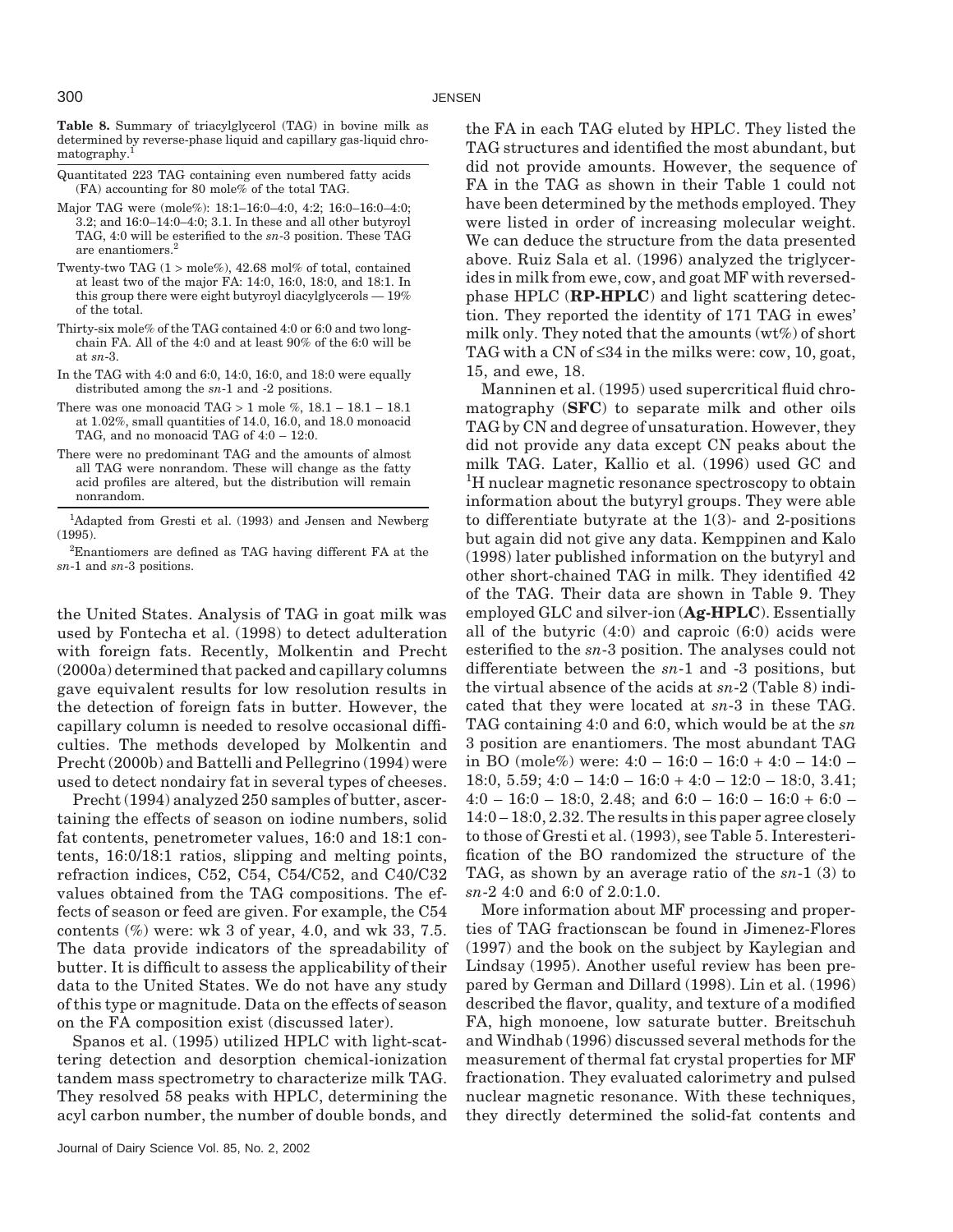**Table 8.** Summary of triacylglycerol (TAG) in bovine milk as determined by reverse-phase liquid and capillary gas-liquid chromatography.[1]

- Quantitated 223 TAG containing even numbered fatty acids (FA) accounting for 80 mole% of the total TAG.
- Major TAG were (mole%): 18:1–16:0–4:0, 4.2; 16:0–16:0–4:0; 3.2; and 16:0–14:0–4:0; 3.1. In these and all other butyroyl TAG, 4:0 will be esterified to the *sn*-3 position. These TAG are enantiomers.[2]
- Twenty-two TAG (1 > mole%), 42.68 mol% of total, contained at least two of the major FA: 14:0, 16:0, 18:0, and 18:1. In this group there were eight butyroyl diacylglycerols — 19% of the total.
- Thirty-six mole% of the TAG contained 4:0 or 6:0 and two long-chain FA. All of the 4:0 and at least 90% of the 6:0 will be at *sn*-3.
- In the TAG with 4:0 and 6:0, 14:0, 16:0, and 18:0 were equally distributed among the *sn*-1 and -2 positions.
- There was one monoacid TAG > 1 mole %, 18.1 – 18.1 – 18.1 at 1.02%, small quantities of 14.0, 16.0, and 18.0 monoacid TAG, and no monoacid TAG of 4:0 – 12:0.
- There were no predominant TAG and the amounts of almost all TAG were nonrandom. These will change as the fatty acid profiles are altered, but the distribution will remain nonrandom.

[1]Adapted from Gresti et al. (1993) and Jensen and Newberg (1995).

[2]Enantiomers are defined as TAG having different FA at the *sn*-1 and *sn*-3 positions.

the United States. Analysis of TAG in goat milk was used by Fontecha et al. (1998) to detect adulteration with foreign fats. Recently, Molkentin and Precht (2000a) determined that packed and capillary columns gave equivalent results for low resolution results in the detection of foreign fats in butter. However, the capillary column is needed to resolve occasional difficulties. The methods developed by Molkentin and Precht (2000b) and Battelli and Pellegrino (1994) were used to detect nondairy fat in several types of cheeses.

Precht (1994) analyzed 250 samples of butter, ascertaining the effects of season on iodine numbers, solid fat contents, penetrometer values, 16:0 and 18:1 contents, 16:0/18:1 ratios, slipping and melting points, refraction indices, C52, C54, C54/C52, and C40/C32 values obtained from the TAG compositions. The effects of season or feed are given. For example, the C54 contents (%) were: wk 3 of year, 4.0, and wk 33, 7.5. The data provide indicators of the spreadability of butter. It is difficult to assess the applicability of their data to the United States. We do not have any study of this type or magnitude. Data on the effects of season on the FA composition exist (discussed later).

Spanos et al. (1995) utilized HPLC with light-scattering detection and desorption chemical-ionization tandem mass spectrometry to characterize milk TAG. They resolved 58 peaks with HPLC, determining the acyl carbon number, the number of double bonds, and the FA in each TAG eluted by HPLC. They listed the TAG structures and identified the most abundant, but did not provide amounts. However, the sequence of FA in the TAG as shown in their Table 1 could not have been determined by the methods employed. They were listed in order of increasing molecular weight. We can deduce the structure from the data presented above. Ruiz Sala et al. (1996) analyzed the triglycerides in milk from ewe, cow, and goat MF with reversed-phase HPLC (**RP-HPLC**) and light scattering detection. They reported the identity of 171 TAG in ewes' milk only. They noted that the amounts (wt%) of short TAG with a CN of ≤34 in the milks were: cow, 10, goat, 15, and ewe, 18.

Manninen et al. (1995) used supercritical fluid chromatography (**SFC**) to separate milk and other oils TAG by CN and degree of unsaturation. However, they did not provide any data except CN peaks about the milk TAG. Later, Kallio et al. (1996) used GC and $^1$H nuclear magnetic resonance spectroscopy to obtain information about the butyryl groups. They were able to differentiate butyrate at the 1(3)- and 2-positions but again did not give any data. Kemppinen and Kalo (1998) later published information on the butyryl and other short-chained TAG in milk. They identified 42 of the TAG. Their data are shown in Table 9. They employed GLC and silver-ion (**Ag-HPLC**). Essentially all of the butyric (4:0) and caproic (6:0) acids were esterified to the *sn*-3 position. The analyses could not differentiate between the *sn*-1 and -3 positions, but the virtual absence of the acids at *sn*-2 (Table 8) indicated that they were located at *sn*-3 in these TAG. TAG containing 4:0 and 6:0, which would be at the *sn* 3 position are enantiomers. The most abundant TAG in BO (mole%) were: 4:0 – 16:0 – 16:0 + 4:0 – 14:0 – 18:0, 5.59; 4:0 – 14:0 – 16:0 + 4:0 – 12:0 – 18:0, 3.41; 4:0 – 16:0 – 18:0, 2.48; and 6:0 – 16:0 – 16:0 + 6:0 – 14:0 – 18:0, 2.32. The results in this paper agree closely to those of Gresti et al. (1993), see Table 5. Interesterification of the BO randomized the structure of the TAG, as shown by an average ratio of the *sn*-1 (3) to *sn*-2 4:0 and 6:0 of 2.0:1.0.

More information about MF processing and properties of TAG fractionscan be found in Jimenez-Flores (1997) and the book on the subject by Kaylegian and Lindsay (1995). Another useful review has been prepared by German and Dillard (1998). Lin et al. (1996) described the flavor, quality, and texture of a modified FA, high monoene, low saturate butter. Breitschuh and Windhab (1996) discussed several methods for the measurement of thermal fat crystal properties for MF fractionation. They evaluated calorimetry and pulsed nuclear magnetic resonance. With these techniques, they directly determined the solid-fat contents and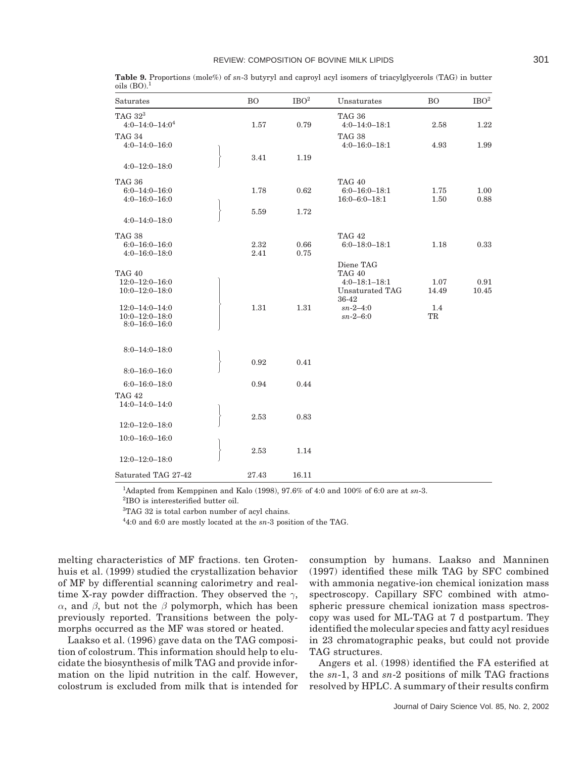**Table 9.** Proportions (mole%) of *sn*-3 butyryl and caproyl acyl isomers of triacylglycerols (TAG) in butter oils (BO).[1]

| Saturates | BO | IBO[2] | Unsaturates | BO | IBO[2] |
|---|---|---|---|---|---|
| TAG 32[3] | | | TAG 36 | | |
| 4:0–14:0–14:0[4] | 1.57 | 0.79 | 4:0–14:0–18:1 | 2.58 | 1.22 |
| TAG 34 | | | TAG 38 | | |
| 4:0–14:0–16:0 | | | 4:0–16:0–18:1 | 4.93 | 1.99 |
| 4:0–12:0–18:0 } | 3.41 | 1.19 | | | |
| TAG 36 | | | TAG 40 | | |
| 6:0–14:0–16:0 | 1.78 | 0.62 | 6:0–16:0–18:1 | 1.75 | 1.00 |
| 4:0–16:0–16:0 | | | 16:0–6:0–18:1 | 1.50 | 0.88 |
| 4:0–14:0–18:0 } | 5.59 | 1.72 | | | |
| TAG 38 | | | TAG 42 | | |
| 6:0–16:0–16:0 | 2.32 | 0.66 | 6:0–18:0–18:1 | 1.18 | 0.33 |
| 4:0–16:0–18:0 | 2.41 | 0.75 | | | |
| | | | Diene TAG | | |
| TAG 40 | | | TAG 40 | | |
| 12:0–12:0–16:0 | | | 4:0–18:1–18:1 | 1.07 | 0.91 |
| 10:0–12:0–18:0 | | | Unsaturated TAG 36-42 | 14.49 | 10.45 |
| 12:0–14:0–14:0 | | | *sn*-2–4:0 | 1.4 | |
| 10:0–12:0–18:0 | | | *sn*-2–6:0 | TR | |
| 8:0–16:0–16:0 } | 1.31 | 1.31 | | | |
| 8:0–14:0–18:0 | | | | | |
| 8:0–16:0–16:0 } | 0.92 | 0.41 | | | |
| 6:0–16:0–18:0 | 0.94 | 0.44 | | | |
| TAG 42 | | | | | |
| 14:0–14:0–14:0 | | | | | |
| 12:0–12:0–18:0 } | 2.53 | 0.83 | | | |
| 10:0–16:0–16:0 | | | | | |
| 12:0–12:0–18:0 } | 2.53 | 1.14 | | | |
| Saturated TAG 27-42 | 27.43 | 16.11 | | | |

[1]Adapted from Kemppinen and Kalo (1998), 97.6% of 4:0 and 100% of 6:0 are at *sn*-3.

[2]IBO is interesterified butter oil.

[3]TAG 32 is total carbon number of acyl chains.

[4]4:0 and 6:0 are mostly located at the *sn*-3 position of the TAG.

melting characteristics of MF fractions. ten Grotenhuis et al. (1999) studied the crystallization behavior of MF by differential scanning calorimetry and real-time X-ray powder diffraction. They observed the $\gamma$, $\alpha$, and $\beta$, but not the $\beta$ polymorph, which has been previously reported. Transitions between the polymorphs occurred as the MF was stored or heated.

Laakso et al. (1996) gave data on the TAG composition of colostrum. This information should help to elucidate the biosynthesis of milk TAG and provide information on the lipid nutrition in the calf. However, colostrum is excluded from milk that is intended for consumption by humans. Laakso and Manninen (1997) identified these milk TAG by SFC combined with ammonia negative-ion chemical ionization mass spectroscopy. Capillary SFC combined with atmospheric pressure chemical ionization mass spectroscopy was used for ML-TAG at 7 d postpartum. They identified the molecular species and fatty acyl residues in 23 chromatographic peaks, but could not provide TAG structures.

Angers et al. (1998) identified the FA esterified at the *sn*-1, 3 and *sn*-2 positions of milk TAG fractions resolved by HPLC. A summary of their results confirm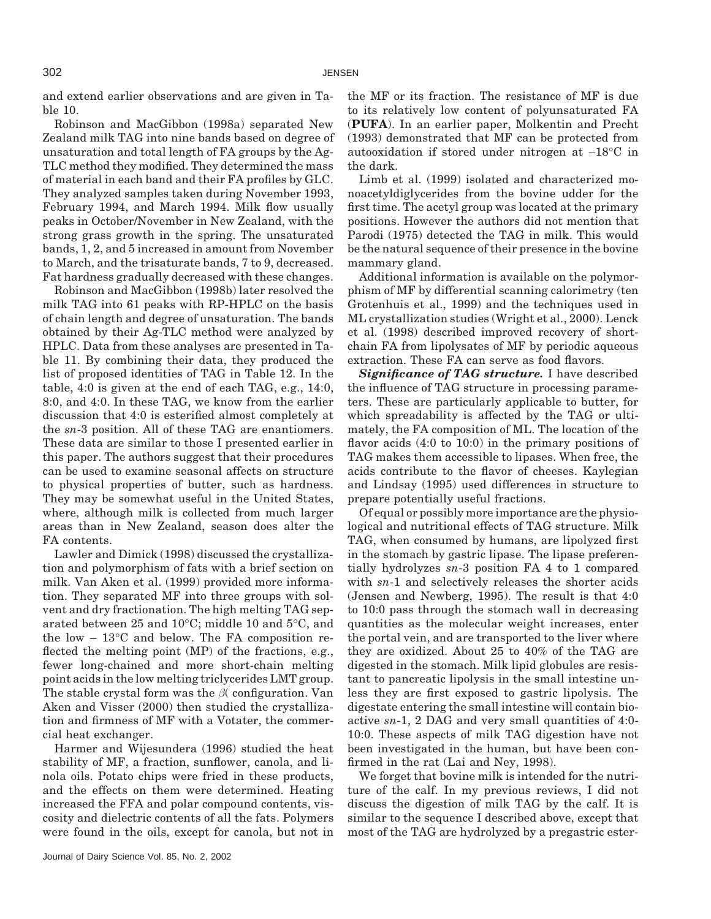and extend earlier observations and are given in Table 10.

Robinson and MacGibbon (1998a) separated New Zealand milk TAG into nine bands based on degree of unsaturation and total length of FA groups by the Ag-TLC method they modified. They determined the mass of material in each band and their FA profiles by GLC. They analyzed samples taken during November 1993, February 1994, and March 1994. Milk flow usually peaks in October/November in New Zealand, with the strong grass growth in the spring. The unsaturated bands, 1, 2, and 5 increased in amount from November to March, and the trisaturate bands, 7 to 9, decreased. Fat hardness gradually decreased with these changes.

Robinson and MacGibbon (1998b) later resolved the milk TAG into 61 peaks with RP-HPLC on the basis of chain length and degree of unsaturation. The bands obtained by their Ag-TLC method were analyzed by HPLC. Data from these analyses are presented in Table 11. By combining their data, they produced the list of proposed identities of TAG in Table 12. In the table, 4:0 is given at the end of each TAG, e.g., 14:0, 8:0, and 4:0. In these TAG, we know from the earlier discussion that 4:0 is esterified almost completely at the *sn*-3 position. All of these TAG are enantiomers. These data are similar to those I presented earlier in this paper. The authors suggest that their procedures can be used to examine seasonal affects on structure to physical properties of butter, such as hardness. They may be somewhat useful in the United States, where, although milk is collected from much larger areas than in New Zealand, season does alter the FA contents.

Lawler and Dimick (1998) discussed the crystallization and polymorphism of fats with a brief section on milk. Van Aken et al. (1999) provided more information. They separated MF into three groups with solvent and dry fractionation. The high melting TAG separated between 25 and 10°C; middle 10 and 5°C, and the low – 13°C and below. The FA composition reflected the melting point (MP) of the fractions, e.g., fewer long-chained and more short-chain melting point acids in the low melting triclycerides LMT group. The stable crystal form was the $\beta$( configuration. Van Aken and Visser (2000) then studied the crystallization and firmness of MF with a Votater, the commercial heat exchanger.

Harmer and Wijesundera (1996) studied the heat stability of MF, a fraction, sunflower, canola, and linola oils. Potato chips were fried in these products, and the effects on them were determined. Heating increased the FFA and polar compound contents, viscosity and dielectric contents of all the fats. Polymers were found in the oils, except for canola, but not in the MF or its fraction. The resistance of MF is due to its relatively low content of polyunsaturated FA (**PUFA**). In an earlier paper, Molkentin and Precht (1993) demonstrated that MF can be protected from autooxidation if stored under nitrogen at –18°C in the dark.

Limb et al. (1999) isolated and characterized monoacetyldiglycerides from the bovine udder for the first time. The acetyl group was located at the primary positions. However the authors did not mention that Parodi (1975) detected the TAG in milk. This would be the natural sequence of their presence in the bovine mammary gland.

Additional information is available on the polymorphism of MF by differential scanning calorimetry (ten Grotenhuis et al., 1999) and the techniques used in ML crystallization studies (Wright et al., 2000). Lenck et al. (1998) described improved recovery of short-chain FA from lipolysates of MF by periodic aqueous extraction. These FA can serve as food flavors.

***Significance of TAG structure.*** I have described the influence of TAG structure in processing parameters. These are particularly applicable to butter, for which spreadability is affected by the TAG or ultimately, the FA composition of ML. The location of the flavor acids (4:0 to 10:0) in the primary positions of TAG makes them accessible to lipases. When free, the acids contribute to the flavor of cheeses. Kaylegian and Lindsay (1995) used differences in structure to prepare potentially useful fractions.

Of equal or possibly more importance are the physiological and nutritional effects of TAG structure. Milk TAG, when consumed by humans, are lipolyzed first in the stomach by gastric lipase. The lipase preferentially hydrolyzes *sn*-3 position FA 4 to 1 compared with *sn*-1 and selectively releases the shorter acids (Jensen and Newberg, 1995). The result is that 4:0 to 10:0 pass through the stomach wall in decreasing quantities as the molecular weight increases, enter the portal vein, and are transported to the liver where they are oxidized. About 25 to 40% of the TAG are digested in the stomach. Milk lipid globules are resistant to pancreatic lipolysis in the small intestine unless they are first exposed to gastric lipolysis. The digestate entering the small intestine will contain bioactive *sn*-1, 2 DAG and very small quantities of 4:0-10:0. These aspects of milk TAG digestion have not been investigated in the human, but have been confirmed in the rat (Lai and Ney, 1998).

We forget that bovine milk is intended for the nutriture of the calf. In my previous reviews, I did not discuss the digestion of milk TAG by the calf. It is similar to the sequence I described above, except that most of the TAG are hydrolyzed by a pregastric ester-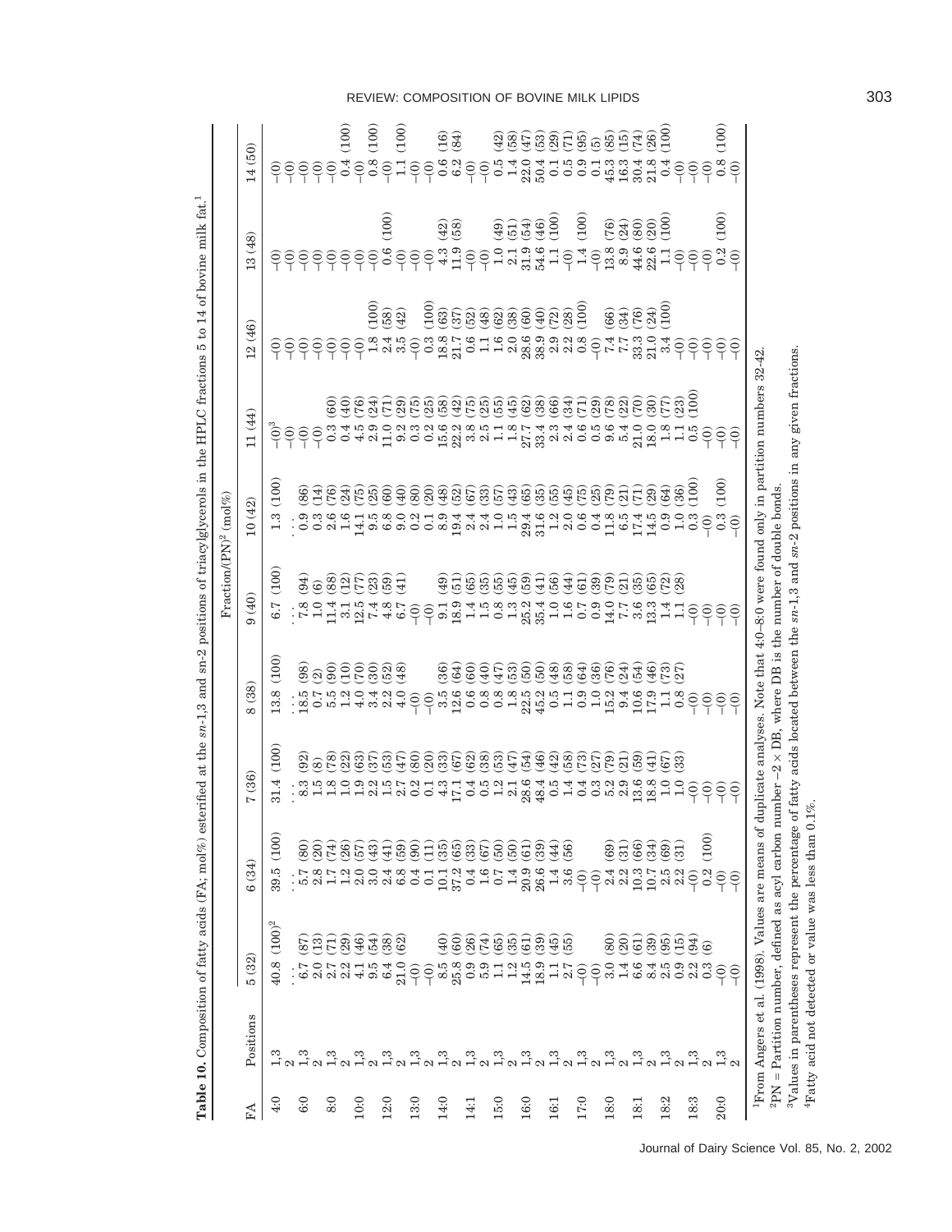**Table 10.** Composition of fatty acids (FA; mol%) esterified at the *sn*-1,3 and *sn*-2 positions of triacylglycerols in the HPLC fractions 5 to 14 of bovine milk fat.[1]

| FA | Positions | Fraction/(PN)[2] (mol%) | | | | | | | | | |
|---|---|---|---|---|---|---|---|---|---|---|---|
| | | 5 (32) | 6 (34) | 7 (36) | 8 (38) | 9 (40) | 10 (42) | 11 (44) | 12 (46) | 13 (48) | 14 (50) |
| 4:0 | 1,3 | 40.8 (100)[2] | 39.5 (100) | 31.4 (100) | 13.8 (100) | 6.7 (100) | 1.3 (100) | –(0)[3] | –(0) | –(0) | –(0) |
| | 2 | . . . | . . . | . . . | . . . | . . . | . . . | –(0) | –(0) | –(0) | –(0) |
| 6:0 | 1,3 | 6.7 (87) | 5.7 (80) | 8.3 (92) | 18.5 (98) | 7.8 (94) | 0.9 (86) | –(0) | –(0) | –(0) | –(0) |
| | 2 | 2.0 (13) | 2.8 (20) | 1.5 (8) | 0.7 (2) | 1.0 (6) | 0.3 (14) | –(0) | –(0) | –(0) | –(0) |
| 8:0 | 1,3 | 2.7 (71) | 1.7 (74) | 1.8 (78) | 5.5 (90) | 11.4 (88) | 2.6 (76) | 0.3 (60) | –(0) | –(0) | –(0) |
| | 2 | 2.2 (29) | 1.2 (26) | 1.0 (22) | 1.2 (10) | 3.1 (12) | 1.6 (24) | 0.4 (40) | –(0) | –(0) | 0.4 (100) |
| 10:0 | 1,3 | 4.1 (46) | 2.0 (57) | 1.9 (63) | 4.0 (70) | 12.5 (77) | 14.1 (75) | 4.5 (76) | –(0) | –(0) | –(0) |
| | 2 | 9.5 (54) | 3.0 (43) | 2.2 (37) | 3.4 (30) | 7.4 (23) | 9.5 (25) | 2.9 (24) | 1.8 (100) | –(0) | 0.8 (100) |
| 12:0 | 1,3 | 6.4 (38) | 2.4 (41) | 1.5 (53) | 2.2 (52) | 4.8 (59) | 6.8 (60) | 11.0 (71) | 2.4 (58) | –(0) | –(0) |
| | 2 | 21.0 (62) | 6.8 (59) | 2.7 (47) | 4.0 (48) | 6.7 (41) | 9.0 (40) | 9.2 (29) | 3.5 (42) | 0.6 (100) | 1.1 (100) |
| 13:0 | 1,3 | –(0) | 0.4 (90) | 0.2 (80) | –(0) | –(0) | 0.2 (80) | 0.3 (75) | –(0) | –(0) | –(0) |
| | 2 | –(0) | 0.1 (11) | 0.1 (20) | –(0) | –(0) | 0.1 (20) | 0.2 (25) | 0.3 (100) | –(0) | –(0) |
| 14:0 | 1,3 | 8.5 (40) | 10.1 (35) | 4.3 (33) | 3.5 (36) | 9.1 (49) | 8.9 (48) | 15.6 (58) | 18.8 (63) | 4.3 (42) | 0.6 (16) |
| | 2 | 25.8 (60) | 37.2 (65) | 17.1 (67) | 12.6 (64) | 18.9 (51) | 19.4 (52) | 22.2 (42) | 21.7 (37) | 11.9 (58) | 6.2 (84) |
| 14:1 | 1,3 | 0.9 (26) | 0.4 (33) | 0.4 (62) | 0.6 (60) | 1.4 (65) | 2.4 (67) | 3.8 (75) | 0.6 (52) | –(0) | –(0) |
| | 2 | 5.9 (74) | 1.6 (67) | 0.5 (38) | 0.8 (40) | 1.5 (35) | 2.4 (33) | 2.5 (25) | 1.1 (48) | –(0) | –(0) |
| 15:0 | 1,3 | 1.1 (65) | 0.7 (50) | 1.2 (53) | 0.8 (47) | 0.8 (55) | 1.0 (57) | 1.1 (55) | 1.6 (62) | 1.0 (49) | 0.5 (42) |
| | 2 | 1.2 (35) | 1.4 (50) | 2.1 (47) | 1.8 (53) | 1.3 (45) | 1.5 (43) | 1.8 (45) | 2.0 (38) | 2.1 (51) | 1.4 (58) |
| 16:0 | 1,3 | 14.5 (61) | 20.9 (61) | 28.6 (54) | 22.5 (50) | 25.2 (59) | 29.4 (65) | 27.7 (62) | 28.6 (60) | 31.9 (54) | 22.0 (47) |
| | 2 | 18.9 (39) | 26.6 (39) | 48.4 (46) | 45.2 (50) | 35.4 (41) | 31.6 (35) | 33.4 (38) | 38.9 (40) | 54.6 (46) | 50.4 (53) |
| 16:1 | 1,3 | 1.1 (45) | 1.4 (44) | 0.5 (42) | 0.5 (48) | 1.0 (56) | 1.2 (55) | 2.3 (66) | 2.9 (72) | 1.1 (100) | 0.1 (29) |
| | 2 | 2.7 (55) | 3.6 (56) | 1.4 (58) | 1.1 (58) | 1.6 (44) | 2.0 (45) | 2.4 (34) | 2.2 (28) | –(0) | 0.5 (71) |
| 17:0 | 1,3 | –(0) | –(0) | 0.4 (73) | 0.9 (64) | 0.7 (61) | 0.6 (75) | 0.6 (71) | 0.8 (100) | 1.4 (100) | 0.9 (95) |
| | 2 | –(0) | –(0) | 0.3 (27) | 1.0 (36) | 0.9 (39) | 0.4 (25) | 0.5 (29) | –(0) | –(0) | 0.1 (5) |
| 18:0 | 1,3 | 3.0 (80) | 2.4 (69) | 5.2 (79) | 15.2 (76) | 14.0 (79) | 11.8 (79) | 9.6 (78) | 7.4 (66) | 13.8 (76) | 45.3 (85) |
| | 2 | 1.4 (20) | 2.2 (31) | 2.9 (21) | 9.4 (24) | 7.7 (21) | 6.5 (21) | 5.4 (22) | 7.7 (34) | 8.9 (24) | 16.3 (15) |
| 18:1 | 1,3 | 6.6 (61) | 10.3 (66) | 13.6 (59) | 10.6 (54) | 3.6 (35) | 17.4 (71) | 21.0 (70) | 33.3 (76) | 44.6 (80) | 30.4 (74) |
| | 2 | 8.4 (39) | 10.7 (34) | 18.8 (41) | 17.9 (46) | 13.3 (65) | 14.5 (29) | 18.0 (30) | 21.0 (24) | 22.6 (20) | 21.8 (26) |
| 18:2 | 1,3 | 2.5 (95) | 2.5 (69) | 1.0 (67) | 1.1 (73) | 1.4 (72) | 0.9 (64) | 1.8 (77) | 3.4 (100) | 1.1 (100) | 0.4 (100) |
| | 2 | 0.9 (15) | 2.2 (31) | 1.0 (33) | 0.8 (27) | 1.1 (28) | 1.0 (36) | 1.1 (23) | –(0) | –(0) | –(0) |
| 18:3 | 1,3 | 2.2 (94) | –(0) | –(0) | –(0) | –(0) | 0.3 (100) | 0.5 (100) | –(0) | –(0) | –(0) |
| | 2 | 0.3 (6) | 0.2 (100) | –(0) | –(0) | –(0) | –(0) | –(0) | –(0) | –(0) | –(0) |
| 20:0 | 1,3 | –(0) | –(0) | –(0) | –(0) | –(0) | 0.3 (100) | –(0) | –(0) | 0.2 (100) | 0.8 (100) |
| | 2 | –(0) | –(0) | –(0) | –(0) | –(0) | –(0) | –(0) | –(0) | –(0) | –(0) |

[1]From Angers et al. (1998). Values are means of duplicate analyses. Note that 4:0–8:0 were found only in partition numbers 32-42.

[2]PN = Partition number, defined as acyl carbon number −2 × DB, where DB is the number of double bonds.

[3]Values in parentheses represent the percentage of fatty acids located between the *sn*-1,3 and *sn*-2 positions in any given fractions.

[4]Fatty acid not detected or value was less than 0.1%.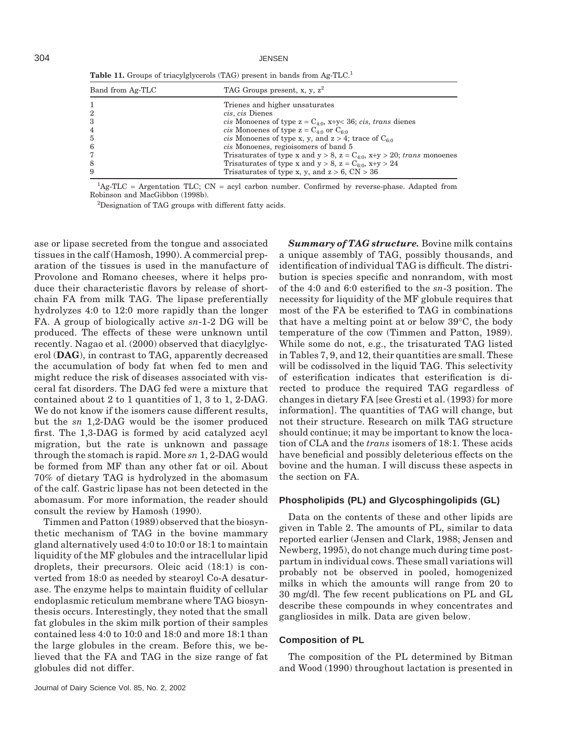**Table 11.** Groups of triacylglycerols (TAG) present in bands from Ag-TLC.[1]

| Band from Ag-TLC | TAG Groups present, x, y, z[2] |
|---|---|
| 1 | Trienes and higher unsaturates |
| 2 | *cis*, *cis* Dienes |
| 3 | *cis* Monoenes of type $z = C_{4:0}$, $x+y < 36$; *cis*, *trans* dienes |
| 4 | *cis* Monoenes of type $z = C_{4:0}$ or $C_{6:0}$ |
| 5 | *cis* Monoenes of type x, y, and $z > 4$; trace of $C_{6:0}$ |
| 6 | *cis* Monoenes, regioisomers of band 5 |
| 7 | Trisaturates of type x and $y > 8$, $z = C_{4:0}$, $x+y > 20$; *trans* monoenes |
| 8 | Trisaturates of type x and $y > 8$, $z = C_{6:0}$, $x+y > 24$ |
| 9 | Trisaturates of type x, y, and $z > 6$, $CN > 36$ |

[1]Ag-TLC = Argentation TLC; CN = acyl carbon number. Confirmed by reverse-phase. Adapted from Robinson and MacGibbon (1998b).

[2]Designation of TAG groups with different fatty acids.

ase or lipase secreted from the tongue and associated tissues in the calf (Hamosh, 1990). A commercial preparation of the tissues is used in the manufacture of Provolone and Romano cheeses, where it helps produce their characteristic flavors by release of short-chain FA from milk TAG. The lipase preferentially hydrolyzes 4:0 to 12:0 more rapidly than the longer FA. A group of biologically active *sn*-1-2 DG will be produced. The effects of these were unknown until recently. Nagao et al. (2000) observed that diacylglycerol (**DAG**), in contrast to TAG, apparently decreased the accumulation of body fat when fed to men and might reduce the risk of diseases associated with visceral fat disorders. The DAG fed were a mixture that contained about 2 to 1 quantities of 1, 3 to 1, 2-DAG. We do not know if the isomers cause different results, but the *sn* 1,2-DAG would be the isomer produced first. The 1,3-DAG is formed by acid catalyzed acyl migration, but the rate is unknown and passage through the stomach is rapid. More *sn* 1, 2-DAG would be formed from MF than any other fat or oil. About 70% of dietary TAG is hydrolyzed in the abomasum of the calf. Gastric lipase has not been detected in the abomasum. For more information, the reader should consult the review by Hamosh (1990).

Timmen and Patton (1989) observed that the biosynthetic mechanism of TAG in the bovine mammary gland alternatively used 4:0 to 10:0 or 18:1 to maintain liquidity of the MF globules and the intracellular lipid droplets, their precursors. Oleic acid (18:1) is converted from 18:0 as needed by stearoyl Co-A desaturase. The enzyme helps to maintain fluidity of cellular endoplasmic reticulum membrane where TAG biosynthesis occurs. Interestingly, they noted that the small fat globules in the skim milk portion of their samples contained less 4:0 to 10:0 and 18:0 and more 18:1 than the large globules in the cream. Before this, we believed that the FA and TAG in the size range of fat globules did not differ.

***Summary of TAG structure.*** Bovine milk contains a unique assembly of TAG, possibly thousands, and identification of individual TAG is difficult. The distribution is species specific and nonrandom, with most of the 4:0 and 6:0 esterified to the *sn*-3 position. The necessity for liquidity of the MF globule requires that most of the FA be esterified to TAG in combinations that have a melting point at or below 39°C, the body temperature of the cow (Timmen and Patton, 1989). While some do not, e.g., the trisaturated TAG listed in Tables 7, 9, and 12, their quantities are small. These will be codissolved in the liquid TAG. This selectivity of esterification indicates that esterification is directed to produce the required TAG regardless of changes in dietary FA [see Gresti et al. (1993) for more information]. The quantities of TAG will change, but not their structure. Research on milk TAG structure should continue; it may be important to know the location of CLA and the *trans* isomers of 18:1. These acids have beneficial and possibly deleterious effects on the bovine and the human. I will discuss these aspects in the section on FA.

## Phospholipids (PL) and Glycosphingolipids (GL)

Data on the contents of these and other lipids are given in Table 2. The amounts of PL, similar to data reported earlier (Jensen and Clark, 1988; Jensen and Newberg, 1995), do not change much during time postpartum in individual cows. These small variations will probably not be observed in pooled, homogenized milks in which the amounts will range from 20 to 30 mg/dl. The few recent publications on PL and GL describe these compounds in whey concentrates and gangliosides in milk. Data are given below.

## Composition of PL

The composition of the PL determined by Bitman and Wood (1990) throughout lactation is presented in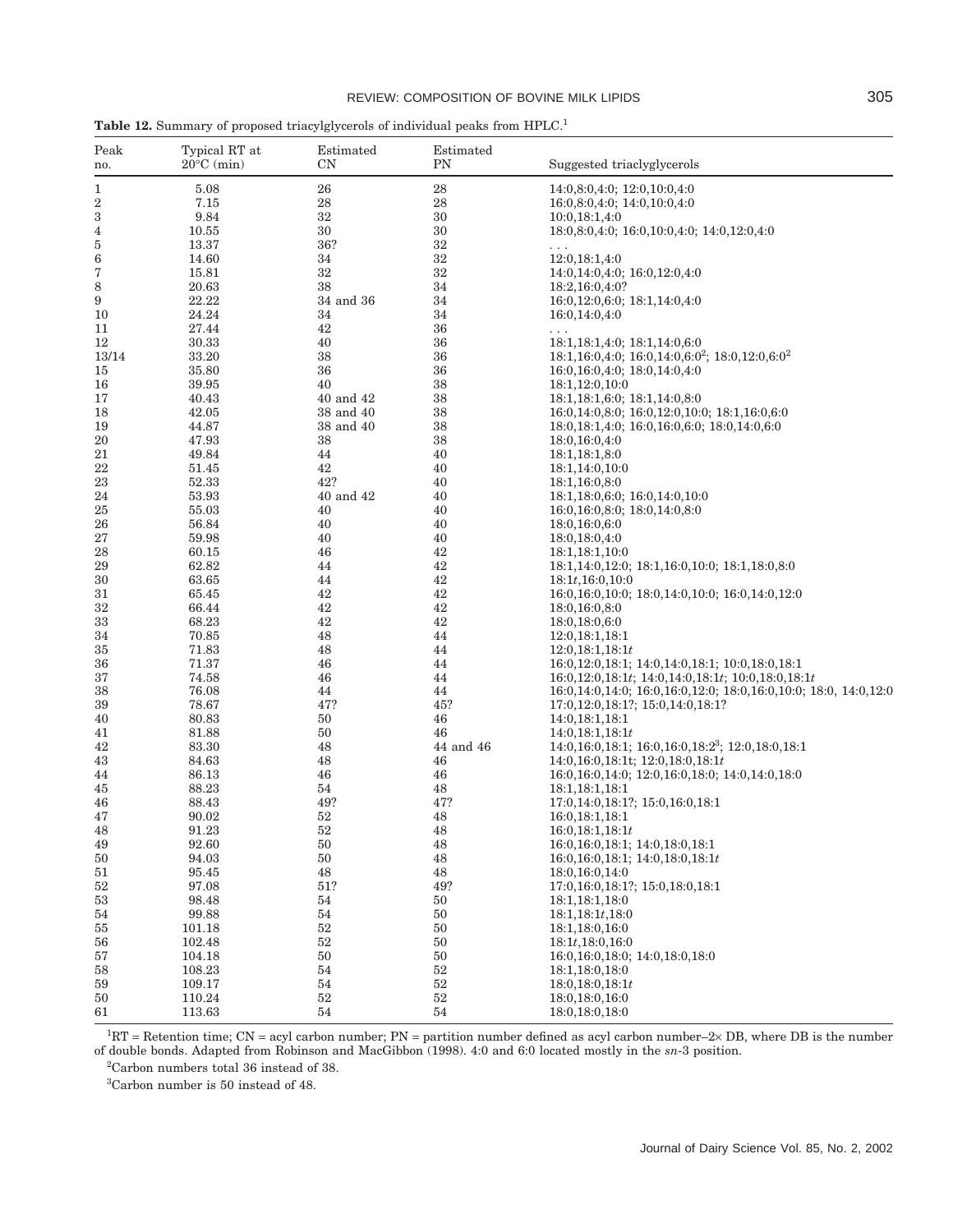**Table 12.** Summary of proposed triacylglycerols of individual peaks from HPLC.[1]

| Peak no. | Typical RT at 20°C (min) | Estimated CN | Estimated PN | Suggested triacylglycerols |
|---|---|---|---|---|
| 1 | 5.08 | 26 | 28 | 14:0,8:0,4:0; 12:0,10:0,4:0 |
| 2 | 7.15 | 28 | 28 | 16:0,8:0,4:0; 14:0,10:0,4:0 |
| 3 | 9.84 | 32 | 30 | 10:0,18:1,4:0 |
| 4 | 10.55 | 30 | 30 | 18:0,8:0,4:0; 16:0,10:0,4:0; 14:0,12:0,4:0 |
| 5 | 13.37 | 36? | 32 | . . . |
| 6 | 14.60 | 34 | 32 | 12:0,18:1,4:0 |
| 7 | 15.81 | 32 | 32 | 14:0,14:0,4:0; 16:0,12:0,4:0 |
| 8 | 20.63 | 38 | 34 | 18:2,16:0,4:0? |
| 9 | 22.22 | 34 and 36 | 34 | 16:0,12:0,6:0; 18:1,14:0,4:0 |
| 10 | 24.24 | 34 | 34 | 16:0,14:0,4:0 |
| 11 | 27.44 | 42 | 36 | . . . |
| 12 | 30.33 | 40 | 36 | 18:1,18:1,4:0; 18:1,14:0,6:0 |
| 13/14 | 33.20 | 38 | 36 | 18:1,16:0,4:0; 16:0,14:0,6:0[2]; 18:0,12:0,6:0[2] |
| 15 | 35.80 | 36 | 36 | 16:0,16:0,4:0; 18:0,14:0,4:0 |
| 16 | 39.95 | 40 | 38 | 18:1,12:0,10:0 |
| 17 | 40.43 | 40 and 42 | 38 | 18:1,18:1,6:0; 18:1,14:0,8:0 |
| 18 | 42.05 | 38 and 40 | 38 | 16:0,14:0,8:0; 16:0,12:0,10:0; 18:1,16:0,6:0 |
| 19 | 44.87 | 38 and 40 | 38 | 18:0,18:1,4:0; 16:0,16:0,6:0; 18:0,14:0,6:0 |
| 20 | 47.93 | 38 | 38 | 18:0,16:0,4:0 |
| 21 | 49.84 | 44 | 40 | 18:1,18:1,8:0 |
| 22 | 51.45 | 42 | 40 | 18:1,14:0,10:0 |
| 23 | 52.33 | 42? | 40 | 18:1,16:0,8:0 |
| 24 | 53.93 | 40 and 42 | 40 | 18:1,18:0,6:0; 16:0,14:0,10:0 |
| 25 | 55.03 | 40 | 40 | 16:0,16:0,8:0; 18:0,14:0,8:0 |
| 26 | 56.84 | 40 | 40 | 18:0,16:0,6:0 |
| 27 | 59.98 | 40 | 40 | 18:0,18:0,4:0 |
| 28 | 60.15 | 46 | 42 | 18:1,18:1,10:0 |
| 29 | 62.82 | 44 | 42 | 18:1,14:0,12:0; 18:1,16:0,10:0; 18:1,18:0,8:0 |
| 30 | 63.65 | 44 | 42 | 18:1*t*,16:0,10:0 |
| 31 | 65.45 | 42 | 42 | 16:0,16:0,10:0; 18:0,14:0,10:0; 16:0,14:0,12:0 |
| 32 | 66.44 | 42 | 42 | 18:0,16:0,8:0 |
| 33 | 68.23 | 42 | 42 | 18:0,18:0,6:0 |
| 34 | 70.85 | 48 | 44 | 12:0,18:1,18:1 |
| 35 | 71.83 | 48 | 44 | 12:0,18:1,18:1*t* |
| 36 | 71.37 | 46 | 44 | 16:0,12:0,18:1; 14:0,14:0,18:1; 10:0,18:0,18:1 |
| 37 | 74.58 | 46 | 44 | 16:0,12:0,18:1*t*; 14:0,14:0,18:1*t*; 10:0,18:0,18:1*t* |
| 38 | 76.08 | 44 | 44 | 16:0,14:0,14:0; 16:0,16:0,12:0; 18:0,16:0,10:0; 18:0, 14:0,12:0 |
| 39 | 78.67 | 47? | 45? | 17:0,12:0,18:1?; 15:0,14:0,18:1? |
| 40 | 80.83 | 50 | 46 | 14:0,18:1,18:1 |
| 41 | 81.88 | 50 | 46 | 14:0,18:1,18:1*t* |
| 42 | 83.30 | 48 | 44 and 46 | 14:0,16:0,18:1; 16:0,16:0,18:2[3]; 12:0,18:0,18:1 |
| 43 | 84.63 | 48 | 46 | 14:0,16:0,18:1t; 12:0,18:0,18:1*t* |
| 44 | 86.13 | 46 | 46 | 16:0,16:0,14:0; 12:0,16:0,18:0; 14:0,14:0,18:0 |
| 45 | 88.23 | 54 | 48 | 18:1,18:1,18:1 |
| 46 | 88.43 | 49? | 47? | 17:0,14:0,18:1?; 15:0,16:0,18:1 |
| 47 | 90.02 | 52 | 48 | 16:0,18:1,18:1 |
| 48 | 91.23 | 52 | 48 | 16:0,18:1,18:1*t* |
| 49 | 92.60 | 50 | 48 | 16:0,16:0,18:1; 14:0,18:0,18:1 |
| 50 | 94.03 | 50 | 48 | 16:0,16:0,18:1; 14:0,18:0,18:1*t* |
| 51 | 95.45 | 48 | 48 | 18:0,16:0,14:0 |
| 52 | 97.08 | 51? | 49? | 17:0,16:0,18:1?; 15:0,18:0,18:1 |
| 53 | 98.48 | 54 | 50 | 18:1,18:1,18:0 |
| 54 | 99.88 | 54 | 50 | 18:1,18:1*t*,18:0 |
| 55 | 101.18 | 52 | 50 | 18:1,18:0,16:0 |
| 56 | 102.48 | 52 | 50 | 18:1*t*,18:0,16:0 |
| 57 | 104.18 | 50 | 50 | 16:0,16:0,18:0; 14:0,18:0,18:0 |
| 58 | 108.23 | 54 | 52 | 18:1,18:0,18:0 |
| 59 | 109.17 | 54 | 52 | 18:0,18:0,18:1*t* |
| 50 | 110.24 | 52 | 52 | 18:0,18:0,16:0 |
| 61 | 113.63 | 54 | 54 | 18:0,18:0,18:0 |

[1]RT = Retention time; CN = acyl carbon number; PN = partition number defined as acyl carbon number–2× DB, where DB is the number of double bonds. Adapted from Robinson and MacGibbon (1998). 4:0 and 6:0 located mostly in the *sn*-3 position.

[2]Carbon numbers total 36 instead of 38.

[3]Carbon number is 50 instead of 48.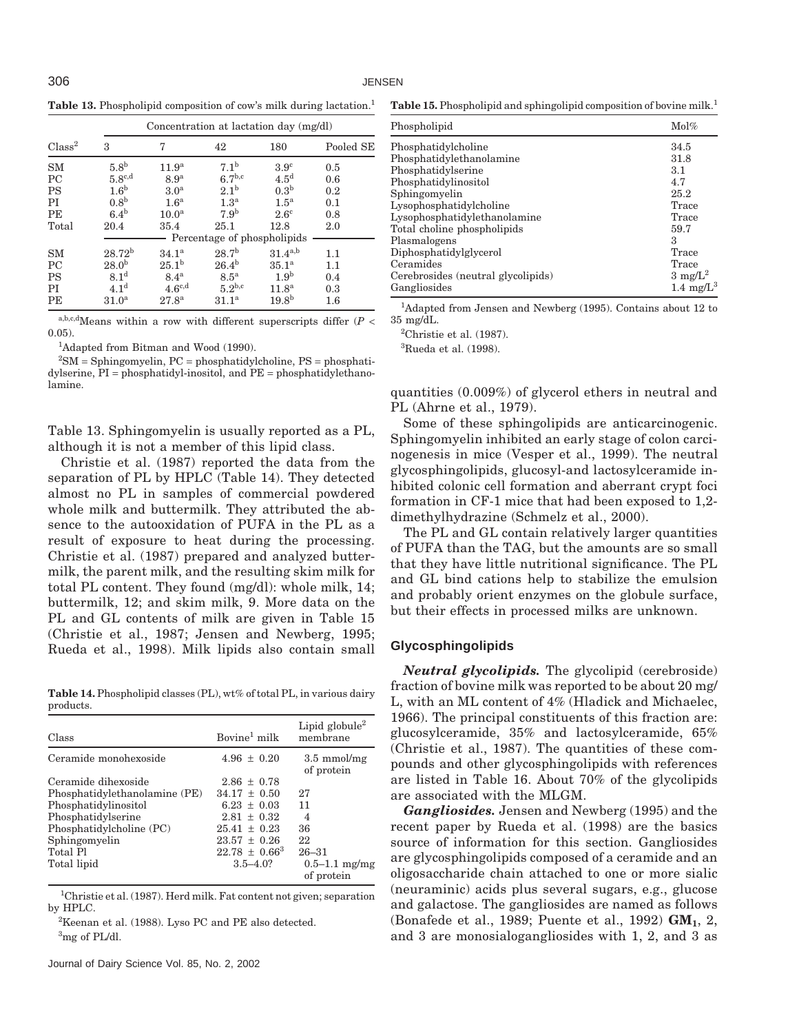**Table 13.** Phosphopipid composition of cow's milk during lactation.[1]

| Class[2] | Concentration at lactation day (mg/dl) | | | | |
|---|---|---|---|---|---|
| | 3 | 7 | 42 | 180 | Pooled SE |
| SM | 5.8[b] | 11.9[a] | 7.1[b] | 3.9[c] | 0.5 |
| PC | 5.8[c,d] | 8.9[a] | 6.7[b,c] | 4.5[d] | 0.6 |
| PS | 1.6[b] | 3.0[a] | 2.1[b] | 0.3[b] | 0.2 |
| PI | 0.8[b] | 1.6[a] | 1.3[a] | 1.5[a] | 0.1 |
| PE | 6.4[b] | 10.0[a] | 7.9[b] | 2.6[c] | 0.8 |
| Total | 20.4 | 35.4 | 25.1 | 12.8 | 2.0 |
| | Percentage of phospholipids | | | | |
| SM | 28.72[b] | 34.1[a] | 28.7[b] | 31.4[a,b] | 1.1 |
| PC | 28.0[b] | 25.1[b] | 26.4[b] | 35.1[a] | 1.1 |
| PS | 8.1[d] | 8.4[a] | 8.5[a] | 1.9[b] | 0.4 |
| PI | 4.1[d] | 4.6[c,d] | 5.2[b,c] | 11.8[a] | 0.3 |
| PE | 31.0[a] | 27.8[a] | 31.1[a] | 19.8[b] | 1.6 |

[a,b,c,d]Means within a row with different superscripts differ ($P < 0.05$).

[1]Adapted from Bitman and Wood (1990).

[2]SM = Sphingomyelin, PC = phosphatidylcholine, PS = phosphatidylserine, PI = phosphatidyl-inositol, and PE = phosphatidylethanolamine.

Table 13. Sphingomyelin is usually reported as a PL, although it is not a member of this lipid class.

Christie et al. (1987) reported the data from the separation of PL by HPLC (Table 14). They detected almost no PL in samples of commercial powdered whole milk and buttermilk. They attributed the absence to the autooxidation of PUFA in the PL as a result of exposure to heat during the processing. Christie et al. (1987) prepared and analyzed buttermilk, the parent milk, and the resulting skim milk for total PL content. They found (mg/dl): whole milk, 14; buttermilk, 12; and skim milk, 9. More data on the PL and GL contents of milk are given in Table 15 (Christie et al., 1987; Jensen and Newberg, 1995; Rueda et al., 1998). Milk lipids also contain small

**Table 14.** Phospholipid classes (PL), wt% of total PL, in various dairy products.

| Class | Bovine[1] milk | Lipid globule[2] membrane |
|---|---|---|
| Ceramide monohexoside | 4.96 ± 0.20 | 3.5 mmol/mg of protein |
| Ceramide dihexoside | 2.86 ± 0.78 | |
| Phosphatidylethanolamine (PE) | 34.17 ± 0.50 | 27 |
| Phosphatidylinositol | 6.23 ± 0.03 | 11 |
| Phosphatidylserine | 2.81 ± 0.32 | 4 |
| Phosphatidylcholine (PC) | 25.41 ± 0.23 | 36 |
| Sphingomyelin | 23.57 ± 0.26 | 22 |
| Total Pl | 22.78 ± 0.66[3] | 26–31 |
| Total lipid | 3.5–4.0? | 0.5–1.1 mg/mg of protein |

[1]Christie et al. (1987). Herd milk. Fat content not given; separation by HPLC.

[2]Keenan et al. (1988). Lyso PC and PE also detected.

[3]mg of PL/dl.

**Table 15.** Phospholipid and sphingolipid composition of bovine milk.[1]

| Phospholipid | Mol% |
|---|---|
| Phosphatidylcholine | 34.5 |
| Phosphatidylethanolamine | 31.8 |
| Phosphatidylserine | 3.1 |
| Phosphatidylinositol | 4.7 |
| Sphingomyelin | 25.2 |
| Lysophosphatidylcholine | Trace |
| Lysophosphatidylethanolamine | Trace |
| Total choline phospholipids | 59.7 |
| Plasmalogens | 3 |
| Diphosphatidylglycerol | Trace |
| Ceramides | Trace |
| Cerebrosides (neutral glycolipids) | 3 mg/L[2] |
| Gangliosides | 1.4 mg/L[3] |

[1]Adapted from Jensen and Newberg (1995). Contains about 12 to 35 mg/dL.

[2]Christie et al. (1987).

[3]Rueda et al. (1998).

quantities (0.009%) of glycerol ethers in neutral and PL (Ahrne et al., 1979).

Some of these sphingolipids are anticarcinogenic. Sphingomyelin inhibited an early stage of colon carcinogenesis in mice (Vesper et al., 1999). The neutral glycosphingolipids, glucosyl-and lactosylceramide inhibited colonic cell formation and aberrant crypt foci formation in CF-1 mice that had been exposed to 1,2-dimethylhydrazine (Schmelz et al., 2000).

The PL and GL contain relatively larger quantities of PUFA than the TAG, but the amounts are so small that they have little nutritional significance. The PL and GL bind cations help to stabilize the emulsion and probably orient enzymes on the globule surface, but their effects in processed milks are unknown.

## Glycosphingolipids

***Neutral glycolipids.*** The glycolipid (cerebroside) fraction of bovine milk was reported to be about 20 mg/L, with an ML content of 4% (Hladick and Michaelec, 1966). The principal constituents of this fraction are: glucosylceramide, 35% and lactosylceramide, 65% (Christie et al., 1987). The quantities of these compounds and other glycosphingolipids with references are listed in Table 16. About 70% of the glycolipids are associated with the MLGM.

***Gangliosides.*** Jensen and Newberg (1995) and the recent paper by Rueda et al. (1998) are the basics source of information for this section. Gangliosides are glycosphingolipids composed of a ceramide and an oligosaccharide chain attached to one or more sialic (neuraminic) acids plus several sugars, e.g., glucose and galactose. The gangliosides are named as follows (Bonafede et al., 1989; Puente et al., 1992) $\mathbf{GM_1}$, 2, and 3 are monosialogangliosides with 1, 2, and 3 as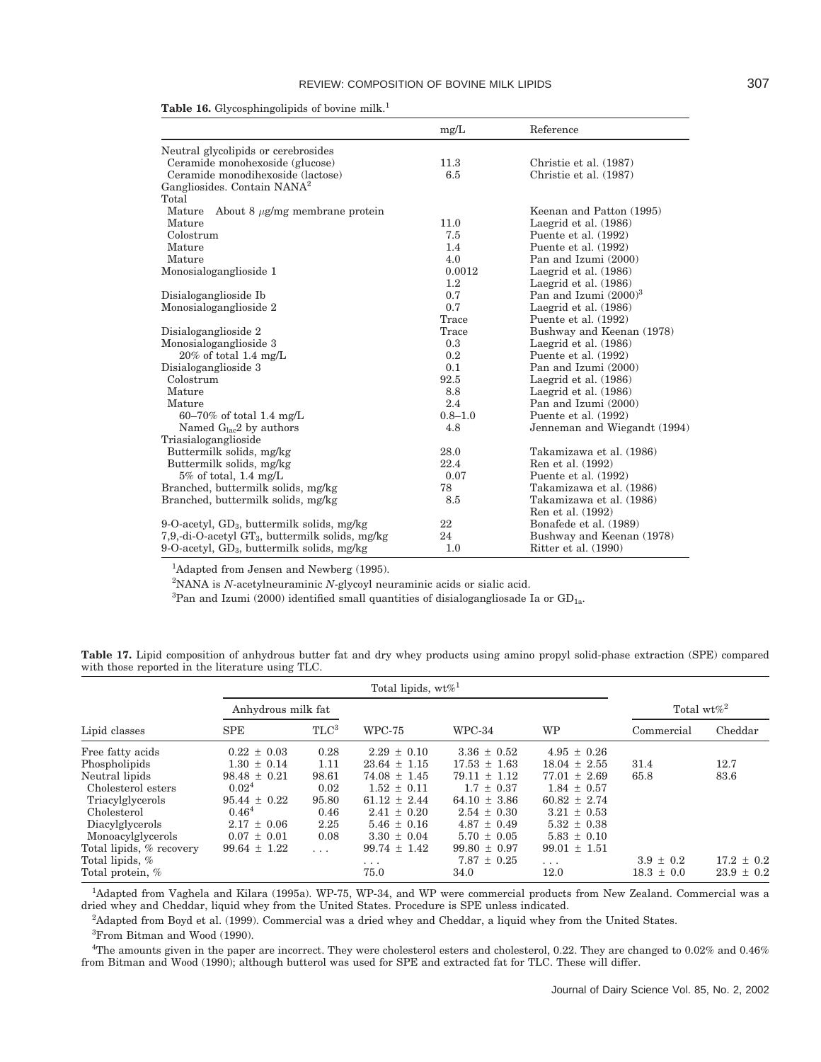**Table 16.** Glycosphingolipids of bovine milk.[1]

| | mg/L | Reference |
|---|---|---|
| Neutral glycolipids or cerebrosides | | |
| Ceramide monohexoside (glucose) | 11.3 | Christie et al. (1987) |
| Ceramide monodihexoside (lactose) | 6.5 | Christie et al. (1987) |
| Gangliosides. Contain NANA[2] | | |
| Total | | |
| Mature About 8 $\mu$g/mg membrane protein | | Keenan and Patton (1995) |
| Mature | 11.0 | Laegrid et al. (1986) |
| Colostrum | 7.5 | Puente et al. (1992) |
| Mature | 1.4 | Puente et al. (1992) |
| Mature | 4.0 | Pan and Izumi (2000) |
| Monosialoganglioside 1 | 0.0012 | Laegrid et al. (1986) |
| | 1.2 | Laegrid et al. (1986) |
| Disialoganglioside Ib | 0.7 | Pan and Izumi (2000)[3] |
| Monosialoganglioside 2 | 0.7 | Laegrid et al. (1986) |
| | Trace | Puente et al. (1992) |
| Disialoganglioside 2 | Trace | Bushway and Keenan (1978) |
| Monosialoganglioside 3 | 0.3 | Laegrid et al. (1986) |
| 20% of total 1.4 mg/L | 0.2 | Puente et al. (1992) |
| Disialoganglioside 3 | 0.1 | Pan and Izumi (2000) |
| Colostrum | 92.5 | Laegrid et al. (1986) |
| Mature | 8.8 | Laegrid et al. (1986) |
| Mature | 2.4 | Pan and Izumi (2000) |
| 60–70% of total 1.4 mg/L | 0.8–1.0 | Puente et al. (1992) |
| Named $G_{lac}2$ by authors | 4.8 | Jenneman and Wiegandt (1994) |
| Triasialoganglioside | | |
| Buttermilk solids, mg/kg | 28.0 | Takamizawa et al. (1986) |
| Buttermilk solids, mg/kg | 22.4 | Ren et al. (1992) |
| 5% of total, 1.4 mg/L | 0.07 | Puente et al. (1992) |
| Branched, buttermilk solids, mg/kg | 78 | Takamizawa et al. (1986) |
| Branched, buttermilk solids, mg/kg | 8.5 | Takamizawa et al. (1986) |
| | | Ren et al. (1992) |
| 9-O-acetyl, $GD_3$, buttermilk solids, mg/kg | 22 | Bonafede et al. (1989) |
| 7,9,-di-O-acetyl $GT_3$, buttermilk solids, mg/kg | 24 | Bushway and Keenan (1978) |
| 9-O-acetyl, $GD_3$, buttermilk solids, mg/kg | 1.0 | Ritter et al. (1990) |

[1]Adapted from Jensen and Newberg (1995).

[2]NANA is N-acetylneuraminic N-glycoyl neuraminic acids or sialic acid.

[3]Pan and Izumi (2000) identified small quantities of disialogangliosade Ia or $GD_{1a}$.

**Table 17.** Lipid composition of anhydrous butter fat and dry whey products using amino propyl solid-phase extraction (SPE) compared with those reported in the literature using TLC.

| | Total lipids, wt%[1] | | | | | Total wt%[2] | |
|---|---|---|---|---|---|---|---|
| | Anhydrous milk fat | | | | | | |
| Lipid classes | SPE | TLC[3] | WPC-75 | WPC-34 | WP | Commercial | Cheddar |
| Free fatty acids | 0.22 ± 0.03 | 0.28 | 2.29 ± 0.10 | 3.36 ± 0.52 | 4.95 ± 0.26 | | |
| Phospholipids | 1.30 ± 0.14 | 1.11 | 23.64 ± 1.15 | 17.53 ± 1.63 | 18.04 ± 2.55 | 31.4 | 12.7 |
| Neutral lipids | 98.48 ± 0.21 | 98.61 | 74.08 ± 1.45 | 79.11 ± 1.12 | 77.01 ± 2.69 | 65.8 | 83.6 |
| Cholesterol esters | 0.02[4] | 0.02 | 1.52 ± 0.11 | 1.7 ± 0.37 | 1.84 ± 0.57 | | |
| Triacylglycerols | 95.44 ± 0.22 | 95.80 | 61.12 ± 2.44 | 64.10 ± 3.86 | 60.82 ± 2.74 | | |
| Cholesterol | 0.46[4] | 0.46 | 2.41 ± 0.20 | 2.54 ± 0.30 | 3.21 ± 0.53 | | |
| Diacylglycerols | 2.17 ± 0.06 | 2.25 | 5.46 ± 0.16 | 4.87 ± 0.49 | 5.32 ± 0.38 | | |
| Monoacylglycerols | 0.07 ± 0.01 | 0.08 | 3.30 ± 0.04 | 5.70 ± 0.05 | 5.83 ± 0.10 | | |
| Total lipids, % recovery | 99.64 ± 1.22 | ... | 99.74 ± 1.42 | 99.80 ± 0.97 | 99.01 ± 1.51 | | |
| Total lipids, % | | | ... | 7.87 ± 0.25 | ... | 3.9 ± 0.2 | 17.2 ± 0.2 |
| Total protein, % | | | 75.0 | 34.0 | 12.0 | 18.3 ± 0.0 | 23.9 ± 0.2 |

[1]Adapted from Vaghela and Kilara (1995a). WP-75, WP-34, and WP were commercial products from New Zealand. Commercial was a dried whey and Cheddar, liquid whey from the United States. Procedure is SPE unless indicated.

[2]Adapted from Boyd et al. (1999). Commercial was a dried whey and Cheddar, a liquid whey from the United States.

[3]From Bitman and Wood (1990).

[4]The amounts given in the paper are incorrect. They were cholesterol esters and cholesterol, 0.22. They are changed to 0.02% and 0.46% from Bitman and Wood (1990); although butterol was used for SPE and extracted fat for TLC. These will differ.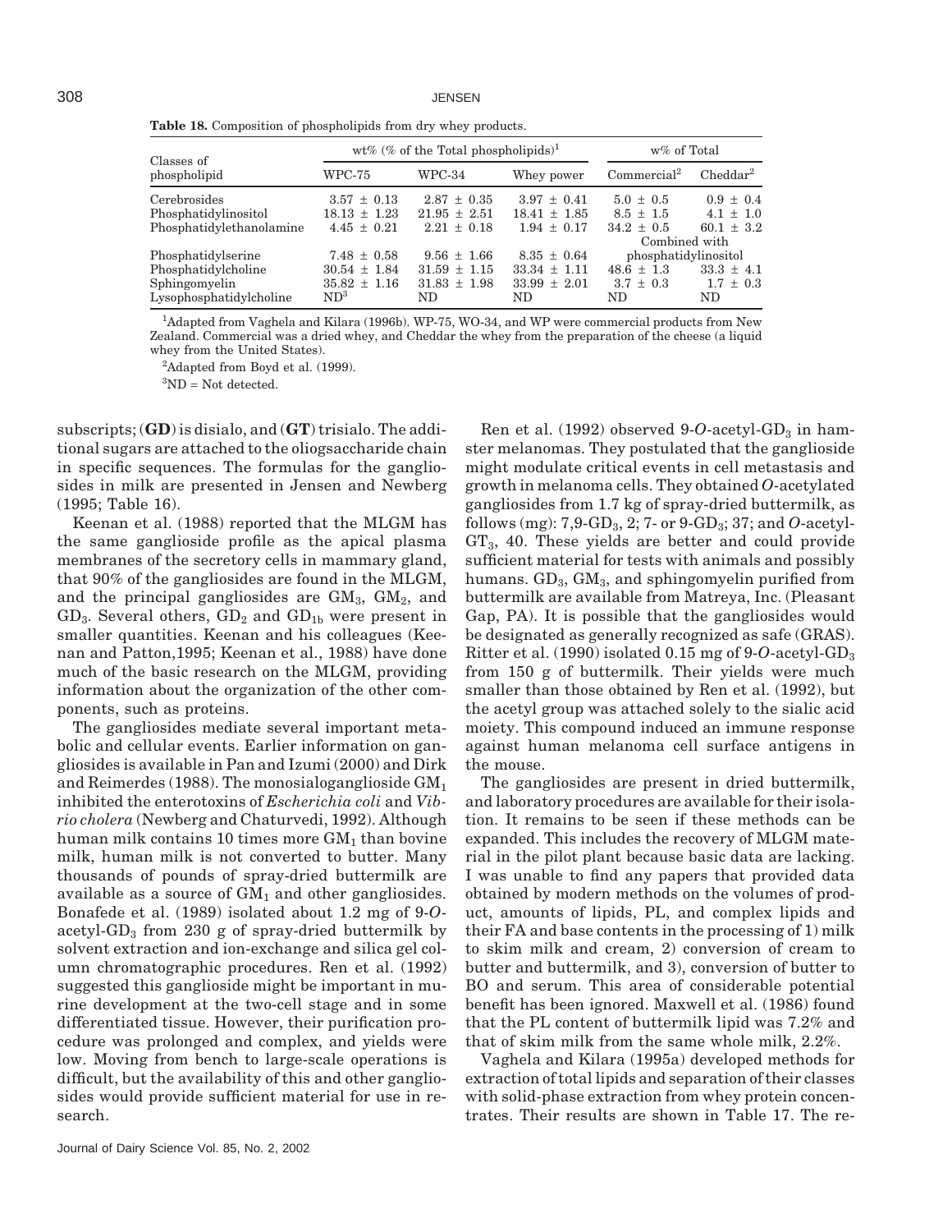**Table 18.** Composition of phospholipids from dry whey products.

| Classes of phospholipid | wt% (% of the Total phospholipids)[1] | | | w% of Total | |
|---|---|---|---|---|---|
| | WPC-75 | WPC-34 | Whey power | Commercial[2] | Cheddar[2] |
| Cerebrosides | 3.57 ± 0.13 | 2.87 ± 0.35 | 3.97 ± 0.41 | 5.0 ± 0.5 | 0.9 ± 0.4 |
| Phosphatidylinositol | 18.13 ± 1.23 | 21.95 ± 2.51 | 18.41 ± 1.85 | 8.5 ± 1.5 | 4.1 ± 1.0 |
| Phosphatidylethanolamine | 4.45 ± 0.21 | 2.21 ± 0.18 | 1.94 ± 0.17 | 34.2 ± 0.5 | 60.1 ± 3.2 |
| Phosphatidylserine | 7.48 ± 0.58 | 9.56 ± 1.66 | 8.35 ± 0.64 | Combined with phosphatidylinositol | |
| Phosphatidylcholine | 30.54 ± 1.84 | 31.59 ± 1.15 | 33.34 ± 1.11 | 48.6 ± 1.3 | 33.3 ± 4.1 |
| Sphingomyelin | 35.82 ± 1.16 | 31.83 ± 1.98 | 33.99 ± 2.01 | 3.7 ± 0.3 | 1.7 ± 0.3 |
| Lysophosphatidylcholine | ND[3] | ND | ND | ND | ND |

[1]Adapted from Vaghela and Kilara (1996b). WP-75, WO-34, and WP were commercial products from New Zealand. Commercial was a dried whey, and Cheddar the whey from the preparation of the cheese (a liquid whey from the United States).

[2]Adapted from Boyd et al. (1999).

[3]ND = Not detected.

subscripts; (**GD**) is disialo, and (**GT**) trisialo. The additional sugars are attached to the oliogsaccharide chain in specific sequences. The formulas for the gangliosides in milk are presented in Jensen and Newberg (1995; Table 16).

Keenan et al. (1988) reported that the MLGM has the same ganglioside profile as the apical plasma membranes of the secretory cells in mammary gland, that 90% of the gangliosides are found in the MLGM, and the principal gangliosides are $GM_3$, $GM_2$, and $GD_3$. Several others, $GD_2$ and $GD_{1b}$ were present in smaller quantities. Keenan and his colleagues (Keenan and Patton,1995; Keenan et al., 1988) have done much of the basic research on the MLGM, providing information about the organization of the other components, such as proteins.

The gangliosides mediate several important metabolic and cellular events. Earlier information on gangliosides is available in Pan and Izumi (2000) and Dirk and Reimerdes (1988). The monosialoganglioside $GM_1$ inhibited the enterotoxins of *Escherichia coli* and *Vibrio cholera* (Newberg and Chaturvedi, 1992). Although human milk contains 10 times more $GM_1$ than bovine milk, human milk is not converted to butter. Many thousands of pounds of spray-dried buttermilk are available as a source of $GM_1$ and other gangliosides. Bonafede et al. (1989) isolated about 1.2 mg of 9-*O*-acetyl-$GD_3$ from 230 g of spray-dried buttermilk by solvent extraction and ion-exchange and silica gel column chromatographic procedures. Ren et al. (1992) suggested this ganglioside might be important in murine development at the two-cell stage and in some differentiated tissue. However, their purification procedure was prolonged and complex, and yields were low. Moving from bench to large-scale operations is difficult, but the availability of this and other gangliosides would provide sufficient material for use in research.

Ren et al. (1992) observed 9-*O*-acetyl-$GD_3$ in hamster melanomas. They postulated that the ganglioside might modulate critical events in cell metastasis and growth in melanoma cells. They obtained *O*-acetylated gangliosides from 1.7 kg of spray-dried buttermilk, as follows (mg): 7,9-$GD_3$, 2; 7- or 9-$GD_3$; 37; and *O*-acetyl-$GT_3$, 40. These yields are better and could provide sufficient material for tests with animals and possibly humans. $GD_3$, $GM_3$, and sphingomyelin purified from buttermilk are available from Matreya, Inc. (Pleasant Gap, PA). It is possible that the gangliosides would be designated as generally recognized as safe (GRAS). Ritter et al. (1990) isolated 0.15 mg of 9-*O*-acetyl-$GD_3$ from 150 g of buttermilk. Their yields were much smaller than those obtained by Ren et al. (1992), but the acetyl group was attached solely to the sialic acid moiety. This compound induced an immune response against human melanoma cell surface antigens in the mouse.

The gangliosides are present in dried buttermilk, and laboratory procedures are available for their isolation. It remains to be seen if these methods can be expanded. This includes the recovery of MLGM material in the pilot plant because basic data are lacking. I was unable to find any papers that provided data obtained by modern methods on the volumes of product, amounts of lipids, PL, and complex lipids and their FA and base contents in the processing of 1) milk to skim milk and cream, 2) conversion of cream to butter and buttermilk, and 3), conversion of butter to BO and serum. This area of considerable potential benefit has been ignored. Maxwell et al. (1986) found that the PL content of buttermilk lipid was 7.2% and that of skim milk from the same whole milk, 2.2%.

Vaghela and Kilara (1995a) developed methods for extraction of total lipids and separation of their classes with solid-phase extraction from whey protein concentrates. Their results are shown in Table 17. The re-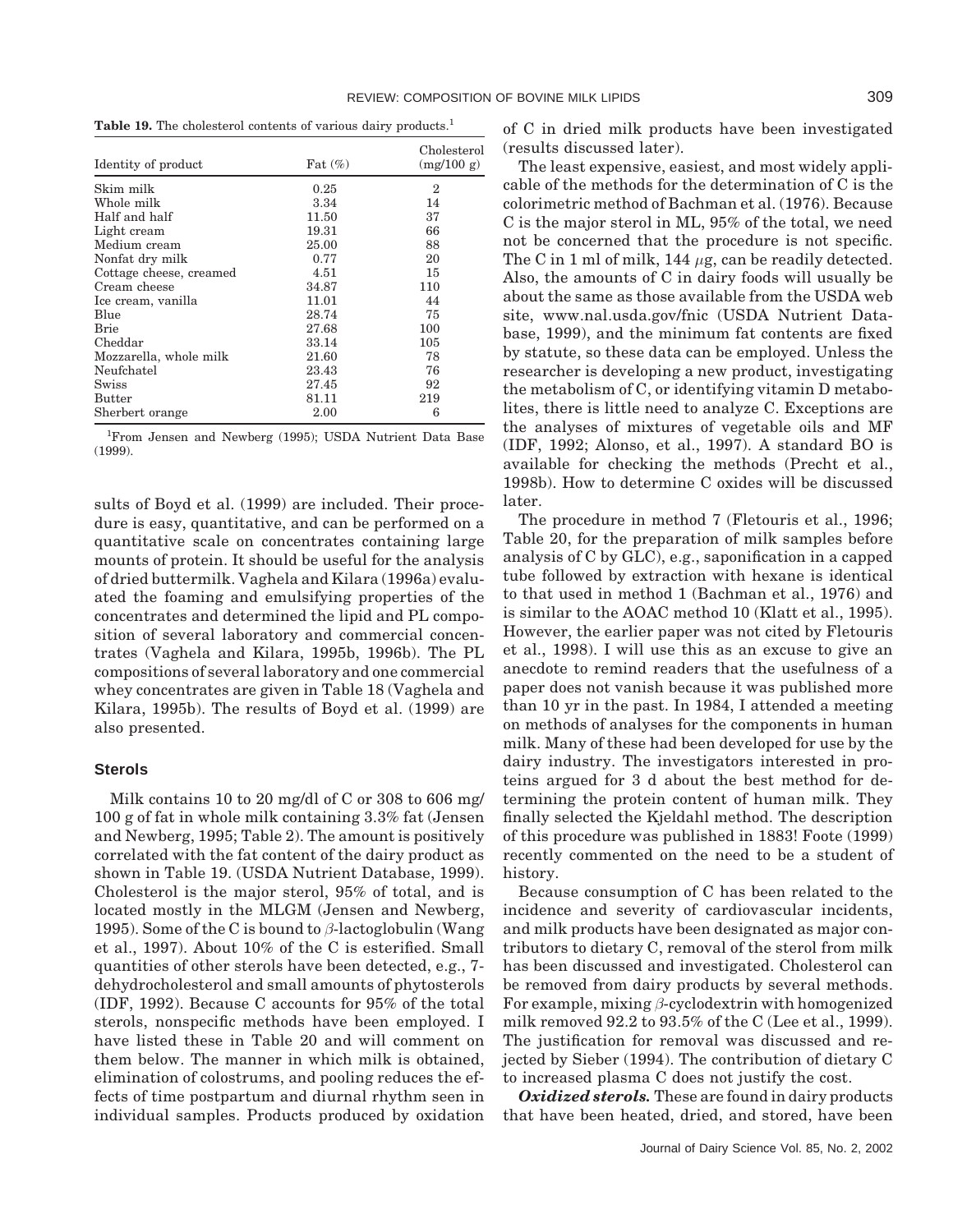**Table 19.** The cholesterol contents of various dairy products.[1]

| Identity of product | Fat (%) | Cholesterol (mg/100 g) |
|---|---|---|
| Skim milk | 0.25 | 2 |
| Whole milk | 3.34 | 14 |
| Half and half | 11.50 | 37 |
| Light cream | 19.31 | 66 |
| Medium cream | 25.00 | 88 |
| Nonfat dry milk | 0.77 | 20 |
| Cottage cheese, creamed | 4.51 | 15 |
| Cream cheese | 34.87 | 110 |
| Ice cream, vanilla | 11.01 | 44 |
| Blue | 28.74 | 75 |
| Brie | 27.68 | 100 |
| Cheddar | 33.14 | 105 |
| Mozzarella, whole milk | 21.60 | 78 |
| Neufchatel | 23.43 | 76 |
| Swiss | 27.45 | 92 |
| Butter | 81.11 | 219 |
| Sherbert orange | 2.00 | 6 |

[1]From Jensen and Newberg (1995); USDA Nutrient Data Base (1999).

sults of Boyd et al. (1999) are included. Their procedure is easy, quantitative, and can be performed on a quantitative scale on concentrates containing large mounts of protein. It should be useful for the analysis of dried buttermilk. Vaghela and Kilara (1996a) evaluated the foaming and emulsifying properties of the concentrates and determined the lipid and PL composition of several laboratory and commercial concentrates (Vaghela and Kilara, 1995b, 1996b). The PL compositions of several laboratory and one commercial whey concentrates are given in Table 18 (Vaghela and Kilara, 1995b). The results of Boyd et al. (1999) are also presented.

## Sterols

Milk contains 10 to 20 mg/dl of C or 308 to 606 mg/100 g of fat in whole milk containing 3.3% fat (Jensen and Newberg, 1995; Table 2). The amount is positively correlated with the fat content of the dairy product as shown in Table 19. (USDA Nutrient Database, 1999). Cholesterol is the major sterol, 95% of total, and is located mostly in the MLGM (Jensen and Newberg, 1995). Some of the C is bound to $\beta$-lactoglobulin (Wang et al., 1997). About 10% of the C is esterified. Small quantities of other sterols have been detected, e.g., 7-dehydrocholesterol and small amounts of phytosterols (IDF, 1992). Because C accounts for 95% of the total sterols, nonspecific methods have been employed. I have listed these in Table 20 and will comment on them below. The manner in which milk is obtained, elimination of colostrums, and pooling reduces the effects of time postpartum and diurnal rhythm seen in individual samples. Products produced by oxidation of C in dried milk products have been investigated (results discussed later).

The least expensive, easiest, and most widely applicable of the methods for the determination of C is the colorimetric method of Bachman et al. (1976). Because C is the major sterol in ML, 95% of the total, we need not be concerned that the procedure is not specific. The C in 1 ml of milk, 144 $\mu$g, can be readily detected. Also, the amounts of C in dairy foods will usually be about the same as those available from the USDA web site, www.nal.usda.gov/fnic (USDA Nutrient Database, 1999), and the minimum fat contents are fixed by statute, so these data can be employed. Unless the researcher is developing a new product, investigating the metabolism of C, or identifying vitamin D metabolites, there is little need to analyze C. Exceptions are the analyses of mixtures of vegetable oils and MF (IDF, 1992; Alonso, et al., 1997). A standard BO is available for checking the methods (Precht et al., 1998b). How to determine C oxides will be discussed later.

The procedure in method 7 (Fletouris et al., 1996; Table 20, for the preparation of milk samples before analysis of C by GLC), e.g., saponification in a capped tube followed by extraction with hexane is identical to that used in method 1 (Bachman et al., 1976) and is similar to the AOAC method 10 (Klatt et al., 1995). However, the earlier paper was not cited by Fletouris et al., 1998). I will use this as an excuse to give an anecdote to remind readers that the usefulness of a paper does not vanish because it was published more than 10 yr in the past. In 1984, I attended a meeting on methods of analyses for the components in human milk. Many of these had been developed for use by the dairy industry. The investigators interested in proteins argued for 3 d about the best method for determining the protein content of human milk. They finally selected the Kjeldahl method. The description of this procedure was published in 1883! Foote (1999) recently commented on the need to be a student of history.

Because consumption of C has been related to the incidence and severity of cardiovascular incidents, and milk products have been designated as major contributors to dietary C, removal of the sterol from milk has been discussed and investigated. Cholesterol can be removed from dairy products by several methods. For example, mixing $\beta$-cyclodextrin with homogenized milk removed 92.2 to 93.5% of the C (Lee et al., 1999). The justification for removal was discussed and rejected by Sieber (1994). The contribution of dietary C to increased plasma C does not justify the cost.

***Oxidized sterols.*** These are found in dairy products that have been heated, dried, and stored, have been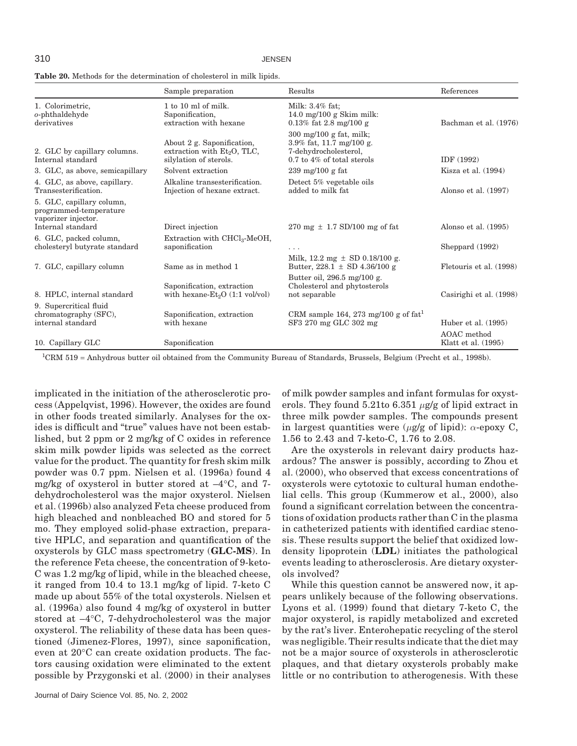**Table 20.** Methods for the determination of cholesterol in milk lipids.

| | Sample preparation | Results | References |
|---|---|---|---|
| 1. Colorimetric, *o*-phthaldehyde derivatives | 1 to 10 ml of milk. Saponification, extraction with hexane | Milk: 3.4% fat; 14.0 mg/100 g Skim milk: 0.13% fat 2.8 mg/100 g | Bachman et al. (1976) |
| 2. GLC by capillary columns. Internal standard | About 2 g. Saponification, extraction with $Et_2O$, TLC, silylation of sterols. | 300 mg/100 g fat, milk; 3.9% fat, 11.7 mg/100 g. 7-dehydrocholesterol, 0.7 to 4% of total sterols | IDF (1992) |
| 3. GLC, as above, semicapillary | Solvent extraction | 239 mg/100 g fat | Kisza et al. (1994) |
| 4. GLC, as above, capillary. Transesterification. | Alkaline transesterification. Injection of hexane extract. | Detect 5% vegetable oils added to milk fat | Alonso et al. (1997) |
| 5. GLC, capillary column, programmed-temperature vaporizer injector. Internal standard | Direct injection | 270 mg ± 1.7 SD/100 mg of fat | Alonso et al. (1995) |
| 6. GLC, packed column, cholesteryl butyrate standard | Extraction with $CHCl_3$-MeOH, saponification | . . . | Sheppard (1992) |
| 7. GLC, capillary column | Same as in method 1 | Milk, 12.2 mg ± SD 0.18/100 g. Butter, 228.1 ± SD 4.36/100 g | Fletouris et al. (1998) |
| 8. HPLC, internal standard | Saponification, extraction with hexane-$Et_2O$ (1:1 vol/vol) | Butter oil, 296.5 mg/100 g. Cholesterol and phytosterols not separable | Casirighi et al. (1998) |
| 9. Supercritical fluid chromatography (SFC), internal standard | Saponification, extraction with hexane | CRM sample 164, 273 mg/100 g of fat[1] SF3 270 mg GLC 302 mg | Huber et al. (1995) |
| 10. Capillary GLC | Saponification | | AOAC method Klatt et al. (1995) |

[1]CRM 519 = Anhydrous butter oil obtained from the Community Bureau of Standards, Brussels, Belgium (Precht et al., 1998b).

implicated in the initiation of the atherosclerotic process (Appelqvist, 1996). However, the oxides are found in other foods treated similarly. Analyses for the oxides is difficult and "true" values have not been established, but 2 ppm or 2 mg/kg of C oxides in reference skim milk powder lipids was selected as the correct value for the product. The quantity for fresh skim milk powder was 0.7 ppm. Nielsen et al. (1996a) found 4 mg/kg of oxysterol in butter stored at –4°C, and 7-dehydrocholesterol was the major oxysterol. Nielsen et al. (1996b) also analyzed Feta cheese produced from high bleached and nonbleached BO and stored for 5 mo. They employed solid-phase extraction, preparative HPLC, and separation and quantification of the oxysterols by GLC mass spectrometry (**GLC-MS**). In the reference Feta cheese, the concentration of 9-keto-C was 1.2 mg/kg of lipid, while in the bleached cheese, it ranged from 10.4 to 13.1 mg/kg of lipid. 7-keto C made up about 55% of the total oxysterols. Nielsen et al. (1996a) also found 4 mg/kg of oxysterol in butter stored at –4°C, 7-dehydrocholesterol was the major oxysterol. The reliability of these data has been questioned (Jimenez-Flores, 1997), since saponification, even at 20°C can create oxidation products. The factors causing oxidation were eliminated to the extent possible by Przygonski et al. (2000) in their analyses of milk powder samples and infant formulas for oxysterols. They found 5.21to 6.351 μg/g of lipid extract in three milk powder samples. The compounds present in largest quantities were (μg/g of lipid): α-epoxy C, 1.56 to 2.43 and 7-keto-C, 1.76 to 2.08.

Are the oxysterols in relevant dairy products hazardous? The answer is possibly, according to Zhou et al. (2000), who observed that excess concentrations of oxysterols were cytotoxic to cultural human endothelial cells. This group (Kummerow et al., 2000), also found a significant correlation between the concentrations of oxidation products rather than C in the plasma in catheterized patients with identified cardiac stenosis. These results support the belief that oxidized low-density lipoprotein (**LDL**) initiates the pathological events leading to atherosclerosis. Are dietary oxysterols involved?

While this question cannot be answered now, it appears unlikely because of the following observations. Lyons et al. (1999) found that dietary 7-keto C, the major oxysterol, is rapidly metabolized and excreted by the rat's liver. Enterohepatic recycling of the sterol was negligible. Their results indicate that the diet may not be a major source of oxysterols in atherosclerotic plaques, and that dietary oxysterols probably make little or no contribution to atherogenesis. With these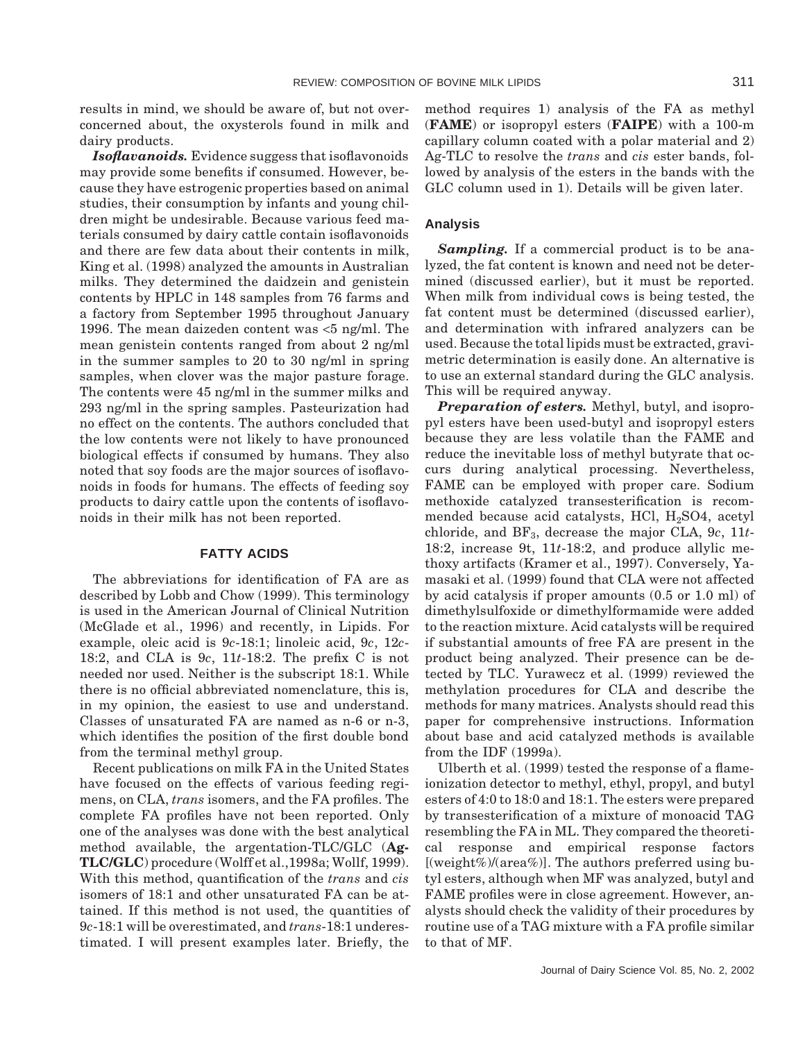results in mind, we should be aware of, but not overconcerned about, the oxysterols found in milk and dairy products.

***Isoflavanoids.*** Evidence suggest that isoflavonoids may provide some benefits if consumed. However, because they have estrogenic properties based on animal studies, their consumption by infants and young children might be undesirable. Because various feed materials consumed by dairy cattle contain isoflavonoids and there are few data about their contents in milk, King et al. (1998) analyzed the amounts in Australian milks. They determined the daidzein and genistein contents by HPLC in 148 samples from 76 farms and a factory from September 1995 throughout January 1996. The mean daizeden content was <5 ng/ml. The mean genistein contents ranged from about 2 ng/ml in the summer samples to 20 to 30 ng/ml in spring samples, when clover was the major pasture forage. The contents were 45 ng/ml in the summer milks and 293 ng/ml in the spring samples. Pasteurization had no effect on the contents. The authors concluded that the low contents were not likely to have pronounced biological effects if consumed by humans. They also noted that soy foods are the major sources of isoflavonoids in foods for humans. The effects of feeding soy products to dairy cattle upon the contents of isoflavonoids in their milk has not been reported.

## FATTY ACIDS

The abbreviations for identification of FA are as described by Lobb and Chow (1999). This terminology is used in the American Journal of Clinical Nutrition (McGlade et al., 1996) and recently, in Lipids. For example, oleic acid is 9*c*-18:1; linoleic acid, 9*c*, 12*c*-18:2, and CLA is 9*c*, 11*t*-18:2. The prefix C is not needed nor used. Neither is the subscript 18:1. While there is no official abbreviated nomenclature, this is, in my opinion, the easiest to use and understand. Classes of unsaturated FA are named as n-6 or n-3, which identifies the position of the first double bond from the terminal methyl group.

Recent publications on milk FA in the United States have focused on the effects of various feeding regimens, on CLA, *trans* isomers, and the FA profiles. The complete FA profiles have not been reported. Only one of the analyses was done with the best analytical method available, the argentation-TLC/GLC (**Ag-TLC/GLC**) procedure (Wolff et al.,1998a; Wollf, 1999). With this method, quantification of the *trans* and *cis* isomers of 18:1 and other unsaturated FA can be attained. If this method is not used, the quantities of 9*c*-18:1 will be overestimated, and *trans*-18:1 underestimated. I will present examples later. Briefly, the method requires 1) analysis of the FA as methyl (**FAME**) or isopropyl esters (**FAIPE**) with a 100-m capillary column coated with a polar material and 2) Ag-TLC to resolve the *trans* and *cis* ester bands, followed by analysis of the esters in the bands with the GLC column used in 1). Details will be given later.

### Analysis

***Sampling.*** If a commercial product is to be analyzed, the fat content is known and need not be determined (discussed earlier), but it must be reported. When milk from individual cows is being tested, the fat content must be determined (discussed earlier), and determination with infrared analyzers can be used. Because the total lipids must be extracted, gravimetric determination is easily done. An alternative is to use an external standard during the GLC analysis. This will be required anyway.

***Preparation of esters.*** Methyl, butyl, and isopropyl esters have been used-butyl and isopropyl esters because they are less volatile than the FAME and reduce the inevitable loss of methyl butyrate that occurs during analytical processing. Nevertheless, FAME can be employed with proper care. Sodium methoxide catalyzed transesterification is recommended because acid catalysts, HCl, $H_2SO4$, acetyl chloride, and $BF_3$, decrease the major CLA, 9*c*, 11*t*-18:2, increase 9t, 11*t*-18:2, and produce allylic methoxy artifacts (Kramer et al., 1997). Conversely, Yamasaki et al. (1999) found that CLA were not affected by acid catalysis if proper amounts (0.5 or 1.0 ml) of dimethylsulfoxide or dimethylformamide were added to the reaction mixture. Acid catalysts will be required if substantial amounts of free FA are present in the product being analyzed. Their presence can be detected by TLC. Yurawecz et al. (1999) reviewed the methylation procedures for CLA and describe the methods for many matrices. Analysts should read this paper for comprehensive instructions. Information about base and acid catalyzed methods is available from the IDF (1999a).

Ulberth et al. (1999) tested the response of a flame-ionization detector to methyl, ethyl, propyl, and butyl esters of 4:0 to 18:0 and 18:1. The esters were prepared by transesterification of a mixture of monoacid TAG resembling the FA in ML. They compared the theoretical response and empirical response factors [(weight%)/(area%)]. The authors preferred using butyl esters, although when MF was analyzed, butyl and FAME profiles were in close agreement. However, analysts should check the validity of their procedures by routine use of a TAG mixture with a FA profile similar to that of MF.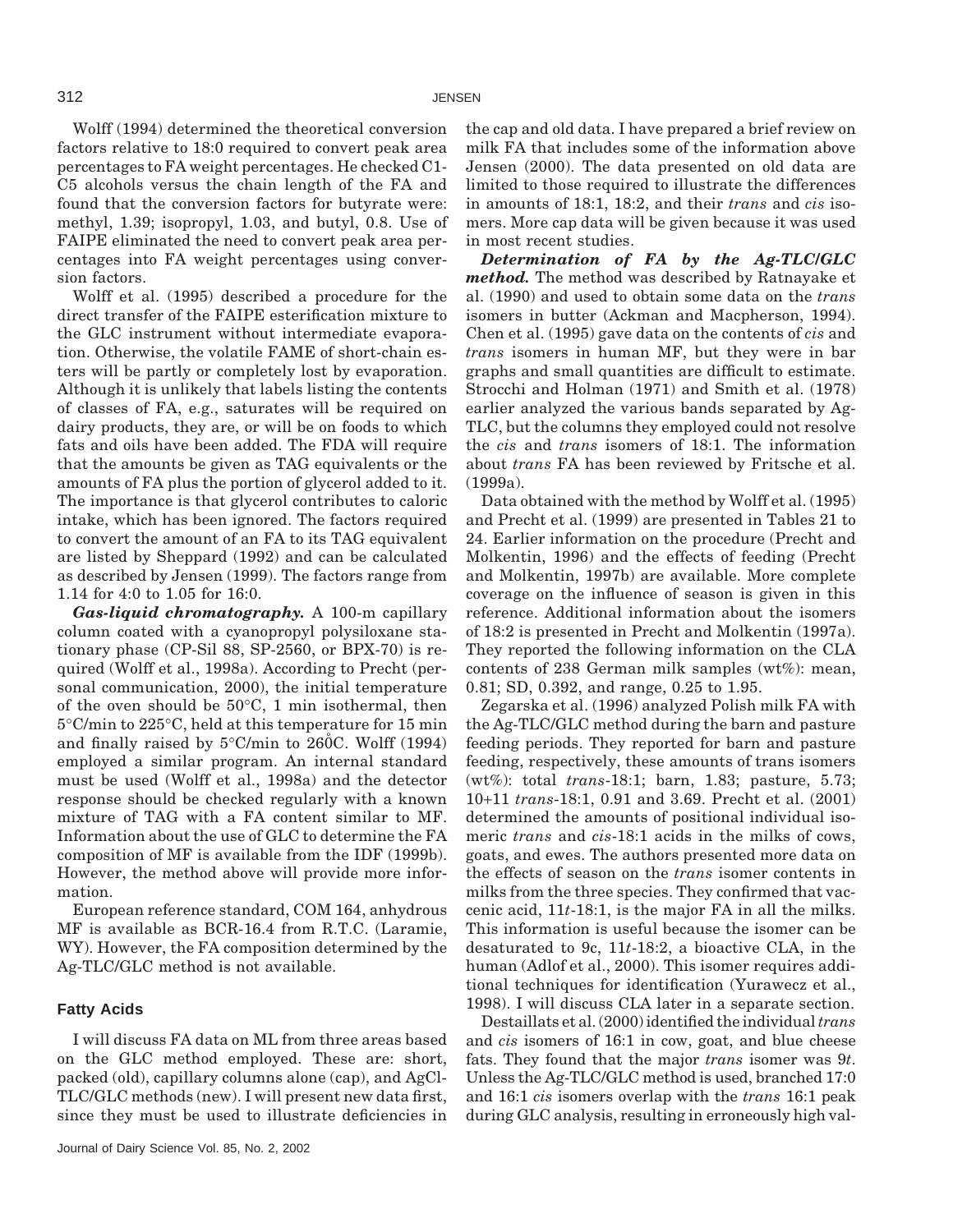Wolff (1994) determined the theoretical conversion factors relative to 18:0 required to convert peak area percentages to FA weight percentages. He checked C1-C5 alcohols versus the chain length of the FA and found that the conversion factors for butyrate were: methyl, 1.39; isopropyl, 1.03, and butyl, 0.8. Use of FAIPE eliminated the need to convert peak area percentages into FA weight percentages using conversion factors.

Wolff et al. (1995) described a procedure for the direct transfer of the FAIPE esterification mixture to the GLC instrument without intermediate evaporation. Otherwise, the volatile FAME of short-chain esters will be partly or completely lost by evaporation. Although it is unlikely that labels listing the contents of classes of FA, e.g., saturates will be required on dairy products, they are, or will be on foods to which fats and oils have been added. The FDA will require that the amounts be given as TAG equivalents or the amounts of FA plus the portion of glycerol added to it. The importance is that glycerol contributes to caloric intake, which has been ignored. The factors required to convert the amount of an FA to its TAG equivalent are listed by Sheppard (1992) and can be calculated as described by Jensen (1999). The factors range from 1.14 for 4:0 to 1.05 for 16:0.

***Gas-liquid chromatography.*** A 100-m capillary column coated with a cyanopropyl polysiloxane stationary phase (CP-Sil 88, SP-2560, or BPX-70) is required (Wolff et al., 1998a). According to Precht (personal communication, 2000), the initial temperature of the oven should be 50°C, 1 min isothermal, then 5°C/min to 225°C, held at this temperature for 15 min and finally raised by 5°C/min to 260°C. Wolff (1994) employed a similar program. An internal standard must be used (Wolff et al., 1998a) and the detector response should be checked regularly with a known mixture of TAG with a FA content similar to MF. Information about the use of GLC to determine the FA composition of MF is available from the IDF (1999b). However, the method above will provide more information.

European reference standard, COM 164, anhydrous MF is available as BCR-16.4 from R.T.C. (Laramie, WY). However, the FA composition determined by the Ag-TLC/GLC method is not available.

## Fatty Acids

I will discuss FA data on ML from three areas based on the GLC method employed. These are: short, packed (old), capillary columns alone (cap), and AgCl-TLC/GLC methods (new). I will present new data first, since they must be used to illustrate deficiencies in the cap and old data. I have prepared a brief review on milk FA that includes some of the information above Jensen (2000). The data presented on old data are limited to those required to illustrate the differences in amounts of 18:1, 18:2, and their *trans* and *cis* isomers. More cap data will be given because it was used in most recent studies.

***Determination of FA by the Ag-TLC/GLC method.*** The method was described by Ratnayake et al. (1990) and used to obtain some data on the *trans* isomers in butter (Ackman and Macpherson, 1994). Chen et al. (1995) gave data on the contents of *cis* and *trans* isomers in human MF, but they were in bar graphs and small quantities are difficult to estimate. Strocchi and Holman (1971) and Smith et al. (1978) earlier analyzed the various bands separated by Ag-TLC, but the columns they employed could not resolve the *cis* and *trans* isomers of 18:1. The information about *trans* FA has been reviewed by Fritsche et al. (1999a).

Data obtained with the method by Wolff et al. (1995) and Precht et al. (1999) are presented in Tables 21 to 24. Earlier information on the procedure (Precht and Molkentin, 1996) and the effects of feeding (Precht and Molkentin, 1997b) are available. More complete coverage on the influence of season is given in this reference. Additional information about the isomers of 18:2 is presented in Precht and Molkentin (1997a). They reported the following information on the CLA contents of 238 German milk samples (wt%): mean, 0.81; SD, 0.392, and range, 0.25 to 1.95.

Zegarska et al. (1996) analyzed Polish milk FA with the Ag-TLC/GLC method during the barn and pasture feeding periods. They reported for barn and pasture feeding, respectively, these amounts of trans isomers (wt%): total *trans*-18:1; barn, 1.83; pasture, 5.73; 10+11 *trans*-18:1, 0.91 and 3.69. Precht et al. (2001) determined the amounts of positional individual isomeric *trans* and *cis*-18:1 acids in the milks of cows, goats, and ewes. The authors presented more data on the effects of season on the *trans* isomer contents in milks from the three species. They confirmed that vaccenic acid, 11*t*-18:1, is the major FA in all the milks. This information is useful because the isomer can be desaturated to 9c, 11*t*-18:2, a bioactive CLA, in the human (Adlof et al., 2000). This isomer requires additional techniques for identification (Yurawecz et al., 1998). I will discuss CLA later in a separate section.

Destaillats et al. (2000) identified the individual *trans* and *cis* isomers of 16:1 in cow, goat, and blue cheese fats. They found that the major *trans* isomer was 9*t*. Unless the Ag-TLC/GLC method is used, branched 17:0 and 16:1 *cis* isomers overlap with the *trans* 16:1 peak during GLC analysis, resulting in erroneously high val-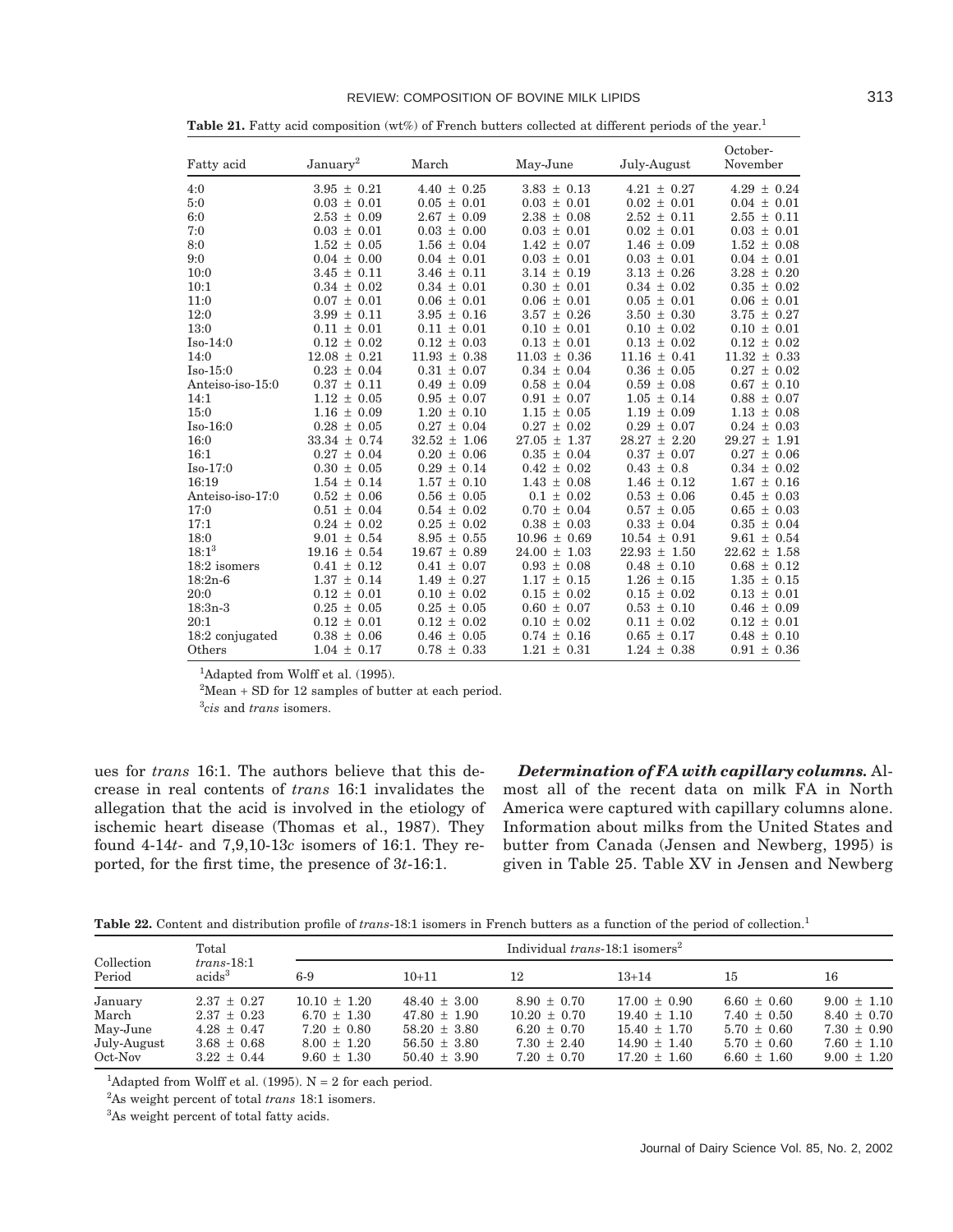**Table 21.** Fatty acid composition (wt%) of French butters collected at different periods of the year.[1]

| Fatty acid | January[2] | March | May-June | July-August | October-November |
|---|---|---|---|---|---|
| 4:0 | 3.95 ± 0.21 | 4.40 ± 0.25 | 3.83 ± 0.13 | 4.21 ± 0.27 | 4.29 ± 0.24 |
| 5:0 | 0.03 ± 0.01 | 0.05 ± 0.01 | 0.03 ± 0.01 | 0.02 ± 0.01 | 0.04 ± 0.01 |
| 6:0 | 2.53 ± 0.09 | 2.67 ± 0.09 | 2.38 ± 0.08 | 2.52 ± 0.11 | 2.55 ± 0.11 |
| 7:0 | 0.03 ± 0.01 | 0.03 ± 0.00 | 0.03 ± 0.01 | 0.02 ± 0.01 | 0.03 ± 0.01 |
| 8:0 | 1.52 ± 0.05 | 1.56 ± 0.04 | 1.42 ± 0.07 | 1.46 ± 0.09 | 1.52 ± 0.08 |
| 9:0 | 0.04 ± 0.00 | 0.04 ± 0.01 | 0.03 ± 0.01 | 0.03 ± 0.01 | 0.04 ± 0.01 |
| 10:0 | 3.45 ± 0.11 | 3.46 ± 0.11 | 3.14 ± 0.19 | 3.13 ± 0.26 | 3.28 ± 0.20 |
| 10:1 | 0.34 ± 0.02 | 0.34 ± 0.01 | 0.30 ± 0.01 | 0.34 ± 0.02 | 0.35 ± 0.02 |
| 11:0 | 0.07 ± 0.01 | 0.06 ± 0.01 | 0.06 ± 0.01 | 0.05 ± 0.01 | 0.06 ± 0.01 |
| 12:0 | 3.99 ± 0.11 | 3.95 ± 0.16 | 3.57 ± 0.26 | 3.50 ± 0.30 | 3.75 ± 0.27 |
| 13:0 | 0.11 ± 0.01 | 0.11 ± 0.01 | 0.10 ± 0.01 | 0.10 ± 0.02 | 0.10 ± 0.01 |
| Iso-14:0 | 0.12 ± 0.02 | 0.12 ± 0.03 | 0.13 ± 0.01 | 0.13 ± 0.02 | 0.12 ± 0.02 |
| 14:0 | 12.08 ± 0.21 | 11.93 ± 0.38 | 11.03 ± 0.36 | 11.16 ± 0.41 | 11.32 ± 0.33 |
| Iso-15:0 | 0.23 ± 0.04 | 0.31 ± 0.07 | 0.34 ± 0.04 | 0.36 ± 0.05 | 0.27 ± 0.02 |
| Anteiso-iso-15:0 | 0.37 ± 0.11 | 0.49 ± 0.09 | 0.58 ± 0.04 | 0.59 ± 0.08 | 0.67 ± 0.10 |
| 14:1 | 1.12 ± 0.05 | 0.95 ± 0.07 | 0.91 ± 0.07 | 1.05 ± 0.14 | 0.88 ± 0.07 |
| 15:0 | 1.16 ± 0.09 | 1.20 ± 0.10 | 1.15 ± 0.05 | 1.19 ± 0.09 | 1.13 ± 0.08 |
| Iso-16:0 | 0.28 ± 0.05 | 0.27 ± 0.04 | 0.27 ± 0.02 | 0.29 ± 0.07 | 0.24 ± 0.03 |
| 16:0 | 33.34 ± 0.74 | 32.52 ± 1.06 | 27.05 ± 1.37 | 28.27 ± 2.20 | 29.27 ± 1.91 |
| 16:1 | 0.27 ± 0.04 | 0.20 ± 0.06 | 0.35 ± 0.04 | 0.37 ± 0.07 | 0.27 ± 0.06 |
| Iso-17:0 | 0.30 ± 0.05 | 0.29 ± 0.14 | 0.42 ± 0.02 | 0.43 ± 0.8 | 0.34 ± 0.02 |
| 16:19 | 1.54 ± 0.14 | 1.57 ± 0.10 | 1.43 ± 0.08 | 1.46 ± 0.12 | 1.67 ± 0.16 |
| Anteiso-iso-17:0 | 0.52 ± 0.06 | 0.56 ± 0.05 | 0.1 ± 0.02 | 0.53 ± 0.06 | 0.45 ± 0.03 |
| 17:0 | 0.51 ± 0.04 | 0.54 ± 0.02 | 0.70 ± 0.04 | 0.57 ± 0.05 | 0.65 ± 0.03 |
| 17:1 | 0.24 ± 0.02 | 0.25 ± 0.02 | 0.38 ± 0.03 | 0.33 ± 0.04 | 0.35 ± 0.04 |
| 18:0 | 9.01 ± 0.54 | 8.95 ± 0.55 | 10.96 ± 0.69 | 10.54 ± 0.91 | 9.61 ± 0.54 |
| 18:1[3] | 19.16 ± 0.54 | 19.67 ± 0.89 | 24.00 ± 1.03 | 22.93 ± 1.50 | 22.62 ± 1.58 |
| 18:2 isomers | 0.41 ± 0.12 | 0.41 ± 0.07 | 0.93 ± 0.08 | 0.48 ± 0.10 | 0.68 ± 0.12 |
| 18:2n-6 | 1.37 ± 0.14 | 1.49 ± 0.27 | 1.17 ± 0.15 | 1.26 ± 0.15 | 1.35 ± 0.15 |
| 20:0 | 0.12 ± 0.01 | 0.10 ± 0.02 | 0.15 ± 0.02 | 0.15 ± 0.02 | 0.13 ± 0.01 |
| 18:3n-3 | 0.25 ± 0.05 | 0.25 ± 0.05 | 0.60 ± 0.07 | 0.53 ± 0.10 | 0.46 ± 0.09 |
| 20:1 | 0.12 ± 0.01 | 0.12 ± 0.02 | 0.10 ± 0.02 | 0.11 ± 0.02 | 0.12 ± 0.01 |
| 18:2 conjugated | 0.38 ± 0.06 | 0.46 ± 0.05 | 0.74 ± 0.16 | 0.65 ± 0.17 | 0.48 ± 0.10 |
| Others | 1.04 ± 0.17 | 0.78 ± 0.33 | 1.21 ± 0.31 | 1.24 ± 0.38 | 0.91 ± 0.36 |

[1]Adapted from Wolff et al. (1995).

[2]Mean + SD for 12 samples of butter at each period.

[3]*cis* and *trans* isomers.

ues for *trans* 16:1. The authors believe that this decrease in real contents of *trans* 16:1 invalidates the allegation that the acid is involved in the etiology of ischemic heart disease (Thomas et al., 1987). They found 4-14*t*- and 7,9,10-13*c* isomers of 16:1. They reported, for the first time, the presence of 3*t*-16:1.

***Determination of FA with capillary columns.*** Almost all of the recent data on milk FA in North America were captured with capillary columns alone. Information about milks from the United States and butter from Canada (Jensen and Newberg, 1995) is given in Table 25. Table XV in Jensen and Newberg

**Table 22.** Content and distribution profile of *trans*-18:1 isomers in French butters as a function of the period of collection.[1]

| Collection Period | Total *trans*-18:1 acids[3] | Individual *trans*-18:1 isomers[2] | | | | | |
|---|---|---|---|---|---|---|---|
| | | 6-9 | 10+11 | 12 | 13+14 | 15 | 16 |
| January | 2.37 ± 0.27 | 10.10 ± 1.20 | 48.40 ± 3.00 | 8.90 ± 0.70 | 17.00 ± 0.90 | 6.60 ± 0.60 | 9.00 ± 1.10 |
| March | 2.37 ± 0.23 | 6.70 ± 1.30 | 47.80 ± 1.90 | 10.20 ± 0.70 | 19.40 ± 1.10 | 7.40 ± 0.50 | 8.40 ± 0.70 |
| May-June | 4.28 ± 0.47 | 7.20 ± 0.80 | 58.20 ± 3.80 | 6.20 ± 0.70 | 15.40 ± 1.70 | 5.70 ± 0.60 | 7.30 ± 0.90 |
| July-August | 3.68 ± 0.68 | 8.00 ± 1.20 | 56.50 ± 3.80 | 7.30 ± 2.40 | 14.90 ± 1.40 | 5.70 ± 0.60 | 7.60 ± 1.10 |
| Oct-Nov | 3.22 ± 0.44 | 9.60 ± 1.30 | 50.40 ± 3.90 | 7.20 ± 0.70 | 17.20 ± 1.60 | 6.60 ± 1.60 | 9.00 ± 1.20 |

[1]Adapted from Wolff et al. (1995). N = 2 for each period.

[2]As weight percent of total *trans* 18:1 isomers.

[3]As weight percent of total fatty acids.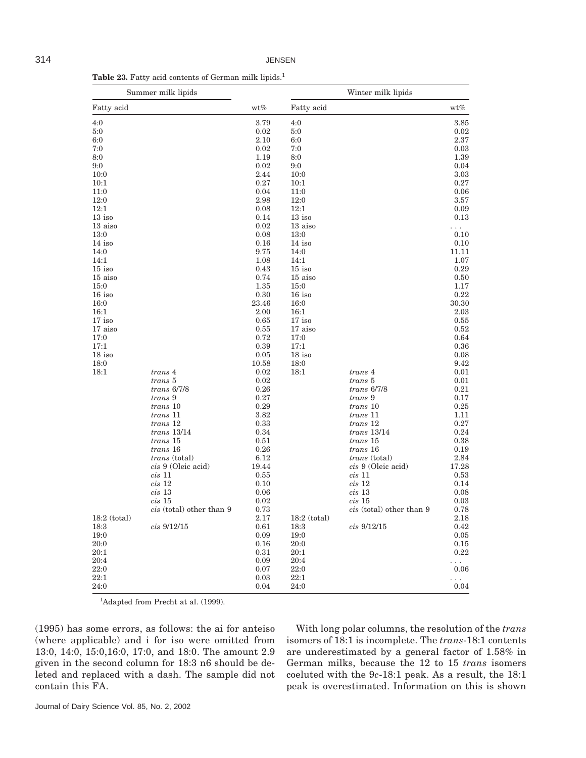**Table 23.** Fatty acid contents of German milk lipids.[1]

| Summer milk lipids | | | Winter milk lipids | | |
|---|---|---|---|---|---|
| Fatty acid | | wt% | Fatty acid | | wt% |
| 4:0 | | 3.79 | 4:0 | | 3.85 |
| 5:0 | | 0.02 | 5:0 | | 0.02 |
| 6:0 | | 2.10 | 6:0 | | 2.37 |
| 7:0 | | 0.02 | 7:0 | | 0.03 |
| 8:0 | | 1.19 | 8:0 | | 1.39 |
| 9:0 | | 0.02 | 9:0 | | 0.04 |
| 10:0 | | 2.44 | 10:0 | | 3.03 |
| 10:1 | | 0.27 | 10:1 | | 0.27 |
| 11:0 | | 0.04 | 11:0 | | 0.06 |
| 12:0 | | 2.98 | 12:0 | | 3.57 |
| 12:1 | | 0.08 | 12:1 | | 0.09 |
| 13 iso | | 0.14 | 13 iso | | 0.13 |
| 13 aiso | | 0.02 | 13 aiso | | ... |
| 13:0 | | 0.08 | 13:0 | | 0.10 |
| 14 iso | | 0.16 | 14 iso | | 0.10 |
| 14:0 | | 9.75 | 14:0 | | 11.11 |
| 14:1 | | 1.08 | 14:1 | | 1.07 |
| 15 iso | | 0.43 | 15 iso | | 0.29 |
| 15 aiso | | 0.74 | 15 aiso | | 0.50 |
| 15:0 | | 1.35 | 15:0 | | 1.17 |
| 16 iso | | 0.30 | 16 iso | | 0.22 |
| 16:0 | | 23.46 | 16:0 | | 30.30 |
| 16:1 | | 2.00 | 16:1 | | 2.03 |
| 17 iso | | 0.65 | 17 iso | | 0.55 |
| 17 aiso | | 0.55 | 17 aiso | | 0.52 |
| 17:0 | | 0.72 | 17:0 | | 0.64 |
| 17:1 | | 0.39 | 17:1 | | 0.36 |
| 18 iso | | 0.05 | 18 iso | | 0.08 |
| 18:0 | | 10.58 | 18:0 | | 9.42 |
| 18:1 | *trans* 4 | 0.02 | 18:1 | *trans* 4 | 0.01 |
| | *trans* 5 | 0.02 | | *trans* 5 | 0.01 |
| | *trans* 6/7/8 | 0.26 | | *trans* 6/7/8 | 0.21 |
| | *trans* 9 | 0.27 | | *trans* 9 | 0.17 |
| | *trans* 10 | 0.29 | | *trans* 10 | 0.25 |
| | *trans* 11 | 3.82 | | *trans* 11 | 1.11 |
| | *trans* 12 | 0.33 | | *trans* 12 | 0.27 |
| | *trans* 13/14 | 0.34 | | *trans* 13/14 | 0.24 |
| | *trans* 15 | 0.51 | | *trans* 15 | 0.38 |
| | *trans* 16 | 0.26 | | *trans* 16 | 0.19 |
| | *trans* (total) | 6.12 | | *trans* (total) | 2.84 |
| | *cis* 9 (Oleic acid) | 19.44 | | *cis* 9 (Oleic acid) | 17.28 |
| | *cis* 11 | 0.55 | | *cis* 11 | 0.53 |
| | *cis* 12 | 0.10 | | *cis* 12 | 0.14 |
| | *cis* 13 | 0.06 | | *cis* 13 | 0.08 |
| | *cis* 15 | 0.02 | | *cis* 15 | 0.03 |
| | *cis* (total) other than 9 | 0.73 | | *cis* (total) other than 9 | 0.78 |
| 18:2 (total) | | 2.17 | 18:2 (total) | | 2.18 |
| 18:3 | *cis* 9/12/15 | 0.61 | 18:3 | *cis* 9/12/15 | 0.42 |
| 19:0 | | 0.09 | 19:0 | | 0.05 |
| 20:0 | | 0.16 | 20:0 | | 0.15 |
| 20:1 | | 0.31 | 20:1 | | 0.22 |
| 20:4 | | 0.09 | 20:4 | | ... |
| 22:0 | | 0.07 | 22:0 | | 0.06 |
| 22:1 | | 0.03 | 22:1 | | ... |
| 24:0 | | 0.04 | 24:0 | | 0.04 |

[1]Adapted from Precht at al. (1999).

(1995) has some errors, as follows: the ai for anteiso (where applicable) and i for iso were omitted from 13:0, 14:0, 15:0,16:0, 17:0, and 18:0. The amount 2.9 given in the second column for 18:3 n6 should be deleted and replaced with a dash. The sample did not contain this FA.

With long polar columns, the resolution of the *trans* isomers of 18:1 is incomplete. The *trans*-18:1 contents are underestimated by a general factor of 1.58% in German milks, because the 12 to 15 *trans* isomers coeluted with the 9*c*-18:1 peak. As a result, the 18:1 peak is overestimated. Information on this is shown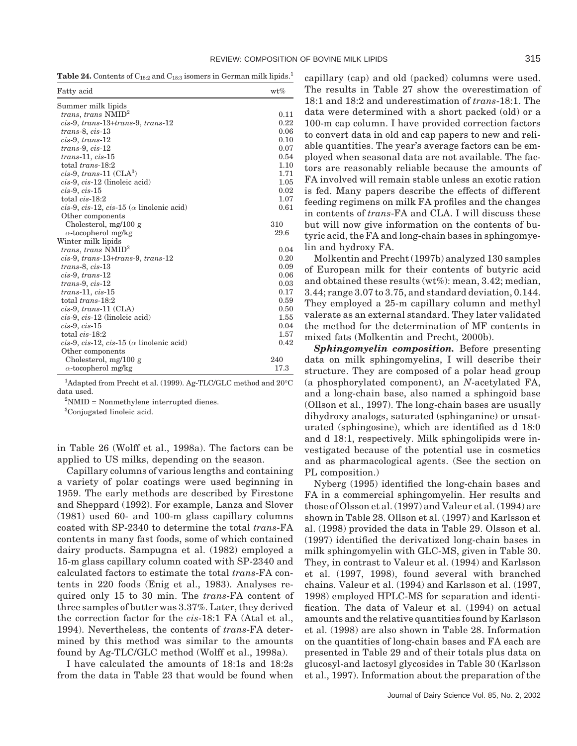**Table 24.** Contents of $C_{18:2}$ and $C_{18:3}$ isomers in German milk lipids.[1]

| Fatty acid | wt% |
|---|---|
| Summer milk lipids | |
| *trans*, *trans* NMID[2] | 0.11 |
| *cis*-9, *trans*-13+*trans*-9, *trans*-12 | 0.22 |
| *trans*-8, *cis*-13 | 0.06 |
| *cis*-9, *trans*-12 | 0.10 |
| *trans*-9, *cis*-12 | 0.07 |
| *trans*-11, *cis*-15 | 0.54 |
| total *trans*-18:2 | 1.10 |
| *cis*-9, *trans*-11 (CLA[3]) | 1.71 |
| *cis*-9, *cis*-12 (linoleic acid) | 1.05 |
| *cis*-9, *cis*-15 | 0.02 |
| total *cis*-18:2 | 1.07 |
| *cis*-9, *cis*-12, *cis*-15 ($\alpha$ linolenic acid) | 0.61 |
| Other components | |
| Cholesterol, mg/100 g | 310 |
| $\alpha$-tocopherol mg/kg | 29.6 |
| Winter milk lipids | |
| *trans*, *trans* NMID[2] | 0.04 |
| *cis*-9, *trans*-13+*trans*-9, *trans*-12 | 0.20 |
| *trans*-8, *cis*-13 | 0.09 |
| *cis*-9, *trans*-12 | 0.06 |
| *trans*-9, *cis*-12 | 0.03 |
| *trans*-11, *cis*-15 | 0.17 |
| total *trans*-18:2 | 0.59 |
| *cis*-9, *trans*-11 (CLA) | 0.50 |
| *cis*-9, *cis*-12 (linoleic acid) | 1.55 |
| *cis*-9, *cis*-15 | 0.04 |
| total *cis*-18:2 | 1.57 |
| *cis*-9, *cis*-12, *cis*-15 ($\alpha$ linolenic acid) | 0.42 |
| Other components | |
| Cholesterol, mg/100 g | 240 |
| $\alpha$-tocopherol mg/kg | 17.3 |

[1]Adapted from Precht et al. (1999). Ag-TLC/GLC method and 20°C data used.

[2]NMID = Nonmethylene interrupted dienes.

[3]Conjugated linoleic acid.

in Table 26 (Wolff et al., 1998a). The factors can be applied to US milks, depending on the season.

Capillary columns of various lengths and containing a variety of polar coatings were used beginning in 1959. The early methods are described by Firestone and Sheppard (1992). For example, Lanza and Slover (1981) used 60- and 100-m glass capillary columns coated with SP-2340 to determine the total *trans*-FA contents in many fast foods, some of which contained dairy products. Sampugna et al. (1982) employed a 15-m glass capillary column coated with SP-2340 and calculated factors to estimate the total *trans*-FA contents in 220 foods (Enig et al., 1983). Analyses required only 15 to 30 min. The *trans*-FA content of three samples of butter was 3.37%. Later, they derived the correction factor for the *cis*-18:1 FA (Atal et al., 1994). Nevertheless, the contents of *trans*-FA determined by this method was similar to the amounts found by Ag-TLC/GLC method (Wolff et al., 1998a).

I have calculated the amounts of 18:1s and 18:2s from the data in Table 23 that would be found when capillary (cap) and old (packed) columns were used. The results in Table 27 show the overestimation of 18:1 and 18:2 and underestimation of *trans*-18:1. The data were determined with a short packed (old) or a 100-m cap column. I have provided correction factors to convert data in old and cap papers to new and reliable quantities. The year's average factors can be employed when seasonal data are not available. The factors are reasonably reliable because the amounts of FA involved will remain stable unless an exotic ration is fed. Many papers describe the effects of different feeding regimens on milk FA profiles and the changes in contents of *trans*-FA and CLA. I will discuss these but will now give information on the contents of butyric acid, the FA and long-chain bases in sphingomyelin and hydroxy FA.

Molkentin and Precht (1997b) analyzed 130 samples of European milk for their contents of butyric acid and obtained these results (wt%): mean, 3.42; median, 3.44; range 3.07 to 3.75, and standard deviation, 0.144. They employed a 25-m capillary column and methyl valerate as an external standard. They later validated the method for the determination of MF contents in mixed fats (Molkentin and Precht, 2000b).

***Sphingomyelin composition.*** Before presenting data on milk sphingomyelins, I will describe their structure. They are composed of a polar head group (a phosphorylated component), an *N*-acetylated FA, and a long-chain base, also named a sphingoid base (Ollson et al., 1997). The long-chain bases are usually dihydroxy analogs, saturated (sphinganine) or unsaturated (sphingosine), which are identified as d 18:0 and d 18:1, respectively. Milk sphingolipids were investigated because of the potential use in cosmetics and as pharmacological agents. (See the section on PL composition.)

Nyberg (1995) identified the long-chain bases and FA in a commercial sphingomyelin. Her results and those of Olsson et al. (1997) and Valeur et al. (1994) are shown in Table 28. Ollson et al. (1997) and Karlsson et al. (1998) provided the data in Table 29. Olsson et al. (1997) identified the derivatized long-chain bases in milk sphingomyelin with GLC-MS, given in Table 30. They, in contrast to Valeur et al. (1994) and Karlsson et al. (1997, 1998), found several with branched chains. Valeur et al. (1994) and Karlsson et al. (1997, 1998) employed HPLC-MS for separation and identification. The data of Valeur et al. (1994) on actual amounts and the relative quantities found by Karlsson et al. (1998) are also shown in Table 28. Information on the quantities of long-chain bases and FA each are presented in Table 29 and of their totals plus data on glucosyl-and lactosyl glycosides in Table 30 (Karlsson et al., 1997). Information about the preparation of the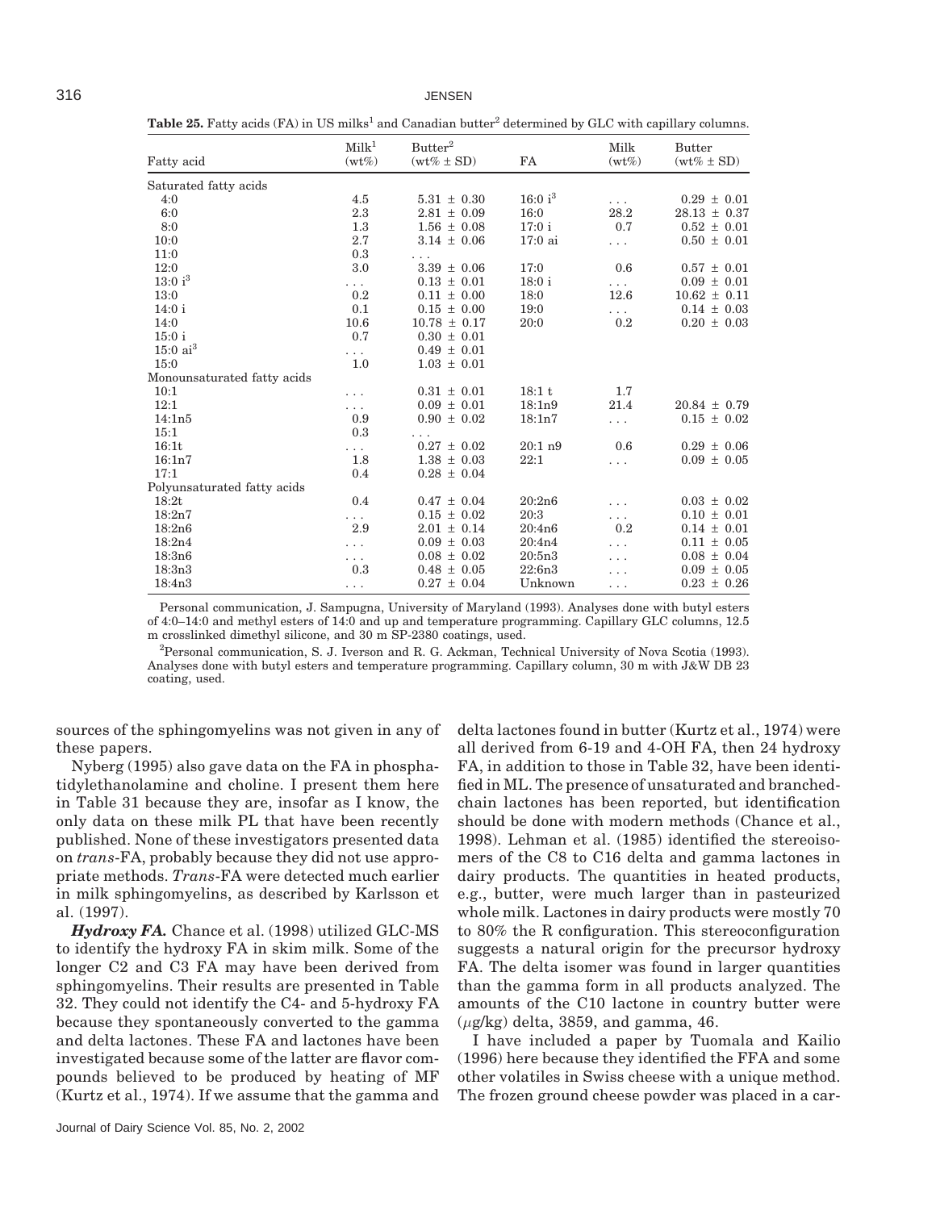**Table 25.** Fatty acids (FA) in US milks[1] and Canadian butter[2] determined by GLC with capillary columns.

| Fatty acid | Milk[1] (wt%) | Butter[2] (wt% ± SD) | FA | Milk (wt%) | Butter (wt% ± SD) |
|---|---|---|---|---|---|
| Saturated fatty acids | | | | | |
| 4:0 | 4.5 | 5.31 ± 0.30 | 16:0 i[3] | ... | 0.29 ± 0.01 |
| 6:0 | 2.3 | 2.81 ± 0.09 | 16:0 | 28.2 | 28.13 ± 0.37 |
| 8:0 | 1.3 | 1.56 ± 0.08 | 17:0 i | 0.7 | 0.52 ± 0.01 |
| 10:0 | 2.7 | 3.14 ± 0.06 | 17:0 ai | ... | 0.50 ± 0.01 |
| 11:0 | 0.3 | ... | | | |
| 12:0 | 3.0 | 3.39 ± 0.06 | 17:0 | 0.6 | 0.57 ± 0.01 |
| 13:0 i[3] | ... | 0.13 ± 0.01 | 18:0 i | ... | 0.09 ± 0.01 |
| 13:0 | 0.2 | 0.11 ± 0.00 | 18:0 | 12.6 | 10.62 ± 0.11 |
| 14:0 i | 0.1 | 0.15 ± 0.00 | 19:0 | ... | 0.14 ± 0.03 |
| 14:0 | 10.6 | 10.78 ± 0.17 | 20:0 | 0.2 | 0.20 ± 0.03 |
| 15:0 i | 0.7 | 0.30 ± 0.01 | | | |
| 15:0 ai[3] | ... | 0.49 ± 0.01 | | | |
| 15:0 | 1.0 | 1.03 ± 0.01 | | | |
| Monounsaturated fatty acids | | | | | |
| 10:1 | ... | 0.31 ± 0.01 | 18:1 t | 1.7 | |
| 12:1 | ... | 0.09 ± 0.01 | 18:1n9 | 21.4 | 20.84 ± 0.79 |
| 14:1n5 | 0.9 | 0.90 ± 0.02 | 18:1n7 | ... | 0.15 ± 0.02 |
| 15:1 | 0.3 | ... | | | |
| 16:1t | ... | 0.27 ± 0.02 | 20:1 n9 | 0.6 | 0.29 ± 0.06 |
| 16:1n7 | 1.8 | 1.38 ± 0.03 | 22:1 | ... | 0.09 ± 0.05 |
| 17:1 | 0.4 | 0.28 ± 0.04 | | | |
| Polyunsaturated fatty acids | | | | | |
| 18:2t | 0.4 | 0.47 ± 0.04 | 20:2n6 | ... | 0.03 ± 0.02 |
| 18:2n7 | ... | 0.15 ± 0.02 | 20:3 | ... | 0.10 ± 0.01 |
| 18:2n6 | 2.9 | 2.01 ± 0.14 | 20:4n6 | 0.2 | 0.14 ± 0.01 |
| 18:2n4 | ... | 0.09 ± 0.03 | 20:4n4 | ... | 0.11 ± 0.05 |
| 18:3n6 | ... | 0.08 ± 0.02 | 20:5n3 | ... | 0.08 ± 0.04 |
| 18:3n3 | 0.3 | 0.48 ± 0.05 | 22:6n3 | ... | 0.09 ± 0.05 |
| 18:4n3 | ... | 0.27 ± 0.04 | Unknown | ... | 0.23 ± 0.26 |

Personal communication, J. Sampugna, University of Maryland (1993). Analyses done with butyl esters of 4:0–14:0 and methyl esters of 14:0 and up and temperature programming. Capillary GLC columns, 12.5 m crosslinked dimethyl silicone, and 30 m SP-2380 coatings, used.

[2]Personal communication, S. J. Iverson and R. G. Ackman, Technical University of Nova Scotia (1993). Analyses done with butyl esters and temperature programming. Capillary column, 30 m with J&W DB 23 coating, used.

sources of the sphingomyelins was not given in any of these papers.

Nyberg (1995) also gave data on the FA in phosphatidylethanolamine and choline. I present them here in Table 31 because they are, insofar as I know, the only data on these milk PL that have been recently published. None of these investigators presented data on *trans*-FA, probably because they did not use appropriate methods. *Trans*-FA were detected much earlier in milk sphingomyelins, as described by Karlsson et al. (1997).

***Hydroxy FA.*** Chance et al. (1998) utilized GLC-MS to identify the hydroxy FA in skim milk. Some of the longer C2 and C3 FA may have been derived from sphingomyelins. Their results are presented in Table 32. They could not identify the C4- and 5-hydroxy FA because they spontaneously converted to the gamma and delta lactones. These FA and lactones have been investigated because some of the latter are flavor compounds believed to be produced by heating of MF (Kurtz et al., 1974). If we assume that the gamma and delta lactones found in butter (Kurtz et al., 1974) were all derived from 6-19 and 4-OH FA, then 24 hydroxy FA, in addition to those in Table 32, have been identified in ML. The presence of unsaturated and branched-chain lactones has been reported, but identification should be done with modern methods (Chance et al., 1998). Lehman et al. (1985) identified the stereoisomers of the C8 to C16 delta and gamma lactones in dairy products. The quantities in heated products, e.g., butter, were much larger than in pasteurized whole milk. Lactones in dairy products were mostly 70 to 80% the R configuration. This stereoconfiguration suggests a natural origin for the precursor hydroxy FA. The delta isomer was found in larger quantities than the gamma form in all products analyzed. The amounts of the C10 lactone in country butter were ($\mu$g/kg) delta, 3859, and gamma, 46.

I have included a paper by Tuomala and Kailio (1996) here because they identified the FFA and some other volatiles in Swiss cheese with a unique method. The frozen ground cheese powder was placed in a car-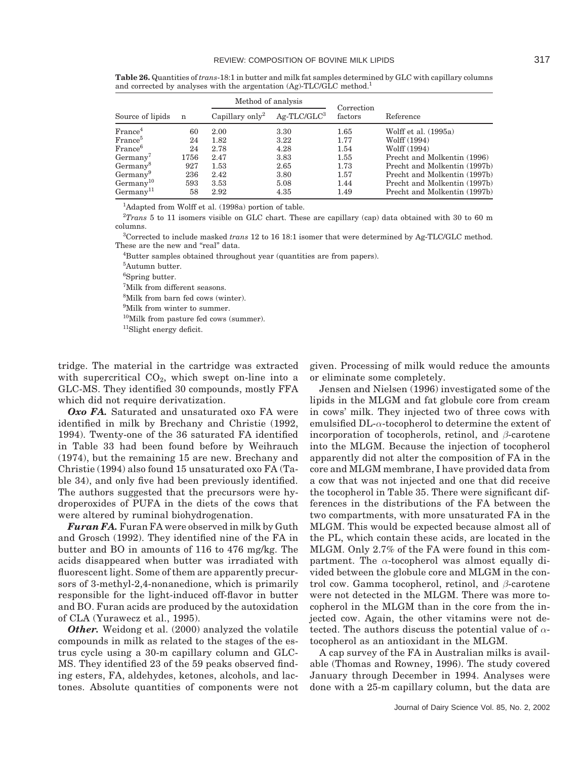**Table 26.** Quantities of *trans*-18:1 in butter and milk fat samples determined by GLC with capillary columns and corrected by analyses with the argentation (Ag)-TLC/GLC method.[1]

| Source of lipids | n | Method of analysis | | Correction factors | Reference |
|---|---|---|---|---|---|
| | | Capillary only[2] | Ag-TLC/GLC[3] | | |
| France[4] | 60 | 2.00 | 3.30 | 1.65 | Wolff et al. (1995a) |
| France[5] | 24 | 1.82 | 3.22 | 1.77 | Wolff (1994) |
| France[6] | 24 | 2.78 | 4.28 | 1.54 | Wolff (1994) |
| Germany[7] | 1756 | 2.47 | 3.83 | 1.55 | Precht and Molkentin (1996) |
| Germany[8] | 927 | 1.53 | 2.65 | 1.73 | Precht and Molkentin (1997b) |
| Germany[9] | 236 | 2.42 | 3.80 | 1.57 | Precht and Molkentin (1997b) |
| Germany[10] | 593 | 3.53 | 5.08 | 1.44 | Precht and Molkentin (1997b) |
| Germany[11] | 58 | 2.92 | 4.35 | 1.49 | Precht and Molkentin (1997b) |

[1]Adapted from Wolff et al. (1998a) portion of table.

[2]*Trans* 5 to 11 isomers visible on GLC chart. These are capillary (cap) data obtained with 30 to 60 m columns.

[3]Corrected to include masked *trans* 12 to 16 18:1 isomer that were determined by Ag-TLC/GLC method. These are the new and "real" data.

[4]Butter samples obtained throughout year (quantities are from papers).

[5]Autumn butter.

[6]Spring butter.

[7]Milk from different seasons.

[8]Milk from barn fed cows (winter).

[9]Milk from winter to summer.

[10]Milk from pasture fed cows (summer).

[11]Slight energy deficit.

tridge. The material in the cartridge was extracted with supercritical $CO_2$, which swept on-line into a GLC-MS. They identified 30 compounds, mostly FFA which did not require derivatization.

***Oxo FA.*** Saturated and unsaturated oxo FA were identified in milk by Brechany and Christie (1992, 1994). Twenty-one of the 36 saturated FA identified in Table 33 had been found before by Weihrauch (1974), but the remaining 15 are new. Brechany and Christie (1994) also found 15 unsaturated oxo FA (Table 34), and only five had been previously identified. The authors suggested that the precursors were hydroperoxides of PUFA in the diets of the cows that were altered by ruminal biohydrogenation.

***Furan FA.*** Furan FA were observed in milk by Guth and Grosch (1992). They identified nine of the FA in butter and BO in amounts of 116 to 476 mg/kg. The acids disappeared when butter was irradiated with fluorescent light. Some of them are apparently precursors of 3-methyl-2,4-nonanedione, which is primarily responsible for the light-induced off-flavor in butter and BO. Furan acids are produced by the autoxidation of CLA (Yurawecz et al., 1995).

***Other.*** Weidong et al. (2000) analyzed the volatile compounds in milk as related to the stages of the estrus cycle using a 30-m capillary column and GLC-MS. They identified 23 of the 59 peaks observed finding esters, FA, aldehydes, ketones, alcohols, and lactones. Absolute quantities of components were not given. Processing of milk would reduce the amounts or eliminate some completely.

Jensen and Nielsen (1996) investigated some of the lipids in the MLGM and fat globule core from cream in cows' milk. They injected two of three cows with emulsified DL-$\alpha$-tocopherol to determine the extent of incorporation of tocopherols, retinol, and $\beta$-carotene into the MLGM. Because the injection of tocopherol apparently did not alter the composition of FA in the core and MLGM membrane, I have provided data from a cow that was not injected and one that did receive the tocopherol in Table 35. There were significant differences in the distributions of the FA between the two compartments, with more unsaturated FA in the MLGM. This would be expected because almost all of the PL, which contain these acids, are located in the MLGM. Only 2.7% of the FA were found in this compartment. The $\alpha$-tocopherol was almost equally divided between the globule core and MLGM in the control cow. Gamma tocopherol, retinol, and $\beta$-carotene were not detected in the MLGM. There was more tocopherol in the MLGM than in the core from the injected cow. Again, the other vitamins were not detected. The authors discuss the potential value of $\alpha$-tocopherol as an antioxidant in the MLGM.

A cap survey of the FA in Australian milks is available (Thomas and Rowney, 1996). The study covered January through December in 1994. Analyses were done with a 25-m capillary column, but the data are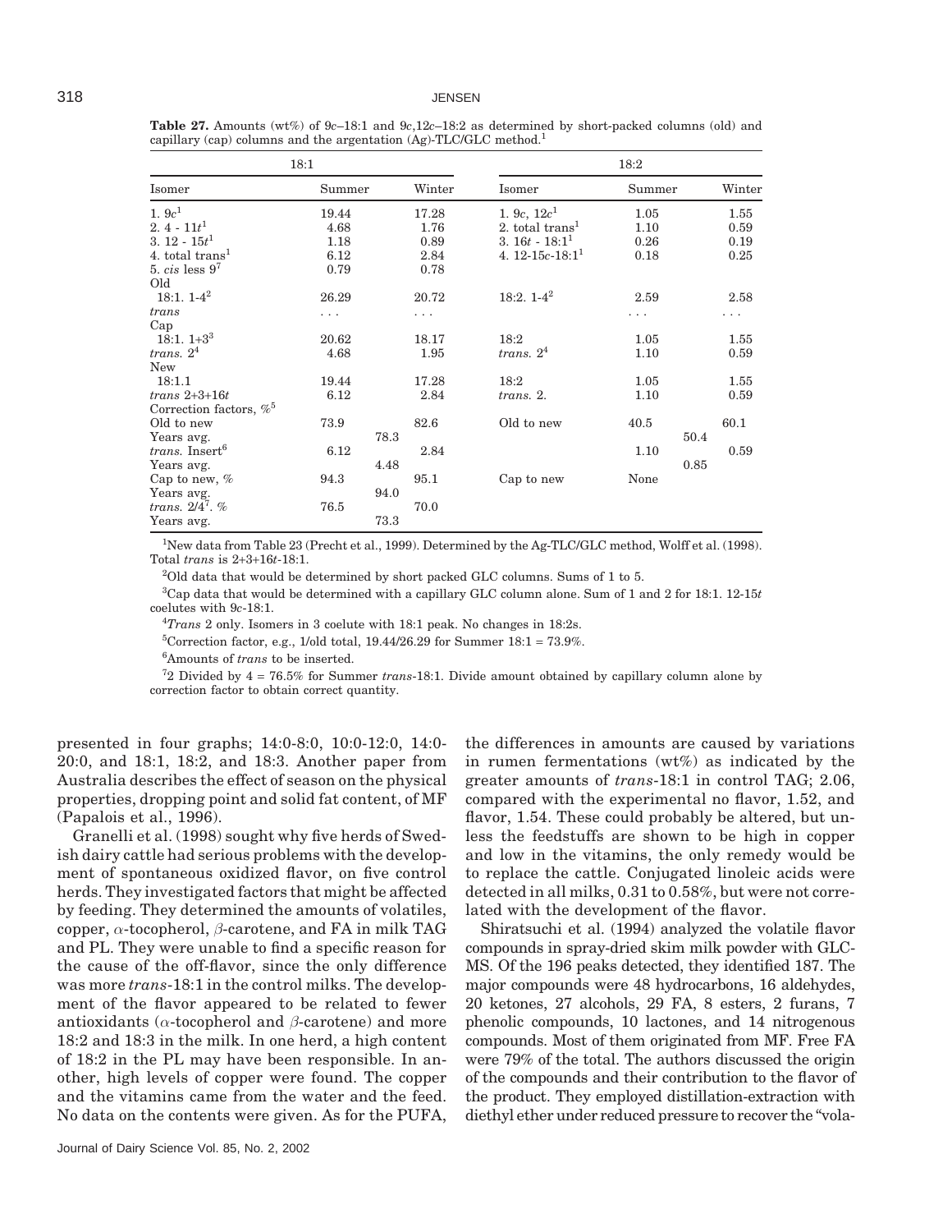**Table 27.** Amounts (wt%) of 9*c*–18:1 and 9*c*,12*c*–18:2 as determined by short-packed columns (old) and capillary (cap) columns and the argentation (Ag)-TLC/GLC method.[1]

| 18:1 | | | | 18:2 | | | |
|---|---|---|---|---|---|---|---|
| Isomer | Summer | | Winter | Isomer | Summer | | Winter |
| 1. 9*c*[1] | 19.44 | | 17.28 | 1. 9*c*, 12*c*[1] | 1.05 | | 1.55 |
| 2. 4 - 11*t*[1] | 4.68 | | 1.76 | 2. total trans[1] | 1.10 | | 0.59 |
| 3. 12 - 15*t*[1] | 1.18 | | 0.89 | 3. 16*t* - 18:1[1] | 0.26 | | 0.19 |
| 4. total trans[1] | 6.12 | | 2.84 | 4. 12-15*c*-18:1[1] | 0.18 | | 0.25 |
| 5. *cis* less 9[7] | 0.79 | | 0.78 | | | | |
| Old | | | | | | | |
| 18:1. 1-4[2] | 26.29 | | 20.72 | 18:2. 1-4[2] | 2.59 | | 2.58 |
| *trans* | . . . | | . . . | | . . . | | . . . |
| Cap | | | | | | | |
| 18:1. 1+3[3] | 20.62 | | 18.17 | 18:2 | 1.05 | | 1.55 |
| *trans.* 2[4] | 4.68 | | 1.95 | *trans.* 2[4] | 1.10 | | 0.59 |
| New | | | | | | | |
| 18:1.1 | 19.44 | | 17.28 | 18:2 | 1.05 | | 1.55 |
| *trans* 2+3+16*t* | 6.12 | | 2.84 | *trans.* 2. | 1.10 | | 0.59 |
| Correction factors, %[5] | | | | | | | |
| Old to new | 73.9 | | 82.6 | Old to new | 40.5 | | 60.1 |
| Years avg. | | 78.3 | | | | 50.4 | |
| *trans.* Insert[6] | 6.12 | | 2.84 | | 1.10 | | 0.59 |
| Years avg. | | 4.48 | | | | 0.85 | |
| Cap to new, % | 94.3 | | 95.1 | Cap to new | None | | |
| Years avg. | | 94.0 | | | | | |
| *trans.* 2/4[7]. % | 76.5 | | 70.0 | | | | |
| Years avg. | | 73.3 | | | | | |

[1]New data from Table 23 (Precht et al., 1999). Determined by the Ag-TLC/GLC method, Wolff et al. (1998). Total *trans* is 2+3+16*t*-18:1.

[2]Old data that would be determined by short packed GLC columns. Sums of 1 to 5.

[3]Cap data that would be determined with a capillary GLC column alone. Sum of 1 and 2 for 18:1. 12-15*t* coelutes with 9*c*-18:1.

[4]*Trans* 2 only. Isomers in 3 coelute with 18:1 peak. No changes in 18:2s.

[5]Correction factor, e.g., 1/old total, 19.44/26.29 for Summer 18:1 = 73.9%.

[6]Amounts of *trans* to be inserted.

[7]2 Divided by 4 = 76.5% for Summer *trans*-18:1. Divide amount obtained by capillary column alone by correction factor to obtain correct quantity.

presented in four graphs; 14:0-8:0, 10:0-12:0, 14:0-20:0, and 18:1, 18:2, and 18:3. Another paper from Australia describes the effect of season on the physical properties, dropping point and solid fat content, of MF (Papalois et al., 1996).

Granelli et al. (1998) sought why five herds of Swedish dairy cattle had serious problems with the development of spontaneous oxidized flavor, on five control herds. They investigated factors that might be affected by feeding. They determined the amounts of volatiles, copper, α-tocopherol, β-carotene, and FA in milk TAG and PL. They were unable to find a specific reason for the cause of the off-flavor, since the only difference was more *trans*-18:1 in the control milks. The development of the flavor appeared to be related to fewer antioxidants (α-tocopherol and β-carotene) and more 18:2 and 18:3 in the milk. In one herd, a high content of 18:2 in the PL may have been responsible. In another, high levels of copper were found. The copper and the vitamins came from the water and the feed. No data on the contents were given. As for the PUFA, the differences in amounts are caused by variations in rumen fermentations (wt%) as indicated by the greater amounts of *trans*-18:1 in control TAG; 2.06, compared with the experimental no flavor, 1.52, and flavor, 1.54. These could probably be altered, but unless the feedstuffs are shown to be high in copper and low in the vitamins, the only remedy would be to replace the cattle. Conjugated linoleic acids were detected in all milks, 0.31 to 0.58%, but were not correlated with the development of the flavor.

Shiratsuchi et al. (1994) analyzed the volatile flavor compounds in spray-dried skim milk powder with GLC-MS. Of the 196 peaks detected, they identified 187. The major compounds were 48 hydrocarbons, 16 aldehydes, 20 ketones, 27 alcohols, 29 FA, 8 esters, 2 furans, 7 phenolic compounds, 10 lactones, and 14 nitrogenous compounds. Most of them originated from MF. Free FA were 79% of the total. The authors discussed the origin of the compounds and their contribution to the flavor of the product. They employed distillation-extraction with diethyl ether under reduced pressure to recover the "vola-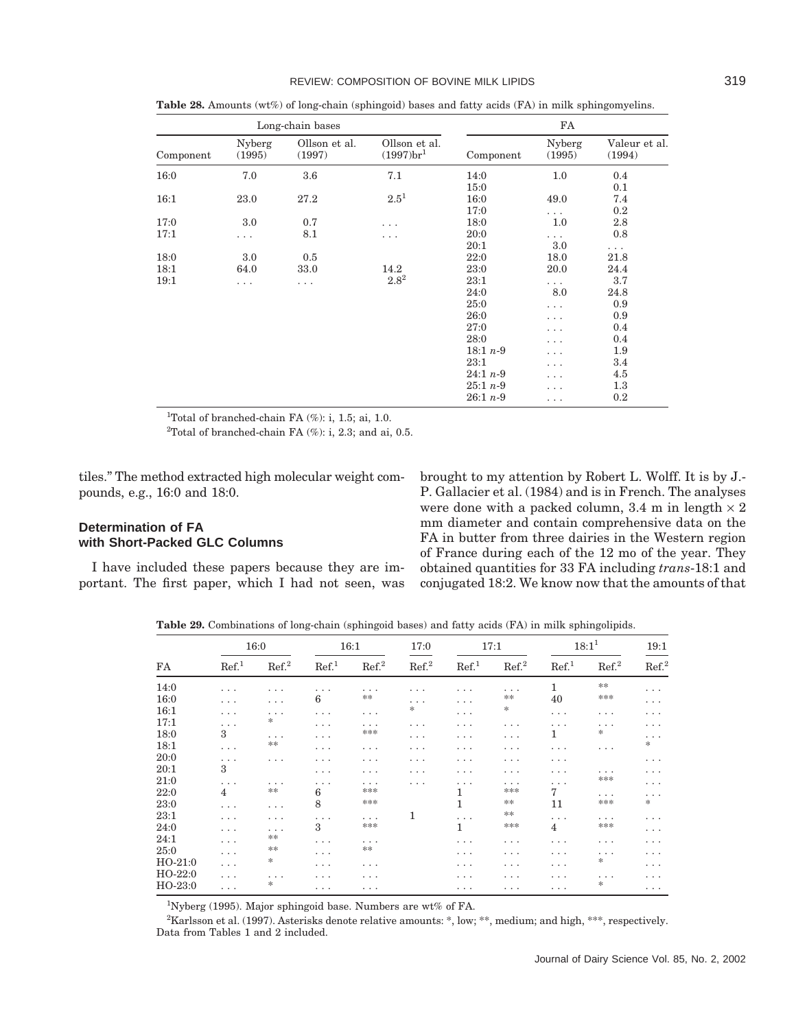**Table 28.** Amounts (wt%) of long-chain (sphingoid) bases and fatty acids (FA) in milk sphingomyelins.

| Long-chain bases | | | | FA | | |
|---|---|---|---|---|---|---|
| Component | Nyberg (1995) | Ollson et al. (1997) | Ollson et al. (1997)br[1] | Component | Nyberg (1995) | Valeur et al. (1994) |
| 16:0 | 7.0 | 3.6 | 7.1 | 14:0 | 1.0 | 0.4 |
| | | | | 15:0 | | 0.1 |
| 16:1 | 23.0 | 27.2 | 2.5[1] | 16:0 | 49.0 | 7.4 |
| | | | | 17:0 | . . . | 0.2 |
| 17:0 | 3.0 | 0.7 | . . . | 18:0 | 1.0 | 2.8 |
| 17:1 | . . . | 8.1 | . . . | 20:0 | . . . | 0.8 |
| | | | | 20:1 | 3.0 | . . . |
| 18:0 | 3.0 | 0.5 | | 22:0 | 18.0 | 21.8 |
| 18:1 | 64.0 | 33.0 | 14.2 | 23:0 | 20.0 | 24.4 |
| 19:1 | . . . | . . . | 2.8[2] | 23:1 | . . . | 3.7 |
| | | | | 24:0 | 8.0 | 24.8 |
| | | | | 25:0 | . . . | 0.9 |
| | | | | 26:0 | . . . | 0.9 |
| | | | | 27:0 | . . . | 0.4 |
| | | | | 28:0 | . . . | 0.4 |
| | | | | 18:1 *n*-9 | . . . | 1.9 |
| | | | | 23:1 | . . . | 3.4 |
| | | | | 24:1 *n*-9 | . . . | 4.5 |
| | | | | 25:1 *n*-9 | . . . | 1.3 |
| | | | | 26:1 *n*-9 | . . . | 0.2 |

[1]Total of branched-chain FA (%): i, 1.5; ai, 1.0.

[2]Total of branched-chain FA (%): i, 2.3; and ai, 0.5.

tiles." The method extracted high molecular weight compounds, e.g., 16:0 and 18:0.

## Determination of FA with Short-Packed GLC Columns

I have included these papers because they are important. The first paper, which I had not seen, was brought to my attention by Robert L. Wolff. It is by J.-P. Gallacier et al. (1984) and is in French. The analyses were done with a packed column, 3.4 m in length × 2 mm diameter and contain comprehensive data on the FA in butter from three dairies in the Western region of France during each of the 12 mo of the year. They obtained quantities for 33 FA including *trans*-18:1 and conjugated 18:2. We know now that the amounts of that

**Table 29.** Combinations of long-chain (sphingoid bases) and fatty acids (FA) in milk sphingolipids.

| | 16:0 | | 16:1 | | 17:0 | 17:1 | | 18:1[1] | | 19:1 |
|---|---|---|---|---|---|---|---|---|---|---|
| FA | Ref.[1] | Ref.[2] | Ref.[1] | Ref.[2] | Ref.[2] | Ref.[1] | Ref.[2] | Ref.[1] | Ref.[2] | Ref.[2] |
| 14:0 | . . . | . . . | . . . | . . . | . . . | . . . | . . . | 1 | ** | . . . |
| 16:0 | . . . | . . . | 6 | ** | . . . | . . . | ** | 40 | *** | . . . |
| 16:1 | . . . | . . . | . . . | . . . | * | . . . | * | . . . | . . . | . . . |
| 17:1 | . . . | * | . . . | . . . | . . . | . . . | . . . | . . . | . . . | . . . |
| 18:0 | 3 | . . . | . . . | *** | . . . | . . . | . . . | 1 | * | . . . |
| 18:1 | . . . | ** | . . . | . . . | . . . | . . . | . . . | . . . | . . . | * |
| 20:0 | . . . | . . . | . . . | . . . | . . . | . . . | . . . | . . . | | . . . |
| 20:1 | 3 | | . . . | . . . | . . . | . . . | . . . | . . . | . . . | . . . |
| 21:0 | . . . | . . . | . . . | . . . | . . . | . . . | . . . | . . . | *** | . . . |
| 22:0 | 4 | ** | 6 | *** | | 1 | *** | 7 | . . . | . . . |
| 23:0 | . . . | . . . | 8 | *** | | 1 | ** | 11 | *** | * |
| 23:1 | . . . | . . . | . . . | . . . | 1 | . . . | ** | . . . | . . . | . . . |
| 24:0 | . . . | . . . | 3 | *** | | 1 | *** | 4 | *** | . . . |
| 24:1 | . . . | ** | . . . | . . . | | . . . | . . . | . . . | . . . | . . . |
| 25:0 | . . . | ** | . . . | ** | | . . . | . . . | . . . | . . . | . . . |
| HO-21:0 | . . . | * | . . . | . . . | | . . . | . . . | . . . | * | . . . |
| HO-22:0 | . . . | . . . | . . . | . . . | | . . . | . . . | . . . | . . . | . . . |
| HO-23:0 | . . . | * | . . . | . . . | | . . . | . . . | . . . | * | . . . |

[1]Nyberg (1995). Major sphingoid base. Numbers are wt% of FA.

[2]Karlsson et al. (1997). Asterisks denote relative amounts: *, low; **, medium; and high, ***, respectively. Data from Tables 1 and 2 included.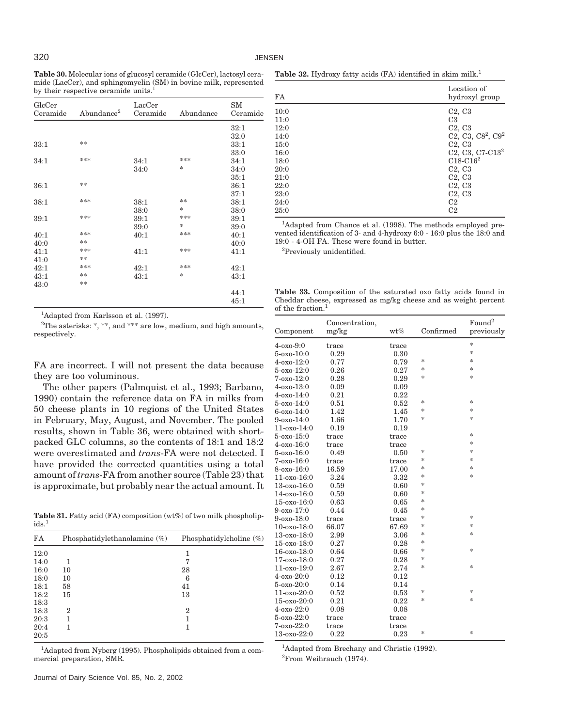**Table 30.** Molecular ions of glucosyl ceramide (GlcCer), lactosyl ceramide (LacCer), and sphingomyelin (SM) in bovine milk, represented by their respective ceramide units.[1]

| GlcCer Ceramide | Abundance[2] | LacCer Ceramide | Abundance | SM Ceramide |
|---|---|---|---|---|
| | | | | 32:1 |
| | | | | 32.0 |
| 33:1 | ** | | | 33:1 |
| | | | | 33:0 |
| 34:1 | *** | 34:1 | *** | 34:1 |
| | | 34:0 | * | 34:0 |
| | | | | 35:1 |
| 36:1 | ** | | | 36:1 |
| | | | | 37:1 |
| 38:1 | *** | 38:1 | ** | 38:1 |
| | | 38:0 | * | 38:0 |
| 39:1 | *** | 39:1 | *** | 39:1 |
| | | 39:0 | * | 39:0 |
| 40:1 | *** | 40:1 | *** | 40:1 |
| 40:0 | ** | | | 40:0 |
| 41:1 | *** | 41:1 | *** | 41:1 |
| 41:0 | ** | | | |
| 42:1 | *** | 42:1 | *** | 42:1 |
| 43:1 | ** | 43:1 | * | 43:1 |
| 43:0 | ** | | | |
| | | | | 44:1 |
| | | | | 45:1 |

[1]Adapted from Karlsson et al. (1997).

[2]The asterisks: *, **, and *** are low, medium, and high amounts, respectively.

FA are incorrect. I will not present the data because they are too voluminous.

The other papers (Palmquist et al., 1993; Barbano, 1990) contain the reference data on FA in milks from 50 cheese plants in 10 regions of the United States in February, May, August, and November. The pooled results, shown in Table 36, were obtained with short-packed GLC columns, so the contents of 18:1 and 18:2 were overestimated and *trans*-FA were not detected. I have provided the corrected quantities using a total amount of *trans*-FA from another source (Table 23) that is approximate, but probably near the actual amount. It

**Table 31.** Fatty acid (FA) composition (wt%) of two milk phospholipids.[1]

| FA | Phosphatidylethanolamine (%) | Phosphatidylcholine (%) |
|---|---|---|
| 12:0 | | 1 |
| 14:0 | 1 | 7 |
| 16:0 | 10 | 28 |
| 18:0 | 10 | 6 |
| 18:1 | 58 | 41 |
| 18:2 | 15 | 13 |
| 18:3 | | |
| 18:3 | 2 | 2 |
| 20:3 | 1 | 1 |
| 20:4 | 1 | 1 |
| 20:5 | | |

[1]Adapted from Nyberg (1995). Phospholipids obtained from a commercial preparation, SMR.

**Table 32.** Hydroxy fatty acids (FA) identified in skim milk.[1]

| FA | Location of hydroxyl group |
|---|---|
| 10:0 | C2, C3 |
| 11:0 | C3 |
| 12:0 | C2, C3 |
| 14:0 | C2, C3, C8[2], C9[2] |
| 15:0 | C2, C3 |
| 16:0 | C2, C3, C7-C13[2] |
| 18:0 | C18-C16[2] |
| 20:0 | C2, C3 |
| 21:0 | C2, C3 |
| 22:0 | C2, C3 |
| 23:0 | C2, C3 |
| 24:0 | C2 |
| 25:0 | C2 |

[1]Adapted from Chance et al. (1998). The methods employed prevented identification of 3- and 4-hydroxy 6:0 - 16:0 plus the 18:0 and 19:0 - 4-OH FA. These were found in butter.

[2]Previously unidentified.

**Table 33.** Composition of the saturated oxo fatty acids found in Cheddar cheese, expressed as mg/kg cheese and as weight percent of the fraction.[1]

| Component | Concentration, mg/kg | wt% | Confirmed | Found[2] previously |
|---|---|---|---|---|
| 4-oxo-9:0 | trace | trace | | * |
| 5-oxo-10:0 | 0.29 | 0.30 | | * |
| 4-oxo-12:0 | 0.77 | 0.79 | * | * |
| 5-oxo-12:0 | 0.26 | 0.27 | * | * |
| 7-oxo-12:0 | 0.28 | 0.29 | * | * |
| 4-oxo-13:0 | 0.09 | 0.09 | | |
| 4-oxo-14:0 | 0.21 | 0.22 | | |
| 5-oxo-14:0 | 0.51 | 0.52 | * | * |
| 6-oxo-14:0 | 1.42 | 1.45 | * | * |
| 9-oxo-14:0 | 1.66 | 1.70 | * | * |
| 11-oxo-14:0 | 0.19 | 0.19 | | |
| 5-oxo-15:0 | trace | trace | | * |
| 4-oxo-16:0 | trace | trace | | * |
| 5-oxo-16:0 | 0.49 | 0.50 | * | * |
| 7-oxo-16:0 | trace | trace | * | * |
| 8-oxo-16:0 | 16.59 | 17.00 | * | * |
| 11-oxo-16:0 | 3.24 | 3.32 | * | * |
| 13-oxo-16:0 | 0.59 | 0.60 | * | |
| 14-oxo-16:0 | 0.59 | 0.60 | * | |
| 15-oxo-16:0 | 0.63 | 0.65 | * | |
| 9-oxo-17:0 | 0.44 | 0.45 | * | |
| 9-oxo-18:0 | trace | trace | * | * |
| 10-oxo-18:0 | 66.07 | 67.69 | * | * |
| 13-oxo-18:0 | 2.99 | 3.06 | * | * |
| 15-oxo-18:0 | 0.27 | 0.28 | * | |
| 16-oxo-18:0 | 0.64 | 0.66 | * | * |
| 17-oxo-18:0 | 0.27 | 0.28 | * | |
| 11-oxo-19:0 | 2.67 | 2.74 | * | * |
| 4-oxo-20:0 | 0.12 | 0.12 | | |
| 5-oxo-20:0 | 0.14 | 0.14 | | |
| 11-oxo-20:0 | 0.52 | 0.53 | * | * |
| 15-oxo-20:0 | 0.21 | 0.22 | * | * |
| 4-oxo-22:0 | 0.08 | 0.08 | | |
| 5-oxo-22:0 | trace | trace | | |
| 7-oxo-22:0 | trace | trace | | |
| 13-oxo-22:0 | 0.22 | 0.23 | * | * |

[1]Adapted from Brechany and Christie (1992).

[2]From Weihrauch (1974).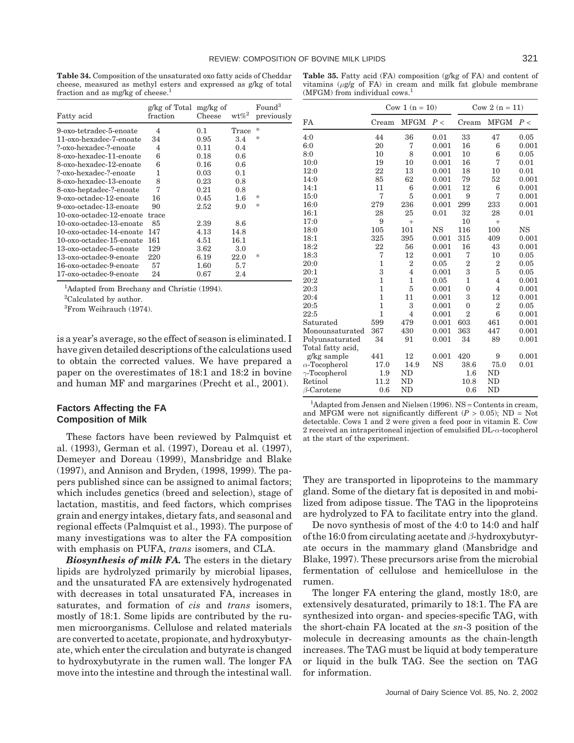**Table 34.** Composition of the unsaturated oxo fatty acids of Cheddar cheese, measured as methyl esters and expressed as g/kg of total fraction and as mg/kg of cheese.[1]

| Fatty acid | g/kg of Total fraction | mg/kg of Cheese | wt%[2] | Found[3] previously |
|---|---|---|---|---|
| 9-oxo-tetradec-5-enoate | 4 | 0.1 | Trace | * |
| 11-oxo-hexadec-7-enoate | 34 | 0.95 | 3.4 | * |
| ?-oxo-hexadec-?-enoate | 4 | 0.11 | 0.4 | |
| 8-oxo-hexadec-11-enoate | 6 | 0.18 | 0.6 | |
| 8-oxo-hexadec-12-enoate | 6 | 0.16 | 0.6 | |
| ?-oxo-hexadec-?-enoate | 1 | 0.03 | 0.1 | |
| 8-oxo-hexadec-13-enoate | 8 | 0.23 | 0.8 | |
| 8-oxo-heptadec-?-enoate | 7 | 0.21 | 0.8 | |
| 9-oxo-octadec-12-enoate | 16 | 0.45 | 1.6 | * |
| 9-oxo-octadec-13-enoate | 90 | 2.52 | 9.0 | * |
| 10-oxo-octadec-12-enoate | trace | | | |
| 10-oxo-octadec-13-enoate | 85 | 2.39 | 8.6 | |
| 10-oxo-octadec-14-enoate | 147 | 4.13 | 14.8 | |
| 10-oxo-octadec-15-enoate | 161 | 4.51 | 16.1 | |
| 13-oxo-octadec-5-enoate | 129 | 3.62 | 3.0 | |
| 13-oxo-octadec-9-enoate | 220 | 6.19 | 22.0 | * |
| 16-oxo-octadec-9-enoate | 57 | 1.60 | 5.7 | |
| 17-oxo-octadec-9-enoate | 24 | 0.67 | 2.4 | |

[1]Adapted from Brechany and Christie (1994).

[2]Calculated by author.

[3]From Weihrauch (1974).

is a year's average, so the effect of season is eliminated. I have given detailed descriptions of the calculations used to obtain the corrected values. We have prepared a paper on the overestimates of 18:1 and 18:2 in bovine and human MF and margarines (Precht et al., 2001).

## Factors Affecting the FA Composition of Milk

These factors have been reviewed by Palmquist et al. (1993), German et al. (1997), Doreau et al. (1997), Demeyer and Doreau (1999), Mansbridge and Blake (1997), and Annison and Bryden, (1998, 1999). The papers published since can be assigned to animal factors; which includes genetics (breed and selection), stage of lactation, mastitis, and feed factors, which comprises grain and energy intakes, dietary fats, and seasonal and regional effects (Palmquist et al., 1993). The purpose of many investigations was to alter the FA composition with emphasis on PUFA, *trans* isomers, and CLA.

***Biosynthesis of milk FA.*** The esters in the dietary lipids are hydrolyzed primarily by microbial lipases, and the unsaturated FA are extensively hydrogenated with decreases in total unsaturated FA, increases in saturates, and formation of *cis* and *trans* isomers, mostly of 18:1. Some lipids are contributed by the rumen microorganisms. Cellulose and related materials are converted to acetate, propionate, and hydroxybutyrate, which enter the circulation and butyrate is changed to hydroxybutyrate in the rumen wall. The longer FA move into the intestine and through the intestinal wall.

**Table 35.** Fatty acid (FA) composition (g/kg of FA) and content of vitamins (μg/g of FA) in cream and milk fat globule membrane (MFGM) from individual cows.[1]

| | Cow 1 (n = 10) | | | Cow 2 (n = 11) | | |
|---|---|---|---|---|---|---|
| FA | Cream | MFGM | $P <$ | Cream | MFGM | $P <$ |
| 4:0 | 44 | 36 | 0.01 | 33 | 47 | 0.05 |
| 6:0 | 20 | 7 | 0.001 | 16 | 6 | 0.001 |
| 8:0 | 10 | 8 | 0.001 | 10 | 6 | 0.05 |
| 10:0 | 19 | 10 | 0.001 | 16 | 7 | 0.01 |
| 12:0 | 22 | 13 | 0.001 | 18 | 10 | 0.01 |
| 14:0 | 85 | 62 | 0.001 | 79 | 52 | 0.001 |
| 14:1 | 11 | 6 | 0.001 | 12 | 6 | 0.001 |
| 15:0 | 7 | 5 | 0.001 | 9 | 7 | 0.001 |
| 16:0 | 279 | 236 | 0.001 | 299 | 233 | 0.001 |
| 16:1 | 28 | 25 | 0.01 | 32 | 28 | 0.01 |
| 17:0 | 9 | + | | 10 | + | |
| 18:0 | 105 | 101 | NS | 116 | 100 | NS |
| 18:1 | 325 | 395 | 0.001 | 315 | 409 | 0.001 |
| 18:2 | 22 | 56 | 0.001 | 16 | 43 | 0.001 |
| 18:3 | 7 | 12 | 0.001 | 7 | 10 | 0.05 |
| 20:0 | 1 | 2 | 0.05 | 2 | 2 | 0.05 |
| 20:1 | 3 | 4 | 0.001 | 3 | 5 | 0.05 |
| 20:2 | 1 | 1 | 0.05 | 1 | 4 | 0.001 |
| 20:3 | 1 | 5 | 0.001 | 0 | 4 | 0.001 |
| 20:4 | 1 | 11 | 0.001 | 3 | 12 | 0.001 |
| 20:5 | 1 | 3 | 0.001 | 0 | 2 | 0.05 |
| 22:5 | 1 | 4 | 0.001 | 2 | 6 | 0.001 |
| Saturated | 599 | 479 | 0.001 | 603 | 461 | 0.001 |
| Monounsaturated | 367 | 430 | 0.001 | 363 | 447 | 0.001 |
| Polyunsaturated | 34 | 91 | 0.001 | 34 | 89 | 0.001 |
| Total fatty acid, g/kg sample | 441 | 12 | 0.001 | 420 | 9 | 0.001 |
| α-Tocopherol | 17.0 | 14.9 | NS | 38.6 | 75.0 | 0.01 |
| γ-Tocopherol | 1.9 | ND | | 1.6 | ND | |
| Retinol | 11.2 | ND | | 10.8 | ND | |
| β-Carotene | 0.6 | ND | | 0.6 | ND | |

[1]Adapted from Jensen and Nielsen (1996). NS = Contents in cream, and MFGM were not significantly different ($P > 0.05$); ND = Not detectable. Cows 1 and 2 were given a feed poor in vitamin E. Cow 2 received an intraperitoneal injection of emulsified DL-α-tocopherol at the start of the experiment.

They are transported in lipoproteins to the mammary gland. Some of the dietary fat is deposited in and mobilized from adipose tissue. The TAG in the lipoproteins are hydrolyzed to FA to facilitate entry into the gland.

De novo synthesis of most of the 4:0 to 14:0 and half of the 16:0 from circulating acetate and β-hydroxybutyrate occurs in the mammary gland (Mansbridge and Blake, 1997). These precursors arise from the microbial fermentation of cellulose and hemicellulose in the rumen.

The longer FA entering the gland, mostly 18:0, are extensively desaturated, primarily to 18:1. The FA are synthesized into organ- and species-specific TAG, with the short-chain FA located at the *sn*-3 position of the molecule in decreasing amounts as the chain-length increases. The TAG must be liquid at body temperature or liquid in the bulk TAG. See the section on TAG for information.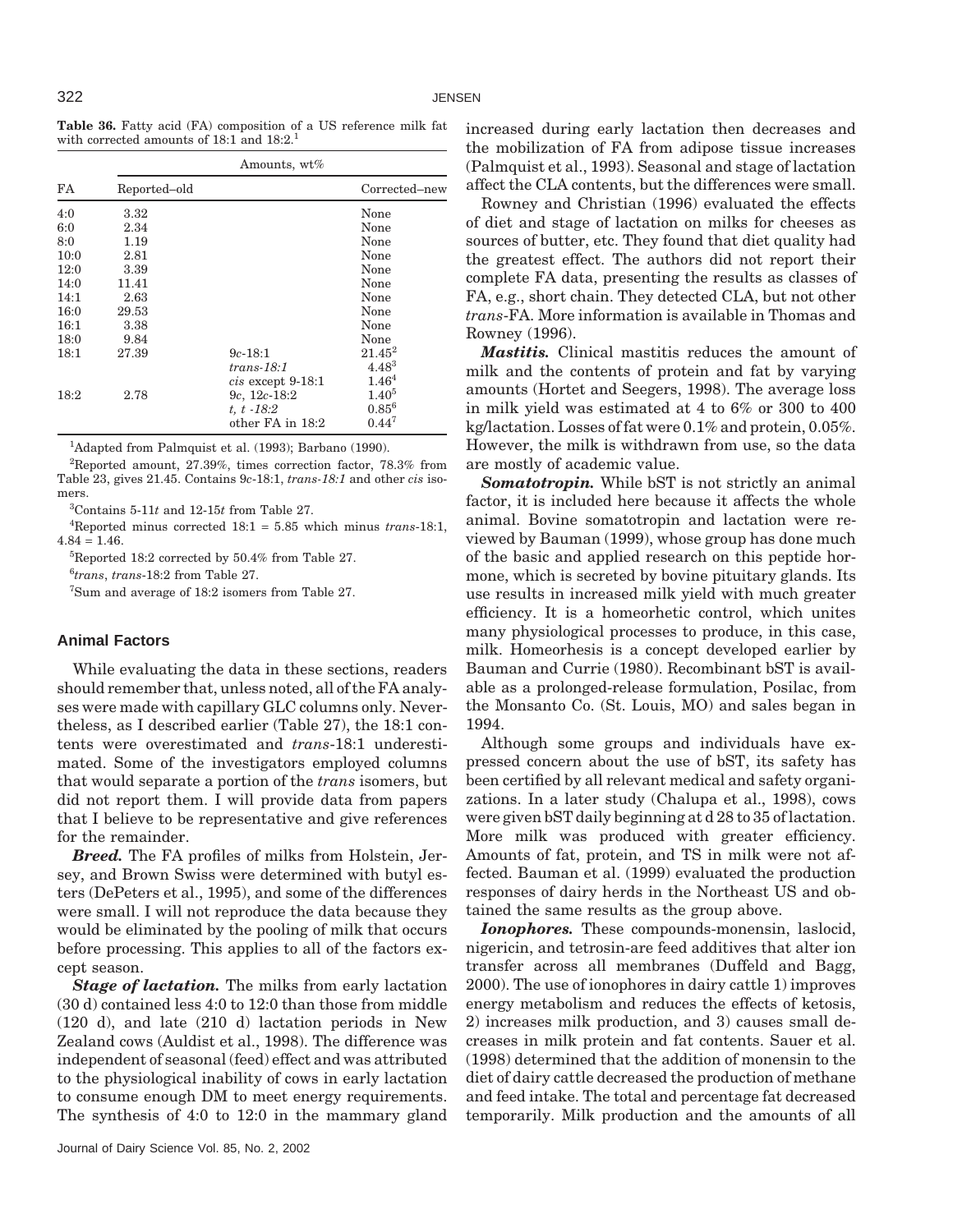**Table 36.** Fatty acid (FA) composition of a US reference milk fat with corrected amounts of 18:1 and 18:2.[1]

| FA | Amounts, wt% | | |
|---|---|---|---|
| | Reported–old | | Corrected–new |
| 4:0 | 3.32 | | None |
| 6:0 | 2.34 | | None |
| 8:0 | 1.19 | | None |
| 10:0 | 2.81 | | None |
| 12:0 | 3.39 | | None |
| 14:0 | 11.41 | | None |
| 14:1 | 2.63 | | None |
| 16:0 | 29.53 | | None |
| 16:1 | 3.38 | | None |
| 18:0 | 9.84 | | None |
| 18:1 | 27.39 | 9*c*-18:1 | 21.45[2] |
| | | *trans-18:1* | 4.48[3] |
| | | *cis* except 9-18:1 | 1.46[4] |
| 18:2 | 2.78 | 9*c*, 12*c*-18:2 | 1.40[5] |
| | | *t, t* -18:2 | 0.85[6] |
| | | other FA in 18:2 | 0.44[7] |

[1]Adapted from Palmquist et al. (1993); Barbano (1990).

[2]Reported amount, 27.39%, times correction factor, 78.3% from Table 23, gives 21.45. Contains 9*c*-18:1, *trans-18:1* and other *cis* isomers.

[3]Contains 5-11*t* and 12-15*t* from Table 27.

[4]Reported minus corrected 18:1 = 5.85 which minus *trans*-18:1, 4.84 = 1.46.

[5]Reported 18:2 corrected by 50.4% from Table 27.

[6]*trans*, *trans*-18:2 from Table 27.

[7]Sum and average of 18:2 isomers from Table 27.

## Animal Factors

While evaluating the data in these sections, readers should remember that, unless noted, all of the FA analyses were made with capillary GLC columns only. Nevertheless, as I described earlier (Table 27), the 18:1 contents were overestimated and *trans*-18:1 underestimated. Some of the investigators employed columns that would separate a portion of the *trans* isomers, but did not report them. I will provide data from papers that I believe to be representative and give references for the remainder.

***Breed.*** The FA profiles of milks from Holstein, Jersey, and Brown Swiss were determined with butyl esters (DePeters et al., 1995), and some of the differences were small. I will not reproduce the data because they would be eliminated by the pooling of milk that occurs before processing. This applies to all of the factors except season.

***Stage of lactation.*** The milks from early lactation (30 d) contained less 4:0 to 12:0 than those from middle (120 d), and late (210 d) lactation periods in New Zealand cows (Auldist et al., 1998). The difference was independent of seasonal (feed) effect and was attributed to the physiological inability of cows in early lactation to consume enough DM to meet energy requirements. The synthesis of 4:0 to 12:0 in the mammary gland increased during early lactation then decreases and the mobilization of FA from adipose tissue increases (Palmquist et al., 1993). Seasonal and stage of lactation affect the CLA contents, but the differences were small.

Rowney and Christian (1996) evaluated the effects of diet and stage of lactation on milks for cheeses as sources of butter, etc. They found that diet quality had the greatest effect. The authors did not report their complete FA data, presenting the results as classes of FA, e.g., short chain. They detected CLA, but not other *trans*-FA. More information is available in Thomas and Rowney (1996).

***Mastitis.*** Clinical mastitis reduces the amount of milk and the contents of protein and fat by varying amounts (Hortet and Seegers, 1998). The average loss in milk yield was estimated at 4 to 6% or 300 to 400 kg/lactation. Losses of fat were 0.1% and protein, 0.05%. However, the milk is withdrawn from use, so the data are mostly of academic value.

***Somatotropin.*** While bST is not strictly an animal factor, it is included here because it affects the whole animal. Bovine somatotropin and lactation were reviewed by Bauman (1999), whose group has done much of the basic and applied research on this peptide hormone, which is secreted by bovine pituitary glands. Its use results in increased milk yield with much greater efficiency. It is a homeorhetic control, which unites many physiological processes to produce, in this case, milk. Homeorhesis is a concept developed earlier by Bauman and Currie (1980). Recombinant bST is available as a prolonged-release formulation, Posilac, from the Monsanto Co. (St. Louis, MO) and sales began in 1994.

Although some groups and individuals have expressed concern about the use of bST, its safety has been certified by all relevant medical and safety organizations. In a later study (Chalupa et al., 1998), cows were given bST daily beginning at d 28 to 35 of lactation. More milk was produced with greater efficiency. Amounts of fat, protein, and TS in milk were not affected. Bauman et al. (1999) evaluated the production responses of dairy herds in the Northeast US and obtained the same results as the group above.

***Ionophores.*** These compounds-monensin, laslocid, nigericin, and tetrosin-are feed additives that alter ion transfer across all membranes (Duffeld and Bagg, 2000). The use of ionophores in dairy cattle 1) improves energy metabolism and reduces the effects of ketosis, 2) increases milk production, and 3) causes small decreases in milk protein and fat contents. Sauer et al. (1998) determined that the addition of monensin to the diet of dairy cattle decreased the production of methane and feed intake. The total and percentage fat decreased temporarily. Milk production and the amounts of all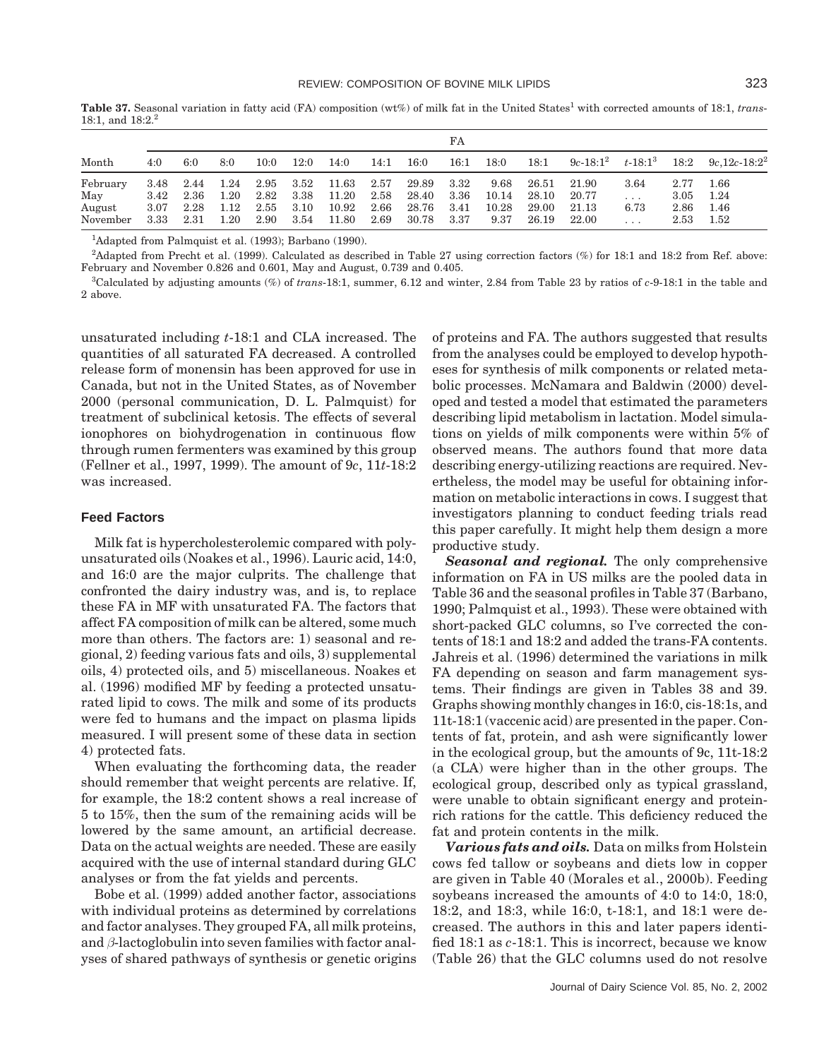**Table 37.** Seasonal variation in fatty acid (FA) composition (wt%) of milk fat in the United States[1] with corrected amounts of 18:1, *trans*-18:1, and 18:2.[2]

| Month | FA | | | | | | | | | | | | | | |
|---|---|---|---|---|---|---|---|---|---|---|---|---|---|---|---|
| | 4:0 | 6:0 | 8:0 | 10:0 | 12:0 | 14:0 | 14:1 | 16:0 | 16:1 | 18:0 | 18:1 | 9*c*-18:1[2] | *t*-18:1[3] | 18:2 | 9*c*,12*c*-18:2[2] |
| February | 3.48 | 2.44 | 1.24 | 2.95 | 3.52 | 11.63 | 2.57 | 29.89 | 3.32 | 9.68 | 26.51 | 21.90 | 3.64 | 2.77 | 1.66 |
| May | 3.42 | 2.36 | 1.20 | 2.82 | 3.38 | 11.20 | 2.58 | 28.40 | 3.36 | 10.14 | 28.10 | 20.77 | . . . | 3.05 | 1.24 |
| August | 3.07 | 2.28 | 1.12 | 2.55 | 3.10 | 10.92 | 2.66 | 28.76 | 3.41 | 10.28 | 29.00 | 21.13 | 6.73 | 2.86 | 1.46 |
| November | 3.33 | 2.31 | 1.20 | 2.90 | 3.54 | 11.80 | 2.69 | 30.78 | 3.37 | 9.37 | 26.19 | 22.00 | . . . | 2.53 | 1.52 |

[1]Adapted from Palmquist et al. (1993); Barbano (1990).

[2]Adapted from Precht et al. (1999). Calculated as described in Table 27 using correction factors (%) for 18:1 and 18:2 from Ref. above: February and November 0.826 and 0.601, May and August, 0.739 and 0.405.

[3]Calculated by adjusting amounts (%) of *trans*-18:1, summer, 6.12 and winter, 2.84 from Table 23 by ratios of *c*-9-18:1 in the table and 2 above.

unsaturated including *t*-18:1 and CLA increased. The quantities of all saturated FA decreased. A controlled release form of monensin has been approved for use in Canada, but not in the United States, as of November 2000 (personal communication, D. L. Palmquist) for treatment of subclinical ketosis. The effects of several ionophores on biohydrogenation in continuous flow through rumen fermenters was examined by this group (Fellner et al., 1997, 1999). The amount of 9*c*, 11*t*-18:2 was increased.

## Feed Factors

Milk fat is hypercholesterolemic compared with polyunsaturated oils (Noakes et al., 1996). Lauric acid, 14:0, and 16:0 are the major culprits. The challenge that confronted the dairy industry was, and is, to replace these FA in MF with unsaturated FA. The factors that affect FA composition of milk can be altered, some much more than others. The factors are: 1) seasonal and regional, 2) feeding various fats and oils, 3) supplemental oils, 4) protected oils, and 5) miscellaneous. Noakes et al. (1996) modified MF by feeding a protected unsaturated lipid to cows. The milk and some of its products were fed to humans and the impact on plasma lipids measured. I will present some of these data in section 4) protected fats.

When evaluating the forthcoming data, the reader should remember that weight percents are relative. If, for example, the 18:2 content shows a real increase of 5 to 15%, then the sum of the remaining acids will be lowered by the same amount, an artificial decrease. Data on the actual weights are needed. These are easily acquired with the use of internal standard during GLC analyses or from the fat yields and percents.

Bobe et al. (1999) added another factor, associations with individual proteins as determined by correlations and factor analyses. They grouped FA, all milk proteins, and $\beta$-lactoglobulin into seven families with factor analyses of shared pathways of synthesis or genetic origins of proteins and FA. The authors suggested that results from the analyses could be employed to develop hypotheses for synthesis of milk components or related metabolic processes. McNamara and Baldwin (2000) developed and tested a model that estimated the parameters describing lipid metabolism in lactation. Model simulations on yields of milk components were within 5% of observed means. The authors found that more data describing energy-utilizing reactions are required. Nevertheless, the model may be useful for obtaining information on metabolic interactions in cows. I suggest that investigators planning to conduct feeding trials read this paper carefully. It might help them design a more productive study.

***Seasonal and regional.*** The only comprehensive information on FA in US milks are the pooled data in Table 36 and the seasonal profiles in Table 37 (Barbano, 1990; Palmquist et al., 1993). These were obtained with short-packed GLC columns, so I've corrected the contents of 18:1 and 18:2 and added the trans-FA contents. Jahreis et al. (1996) determined the variations in milk FA depending on season and farm management systems. Their findings are given in Tables 38 and 39. Graphs showing monthly changes in 16:0, cis-18:1s, and 11t-18:1 (vaccenic acid) are presented in the paper. Contents of fat, protein, and ash were significantly lower in the ecological group, but the amounts of 9c, 11t-18:2 (a CLA) were higher than in the other groups. The ecological group, described only as typical grassland, were unable to obtain significant energy and protein-rich rations for the cattle. This deficiency reduced the fat and protein contents in the milk.

***Various fats and oils.*** Data on milks from Holstein cows fed tallow or soybeans and diets low in copper are given in Table 40 (Morales et al., 2000b). Feeding soybeans increased the amounts of 4:0 to 14:0, 18:0, 18:2, and 18:3, while 16:0, t-18:1, and 18:1 were decreased. The authors in this and later papers identified 18:1 as *c*-18:1. This is incorrect, because we know (Table 26) that the GLC columns used do not resolve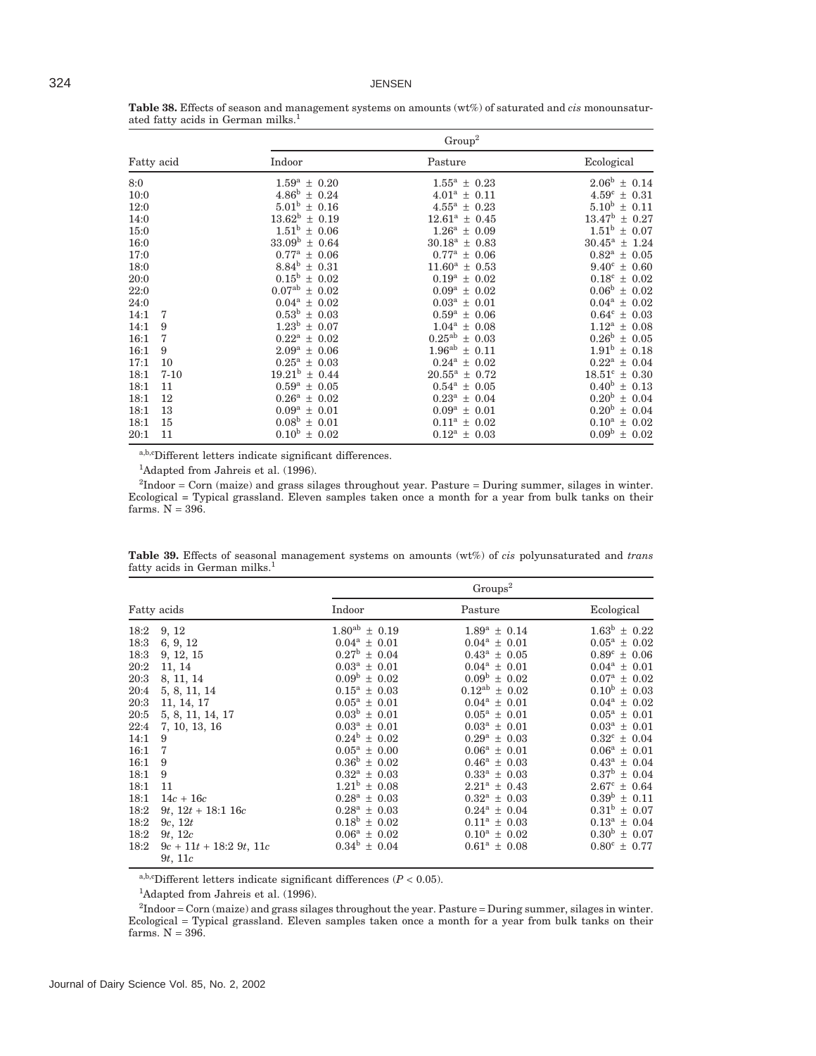**Table 38.** Effects of season and management systems on amounts (wt%) of saturated and *cis* monounsaturated fatty acids in German milks.[1]

| Fatty acid | | Group[2] | | |
|---|---|---|---|---|
| | | Indoor | Pasture | Ecological |
| 8:0 | | $1.59^{a} \pm 0.20$ | $1.55^{a} \pm 0.23$ | $2.06^{b} \pm 0.14$ |
| 10:0 | | $4.86^{b} \pm 0.24$ | $4.01^{a} \pm 0.11$ | $4.59^{c} \pm 0.31$ |
| 12:0 | | $5.01^{b} \pm 0.16$ | $4.55^{a} \pm 0.23$ | $5.10^{b} \pm 0.11$ |
| 14:0 | | $13.62^{b} \pm 0.19$ | $12.61^{a} \pm 0.45$ | $13.47^{b} \pm 0.27$ |
| 15:0 | | $1.51^{b} \pm 0.06$ | $1.26^{a} \pm 0.09$ | $1.51^{b} \pm 0.07$ |
| 16:0 | | $33.09^{b} \pm 0.64$ | $30.18^{a} \pm 0.83$ | $30.45^{a} \pm 1.24$ |
| 17:0 | | $0.77^{a} \pm 0.06$ | $0.77^{a} \pm 0.06$ | $0.82^{a} \pm 0.05$ |
| 18:0 | | $8.84^{b} \pm 0.31$ | $11.60^{a} \pm 0.53$ | $9.40^{c} \pm 0.60$ |
| 20:0 | | $0.15^{b} \pm 0.02$ | $0.19^{a} \pm 0.02$ | $0.18^{c} \pm 0.02$ |
| 22:0 | | $0.07^{ab} \pm 0.02$ | $0.09^{a} \pm 0.02$ | $0.06^{b} \pm 0.02$ |
| 24:0 | | $0.04^{a} \pm 0.02$ | $0.03^{a} \pm 0.01$ | $0.04^{a} \pm 0.02$ |
| 14:1 | 7 | $0.53^{b} \pm 0.03$ | $0.59^{a} \pm 0.06$ | $0.64^{c} \pm 0.03$ |
| 14:1 | 9 | $1.23^{b} \pm 0.07$ | $1.04^{a} \pm 0.08$ | $1.12^{a} \pm 0.08$ |
| 16:1 | 7 | $0.22^{a} \pm 0.02$ | $0.25^{ab} \pm 0.03$ | $0.26^{b} \pm 0.05$ |
| 16:1 | 9 | $2.09^{a} \pm 0.06$ | $1.96^{ab} \pm 0.11$ | $1.91^{b} \pm 0.18$ |
| 17:1 | 10 | $0.25^{a} \pm 0.03$ | $0.24^{a} \pm 0.02$ | $0.22^{a} \pm 0.04$ |
| 18:1 | 7-10 | $19.21^{b} \pm 0.44$ | $20.55^{a} \pm 0.72$ | $18.51^{c} \pm 0.30$ |
| 18:1 | 11 | $0.59^{a} \pm 0.05$ | $0.54^{a} \pm 0.05$ | $0.40^{b} \pm 0.13$ |
| 18:1 | 12 | $0.26^{a} \pm 0.02$ | $0.23^{a} \pm 0.04$ | $0.20^{b} \pm 0.04$ |
| 18:1 | 13 | $0.09^{a} \pm 0.01$ | $0.09^{a} \pm 0.01$ | $0.20^{b} \pm 0.04$ |
| 18:1 | 15 | $0.08^{b} \pm 0.01$ | $0.11^{a} \pm 0.02$ | $0.10^{a} \pm 0.02$ |
| 20:1 | 11 | $0.10^{b} \pm 0.02$ | $0.12^{a} \pm 0.03$ | $0.09^{b} \pm 0.02$ |

[a,b,c]Different letters indicate significant differences.

[1]Adapted from Jahreis et al. (1996).

[2]Indoor = Corn (maize) and grass silages throughout year. Pasture = During summer, silages in winter. Ecological = Typical grassland. Eleven samples taken once a month for a year from bulk tanks on their farms. N = 396.

**Table 39.** Effects of seasonal management systems on amounts (wt%) of *cis* polyunsaturated and *trans* fatty acids in German milks.[1]

| Fatty acids | | Groups[2] | | |
|---|---|---|---|---|
| | | Indoor | Pasture | Ecological |
| 18:2 | 9, 12 | $1.80^{ab} \pm 0.19$ | $1.89^{a} \pm 0.14$ | $1.63^{b} \pm 0.22$ |
| 18:3 | 6, 9, 12 | $0.04^{a} \pm 0.01$ | $0.04^{a} \pm 0.01$ | $0.05^{a} \pm 0.02$ |
| 18:3 | 9, 12, 15 | $0.27^{b} \pm 0.04$ | $0.43^{a} \pm 0.05$ | $0.89^{c} \pm 0.06$ |
| 20:2 | 11, 14 | $0.03^{a} \pm 0.01$ | $0.04^{a} \pm 0.01$ | $0.04^{a} \pm 0.01$ |
| 20:3 | 8, 11, 14 | $0.09^{b} \pm 0.02$ | $0.09^{b} \pm 0.02$ | $0.07^{a} \pm 0.02$ |
| 20:4 | 5, 8, 11, 14 | $0.15^{a} \pm 0.03$ | $0.12^{ab} \pm 0.02$ | $0.10^{b} \pm 0.03$ |
| 20:3 | 11, 14, 17 | $0.05^{a} \pm 0.01$ | $0.04^{a} \pm 0.01$ | $0.04^{a} \pm 0.02$ |
| 20:5 | 5, 8, 11, 14, 17 | $0.03^{b} \pm 0.01$ | $0.05^{a} \pm 0.01$ | $0.05^{a} \pm 0.01$ |
| 22:4 | 7, 10, 13, 16 | $0.03^{a} \pm 0.01$ | $0.03^{a} \pm 0.01$ | $0.03^{a} \pm 0.01$ |
| 14:1 | 9 | $0.24^{b} \pm 0.02$ | $0.29^{a} \pm 0.03$ | $0.32^{c} \pm 0.04$ |
| 16:1 | 7 | $0.05^{a} \pm 0.00$ | $0.06^{a} \pm 0.01$ | $0.06^{a} \pm 0.01$ |
| 16:1 | 9 | $0.36^{b} \pm 0.02$ | $0.46^{a} \pm 0.03$ | $0.43^{a} \pm 0.04$ |
| 18:1 | 9 | $0.32^{a} \pm 0.03$ | $0.33^{a} \pm 0.03$ | $0.37^{b} \pm 0.04$ |
| 18:1 | 11 | $1.21^{b} \pm 0.08$ | $2.21^{a} \pm 0.43$ | $2.67^{c} \pm 0.64$ |
| 18:1 | 14*c* + 16*c* | $0.28^{a} \pm 0.03$ | $0.32^{a} \pm 0.03$ | $0.39^{b} \pm 0.11$ |
| 18:2 | 9*t*, 12*t* + 18:1 16*c* | $0.28^{a} \pm 0.03$ | $0.24^{a} \pm 0.04$ | $0.31^{b} \pm 0.07$ |
| 18:2 | 9*c*, 12*t* | $0.18^{b} \pm 0.02$ | $0.11^{a} \pm 0.03$ | $0.13^{a} \pm 0.04$ |
| 18:2 | 9*t*, 12*c* | $0.06^{a} \pm 0.02$ | $0.10^{a} \pm 0.02$ | $0.30^{b} \pm 0.07$ |
| 18:2 | 9*c* + 11*t* + 18:2 9*t*, 11*c* 9*t*, 11*c* | $0.34^{b} \pm 0.04$ | $0.61^{a} \pm 0.08$ | $0.80^{c} \pm 0.77$ |

[a,b,c]Different letters indicate significant differences ($P < 0.05$).

[1]Adapted from Jahreis et al. (1996).

[2]Indoor = Corn (maize) and grass silages throughout the year. Pasture = During summer, silages in winter. Ecological = Typical grassland. Eleven samples taken once a month for a year from bulk tanks on their farms. N = 396.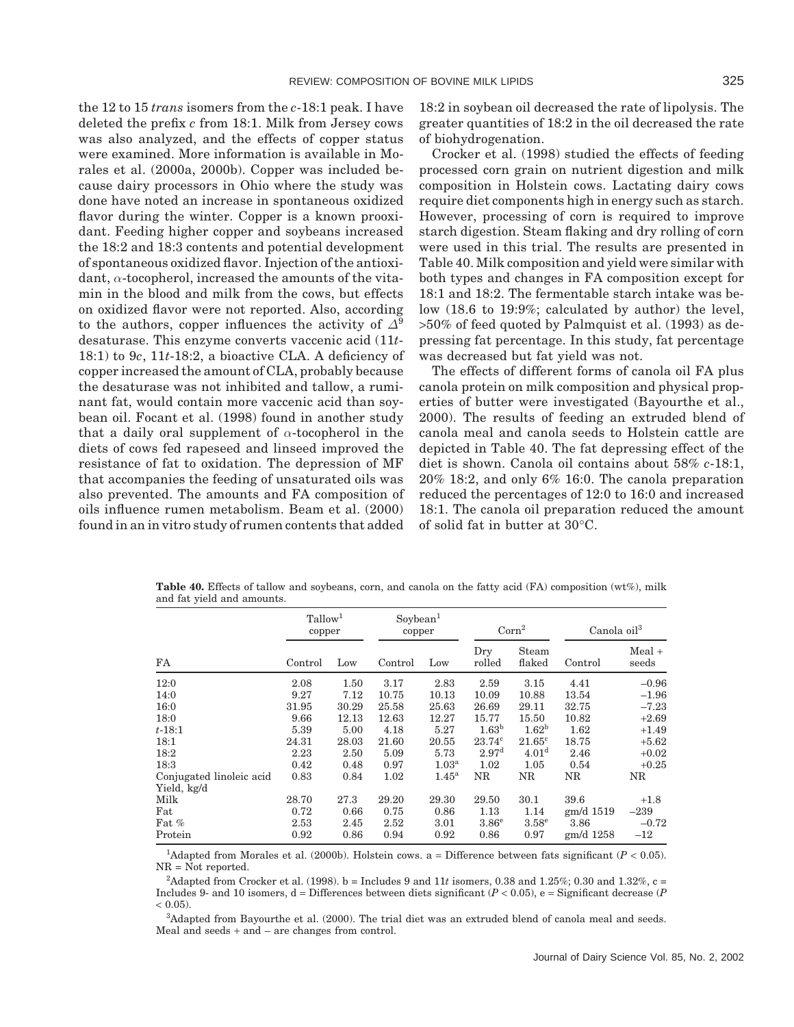the 12 to 15 *trans* isomers from the *c*-18:1 peak. I have deleted the prefix *c* from 18:1. Milk from Jersey cows was also analyzed, and the effects of copper status were examined. More information is available in Morales et al. (2000a, 2000b). Copper was included because dairy processors in Ohio where the study was done have noted an increase in spontaneous oxidized flavor during the winter. Copper is a known prooxidant. Feeding higher copper and soybeans increased the 18:2 and 18:3 contents and potential development of spontaneous oxidized flavor. Injection of the antioxidant, α-tocopherol, increased the amounts of the vitamin in the blood and milk from the cows, but effects on oxidized flavor were not reported. Also, according to the authors, copper influences the activity of $\Delta^9$ desaturase. This enzyme converts vaccenic acid (11*t*-18:1) to 9*c*, 11*t*-18:2, a bioactive CLA. A deficiency of copper increased the amount of CLA, probably because the desaturase was not inhibited and tallow, a ruminant fat, would contain more vaccenic acid than soybean oil. Focant et al. (1998) found in another study that a daily oral supplement of α-tocopherol in the diets of cows fed rapeseed and linseed improved the resistance of fat to oxidation. The depression of MF that accompanies the feeding of unsaturated oils was also prevented. The amounts and FA composition of oils influence rumen metabolism. Beam et al. (2000) found in an in vitro study of rumen contents that added 18:2 in soybean oil decreased the rate of lipolysis. The greater quantities of 18:2 in the oil decreased the rate of biohydrogenation.

Crocker et al. (1998) studied the effects of feeding processed corn grain on nutrient digestion and milk composition in Holstein cows. Lactating dairy cows require diet components high in energy such as starch. However, processing of corn is required to improve starch digestion. Steam flaking and dry rolling of corn were used in this trial. The results are presented in Table 40. Milk composition and yield were similar with both types and changes in FA composition except for 18:1 and 18:2. The fermentable starch intake was below (18.6 to 19:9%; calculated by author) the level, >50% of feed quoted by Palmquist et al. (1993) as depressing fat percentage. In this study, fat percentage was decreased but fat yield was not.

The effects of different forms of canola oil FA plus canola protein on milk composition and physical properties of butter were investigated (Bayourthe et al., 2000). The results of feeding an extruded blend of canola meal and canola seeds to Holstein cattle are depicted in Table 40. The fat depressing effect of the diet is shown. Canola oil contains about 58% *c*-18:1, 20% 18:2, and only 6% 16:0. The canola preparation reduced the percentages of 12:0 to 16:0 and increased 18:1. The canola oil preparation reduced the amount of solid fat in butter at 30°C.

**Table 40.** Effects of tallow and soybeans, corn, and canola on the fatty acid (FA) composition (wt%), milk and fat yield and amounts.

| | Tallow[1] copper | | Soybean[1] copper | | Corn[2] | | Canola oil[3] | |
|---|---|---|---|---|---|---|---|---|
| FA | Control | Low | Control | Low | Dry rolled | Steam flaked | Control | Meal + seeds |
| 12:0 | 2.08 | 1.50 | 3.17 | 2.83 | 2.59 | 3.15 | 4.41 | −0.96 |
| 14:0 | 9.27 | 7.12 | 10.75 | 10.13 | 10.09 | 10.88 | 13.54 | −1.96 |
| 16:0 | 31.95 | 30.29 | 25.58 | 25.63 | 26.69 | 29.11 | 32.75 | −7.23 |
| 18:0 | 9.66 | 12.13 | 12.63 | 12.27 | 15.77 | 15.50 | 10.82 | +2.69 |
| *t*-18:1 | 5.39 | 5.00 | 4.18 | 5.27 | 1.63[b] | 1.62[b] | 1.62 | +1.49 |
| 18:1 | 24.31 | 28.03 | 21.60 | 20.55 | 23.74[c] | 21.65[c] | 18.75 | +5.62 |
| 18:2 | 2.23 | 2.50 | 5.09 | 5.73 | 2.97[d] | 4.01[d] | 2.46 | +0.02 |
| 18:3 | 0.42 | 0.48 | 0.97 | 1.03[a] | 1.02 | 1.05 | 0.54 | +0.25 |
| Conjugated linoleic acid | 0.83 | 0.84 | 1.02 | 1.45[a] | NR | NR | NR | NR |
| Yield, kg/d | | | | | | | | |
| Milk | 28.70 | 27.3 | 29.20 | 29.30 | 29.50 | 30.1 | 39.6 | +1.8 |
| Fat | 0.72 | 0.66 | 0.75 | 0.86 | 1.13 | 1.14 | gm/d 1519 | −239 |
| Fat % | 2.53 | 2.45 | 2.52 | 3.01 | 3.86[e] | 3.58[e] | 3.86 | −0.72 |
| Protein | 0.92 | 0.86 | 0.94 | 0.92 | 0.86 | 0.97 | gm/d 1258 | −12 |

[1]Adapted from Morales et al. (2000b). Holstein cows. a = Difference between fats significant ($P < 0.05$). NR = Not reported.

[2]Adapted from Crocker et al. (1998). b = Includes 9 and 11*t* isomers, 0.38 and 1.25%; 0.30 and 1.32%, c = Includes 9- and 10 isomers, d = Differences between diets significant ($P < 0.05$), e = Significant decrease ($P < 0.05$).

[3]Adapted from Bayourthe et al. (2000). The trial diet was an extruded blend of canola meal and seeds. Meal and seeds + and – are changes from control.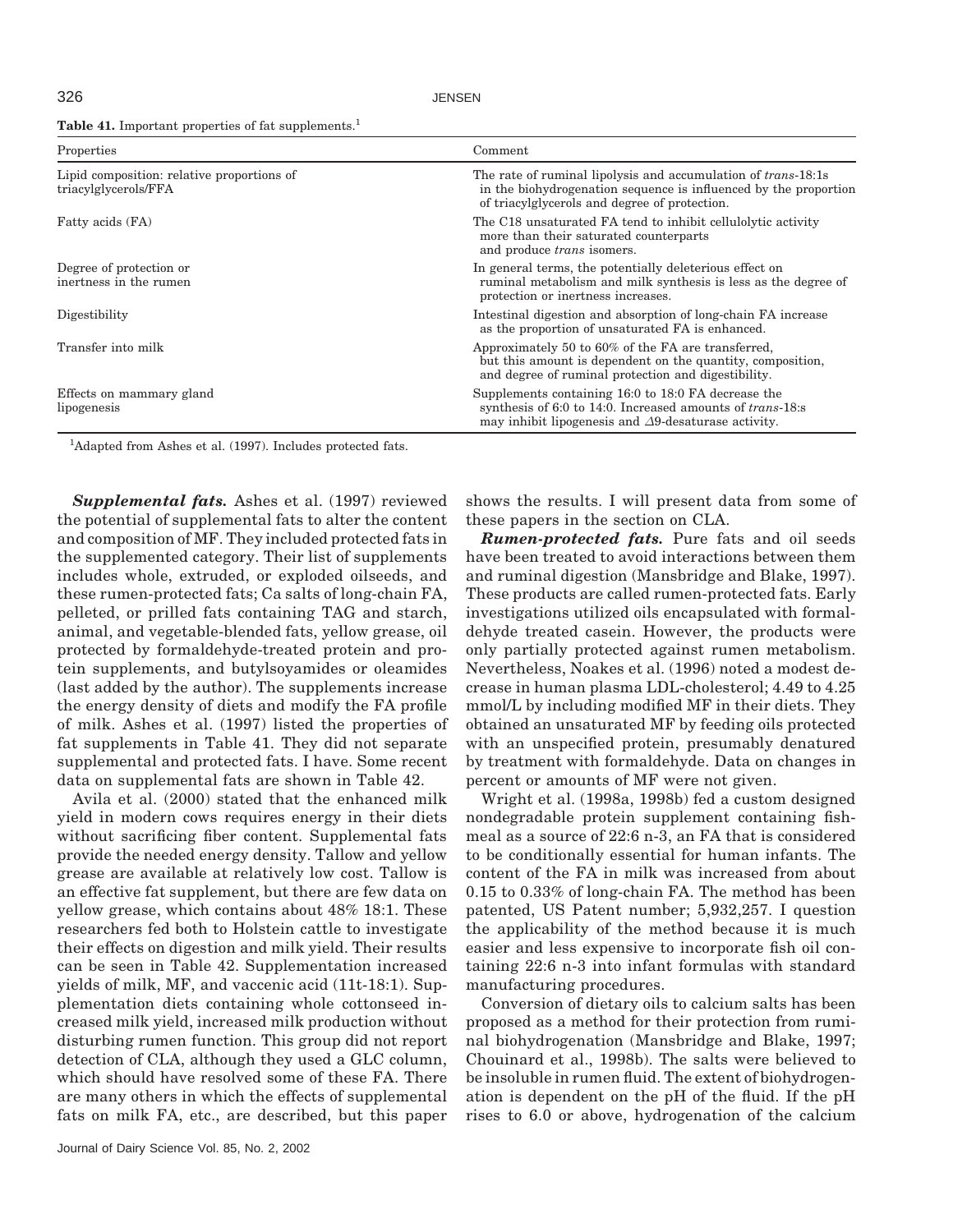**Table 41.** Important properties of fat supplements.[1]

| Properties | Comment |
|---|---|
| Lipid composition: relative proportions of triacylglycerols/FFA | The rate of ruminal lipolysis and accumulation of *trans*-18:1s in the biohydrogenation sequence is influenced by the proportion of triacylglycerols and degree of protection. |
| Fatty acids (FA) | The C18 unsaturated FA tend to inhibit cellulolytic activity more than their saturated counterparts and produce *trans* isomers. |
| Degree of protection or inertness in the rumen | In general terms, the potentially deleterious effect on ruminal metabolism and milk synthesis is less as the degree of protection or inertness increases. |
| Digestibility | Intestinal digestion and absorption of long-chain FA increase as the proportion of unsaturated FA is enhanced. |
| Transfer into milk | Approximately 50 to 60% of the FA are transferred, but this amount is dependent on the quantity, composition, and degree of ruminal protection and digestibility. |
| Effects on mammary gland lipogenesis | Supplements containing 16:0 to 18:0 FA decrease the synthesis of 6:0 to 14:0. Increased amounts of *trans*-18:s may inhibit lipogenesis and $\Delta$9-desaturase activity. |

[1]Adapted from Ashes et al. (1997). Includes protected fats.

***Supplemental fats.*** Ashes et al. (1997) reviewed the potential of supplemental fats to alter the content and composition of MF. They included protected fats in the supplemented category. Their list of supplements includes whole, extruded, or exploded oilseeds, and these rumen-protected fats; Ca salts of long-chain FA, pelleted, or prilled fats containing TAG and starch, animal, and vegetable-blended fats, yellow grease, oil protected by formaldehyde-treated protein and protein supplements, and butylsoyamides or oleamides (last added by the author). The supplements increase the energy density of diets and modify the FA profile of milk. Ashes et al. (1997) listed the properties of fat supplements in Table 41. They did not separate supplemental and protected fats. I have. Some recent data on supplemental fats are shown in Table 42.

Avila et al. (2000) stated that the enhanced milk yield in modern cows requires energy in their diets without sacrificing fiber content. Supplemental fats provide the needed energy density. Tallow and yellow grease are available at relatively low cost. Tallow is an effective fat supplement, but there are few data on yellow grease, which contains about 48% 18:1. These researchers fed both to Holstein cattle to investigate their effects on digestion and milk yield. Their results can be seen in Table 42. Supplementation increased yields of milk, MF, and vaccenic acid (11t-18:1). Supplementation diets containing whole cottonseed increased milk yield, increased milk production without disturbing rumen function. This group did not report detection of CLA, although they used a GLC column, which should have resolved some of these FA. There are many others in which the effects of supplemental fats on milk FA, etc., are described, but this paper shows the results. I will present data from some of these papers in the section on CLA.

***Rumen-protected fats.*** Pure fats and oil seeds have been treated to avoid interactions between them and ruminal digestion (Mansbridge and Blake, 1997). These products are called rumen-protected fats. Early investigations utilized oils encapsulated with formaldehyde treated casein. However, the products were only partially protected against rumen metabolism. Nevertheless, Noakes et al. (1996) noted a modest decrease in human plasma LDL-cholesterol; 4.49 to 4.25 mmol/L by including modified MF in their diets. They obtained an unsaturated MF by feeding oils protected with an unspecified protein, presumably denatured by treatment with formaldehyde. Data on changes in percent or amounts of MF were not given.

Wright et al. (1998a, 1998b) fed a custom designed nondegradable protein supplement containing fishmeal as a source of 22:6 n-3, an FA that is considered to be conditionally essential for human infants. The content of the FA in milk was increased from about 0.15 to 0.33% of long-chain FA. The method has been patented, US Patent number; 5,932,257. I question the applicability of the method because it is much easier and less expensive to incorporate fish oil containing 22:6 n-3 into infant formulas with standard manufacturing procedures.

Conversion of dietary oils to calcium salts has been proposed as a method for their protection from ruminal biohydrogenation (Mansbridge and Blake, 1997; Chouinard et al., 1998b). The salts were believed to be insoluble in rumen fluid. The extent of biohydrogenation is dependent on the pH of the fluid. If the pH rises to 6.0 or above, hydrogenation of the calcium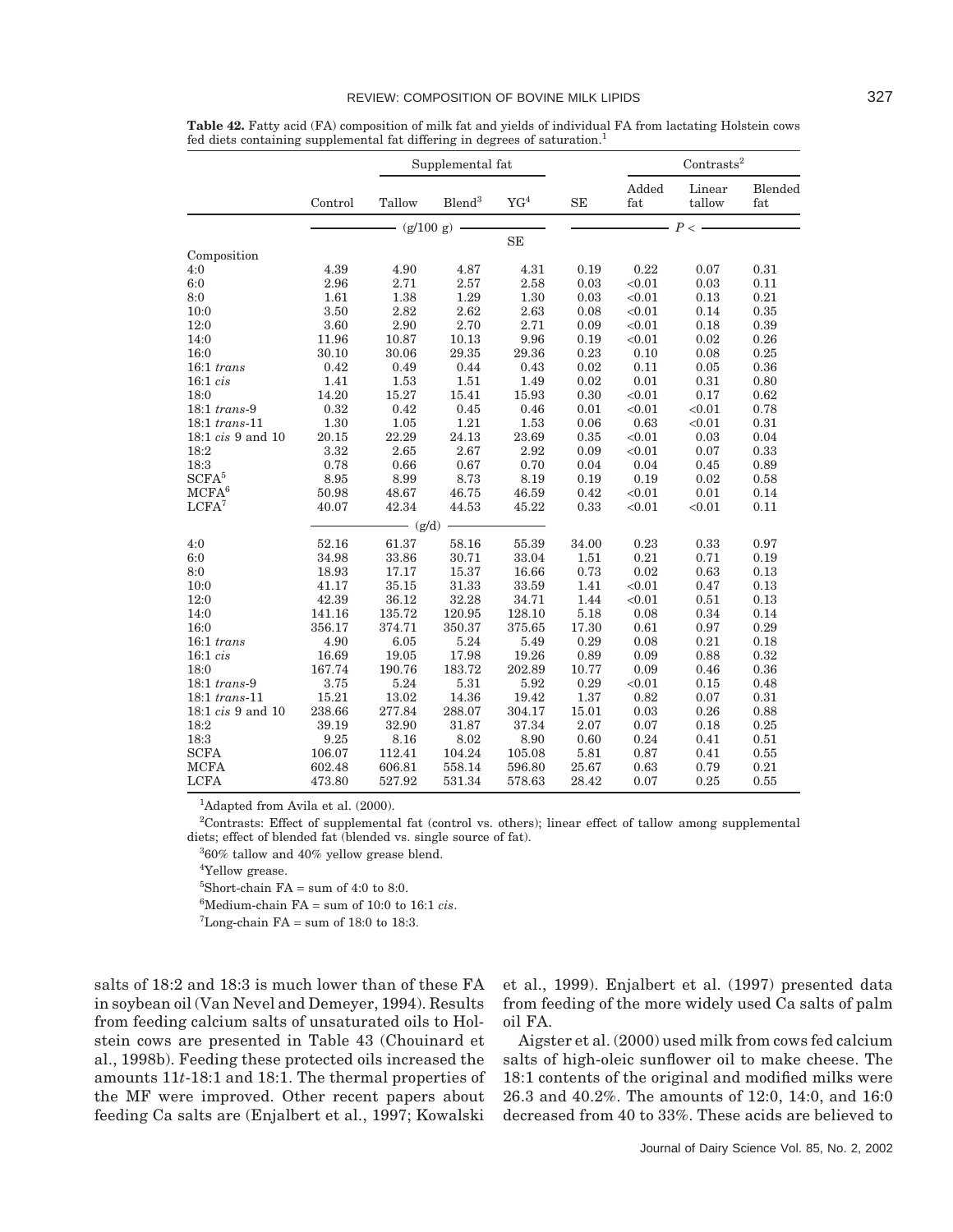**Table 42.** Fatty acid (FA) composition of milk fat and yields of individual FA from lactating Holstein cows fed diets containing supplemental fat differing in degrees of saturation.[1]

| | | Supplemental fat | | | | Contrasts[2] | | |
|---|---|---|---|---|---|---|---|---|
| | Control | Tallow | Blend[3] | YG[4] | SE | Added fat | Linear tallow | Blended fat |
| | (g/100 g) | | | | SE | P < | | |
| Composition | | | | | | | | |
| 4:0 | 4.39 | 4.90 | 4.87 | 4.31 | 0.19 | 0.22 | 0.07 | 0.31 |
| 6:0 | 2.96 | 2.71 | 2.57 | 2.58 | 0.03 | <0.01 | 0.03 | 0.11 |
| 8:0 | 1.61 | 1.38 | 1.29 | 1.30 | 0.03 | <0.01 | 0.13 | 0.21 |
| 10:0 | 3.50 | 2.82 | 2.62 | 2.63 | 0.08 | <0.01 | 0.14 | 0.35 |
| 12:0 | 3.60 | 2.90 | 2.70 | 2.71 | 0.09 | <0.01 | 0.18 | 0.39 |
| 14:0 | 11.96 | 10.87 | 10.13 | 9.96 | 0.19 | <0.01 | 0.02 | 0.26 |
| 16:0 | 30.10 | 30.06 | 29.35 | 29.36 | 0.23 | 0.10 | 0.08 | 0.25 |
| 16:1 *trans* | 0.42 | 0.49 | 0.44 | 0.43 | 0.02 | 0.11 | 0.05 | 0.36 |
| 16:1 *cis* | 1.41 | 1.53 | 1.51 | 1.49 | 0.02 | 0.01 | 0.31 | 0.80 |
| 18:0 | 14.20 | 15.27 | 15.41 | 15.93 | 0.30 | <0.01 | 0.17 | 0.62 |
| 18:1 *trans*-9 | 0.32 | 0.42 | 0.45 | 0.46 | 0.01 | <0.01 | <0.01 | 0.78 |
| 18:1 *trans*-11 | 1.30 | 1.05 | 1.21 | 1.53 | 0.06 | 0.63 | <0.01 | 0.31 |
| 18:1 *cis* 9 and 10 | 20.15 | 22.29 | 24.13 | 23.69 | 0.35 | <0.01 | 0.03 | 0.04 |
| 18:2 | 3.32 | 2.65 | 2.67 | 2.92 | 0.09 | <0.01 | 0.07 | 0.33 |
| 18:3 | 0.78 | 0.66 | 0.67 | 0.70 | 0.04 | 0.04 | 0.45 | 0.89 |
| SCFA[5] | 8.95 | 8.99 | 8.73 | 8.19 | 0.19 | 0.19 | 0.02 | 0.58 |
| MCFA[6] | 50.98 | 48.67 | 46.75 | 46.59 | 0.42 | <0.01 | 0.01 | 0.14 |
| LCFA[7] | 40.07 | 42.34 | 44.53 | 45.22 | 0.33 | <0.01 | <0.01 | 0.11 |
| | (g/d) | | | | | | | |
| 4:0 | 52.16 | 61.37 | 58.16 | 55.39 | 34.00 | 0.23 | 0.33 | 0.97 |
| 6:0 | 34.98 | 33.86 | 30.71 | 33.04 | 1.51 | 0.21 | 0.71 | 0.19 |
| 8:0 | 18.93 | 17.17 | 15.37 | 16.66 | 0.73 | 0.02 | 0.63 | 0.13 |
| 10:0 | 41.17 | 35.15 | 31.33 | 33.59 | 1.41 | <0.01 | 0.47 | 0.13 |
| 12:0 | 42.39 | 36.12 | 32.28 | 34.71 | 1.44 | <0.01 | 0.51 | 0.13 |
| 14:0 | 141.16 | 135.72 | 120.95 | 128.10 | 5.18 | 0.08 | 0.34 | 0.14 |
| 16:0 | 356.17 | 374.71 | 350.37 | 375.65 | 17.30 | 0.61 | 0.97 | 0.29 |
| 16:1 *trans* | 4.90 | 6.05 | 5.24 | 5.49 | 0.29 | 0.08 | 0.21 | 0.18 |
| 16:1 *cis* | 16.69 | 19.05 | 17.98 | 19.26 | 0.89 | 0.09 | 0.88 | 0.32 |
| 18:0 | 167.74 | 190.76 | 183.72 | 202.89 | 10.77 | 0.09 | 0.46 | 0.36 |
| 18:1 *trans*-9 | 3.75 | 5.24 | 5.31 | 5.92 | 0.29 | <0.01 | 0.15 | 0.48 |
| 18:1 *trans*-11 | 15.21 | 13.02 | 14.36 | 19.42 | 1.37 | 0.82 | 0.07 | 0.31 |
| 18:1 *cis* 9 and 10 | 238.66 | 277.84 | 288.07 | 304.17 | 15.01 | 0.03 | 0.26 | 0.88 |
| 18:2 | 39.19 | 32.90 | 31.87 | 37.34 | 2.07 | 0.07 | 0.18 | 0.25 |
| 18:3 | 9.25 | 8.16 | 8.02 | 8.90 | 0.60 | 0.24 | 0.41 | 0.51 |
| SCFA | 106.07 | 112.41 | 104.24 | 105.08 | 5.81 | 0.87 | 0.41 | 0.55 |
| MCFA | 602.48 | 606.81 | 558.14 | 596.80 | 25.67 | 0.63 | 0.79 | 0.21 |
| LCFA | 473.80 | 527.92 | 531.34 | 578.63 | 28.42 | 0.07 | 0.25 | 0.55 |

[1]Adapted from Avila et al. (2000).

[2]Contrasts: Effect of supplemental fat (control vs. others); linear effect of tallow among supplemental diets; effect of blended fat (blended vs. single source of fat).

[3]60% tallow and 40% yellow grease blend.

[4]Yellow grease.

[5]Short-chain FA = sum of 4:0 to 8:0.

[6]Medium-chain FA = sum of 10:0 to 16:1 *cis*.

[7]Long-chain FA = sum of 18:0 to 18:3.

salts of 18:2 and 18:3 is much lower than of these FA in soybean oil (Van Nevel and Demeyer, 1994). Results from feeding calcium salts of unsaturated oils to Holstein cows are presented in Table 43 (Chouinard et al., 1998b). Feeding these protected oils increased the amounts 11*t*-18:1 and 18:1. The thermal properties of the MF were improved. Other recent papers about feeding Ca salts are (Enjalbert et al., 1997; Kowalski et al., 1999). Enjalbert et al. (1997) presented data from feeding of the more widely used Ca salts of palm oil FA.

Aigster et al. (2000) used milk from cows fed calcium salts of high-oleic sunflower oil to make cheese. The 18:1 contents of the original and modified milks were 26.3 and 40.2%. The amounts of 12:0, 14:0, and 16:0 decreased from 40 to 33%. These acids are believed to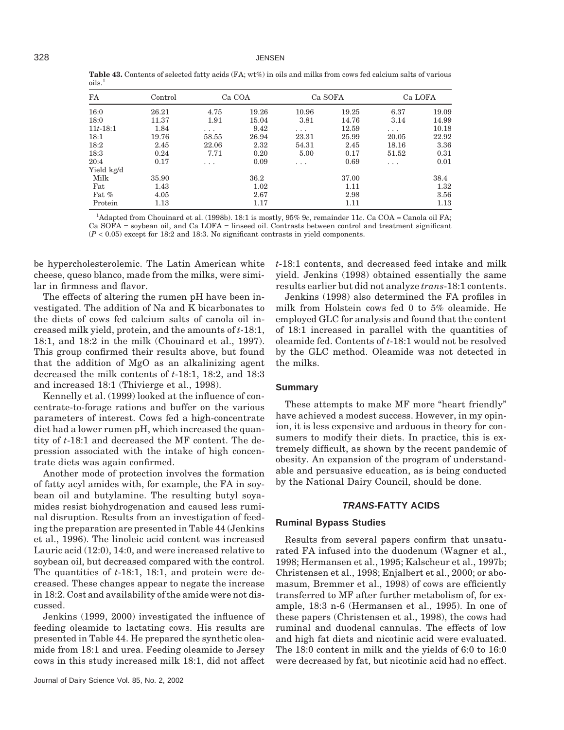**Table 43.** Contents of selected fatty acids (FA; wt%) in oils and milks from cows fed calcium salts of various oils.[1]

| FA | Control | Ca COA | | Ca SOFA | | Ca LOFA | |
|---|---|---|---|---|---|---|---|
| 16:0 | 26.21 | 4.75 | 19.26 | 10.96 | 19.25 | 6.37 | 19.09 |
| 18:0 | 11.37 | 1.91 | 15.04 | 3.81 | 14.76 | 3.14 | 14.99 |
| 11*t*-18:1 | 1.84 | . . . | 9.42 | . . . | 12.59 | . . . | 10.18 |
| 18:1 | 19.76 | 58.55 | 26.94 | 23.31 | 25.99 | 20.05 | 22.92 |
| 18:2 | 2.45 | 22.06 | 2.32 | 54.31 | 2.45 | 18.16 | 3.36 |
| 18:3 | 0.24 | 7.71 | 0.20 | 5.00 | 0.17 | 51.52 | 0.31 |
| 20:4 | 0.17 | . . . | 0.09 | . . . | 0.69 | . . . | 0.01 |
| Yield kg/d | | | | | | | |
| Milk | 35.90 | | 36.2 | | 37.00 | | 38.4 |
| Fat | 1.43 | | 1.02 | | 1.11 | | 1.32 |
| Fat % | 4.05 | | 2.67 | | 2.98 | | 3.56 |
| Protein | 1.13 | | 1.17 | | 1.11 | | 1.13 |

[1]Adapted from Chouinard et al. (1998b). 18:1 is mostly, 95% 9*c*, remainder 11*c*. Ca COA = Canola oil FA; Ca SOFA = soybean oil, and Ca LOFA = linseed oil. Contrasts between control and treatment significant ($P < 0.05$) except for 18:2 and 18:3. No significant contrasts in yield components.

be hypercholesterolemic. The Latin American white cheese, queso blanco, made from the milks, were similar in firmness and flavor.

The effects of altering the rumen pH have been investigated. The addition of Na and K bicarbonates to the diets of cows fed calcium salts of canola oil increased milk yield, protein, and the amounts of *t*-18:1, 18:1, and 18:2 in the milk (Chouinard et al., 1997). This group confirmed their results above, but found that the addition of MgO as an alkalinizing agent decreased the milk contents of *t*-18:1, 18:2, and 18:3 and increased 18:1 (Thivierge et al., 1998).

Kennelly et al. (1999) looked at the influence of concentrate-to-forage rations and buffer on the various parameters of interest. Cows fed a high-concentrate diet had a lower rumen pH, which increased the quantity of *t*-18:1 and decreased the MF content. The depression associated with the intake of high concentrate diets was again confirmed.

Another mode of protection involves the formation of fatty acyl amides with, for example, the FA in soybean oil and butylamine. The resulting butyl soyamides resist biohydrogenation and caused less ruminal disruption. Results from an investigation of feeding the preparation are presented in Table 44 (Jenkins et al., 1996). The linoleic acid content was increased Lauric acid (12:0), 14:0, and were increased relative to soybean oil, but decreased compared with the control. The quantities of *t*-18:1, 18:1, and protein were decreased. These changes appear to negate the increase in 18:2. Cost and availability of the amide were not discussed.

Jenkins (1999, 2000) investigated the influence of feeding oleamide to lactating cows. His results are presented in Table 44. He prepared the synthetic oleamide from 18:1 and urea. Feeding oleamide to Jersey cows in this study increased milk 18:1, did not affect *t*-18:1 contents, and decreased feed intake and milk yield. Jenkins (1998) obtained essentially the same results earlier but did not analyze *trans*-18:1 contents.

Jenkins (1998) also determined the FA profiles in milk from Holstein cows fed 0 to 5% oleamide. He employed GLC for analysis and found that the content of 18:1 increased in parallel with the quantities of oleamide fed. Contents of *t*-18:1 would not be resolved by the GLC method. Oleamide was not detected in the milks.

### Summary

These attempts to make MF more "heart friendly" have achieved a modest success. However, in my opinion, it is less expensive and arduous in theory for consumers to modify their diets. In practice, this is extremely difficult, as shown by the recent pandemic of obesity. An expansion of the program of understandable and persuasive education, as is being conducted by the National Dairy Council, should be done.

## *TRANS*-FATTY ACIDS

### Ruminal Bypass Studies

Results from several papers confirm that unsaturated FA infused into the duodenum (Wagner et al., 1998; Hermansen et al., 1995; Kalscheur et al., 1997b; Christensen et al., 1998; Enjalbert et al., 2000; or abomasum, Bremmer et al., 1998) of cows are efficiently transferred to MF after further metabolism of, for example, 18:3 n-6 (Hermansen et al., 1995). In one of these papers (Christensen et al., 1998), the cows had ruminal and duodenal cannulas. The effects of low and high fat diets and nicotinic acid were evaluated. The 18:0 content in milk and the yields of 6:0 to 16:0 were decreased by fat, but nicotinic acid had no effect.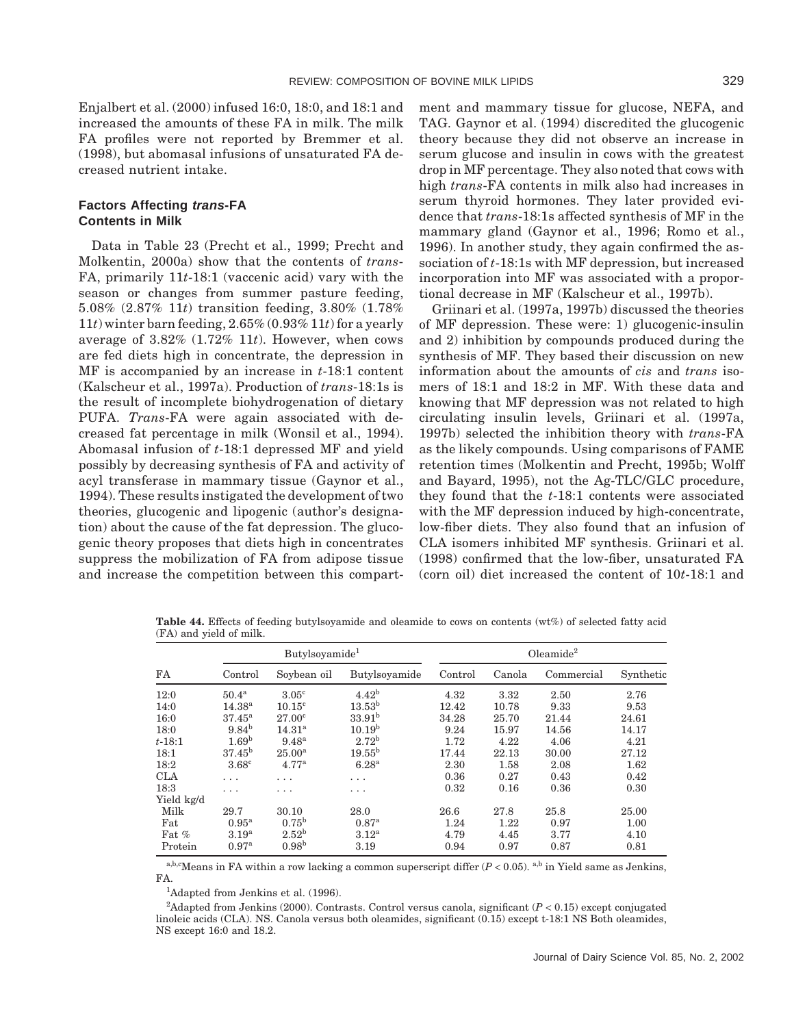Enjalbert et al. (2000) infused 16:0, 18:0, and 18:1 and increased the amounts of these FA in milk. The milk FA profiles were not reported by Bremmer et al. (1998), but abomasal infusions of unsaturated FA decreased nutrient intake.

### Factors Affecting *trans*-FA Contents in Milk

Data in Table 23 (Precht et al., 1999; Precht and Molkentin, 2000a) show that the contents of *trans*-FA, primarily 11*t*-18:1 (vaccenic acid) vary with the season or changes from summer pasture feeding, 5.08% (2.87% 11*t*) transition feeding, 3.80% (1.78% 11*t*) winter barn feeding, 2.65% (0.93% 11*t*) for a yearly average of 3.82% (1.72% 11*t*). However, when cows are fed diets high in concentrate, the depression in MF is accompanied by an increase in *t*-18:1 content (Kalscheur et al., 1997a). Production of *trans*-18:1s is the result of incomplete biohydrogenation of dietary PUFA. *Trans*-FA were again associated with decreased fat percentage in milk (Wonsil et al., 1994). Abomasal infusion of *t*-18:1 depressed MF and yield possibly by decreasing synthesis of FA and activity of acyl transferase in mammary tissue (Gaynor et al., 1994). These results instigated the development of two theories, glucogenic and lipogenic (author's designation) about the cause of the fat depression. The glucogenic theory proposes that diets high in concentrates suppress the mobilization of FA from adipose tissue and increase the competition between this compartment and mammary tissue for glucose, NEFA, and TAG. Gaynor et al. (1994) discredited the glucogenic theory because they did not observe an increase in serum glucose and insulin in cows with the greatest drop in MF percentage. They also noted that cows with high *trans*-FA contents in milk also had increases in serum thyroid hormones. They later provided evidence that *trans*-18:1s affected synthesis of MF in the mammary gland (Gaynor et al., 1996; Romo et al., 1996). In another study, they again confirmed the association of *t*-18:1s with MF depression, but increased incorporation into MF was associated with a proportional decrease in MF (Kalscheur et al., 1997b).

Griinari et al. (1997a, 1997b) discussed the theories of MF depression. These were: 1) glucogenic-insulin and 2) inhibition by compounds produced during the synthesis of MF. They based their discussion on new information about the amounts of *cis* and *trans* isomers of 18:1 and 18:2 in MF. With these data and knowing that MF depression was not related to high circulating insulin levels, Griinari et al. (1997a, 1997b) selected the inhibition theory with *trans*-FA as the likely compounds. Using comparisons of FAME retention times (Molkentin and Precht, 1995b; Wolff and Bayard, 1995), not the Ag-TLC/GLC procedure, they found that the *t*-18:1 contents were associated with the MF depression induced by high-concentrate, low-fiber diets. They also found that an infusion of CLA isomers inhibited MF synthesis. Griinari et al. (1998) confirmed that the low-fiber, unsaturated FA (corn oil) diet increased the content of 10*t*-18:1 and

**Table 44.** Effects of feeding butylsoyamide and oleamide to cows on contents (wt%) of selected fatty acid (FA) and yield of milk.

| FA | Butylsoyamide[1] | | | Oleamide[2] | | | |
|---|---|---|---|---|---|---|---|
| | Control | Soybean oil | Butylsoyamide | Control | Canola | Commercial | Synthetic |
| 12:0 | 50.4[a] | 3.05[c] | 4.42[b] | 4.32 | 3.32 | 2.50 | 2.76 |
| 14:0 | 14.38[a] | 10.15[c] | 13.53[b] | 12.42 | 10.78 | 9.33 | 9.53 |
| 16:0 | 37.45[a] | 27.00[c] | 33.91[b] | 34.28 | 25.70 | 21.44 | 24.61 |
| 18:0 | 9.84[b] | 14.31[a] | 10.19[b] | 9.24 | 15.97 | 14.56 | 14.17 |
| *t*-18:1 | 1.69[b] | 9.48[a] | 2.72[b] | 1.72 | 4.22 | 4.06 | 4.21 |
| 18:1 | 37.45[b] | 25.00[a] | 19.55[b] | 17.44 | 22.13 | 30.00 | 27.12 |
| 18:2 | 3.68[c] | 4.77[a] | 6.28[a] | 2.30 | 1.58 | 2.08 | 1.62 |
| CLA | ... | ... | ... | 0.36 | 0.27 | 0.43 | 0.42 |
| 18:3 | ... | ... | ... | 0.32 | 0.16 | 0.36 | 0.30 |
| Yield kg/d | | | | | | | |
| Milk | 29.7 | 30.10 | 28.0 | 26.6 | 27.8 | 25.8 | 25.00 |
| Fat | 0.95[a] | 0.75[b] | 0.87[a] | 1.24 | 1.22 | 0.97 | 1.00 |
| Fat % | 3.19[a] | 2.52[b] | 3.12[a] | 4.79 | 4.45 | 3.77 | 4.10 |
| Protein | 0.97[a] | 0.98[b] | 3.19 | 0.94 | 0.97 | 0.87 | 0.81 |

[a,b,c]Means in FA within a row lacking a common superscript differ ($P < 0.05$). [a,b] in Yield same as Jenkins, FA.

[1]Adapted from Jenkins et al. (1996).

[2]Adapted from Jenkins (2000). Contrasts. Control versus canola, significant ($P < 0.15$) except conjugated linoleic acids (CLA). NS. Canola versus both oleamides, significant (0.15) except t-18:1 NS Both oleamides, NS except 16:0 and 18.2.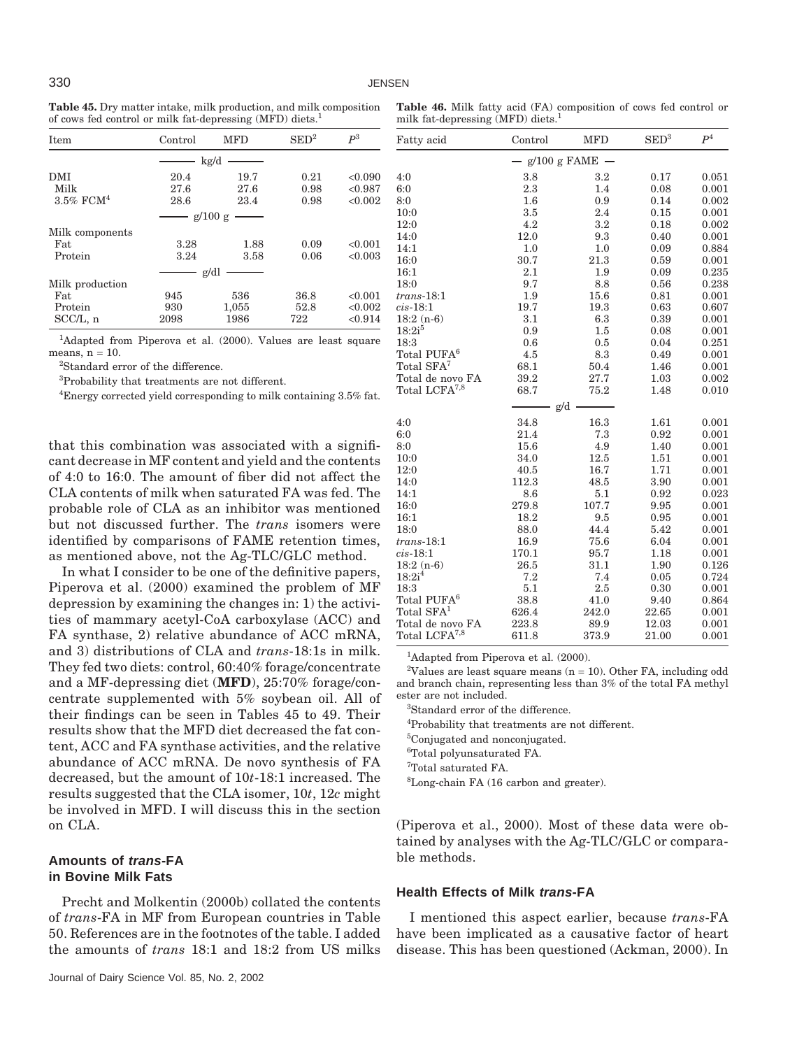**Table 45.** Dry matter intake, milk production, and milk composition of cows fed control or milk fat-depressing (MFD) diets.[1]

| Item | Control | MFD | SED[2] | $P$[3] |
|---|---|---|---|---|
| | kg/d | | | |
| DMI | 20.4 | 19.7 | 0.21 | <0.090 |
| Milk | 27.6 | 27.6 | 0.98 | <0.987 |
| 3.5% FCM[4] | 28.6 | 23.4 | 0.98 | <0.002 |
| | g/100 g | | | |
| Milk components | | | | |
| Fat | 3.28 | 1.88 | 0.09 | <0.001 |
| Protein | 3.24 | 3.58 | 0.06 | <0.003 |
| | g/dl | | | |
| Milk production | | | | |
| Fat | 945 | 536 | 36.8 | <0.001 |
| Protein | 930 | 1,055 | 52.8 | <0.002 |
| SCC/L, n | 2098 | 1986 | 722 | <0.914 |

[1]Adapted from Piperova et al. (2000). Values are least square means, n = 10.

[2]Standard error of the difference.

[3]Probability that treatments are not different.

[4]Energy corrected yield corresponding to milk containing 3.5% fat.

that this combination was associated with a significant decrease in MF content and yield and the contents of 4:0 to 16:0. The amount of fiber did not affect the CLA contents of milk when saturated FA was fed. The probable role of CLA as an inhibitor was mentioned but not discussed further. The *trans* isomers were identified by comparisons of FAME retention times, as mentioned above, not the Ag-TLC/GLC method.

In what I consider to be one of the definitive papers, Piperova et al. (2000) examined the problem of MF depression by examining the changes in: 1) the activities of mammary acetyl-CoA carboxylase (ACC) and FA synthase, 2) relative abundance of ACC mRNA, and 3) distributions of CLA and *trans*-18:1s in milk. They fed two diets: control, 60:40% forage/concentrate and a MF-depressing diet (**MFD**), 25:70% forage/concentrate supplemented with 5% soybean oil. All of their findings can be seen in Tables 45 to 49. Their results show that the MFD diet decreased the fat content, ACC and FA synthase activities, and the relative abundance of ACC mRNA. De novo synthesis of FA decreased, but the amount of 10*t*-18:1 increased. The results suggested that the CLA isomer, 10*t*, 12*c* might be involved in MFD. I will discuss this in the section on CLA.

**Table 46.** Milk fatty acid (FA) composition of cows fed control or milk fat-depressing (MFD) diets.[1]

| Fatty acid | Control | MFD | SED[3] | $P$[4] |
|---|---|---|---|---|
| | g/100 g FAME | | | |
| 4:0 | 3.8 | 3.2 | 0.17 | 0.051 |
| 6:0 | 2.3 | 1.4 | 0.08 | 0.001 |
| 8:0 | 1.6 | 0.9 | 0.14 | 0.002 |
| 10:0 | 3.5 | 2.4 | 0.15 | 0.001 |
| 12:0 | 4.2 | 3.2 | 0.18 | 0.002 |
| 14:0 | 12.0 | 9.3 | 0.40 | 0.001 |
| 14:1 | 1.0 | 1.0 | 0.09 | 0.884 |
| 16:0 | 30.7 | 21.3 | 0.59 | 0.001 |
| 16:1 | 2.1 | 1.9 | 0.09 | 0.235 |
| 18:0 | 9.7 | 8.8 | 0.56 | 0.238 |
| *trans*-18:1 | 1.9 | 15.6 | 0.81 | 0.001 |
| *cis*-18:1 | 19.7 | 19.3 | 0.63 | 0.607 |
| 18:2 (n-6) | 3.1 | 6.3 | 0.39 | 0.001 |
| 18:2i[5] | 0.9 | 1.5 | 0.08 | 0.001 |
| 18:3 | 0.6 | 0.5 | 0.04 | 0.251 |
| Total PUFA[6] | 4.5 | 8.3 | 0.49 | 0.001 |
| Total SFA[7] | 68.1 | 50.4 | 1.46 | 0.001 |
| Total de novo FA | 39.2 | 27.7 | 1.03 | 0.002 |
| Total LCFA[7,8] | 68.7 | 75.2 | 1.48 | 0.010 |
| | g/d | | | |
| 4:0 | 34.8 | 16.3 | 1.61 | 0.001 |
| 6:0 | 21.4 | 7.3 | 0.92 | 0.001 |
| 8:0 | 15.6 | 4.9 | 1.40 | 0.001 |
| 10:0 | 34.0 | 12.5 | 1.51 | 0.001 |
| 12:0 | 40.5 | 16.7 | 1.71 | 0.001 |
| 14:0 | 112.3 | 48.5 | 3.90 | 0.001 |
| 14:1 | 8.6 | 5.1 | 0.92 | 0.023 |
| 16:0 | 279.8 | 107.7 | 9.95 | 0.001 |
| 16:1 | 18.2 | 9.5 | 0.95 | 0.001 |
| 18:0 | 88.0 | 44.4 | 5.42 | 0.001 |
| *trans*-18:1 | 16.9 | 75.6 | 6.04 | 0.001 |
| *cis*-18:1 | 170.1 | 95.7 | 1.18 | 0.001 |
| 18:2 (n-6) | 26.5 | 31.1 | 1.90 | 0.126 |
| 18:2i[4] | 7.2 | 7.4 | 0.05 | 0.724 |
| 18:3 | 5.1 | 2.5 | 0.30 | 0.001 |
| Total PUFA[6] | 38.8 | 41.0 | 9.40 | 0.864 |
| Total SFA[1] | 626.4 | 242.0 | 22.65 | 0.001 |
| Total de novo FA | 223.8 | 89.9 | 12.03 | 0.001 |
| Total LCFA[7,8] | 611.8 | 373.9 | 21.00 | 0.001 |

[1]Adapted from Piperova et al. (2000).

[2]Values are least square means (n = 10). Other FA, including odd and branch chain, representing less than 3% of the total FA methyl ester are not included.

[3]Standard error of the difference.

[4]Probability that treatments are not different.

[5]Conjugated and nonconjugated.

[6]Total polyunsaturated FA.

[7]Total saturated FA.

[8]Long-chain FA (16 carbon and greater).

## Amounts of *trans*-FA in Bovine Milk Fats

Precht and Molkentin (2000b) collated the contents of *trans*-FA in MF from European countries in Table 50. References are in the footnotes of the table. I added the amounts of *trans* 18:1 and 18:2 from US milks (Piperova et al., 2000). Most of these data were obtained by analyses with the Ag-TLC/GLC or comparable methods.

## Health Effects of Milk *trans*-FA

I mentioned this aspect earlier, because *trans*-FA have been implicated as a causative factor of heart disease. This has been questioned (Ackman, 2000). In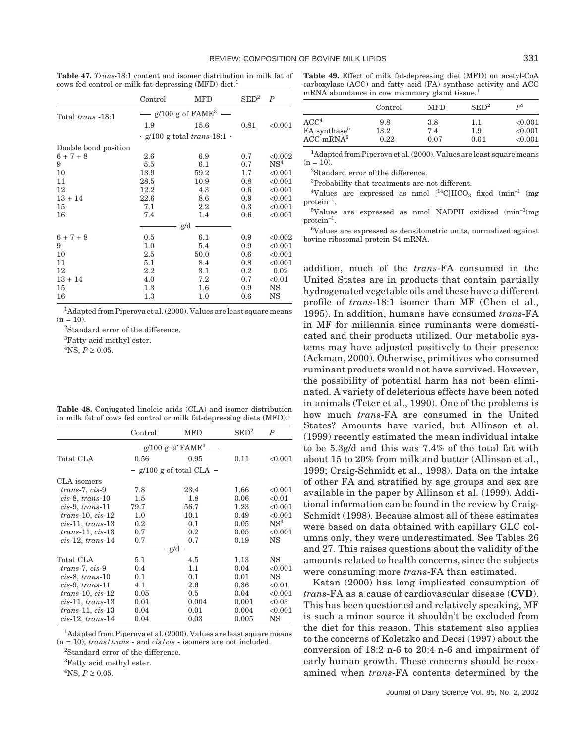**Table 47.** *Trans*-18:1 content and isomer distribution in milk fat of cows fed control or milk fat-depressing (MFD) diet.[1]

| | Control | MFD | SED[2] | *P* |
|---|---|---|---|---|
| | g/100 g of FAME[3] | | | |
| Total *trans* -18:1 | 1.9 | 15.6 | 0.81 | <0.001 |
| | g/100 g total *trans*-18:1 | | | |
| Double bond position | | | | |
| 6 + 7 + 8 | 2.6 | 6.9 | 0.7 | <0.002 |
| 9 | 5.5 | 6.1 | 0.7 | NS[4] |
| 10 | 13.9 | 59.2 | 1.7 | <0.001 |
| 11 | 28.5 | 10.9 | 0.8 | <0.001 |
| 12 | 12.2 | 4.3 | 0.6 | <0.001 |
| 13 + 14 | 22.6 | 8.6 | 0.9 | <0.001 |
| 15 | 7.1 | 2.2 | 0.3 | <0.001 |
| 16 | 7.4 | 1.4 | 0.6 | <0.001 |
| | g/d | | | |
| 6 + 7 + 8 | 0.5 | 6.1 | 0.9 | <0.002 |
| 9 | 1.0 | 5.4 | 0.9 | <0.001 |
| 10 | 2.5 | 50.0 | 0.6 | <0.001 |
| 11 | 5.1 | 8.4 | 0.8 | <0.001 |
| 12 | 2.2 | 3.1 | 0.2 | 0.02 |
| 13 + 14 | 4.0 | 7.2 | 0.7 | <0.01 |
| 15 | 1.3 | 1.6 | 0.9 | NS |
| 16 | 1.3 | 1.0 | 0.6 | NS |

[1]Adapted from Piperova et al. (2000). Values are least square means (n = 10).

[2]Standard error of the difference.

[3]Fatty acid methyl ester.

[4]NS, $P \geq 0.05$.

**Table 48.** Conjugated linoleic acids (CLA) and isomer distribution in milk fat of cows fed control or milk fat-depressing diets (MFD).[1]

| | Control | MFD | SED[2] | *P* |
|---|---|---|---|---|
| | g/100 g of FAME[3] | | | |
| Total CLA | 0.56 | 0.95 | 0.11 | <0.001 |
| | g/100 g of total CLA | | | |
| CLA isomers | | | | |
| *trans*-7, *cis*-9 | 7.8 | 23.4 | 1.66 | <0.001 |
| *cis*-8, *trans*-10 | 1.5 | 1.8 | 0.06 | <0.01 |
| *cis*-9, *trans*-11 | 79.7 | 56.7 | 1.23 | <0.001 |
| *trans*-10, *cis*-12 | 1.0 | 10.1 | 0.49 | <0.001 |
| *cis*-11, *trans*-13 | 0.2 | 0.1 | 0.05 | NS[3] |
| *trans*-11, *cis*-13 | 0.7 | 0.2 | 0.05 | <0.001 |
| *cis*-12, *trans*-14 | 0.7 | 0.7 | 0.19 | NS |
| | g/d | | | |
| Total CLA | 5.1 | 4.5 | 1.13 | NS |
| *trans*-7, *cis*-9 | 0.4 | 1.1 | 0.04 | <0.001 |
| *cis*-8, *trans*-10 | 0.1 | 0.1 | 0.01 | NS |
| *cis*-9, *trans*-11 | 4.1 | 2.6 | 0.36 | <0.01 |
| *trans*-10, *cis*-12 | 0.05 | 0.5 | 0.04 | <0.001 |
| *cis*-11, *trans*-13 | 0.01 | 0.004 | 0.001 | <0.03 |
| *trans*-11, *cis*-13 | 0.04 | 0.01 | 0.004 | <0.001 |
| *cis*-12, *trans*-14 | 0.04 | 0.03 | 0.005 | NS |

[1]Adapted from Piperova et al. (2000). Values are least square means (n = 10); *trans*/*trans* - and *cis*/*cis* - isomers are not included.

[2]Standard error of the difference.

[3]Fatty acid methyl ester.

[4]NS, $P \geq 0.05$.

**Table 49.** Effect of milk fat-depressing diet (MFD) on acetyl-CoA carboxylase (ACC) and fatty acid (FA) synthase activity and ACC mRNA abundance in cow mammary gland tissue.[1]

| | Control | MFD | SED[2] | $P^3$ |
|---|---|---|---|---|
| ACC[4] | 9.8 | 3.8 | 1.1 | <0.001 |
| FA synthase[5] | 13.2 | 7.4 | 1.9 | <0.001 |
| ACC mRNA[6] | 0.22 | 0.07 | 0.01 | <0.001 |

[1]Adapted from Piperova et al. (2000). Values are least square means (n = 10).

[2]Standard error of the difference.

[3]Probability that treatments are not different.

[4]Values are expressed as nmol [$^{14}$C]$HCO_3$ fixed (min$^{-1}$ (mg protein$^{-1}$.

[5]Values are expressed as nmol NADPH oxidized (min$^{-1}$(mg protein$^{-1}$.

[6]Values are expressed as densitometric units, normalized against bovine ribosomal protein S4 mRNA.

addition, much of the *trans*-FA consumed in the United States are in products that contain partially hydrogenated vegetable oils and these have a different profile of *trans*-18:1 isomer than MF (Chen et al., 1995). In addition, humans have consumed *trans*-FA in MF for millennia since ruminants were domesticated and their products utilized. Our metabolic systems may have adjusted positively to their presence (Ackman, 2000). Otherwise, primitives who consumed ruminant products would not have survived. However, the possibility of potential harm has not been eliminated. A variety of deleterious effects have been noted in animals (Teter et al., 1990). One of the problems is how much *trans*-FA are consumed in the United States? Amounts have varied, but Allinson et al. (1999) recently estimated the mean individual intake to be 5.3g/d and this was 7.4% of the total fat with about 15 to 20% from milk and butter (Allinson et al., 1999; Craig-Schmidt et al., 1998). Data on the intake of other FA and stratified by age groups and sex are available in the paper by Allinson et al. (1999). Additional information can be found in the review by Craig-Schmidt (1998). Because almost all of these estimates were based on data obtained with capillary GLC columns only, they were underestimated. See Tables 26 and 27. This raises questions about the validity of the amounts related to health concerns, since the subjects were consuming more *trans*-FA than estimated.

Katan (2000) has long implicated consumption of *trans*-FA as a cause of cardiovascular disease (**CVD**). This has been questioned and relatively speaking, MF is such a minor source it shouldn't be excluded from the diet for this reason. This statement also applies to the concerns of Koletzko and Decsi (1997) about the conversion of 18:2 n-6 to 20:4 n-6 and impairment of early human growth. These concerns should be reexamined when *trans*-FA contents determined by the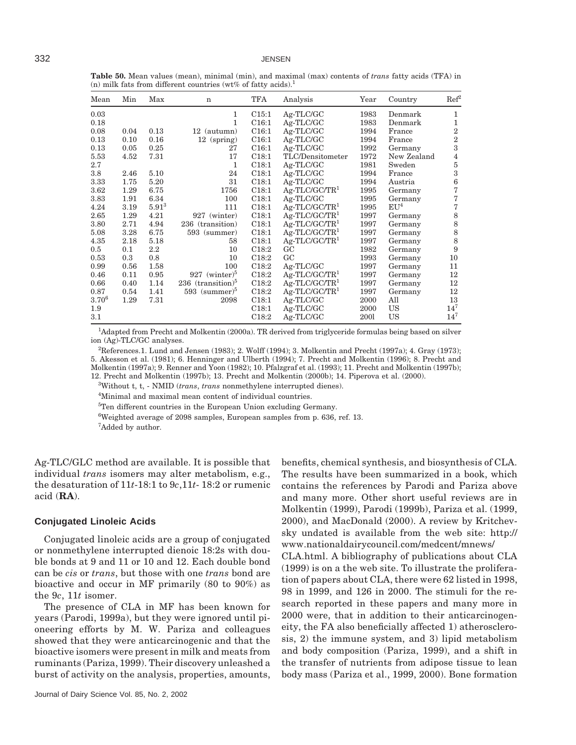**Table 50.** Mean values (mean), minimal (min), and maximal (max) contents of *trans* fatty acids (TFA) in (n) milk fats from different countries (wt% of fatty acids).[1]

| Mean | Min | Max | n | TFA | Analysis | Year | Country | Ref[2] |
|---|---|---|---|---|---|---|---|---|
| 0.03 | | | 1 | C15:1 | Ag-TLC/GC | 1983 | Denmark | 1 |
| 0.18 | | | 1 | C16:1 | Ag-TLC/GC | 1983 | Denmark | 1 |
| 0.08 | 0.04 | 0.13 | 12 (autumn) | C16:1 | Ag-TLC/GC | 1994 | France | 2 |
| 0.13 | 0.10 | 0.16 | 12 (spring) | C16:1 | Ag-TLC/GC | 1994 | France | 2 |
| 0.13 | 0.05 | 0.25 | 27 | C16:1 | Ag-TLC/GC | 1992 | Germany | 3 |
| 5.53 | 4.52 | 7.31 | 17 | C18:1 | TLC/Densitometer | 1972 | New Zealand | 4 |
| 2.7 | | | 1 | C18:1 | Ag-TLC/GC | 1981 | Sweden | 5 |
| 3.8 | 2.46 | 5.10 | 24 | C18:1 | Ag-TLC/GC | 1994 | France | 3 |
| 3.33 | 1.75 | 5.20 | 31 | C18:1 | Ag-TLC/GC | 1994 | Austria | 6 |
| 3.62 | 1.29 | 6.75 | 1756 | C18:1 | Ag-TLC/GC/TR[1] | 1995 | Germany | 7 |
| 3.83 | 1.91 | 6.34 | 100 | C18:1 | Ag-TLC/GC | 1995 | Germany | 7 |
| 4.24 | 3.19 | 5.91[3] | 111 | C18:1 | Ag-TLC/GC/TR[1] | 1995 | EU[4] | 7 |
| 2.65 | 1.29 | 4.21 | 927 (winter) | C18:1 | Ag-TLC/GC/TR[1] | 1997 | Germany | 8 |
| 3.80 | 2.71 | 4.94 | 236 (transition) | C18:1 | Ag-TLC/GC/TR[1] | 1997 | Germany | 8 |
| 5.08 | 3.28 | 6.75 | 593 (summer) | C18:1 | Ag-TLC/GC/TR[1] | 1997 | Germany | 8 |
| 4.35 | 2.18 | 5.18 | 58 | C18:1 | Ag-TLC/GC/TR[1] | 1997 | Germany | 8 |
| 0.5 | 0.1 | 2.2 | 10 | C18:2 | GC | 1982 | Germany | 9 |
| 0.53 | 0.3 | 0.8 | 10 | C18:2 | GC | 1993 | Germany | 10 |
| 0.99 | 0.56 | 1.58 | 100 | C18:2 | Ag-TLC/GC | 1997 | Germany | 11 |
| 0.46 | 0.11 | 0.95 | 927 (winter)[5] | C18:2 | Ag-TLC/GC/TR[1] | 1997 | Germany | 12 |
| 0.66 | 0.40 | 1.14 | 236 (transition)[5] | C18:2 | Ag-TLC/GC/TR[1] | 1997 | Germany | 12 |
| 0.87 | 0.54 | 1.41 | 593 (summer)[5] | C18:2 | Ag-TLC/GC/TR[1] | 1997 | Germany | 12 |
| 3.70[6] | 1.29 | 7.31 | 2098 | C18:1 | Ag-TLC/GC | 2000 | All | 13 |
| 1.9 | | | | C18:1 | Ag-TLC/GC | 2000 | US | 14[7] |
| 3.1 | | | | C18:2 | Ag-TLC/GC | 200l | US | 14[7] |

[1]Adapted from Precht and Molkentin (2000a). TR derived from triglyceride formulas being based on silver ion (Ag)-TLC/GC analyses.

[2]References.1. Lund and Jensen (1983); 2. Wolff (1994); 3. Molkentin and Precht (1997a); 4. Gray (1973); 5. Akesson et al. (1981); 6. Henninger and Ulberth (1994); 7. Precht and Molkentin (1996); 8. Precht and Molkentin (1997a); 9. Renner and Yoon (1982); 10. Pfalzgraf et al. (1993); 11. Precht and Molkentin (1997b); 12. Precht and Molkentin (1997b); 13. Precht and Molkentin (2000b); 14. Piperova et al. (2000).

[3]Without t, t, - NMID (*trans*, *trans* nonmethylene interrupted dienes).

[4]Minimal and maximal mean content of individual countries.

[5]Ten different countries in the European Union excluding Germany.

[6]Weighted average of 2098 samples, European samples from p. 636, ref. 13.

[7]Added by author.

Ag-TLC/GLC method are available. It is possible that individual *trans* isomers may alter metabolism, e.g., the desaturation of 11*t*-18:1 to 9*c*,11*t*- 18:2 or rumenic acid (**RA**).

### Conjugated Linoleic Acids

Conjugated linoleic acids are a group of conjugated or nonmethylene interrupted dienoic 18:2s with double bonds at 9 and 11 or 10 and 12. Each double bond can be *cis* or *trans*, but those with one *trans* bond are bioactive and occur in MF primarily (80 to 90%) as the 9*c*, 11*t* isomer.

The presence of CLA in MF has been known for years (Parodi, 1999a), but they were ignored until pioneering efforts by M. W. Pariza and colleagues showed that they were anticarcinogenic and that the bioactive isomers were present in milk and meats from ruminants (Pariza, 1999). Their discovery unleashed a burst of activity on the analysis, properties, amounts, benefits, chemical synthesis, and biosynthesis of CLA. The results have been summarized in a book, which contains the references by Parodi and Pariza above and many more. Other short useful reviews are in Molkentin (1999), Parodi (1999b), Pariza et al. (1999, 2000), and MacDonald (2000). A review by Kritchevsky undated is available from the web site: http://www.nationaldairycouncil.com/medcent/mnews/CLA.html. A bibliography of publications about CLA (1999) is on a the web site. To illustrate the proliferation of papers about CLA, there were 62 listed in 1998, 98 in 1999, and 126 in 2000. The stimuli for the research reported in these papers and many more in 2000 were, that in addition to their anticarcinogeneity, the FA also beneficially affected 1) atherosclerosis, 2) the immune system, and 3) lipid metabolism and body composition (Pariza, 1999), and a shift in the transfer of nutrients from adipose tissue to lean body mass (Pariza et al., 1999, 2000). Bone formation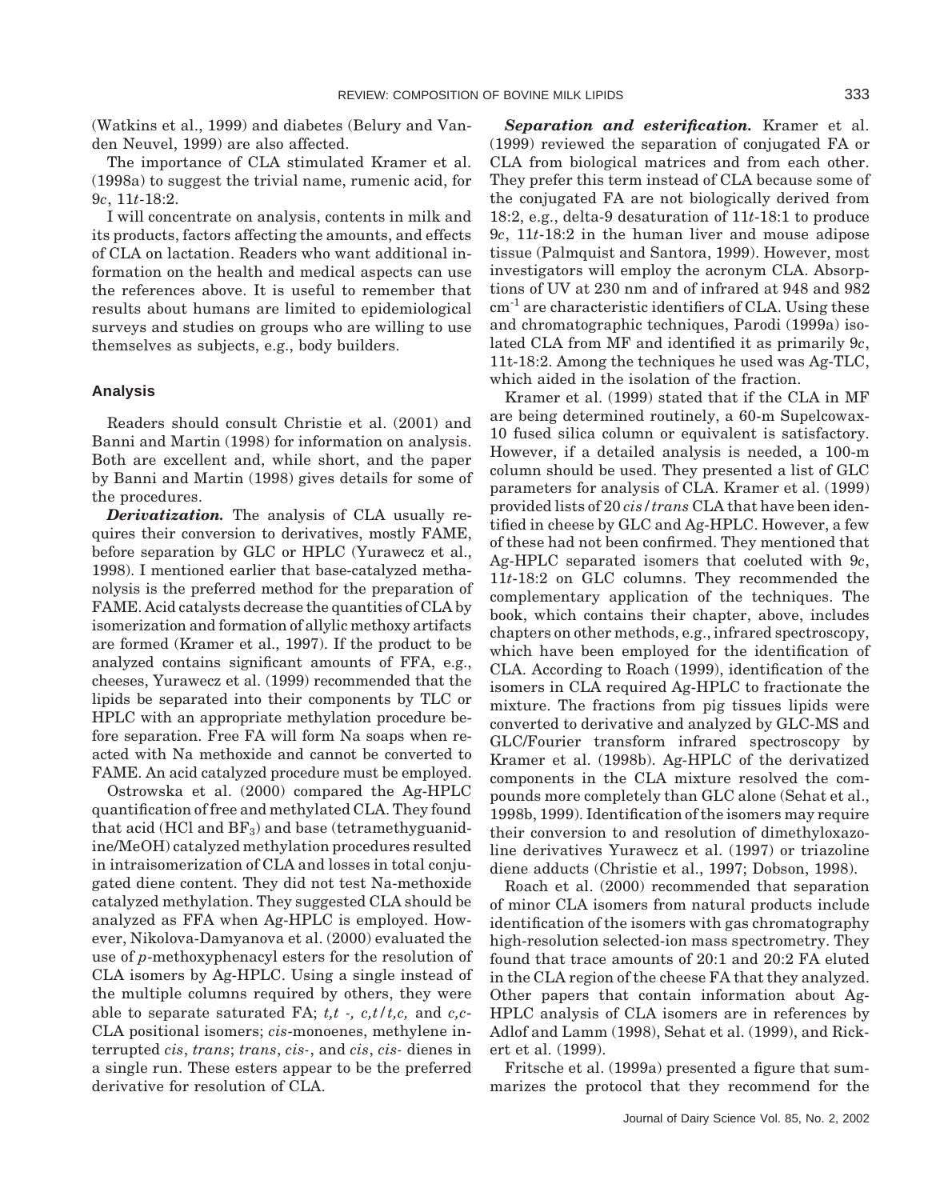(Watkins et al., 1999) and diabetes (Belury and Vanden Neuvel, 1999) are also affected.

The importance of CLA stimulated Kramer et al. (1998a) to suggest the trivial name, rumenic acid, for 9*c*, 11*t*-18:2.

I will concentrate on analysis, contents in milk and its products, factors affecting the amounts, and effects of CLA on lactation. Readers who want additional information on the health and medical aspects can use the references above. It is useful to remember that results about humans are limited to epidemiological surveys and studies on groups who are willing to use themselves as subjects, e.g., body builders.

## Analysis

Readers should consult Christie et al. (2001) and Banni and Martin (1998) for information on analysis. Both are excellent and, while short, and the paper by Banni and Martin (1998) gives details for some of the procedures.

***Derivatization.*** The analysis of CLA usually requires their conversion to derivatives, mostly FAME, before separation by GLC or HPLC (Yurawecz et al., 1998). I mentioned earlier that base-catalyzed methanolysis is the preferred method for the preparation of FAME. Acid catalysts decrease the quantities of CLA by isomerization and formation of allylic methoxy artifacts are formed (Kramer et al., 1997). If the product to be analyzed contains significant amounts of FFA, e.g., cheeses, Yurawecz et al. (1999) recommended that the lipids be separated into their components by TLC or HPLC with an appropriate methylation procedure before separation. Free FA will form Na soaps when reacted with Na methoxide and cannot be converted to FAME. An acid catalyzed procedure must be employed.

Ostrowska et al. (2000) compared the Ag-HPLC quantification of free and methylated CLA. They found that acid (HCl and $BF_3$) and base (tetramethyguanidine/MeOH) catalyzed methylation procedures resulted in intraisomerization of CLA and losses in total conjugated diene content. They did not test Na-methoxide catalyzed methylation. They suggested CLA should be analyzed as FFA when Ag-HPLC is employed. However, Nikolova-Damyanova et al. (2000) evaluated the use of *p*-methoxyphenacyl esters for the resolution of CLA isomers by Ag-HPLC. Using a single instead of the multiple columns required by others, they were able to separate saturated FA; *t,t* -, *c,t*/*t,c,* and *c,c*-CLA positional isomers; *cis*-monoenes, methylene interrupted *cis*, *trans*; *trans*, *cis*-, and *cis*, *cis*- dienes in a single run. These esters appear to be the preferred derivative for resolution of CLA.

***Separation and esterification.*** Kramer et al. (1999) reviewed the separation of conjugated FA or CLA from biological matrices and from each other. They prefer this term instead of CLA because some of the conjugated FA are not biologically derived from 18:2, e.g., delta-9 desaturation of 11*t*-18:1 to produce 9*c*, 11*t*-18:2 in the human liver and mouse adipose tissue (Palmquist and Santora, 1999). However, most investigators will employ the acronym CLA. Absorptions of UV at 230 nm and of infrared at 948 and 982 $cm^{-1}$ are characteristic identifiers of CLA. Using these and chromatographic techniques, Parodi (1999a) isolated CLA from MF and identified it as primarily 9*c*, 11t-18:2. Among the techniques he used was Ag-TLC, which aided in the isolation of the fraction.

Kramer et al. (1999) stated that if the CLA in MF are being determined routinely, a 60-m Supelcowax-10 fused silica column or equivalent is satisfactory. However, if a detailed analysis is needed, a 100-m column should be used. They presented a list of GLC parameters for analysis of CLA. Kramer et al. (1999) provided lists of 20 *cis*/*trans* CLA that have been identified in cheese by GLC and Ag-HPLC. However, a few of these had not been confirmed. They mentioned that Ag-HPLC separated isomers that coeluted with 9*c*, 11*t*-18:2 on GLC columns. They recommended the complementary application of the techniques. The book, which contains their chapter, above, includes chapters on other methods, e.g., infrared spectroscopy, which have been employed for the identification of CLA. According to Roach (1999), identification of the isomers in CLA required Ag-HPLC to fractionate the mixture. The fractions from pig tissues lipids were converted to derivative and analyzed by GLC-MS and GLC/Fourier transform infrared spectroscopy by Kramer et al. (1998b). Ag-HPLC of the derivatized components in the CLA mixture resolved the compounds more completely than GLC alone (Sehat et al., 1998b, 1999). Identification of the isomers may require their conversion to and resolution of dimethyloxazoline derivatives Yurawecz et al. (1997) or triazoline diene adducts (Christie et al., 1997; Dobson, 1998).

Roach et al. (2000) recommended that separation of minor CLA isomers from natural products include identification of the isomers with gas chromatography high-resolution selected-ion mass spectrometry. They found that trace amounts of 20:1 and 20:2 FA eluted in the CLA region of the cheese FA that they analyzed. Other papers that contain information about Ag-HPLC analysis of CLA isomers are in references by Adlof and Lamm (1998), Sehat et al. (1999), and Rickert et al. (1999).

Fritsche et al. (1999a) presented a figure that summarizes the protocol that they recommend for the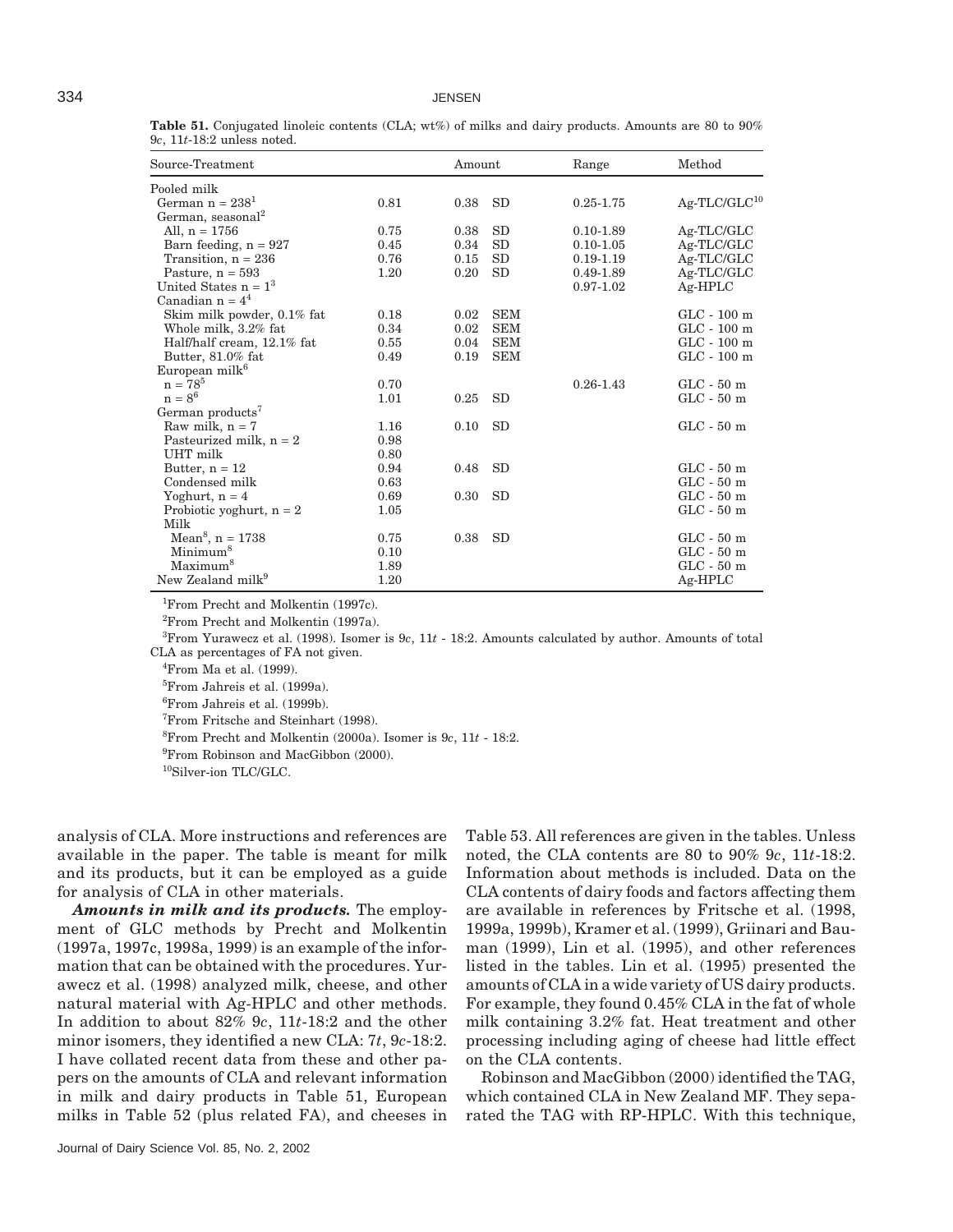**Table 51.** Conjugated linoleic contents (CLA; wt%) of milks and dairy products. Amounts are 80 to 90% 9*c*, 11*t*-18:2 unless noted.

| Source-Treatment | Amount | | | Range | Method |
|---|---|---|---|---|---|
| Pooled milk | | | | | |
| German n = 238[1] | 0.81 | 0.38 | SD | 0.25-1.75 | Ag-TLC/GLC[10] |
| German, seasonal[2] | | | | | |
| All, n = 1756 | 0.75 | 0.38 | SD | 0.10-1.89 | Ag-TLC/GLC |
| Barn feeding, n = 927 | 0.45 | 0.34 | SD | 0.10-1.05 | Ag-TLC/GLC |
| Transition, n = 236 | 0.76 | 0.15 | SD | 0.19-1.19 | Ag-TLC/GLC |
| Pasture, n = 593 | 1.20 | 0.20 | SD | 0.49-1.89 | Ag-TLC/GLC |
| United States n = 1[3] | | | | 0.97-1.02 | Ag-HPLC |
| Canadian n = 4[4] | | | | | |
| Skim milk powder, 0.1% fat | 0.18 | 0.02 | SEM | | GLC - 100 m |
| Whole milk, 3.2% fat | 0.34 | 0.02 | SEM | | GLC - 100 m |
| Half/half cream, 12.1% fat | 0.55 | 0.04 | SEM | | GLC - 100 m |
| Butter, 81.0% fat | 0.49 | 0.19 | SEM | | GLC - 100 m |
| European milk[6] | | | | | |
| n = 78[5] | 0.70 | | | 0.26-1.43 | GLC - 50 m |
| n = 8[6] | 1.01 | 0.25 | SD | | GLC - 50 m |
| German products[7] | | | | | |
| Raw milk, n = 7 | 1.16 | 0.10 | SD | | GLC - 50 m |
| Pasteurized milk, n = 2 | 0.98 | | | | |
| UHT milk | 0.80 | | | | |
| Butter, n = 12 | 0.94 | 0.48 | SD | | GLC - 50 m |
| Condensed milk | 0.63 | | | | GLC - 50 m |
| Yoghurt, n = 4 | 0.69 | 0.30 | SD | | GLC - 50 m |
| Probiotic yoghurt, n = 2 | 1.05 | | | | GLC - 50 m |
| Milk | | | | | |
| Mean[8], n = 1738 | 0.75 | 0.38 | SD | | GLC - 50 m |
| Minimum[8] | 0.10 | | | | GLC - 50 m |
| Maximum[8] | 1.89 | | | | GLC - 50 m |
| New Zealand milk[9] | 1.20 | | | | Ag-HPLC |

[1]From Precht and Molkentin (1997c).

[2]From Precht and Molkentin (1997a).

[3]From Yurawecz et al. (1998). Isomer is 9*c*, 11*t* - 18:2. Amounts calculated by author. Amounts of total CLA as percentages of FA not given.

[4]From Ma et al. (1999).

[5]From Jahreis et al. (1999a).

[6]From Jahreis et al. (1999b).

[7]From Fritsche and Steinhart (1998).

[8]From Precht and Molkentin (2000a). Isomer is 9*c*, 11*t* - 18:2.

[9]From Robinson and MacGibbon (2000).

[10]Silver-ion TLC/GLC.

analysis of CLA. More instructions and references are available in the paper. The table is meant for milk and its products, but it can be employed as a guide for analysis of CLA in other materials.

***Amounts in milk and its products.*** The employment of GLC methods by Precht and Molkentin (1997a, 1997c, 1998a, 1999) is an example of the information that can be obtained with the procedures. Yurawecz et al. (1998) analyzed milk, cheese, and other natural material with Ag-HPLC and other methods. In addition to about 82% 9*c*, 11*t*-18:2 and the other minor isomers, they identified a new CLA: 7*t*, 9*c*-18:2. I have collated recent data from these and other papers on the amounts of CLA and relevant information in milk and dairy products in Table 51, European milks in Table 52 (plus related FA), and cheeses in Table 53. All references are given in the tables. Unless noted, the CLA contents are 80 to 90% 9*c*, 11*t*-18:2. Information about methods is included. Data on the CLA contents of dairy foods and factors affecting them are available in references by Fritsche et al. (1998, 1999a, 1999b), Kramer et al. (1999), Griinari and Bauman (1999), Lin et al. (1995), and other references listed in the tables. Lin et al. (1995) presented the amounts of CLA in a wide variety of US dairy products. For example, they found 0.45% CLA in the fat of whole milk containing 3.2% fat. Heat treatment and other processing including aging of cheese had little effect on the CLA contents.

Robinson and MacGibbon (2000) identified the TAG, which contained CLA in New Zealand MF. They separated the TAG with RP-HPLC. With this technique,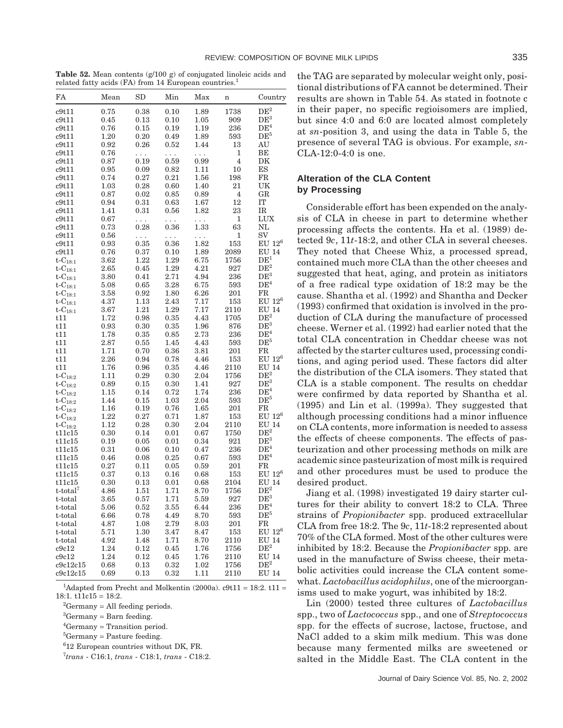**Table 52.** Mean contents (g/100 g) of conjugated linoleic acids and related fatty acids (FA) from 14 European countries.[1]

| FA | Mean | SD | Min | Max | n | Country |
|---|---|---|---|---|---|---|
| c9t11 | 0.75 | 0.38 | 0.10 | 1.89 | 1738 | DE[2] |
| c9t11 | 0.45 | 0.13 | 0.10 | 1.05 | 909 | DE[3] |
| c9t11 | 0.76 | 0.15 | 0.19 | 1.19 | 236 | DE[4] |
| c9t11 | 1.20 | 0.20 | 0.49 | 1.89 | 593 | DE[5] |
| c9t11 | 0.92 | 0.26 | 0.52 | 1.44 | 13 | AU |
| c9t11 | 0.76 | ... | ... | ... | 1 | BE |
| c9t11 | 0.87 | 0.19 | 0.59 | 0.99 | 4 | DK |
| c9t11 | 0.95 | 0.09 | 0.82 | 1.11 | 10 | ES |
| c9t11 | 0.74 | 0.27 | 0.21 | 1.56 | 198 | FR |
| c9t11 | 1.03 | 0.28 | 0.60 | 1.40 | 21 | UK |
| c9t11 | 0.87 | 0.02 | 0.85 | 0.89 | 4 | GR |
| c9t11 | 0.94 | 0.31 | 0.63 | 1.67 | 12 | IT |
| c9t11 | 1.41 | 0.31 | 0.56 | 1.82 | 23 | IR |
| c9t11 | 0.67 | ... | ... | ... | 1 | LUX |
| c9t11 | 0.73 | 0.28 | 0.36 | 1.33 | 63 | NL |
| c9t11 | 0.56 | ... | ... | ... | 1 | SV |
| c9t11 | 0.93 | 0.35 | 0.36 | 1.82 | 153 | EU 12[6] |
| c9t11 | 0.76 | 0.37 | 0.10 | 1.89 | 2089 | EU 14 |
| t-$C_{18:1}$ | 3.62 | 1.22 | 1.29 | 6.75 | 1756 | DE[1] |
| t-$C_{18:1}$ | 2.65 | 0.45 | 1.29 | 4.21 | 927 | DE[2] |
| t-$C_{18:1}$ | 3.80 | 0.41 | 2.71 | 4.94 | 236 | DE[3] |
| t-$C_{18:1}$ | 5.08 | 0.65 | 3.28 | 6.75 | 593 | DE[4] |
| t-$C_{18:1}$ | 3.58 | 0.92 | 1.80 | 6.26 | 201 | FR |
| t-$C_{18:1}$ | 4.37 | 1.13 | 2.43 | 7.17 | 153 | EU 12[6] |
| t-$C_{18:1}$ | 3.67 | 1.21 | 1.29 | 7.17 | 2110 | EU 14 |
| t11 | 1.72 | 0.98 | 0.35 | 4.43 | 1705 | DE[2] |
| t11 | 0.93 | 0.30 | 0.35 | 1.96 | 876 | DE[3] |
| t11 | 1.78 | 0.35 | 0.85 | 2.73 | 236 | DE[4] |
| t11 | 2.87 | 0.55 | 1.45 | 4.43 | 593 | DE[5] |
| t11 | 1.71 | 0.70 | 0.36 | 3.81 | 201 | FR |
| t11 | 2.26 | 0.94 | 0.78 | 4.46 | 153 | EU 12[6] |
| t11 | 1.76 | 0.96 | 0.35 | 4.46 | 2110 | EU 14 |
| t-$C_{18:2}$ | 1.11 | 0.29 | 0.30 | 2.04 | 1756 | DE[2] |
| t-$C_{18:2}$ | 0.89 | 0.15 | 0.30 | 1.41 | 927 | DE[3] |
| t-$C_{18:2}$ | 1.15 | 0.14 | 0.72 | 1.74 | 236 | DE[4] |
| t-$C_{18:2}$ | 1.44 | 0.15 | 1.03 | 2.04 | 593 | DE[5] |
| t-$C_{18:2}$ | 1.16 | 0.19 | 0.76 | 1.65 | 201 | FR |
| t-$C_{18:2}$ | 1.22 | 0.27 | 0.71 | 1.87 | 153 | EU 12[6] |
| t-$C_{18:2}$ | 1.12 | 0.28 | 0.30 | 2.04 | 2110 | EU 14 |
| t11c15 | 0.30 | 0.14 | 0.01 | 0.67 | 1750 | DE[2] |
| t11c15 | 0.19 | 0.05 | 0.01 | 0.34 | 921 | DE[3] |
| t11c15 | 0.31 | 0.06 | 0.10 | 0.47 | 236 | DE[4] |
| t11c15 | 0.46 | 0.08 | 0.25 | 0.67 | 593 | DE[4] |
| t11c15 | 0.27 | 0.11 | 0.05 | 0.59 | 201 | FR |
| t11c15 | 0.37 | 0.13 | 0.16 | 0.68 | 153 | EU 12[6] |
| t11c15 | 0.30 | 0.13 | 0.01 | 0.68 | 2104 | EU 14 |
| t-total[7] | 4.86 | 1.51 | 1.71 | 8.70 | 1756 | DE[2] |
| t-total | 3.65 | 0.57 | 1.71 | 5.59 | 927 | DE[3] |
| t-total | 5.06 | 0.52 | 3.55 | 6.44 | 236 | DE[4] |
| t-total | 6.66 | 0.78 | 4.49 | 8.70 | 593 | DE[5] |
| t-total | 4.87 | 1.08 | 2.79 | 8.03 | 201 | FR |
| t-total | 5.71 | 1.30 | 3.47 | 8.47 | 153 | EU 12[6] |
| t-total | 4.92 | 1.48 | 1.71 | 8.70 | 2110 | EU 14 |
| c9c12 | 1.24 | 0.12 | 0.45 | 1.76 | 1756 | DE[2] |
| c9c12 | 1.24 | 0.12 | 0.45 | 1.76 | 2110 | EU 14 |
| c9c12c15 | 0.68 | 0.13 | 0.32 | 1.02 | 1756 | DE[2] |
| c9c12c15 | 0.69 | 0.13 | 0.32 | 1.11 | 2110 | EU 14 |

[1]Adapted from Precht and Molkentin (2000a). c9t11 = 18:2. t11 = 18:1. t11c15 = 18:2.

[2]Germany = All feeding periods.

[3]Germany = Barn feeding.

[4]Germany = Transition period.

[5]Germany = Pasture feeding.

[6]12 European countries without DK, FR.

[7]*trans* - C16:1, *trans* - C18:1, *trans* - C18:2.

the TAG are separated by molecular weight only, positional distributions of FA cannot be determined. Their results are shown in Table 54. As stated in footnote c in their paper, no specific regioisomers are implied, but since 4:0 and 6:0 are located almost completely at *sn*-position 3, and using the data in Table 5, the presence of several TAG is obvious. For example, *sn*-CLA-12:0-4:0 is one.

## Alteration of the CLA Content by Processing

Considerable effort has been expended on the analysis of CLA in cheese in part to determine whether processing affects the contents. Ha et al. (1989) detected 9*c*, 11*t*-18:2, and other CLA in several cheeses. They noted that Cheese Whiz, a processed spread, contained much more CLA than the other cheeses and suggested that heat, aging, and protein as initiators of a free radical type oxidation of 18:2 may be the cause. Shantha et al. (1992) and Shantha and Decker (1993) confirmed that oxidation is involved in the production of CLA during the manufacture of processed cheese. Werner et al. (1992) had earlier noted that the total CLA concentration in Cheddar cheese was not affected by the starter cultures used, processing conditions, and aging period used. These factors did alter the distribution of the CLA isomers. They stated that CLA is a stable component. The results on cheddar were confirmed by data reported by Shantha et al. (1995) and Lin et al. (1999a). They suggested that although processing conditions had a minor influence on CLA contents, more information is needed to assess the effects of cheese components. The effects of pasteurization and other processing methods on milk are academic since pasteurization of most milk is required and other procedures must be used to produce the desired product.

Jiang et al. (1998) investigated 19 dairy starter cultures for their ability to convert 18:2 to CLA. Three strains of *Propionibacter* spp. produced extracellular CLA from free 18:2. The 9*c*, 11*t*-18:2 represented about 70% of the CLA formed. Most of the other cultures were inhibited by 18:2. Because the *Propionibacter* spp. are used in the manufacture of Swiss cheese, their metabolic activities could increase the CLA content somewhat. *Lactobacillus acidophilus*, one of the microorganisms used to make yogurt, was inhibited by 18:2.

Lin (2000) tested three cultures of *Lactobacillus* spp., two of *Lactococcus* spp., and one of *Streptococcus* spp. for the effects of sucrose, lactose, fructose, and NaCl added to a skim milk medium. This was done because many fermented milks are sweetened or salted in the Middle East. The CLA content in the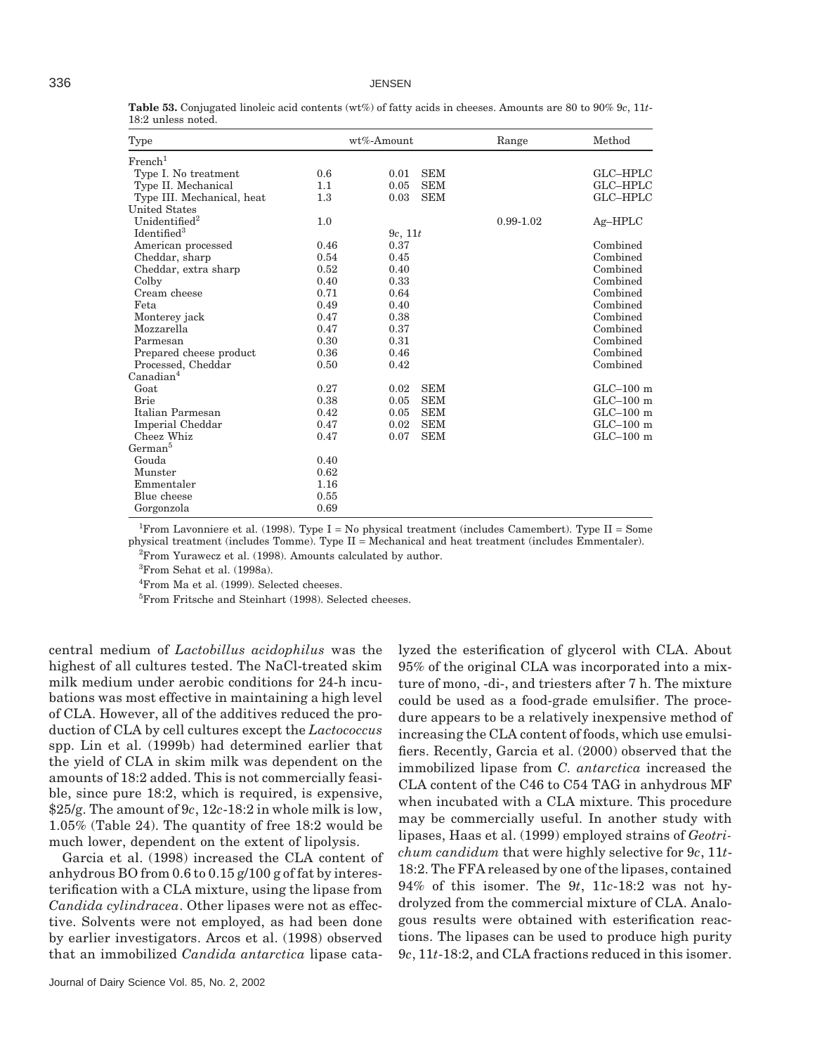**Table 53.** Conjugated linoleic acid contents (wt%) of fatty acids in cheeses. Amounts are 80 to 90% 9*c*, 11*t*-18:2 unless noted.

| Type | wt%-Amount | | | Range | Method |
|---|---|---|---|---|---|
| French[1] | | | | | |
| Type I. No treatment | 0.6 | 0.01 | SEM | | GLC–HPLC |
| Type II. Mechanical | 1.1 | 0.05 | SEM | | GLC–HPLC |
| Type III. Mechanical, heat | 1.3 | 0.03 | SEM | | GLC–HPLC |
| United States | | | | | |
| Unidentified[2] | 1.0 | | | 0.99-1.02 | Ag–HPLC |
| Identified[3] | | 9*c*, 11*t* | | | |
| American processed | 0.46 | 0.37 | | | Combined |
| Cheddar, sharp | 0.54 | 0.45 | | | Combined |
| Cheddar, extra sharp | 0.52 | 0.40 | | | Combined |
| Colby | 0.40 | 0.33 | | | Combined |
| Cream cheese | 0.71 | 0.64 | | | Combined |
| Feta | 0.49 | 0.40 | | | Combined |
| Monterey jack | 0.47 | 0.38 | | | Combined |
| Mozzarella | 0.47 | 0.37 | | | Combined |
| Parmesan | 0.30 | 0.31 | | | Combined |
| Prepared cheese product | 0.36 | 0.46 | | | Combined |
| Processed, Cheddar | 0.50 | 0.42 | | | Combined |
| Canadian[4] | | | | | |
| Goat | 0.27 | 0.02 | SEM | | GLC–100 m |
| Brie | 0.38 | 0.05 | SEM | | GLC–100 m |
| Italian Parmesan | 0.42 | 0.05 | SEM | | GLC–100 m |
| Imperial Cheddar | 0.47 | 0.02 | SEM | | GLC–100 m |
| Cheez Whiz | 0.47 | 0.07 | SEM | | GLC–100 m |
| German[5] | | | | | |
| Gouda | 0.40 | | | | |
| Munster | 0.62 | | | | |
| Emmentaler | 1.16 | | | | |
| Blue cheese | 0.55 | | | | |
| Gorgonzola | 0.69 | | | | |

[1]From Lavonniere et al. (1998). Type I = No physical treatment (includes Camembert). Type II = Some physical treatment (includes Tomme). Type II = Mechanical and heat treatment (includes Emmentaler).

[2]From Yurawecz et al. (1998). Amounts calculated by author.

[3]From Sehat et al. (1998a).

[4]From Ma et al. (1999). Selected cheeses.

[5]From Fritsche and Steinhart (1998). Selected cheeses.

central medium of *Lactobillus acidophilus* was the highest of all cultures tested. The NaCl-treated skim milk medium under aerobic conditions for 24-h incubations was most effective in maintaining a high level of CLA. However, all of the additives reduced the production of CLA by cell cultures except the *Lactococcus* spp. Lin et al. (1999b) had determined earlier that the yield of CLA in skim milk was dependent on the amounts of 18:2 added. This is not commercially feasible, since pure 18:2, which is required, is expensive, \$25/g. The amount of 9*c*, 12*c*-18:2 in whole milk is low, 1.05% (Table 24). The quantity of free 18:2 would be much lower, dependent on the extent of lipolysis.

Garcia et al. (1998) increased the CLA content of anhydrous BO from 0.6 to 0.15 g/100 g of fat by interesterification with a CLA mixture, using the lipase from *Candida cylindracea*. Other lipases were not as effective. Solvents were not employed, as had been done by earlier investigators. Arcos et al. (1998) observed that an immobilized *Candida antarctica* lipase catalyzed the esterification of glycerol with CLA. About 95% of the original CLA was incorporated into a mixture of mono, -di-, and triesters after 7 h. The mixture could be used as a food-grade emulsifier. The procedure appears to be a relatively inexpensive method of increasing the CLA content of foods, which use emulsifiers. Recently, Garcia et al. (2000) observed that the immobilized lipase from *C. antarctica* increased the CLA content of the C46 to C54 TAG in anhydrous MF when incubated with a CLA mixture. This procedure may be commercially useful. In another study with lipases, Haas et al. (1999) employed strains of *Geotrichum candidum* that were highly selective for 9*c*, 11*t*-18:2. The FFA released by one of the lipases, contained 94% of this isomer. The 9*t*, 11*c*-18:2 was not hydrolyzed from the commercial mixture of CLA. Analogous results were obtained with esterification reactions. The lipases can be used to produce high purity 9*c*, 11*t*-18:2, and CLA fractions reduced in this isomer.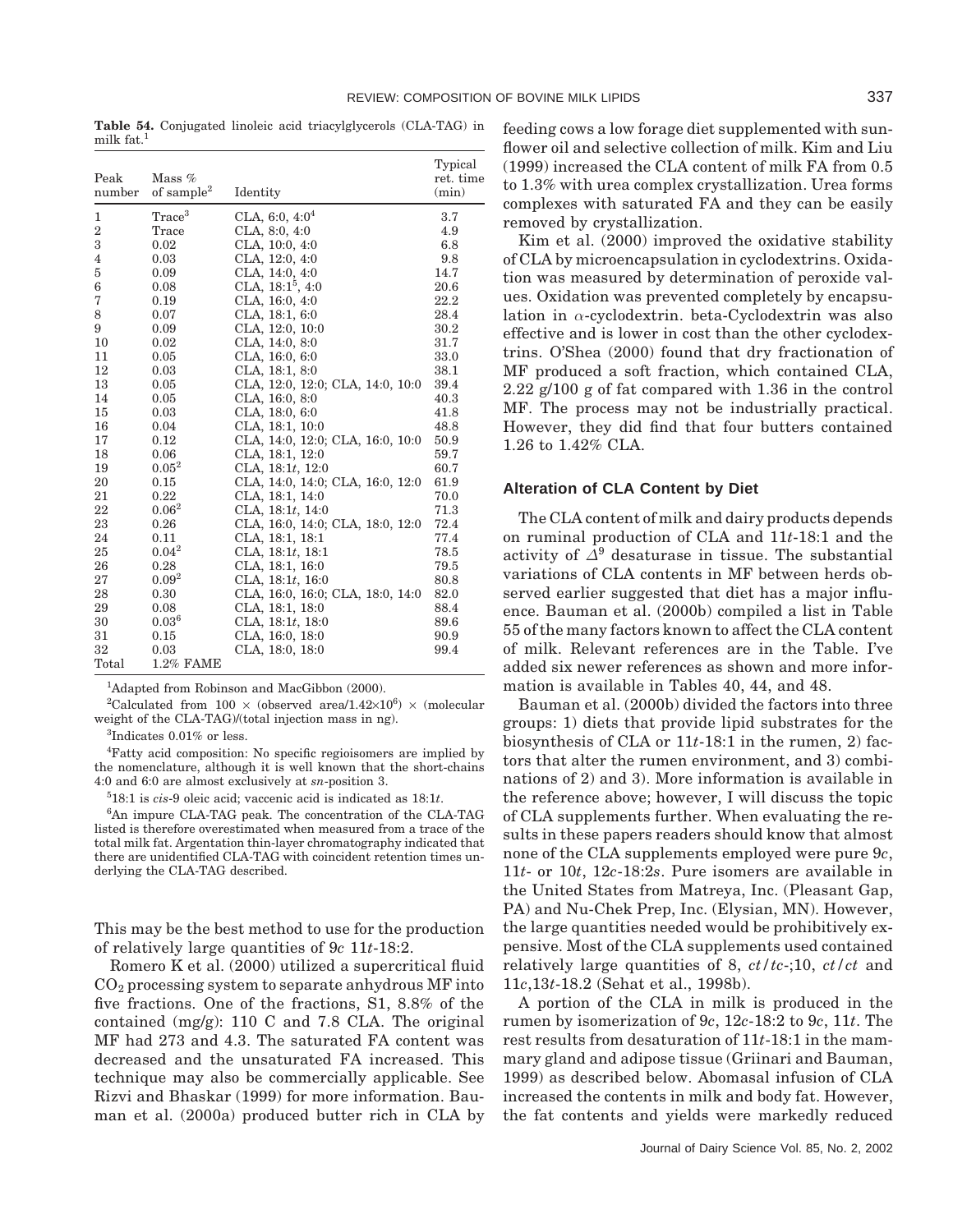**Table 54.** Conjugated linoleic acid triacylglycerols (CLA-TAG) in milk fat.[1]

| Peak number | Mass % of sample[2] | Identity | Typical ret. time (min) |
|---|---|---|---|
| 1 | Trace[3] | CLA, 6:0, 4:0[4] | 3.7 |
| 2 | Trace | CLA, 8:0, 4:0 | 4.9 |
| 3 | 0.02 | CLA, 10:0, 4:0 | 6.8 |
| 4 | 0.03 | CLA, 12:0, 4:0 | 9.8 |
| 5 | 0.09 | CLA, 14:0, 4:0 | 14.7 |
| 6 | 0.08 | CLA, 18:1[5], 4:0 | 20.6 |
| 7 | 0.19 | CLA, 16:0, 4:0 | 22.2 |
| 8 | 0.07 | CLA, 18:1, 6:0 | 28.4 |
| 9 | 0.09 | CLA, 12:0, 10:0 | 30.2 |
| 10 | 0.02 | CLA, 14:0, 8:0 | 31.7 |
| 11 | 0.05 | CLA, 16:0, 6:0 | 33.0 |
| 12 | 0.03 | CLA, 18:1, 8:0 | 38.1 |
| 13 | 0.05 | CLA, 12:0, 12:0; CLA, 14:0, 10:0 | 39.4 |
| 14 | 0.05 | CLA, 16:0, 8:0 | 40.3 |
| 15 | 0.03 | CLA, 18:0, 6:0 | 41.8 |
| 16 | 0.04 | CLA, 18:1, 10:0 | 48.8 |
| 17 | 0.12 | CLA, 14:0, 12:0; CLA, 16:0, 10:0 | 50.9 |
| 18 | 0.06 | CLA, 18:1, 12:0 | 59.7 |
| 19 | 0.05[2] | CLA, 18:1*t*, 12:0 | 60.7 |
| 20 | 0.15 | CLA, 14:0, 14:0; CLA, 16:0, 12:0 | 61.9 |
| 21 | 0.22 | CLA, 18:1, 14:0 | 70.0 |
| 22 | 0.06[2] | CLA, 18:1*t*, 14:0 | 71.3 |
| 23 | 0.26 | CLA, 16:0, 14:0; CLA, 18:0, 12:0 | 72.4 |
| 24 | 0.11 | CLA, 18:1, 18:1 | 77.4 |
| 25 | 0.04[2] | CLA, 18:1*t*, 18:1 | 78.5 |
| 26 | 0.28 | CLA, 18:1, 16:0 | 79.5 |
| 27 | 0.09[2] | CLA, 18:1*t*, 16:0 | 80.8 |
| 28 | 0.30 | CLA, 16:0, 16:0; CLA, 18:0, 14:0 | 82.0 |
| 29 | 0.08 | CLA, 18:1, 18:0 | 88.4 |
| 30 | 0.03[6] | CLA, 18:1*t*, 18:0 | 89.6 |
| 31 | 0.15 | CLA, 16:0, 18:0 | 90.9 |
| 32 | 0.03 | CLA, 18:0, 18:0 | 99.4 |
| Total | 1.2% FAME | | |

[1]Adapted from Robinson and MacGibbon (2000).

[2]Calculated from $100 \times$ (observed area/$1.42 \times 10^6$) $\times$ (molecular weight of the CLA-TAG)/(total injection mass in ng).

[3]Indicates 0.01% or less.

[4]Fatty acid composition: No specific regioisomers are implied by the nomenclature, although it is well known that the short-chains 4:0 and 6:0 are almost exclusively at *sn*-position 3.

[5]18:1 is *cis*-9 oleic acid; vaccenic acid is indicated as 18:1*t*.

[6]An impure CLA-TAG peak. The concentration of the CLA-TAG listed is therefore overestimated when measured from a trace of the total milk fat. Argentation thin-layer chromatography indicated that there are unidentified CLA-TAG with coincident retention times underlying the CLA-TAG described.

This may be the best method to use for the production of relatively large quantities of 9*c* 11*t*-18:2.

Romero K et al. (2000) utilized a supercritical fluid $CO_2$ processing system to separate anhydrous MF into five fractions. One of the fractions, S1, 8.8% of the contained (mg/g): 110 C and 7.8 CLA. The original MF had 273 and 4.3. The saturated FA content was decreased and the unsaturated FA increased. This technique may also be commercially applicable. See Rizvi and Bhaskar (1999) for more information. Bauman et al. (2000a) produced butter rich in CLA by feeding cows a low forage diet supplemented with sunflower oil and selective collection of milk. Kim and Liu (1999) increased the CLA content of milk FA from 0.5 to 1.3% with urea complex crystallization. Urea forms complexes with saturated FA and they can be easily removed by crystallization.

Kim et al. (2000) improved the oxidative stability of CLA by microencapsulation in cyclodextrins. Oxidation was measured by determination of peroxide values. Oxidation was prevented completely by encapsulation in $\alpha$-cyclodextrin. beta-Cyclodextrin was also effective and is lower in cost than the other cyclodextrins. O'Shea (2000) found that dry fractionation of MF produced a soft fraction, which contained CLA, 2.22 g/100 g of fat compared with 1.36 in the control MF. The process may not be industrially practical. However, they did find that four butters contained 1.26 to 1.42% CLA.

## Alteration of CLA Content by Diet

The CLA content of milk and dairy products depends on ruminal production of CLA and 11*t*-18:1 and the activity of $\Delta^9$ desaturase in tissue. The substantial variations of CLA contents in MF between herds observed earlier suggested that diet has a major influence. Bauman et al. (2000b) compiled a list in Table 55 of the many factors known to affect the CLA content of milk. Relevant references are in the Table. I've added six newer references as shown and more information is available in Tables 40, 44, and 48.

Bauman et al. (2000b) divided the factors into three groups: 1) diets that provide lipid substrates for the biosynthesis of CLA or 11*t*-18:1 in the rumen, 2) factors that alter the rumen environment, and 3) combinations of 2) and 3). More information is available in the reference above; however, I will discuss the topic of CLA supplements further. When evaluating the results in these papers readers should know that almost none of the CLA supplements employed were pure 9*c*, 11*t*- or 10*t*, 12*c*-18:2*s*. Pure isomers are available in the United States from Matreya, Inc. (Pleasant Gap, PA) and Nu-Chek Prep, Inc. (Elysian, MN). However, the large quantities needed would be prohibitively expensive. Most of the CLA supplements used contained relatively large quantities of 8, *ct*/*tc*-;10, *ct*/*ct* and 11*c*,13*t*-18.2 (Sehat et al., 1998b).

A portion of the CLA in milk is produced in the rumen by isomerization of 9*c*, 12*c*-18:2 to 9*c*, 11*t*. The rest results from desaturation of 11*t*-18:1 in the mammary gland and adipose tissue (Griinari and Bauman, 1999) as described below. Abomasal infusion of CLA increased the contents in milk and body fat. However, the fat contents and yields were markedly reduced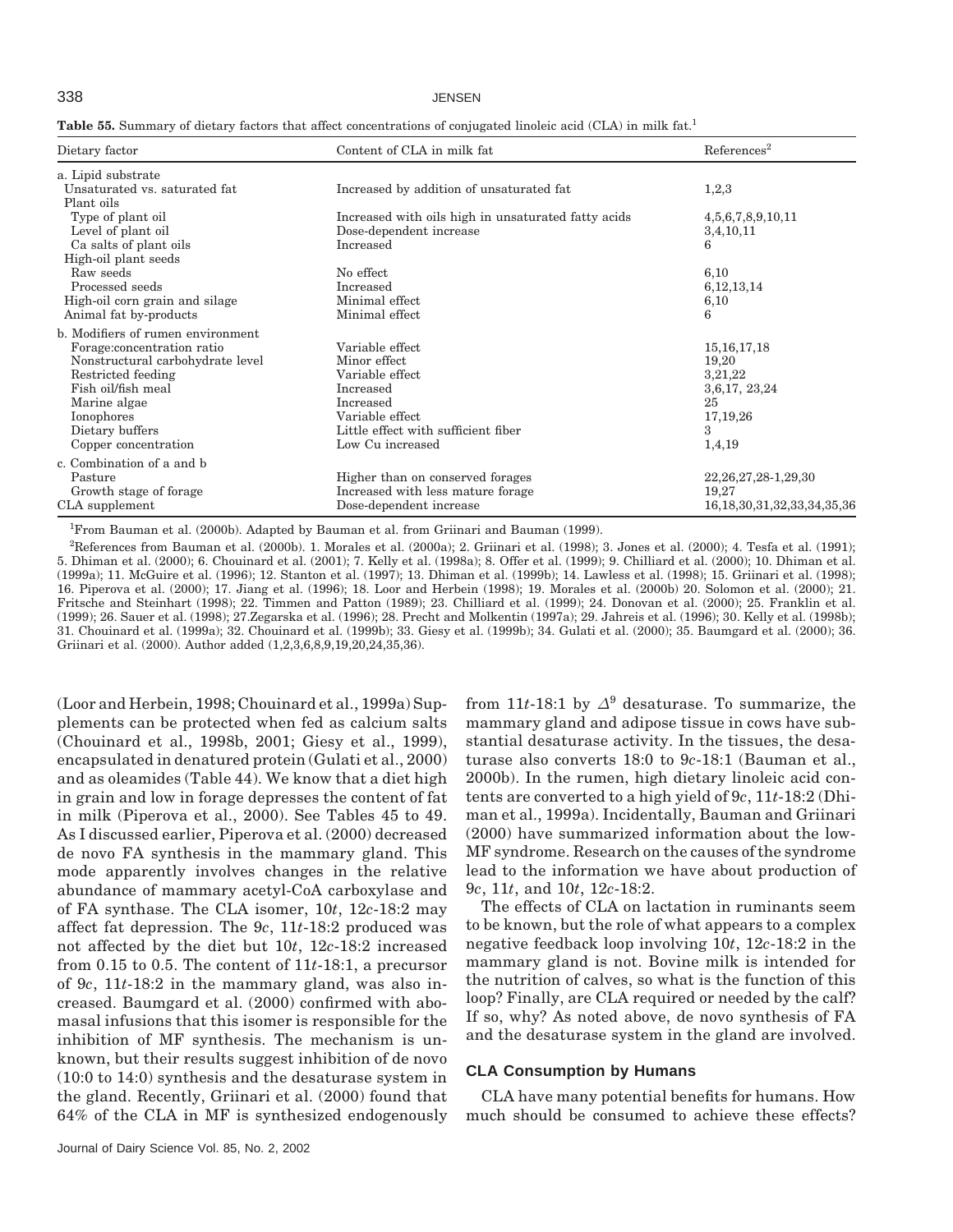**Table 55.** Summary of dietary factors that affect concentrations of conjugated linoleic acid (CLA) in milk fat.[1]

| Dietary factor | Content of CLA in milk fat | References[2] |
|---|---|---|
| a. Lipid substrate | | |
| Unsaturated vs. saturated fat | Increased by addition of unsaturated fat | 1,2,3 |
| Plant oils | | |
| Type of plant oil | Increased with oils high in unsaturated fatty acids | 4,5,6,7,8,9,10,11 |
| Level of plant oil | Dose-dependent increase | 3,4,10,11 |
| Ca salts of plant oils | Increased | 6 |
| High-oil plant seeds | | |
| Raw seeds | No effect | 6,10 |
| Processed seeds | Increased | 6,12,13,14 |
| High-oil corn grain and silage | Minimal effect | 6,10 |
| Animal fat by-products | Minimal effect | 6 |
| b. Modifiers of rumen environment | | |
| Forage:concentration ratio | Variable effect | 15,16,17,18 |
| Nonstructural carbohydrate level | Minor effect | 19,20 |
| Restricted feeding | Variable effect | 3,21,22 |
| Fish oil/fish meal | Increased | 3,6,17, 23,24 |
| Marine algae | Increased | 25 |
| Ionophores | Variable effect | 17,19,26 |
| Dietary buffers | Little effect with sufficient fiber | 3 |
| Copper concentration | Low Cu increased | 1,4,19 |
| c. Combination of a and b | | |
| Pasture | Higher than on conserved forages | 22,26,27,28-1,29,30 |
| Growth stage of forage | Increased with less mature forage | 19,27 |
| CLA supplement | Dose-dependent increase | 16,18,30,31,32,33,34,35,36 |

[1]From Bauman et al. (2000b). Adapted by Bauman et al. from Griinari and Bauman (1999).

[2]References from Bauman et al. (2000b). 1. Morales et al. (2000a); 2. Griinari et al. (1998); 3. Jones et al. (2000); 4. Tesfa et al. (1991); 5. Dhiman et al. (2000); 6. Chouinard et al. (2001); 7. Kelly et al. (1998a); 8. Offer et al. (1999); 9. Chilliard et al. (2000); 10. Dhiman et al. (1999a); 11. McGuire et al. (1996); 12. Stanton et al. (1997); 13. Dhiman et al. (1999b); 14. Lawless et al. (1998); 15. Griinari et al. (1998); 16. Piperova et al. (2000); 17. Jiang et al. (1996); 18. Loor and Herbein (1998); 19. Morales et al. (2000b) 20. Solomon et al. (2000); 21. Fritsche and Steinhart (1998); 22. Timmen and Patton (1989); 23. Chilliard et al. (1999); 24. Donovan et al. (2000); 25. Franklin et al. (1999); 26. Sauer et al. (1998); 27.Zegarska et al. (1996); 28. Precht and Molkentin (1997a); 29. Jahreis et al. (1996); 30. Kelly et al. (1998b); 31. Chouinard et al. (1999a); 32. Chouinard et al. (1999b); 33. Giesy et al. (1999b); 34. Gulati et al. (2000); 35. Baumgard et al. (2000); 36. Griinari et al. (2000). Author added (1,2,3,6,8,9,19,20,24,35,36).

(Loor and Herbein, 1998; Chouinard et al., 1999a) Supplements can be protected when fed as calcium salts (Chouinard et al., 1998b, 2001; Giesy et al., 1999), encapsulated in denatured protein (Gulati et al., 2000) and as oleamides (Table 44). We know that a diet high in grain and low in forage depresses the content of fat in milk (Piperova et al., 2000). See Tables 45 to 49. As I discussed earlier, Piperova et al. (2000) decreased de novo FA synthesis in the mammary gland. This mode apparently involves changes in the relative abundance of mammary acetyl-CoA carboxylase and of FA synthase. The CLA isomer, 10*t*, 12*c*-18:2 may affect fat depression. The 9*c*, 11*t*-18:2 produced was not affected by the diet but 10*t*, 12*c*-18:2 increased from 0.15 to 0.5. The content of 11*t*-18:1, a precursor of 9*c*, 11*t*-18:2 in the mammary gland, was also increased. Baumgard et al. (2000) confirmed with abomasal infusions that this isomer is responsible for the inhibition of MF synthesis. The mechanism is unknown, but their results suggest inhibition of de novo (10:0 to 14:0) synthesis and the desaturase system in the gland. Recently, Griinari et al. (2000) found that 64% of the CLA in MF is synthesized endogenously from 11*t*-18:1 by $\Delta^9$ desaturase. To summarize, the mammary gland and adipose tissue in cows have substantial desaturase activity. In the tissues, the desaturase also converts 18:0 to 9*c*-18:1 (Bauman et al., 2000b). In the rumen, high dietary linoleic acid contents are converted to a high yield of 9*c*, 11*t*-18:2 (Dhiman et al., 1999a). Incidentally, Bauman and Griinari (2000) have summarized information about the low-MF syndrome. Research on the causes of the syndrome lead to the information we have about production of 9*c*, 11*t*, and 10*t*, 12*c*-18:2.

The effects of CLA on lactation in ruminants seem to be known, but the role of what appears to a complex negative feedback loop involving 10*t*, 12*c*-18:2 in the mammary gland is not. Bovine milk is intended for the nutrition of calves, so what is the function of this loop? Finally, are CLA required or needed by the calf? If so, why? As noted above, de novo synthesis of FA and the desaturase system in the gland are involved.

## CLA Consumption by Humans

CLA have many potential benefits for humans. How much should be consumed to achieve these effects?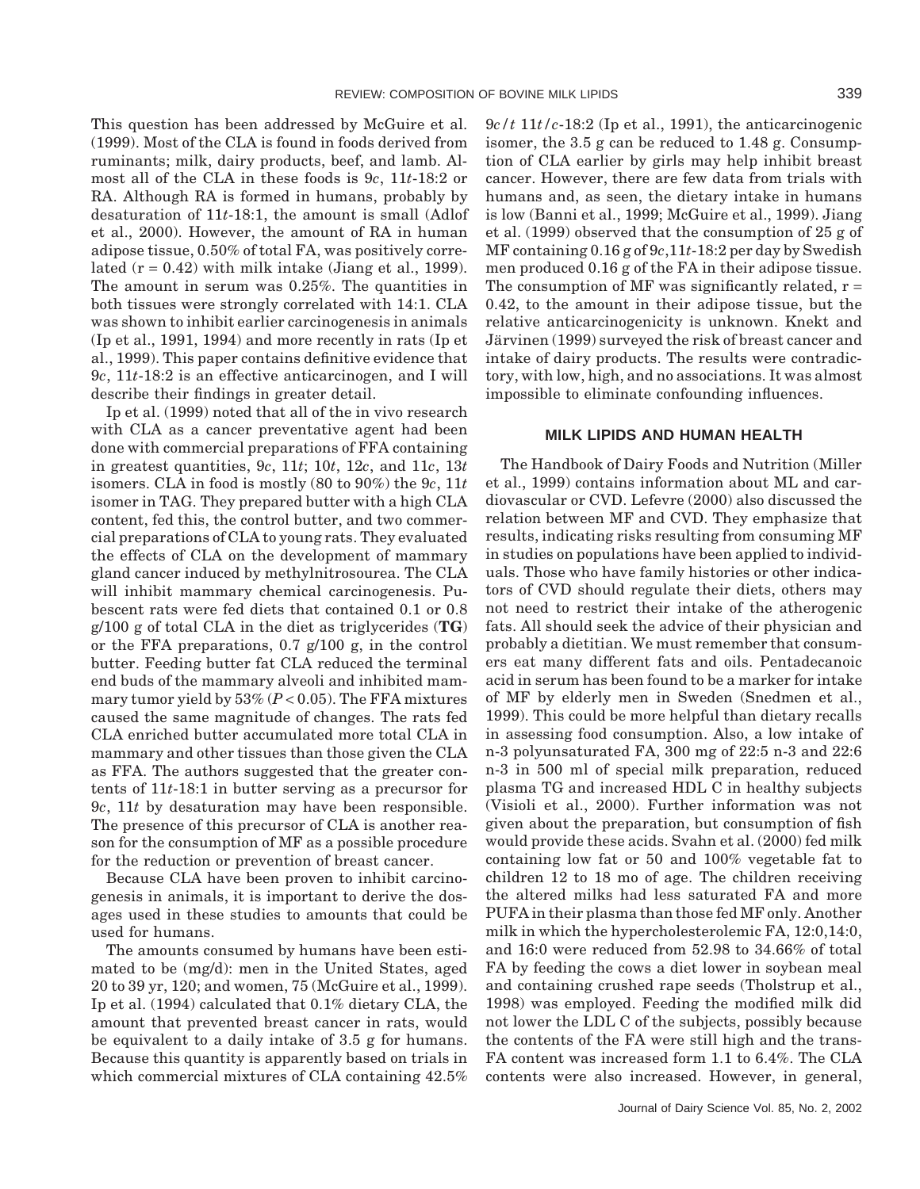This question has been addressed by McGuire et al. (1999). Most of the CLA is found in foods derived from ruminants; milk, dairy products, beef, and lamb. Almost all of the CLA in these foods is 9*c*, 11*t*-18:2 or RA. Although RA is formed in humans, probably by desaturation of 11*t*-18:1, the amount is small (Adlof et al., 2000). However, the amount of RA in human adipose tissue, 0.50% of total FA, was positively correlated ($r = 0.42$) with milk intake (Jiang et al., 1999). The amount in serum was 0.25%. The quantities in both tissues were strongly correlated with 14:1. CLA was shown to inhibit earlier carcinogenesis in animals (Ip et al., 1991, 1994) and more recently in rats (Ip et al., 1999). This paper contains definitive evidence that 9*c*, 11*t*-18:2 is an effective anticarcinogen, and I will describe their findings in greater detail.

Ip et al. (1999) noted that all of the in vivo research with CLA as a cancer preventative agent had been done with commercial preparations of FFA containing in greatest quantities, 9*c*, 11*t*; 10*t*, 12*c*, and 11*c*, 13*t* isomers. CLA in food is mostly (80 to 90%) the 9*c*, 11*t* isomer in TAG. They prepared butter with a high CLA content, fed this, the control butter, and two commercial preparations of CLA to young rats. They evaluated the effects of CLA on the development of mammary gland cancer induced by methylnitrosourea. The CLA will inhibit mammary chemical carcinogenesis. Pubescent rats were fed diets that contained 0.1 or 0.8 g/100 g of total CLA in the diet as triglycerides (**TG**) or the FFA preparations, 0.7 g/100 g, in the control butter. Feeding butter fat CLA reduced the terminal end buds of the mammary alveoli and inhibited mammary tumor yield by 53% ($P < 0.05$). The FFA mixtures caused the same magnitude of changes. The rats fed CLA enriched butter accumulated more total CLA in mammary and other tissues than those given the CLA as FFA. The authors suggested that the greater contents of 11*t*-18:1 in butter serving as a precursor for 9*c*, 11*t* by desaturation may have been responsible. The presence of this precursor of CLA is another reason for the consumption of MF as a possible procedure for the reduction or prevention of breast cancer.

Because CLA have been proven to inhibit carcinogenesis in animals, it is important to derive the dosages used in these studies to amounts that could be used for humans.

The amounts consumed by humans have been estimated to be (mg/d): men in the United States, aged 20 to 39 yr, 120; and women, 75 (McGuire et al., 1999). Ip et al. (1994) calculated that 0.1% dietary CLA, the amount that prevented breast cancer in rats, would be equivalent to a daily intake of 3.5 g for humans. Because this quantity is apparently based on trials in which commercial mixtures of CLA containing 42.5% 9*c*/*t* 11*t*/*c*-18:2 (Ip et al., 1991), the anticarcinogenic isomer, the 3.5 g can be reduced to 1.48 g. Consumption of CLA earlier by girls may help inhibit breast cancer. However, there are few data from trials with humans and, as seen, the dietary intake in humans is low (Banni et al., 1999; McGuire et al., 1999). Jiang et al. (1999) observed that the consumption of 25 g of MF containing 0.16 g of 9*c*,11*t*-18:2 per day by Swedish men produced 0.16 g of the FA in their adipose tissue. The consumption of MF was significantly related, $r = 0.42$, to the amount in their adipose tissue, but the relative anticarcinogenicity is unknown. Knekt and Järvinen (1999) surveyed the risk of breast cancer and intake of dairy products. The results were contradictory, with low, high, and no associations. It was almost impossible to eliminate confounding influences.

## MILK LIPIDS AND HUMAN HEALTH

The Handbook of Dairy Foods and Nutrition (Miller et al., 1999) contains information about ML and cardiovascular or CVD. Lefevre (2000) also discussed the relation between MF and CVD. They emphasize that results, indicating risks resulting from consuming MF in studies on populations have been applied to individuals. Those who have family histories or other indicators of CVD should regulate their diets, others may not need to restrict their intake of the atherogenic fats. All should seek the advice of their physician and probably a dietitian. We must remember that consumers eat many different fats and oils. Pentadecanoic acid in serum has been found to be a marker for intake of MF by elderly men in Sweden (Snedmen et al., 1999). This could be more helpful than dietary recalls in assessing food consumption. Also, a low intake of n-3 polyunsaturated FA, 300 mg of 22:5 n-3 and 22:6 n-3 in 500 ml of special milk preparation, reduced plasma TG and increased HDL C in healthy subjects (Visioli et al., 2000). Further information was not given about the preparation, but consumption of fish would provide these acids. Svahn et al. (2000) fed milk containing low fat or 50 and 100% vegetable fat to children 12 to 18 mo of age. The children receiving the altered milks had less saturated FA and more PUFA in their plasma than those fed MF only. Another milk in which the hypercholesterolemic FA, 12:0,14:0, and 16:0 were reduced from 52.98 to 34.66% of total FA by feeding the cows a diet lower in soybean meal and containing crushed rape seeds (Tholstrup et al., 1998) was employed. Feeding the modified milk did not lower the LDL C of the subjects, possibly because the contents of the FA were still high and the trans-FA content was increased form 1.1 to 6.4%. The CLA contents were also increased. However, in general,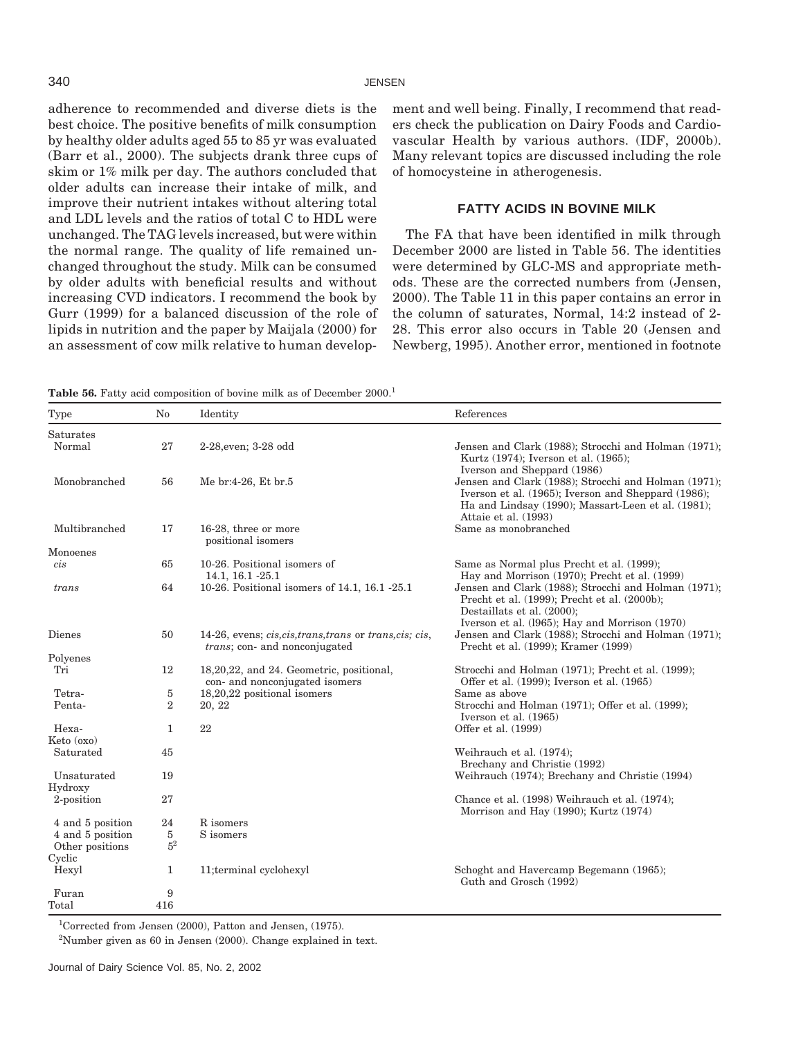adherence to recommended and diverse diets is the best choice. The positive benefits of milk consumption by healthy older adults aged 55 to 85 yr was evaluated (Barr et al., 2000). The subjects drank three cups of skim or 1% milk per day. The authors concluded that older adults can increase their intake of milk, and improve their nutrient intakes without altering total and LDL levels and the ratios of total C to HDL were unchanged. The TAG levels increased, but were within the normal range. The quality of life remained unchanged throughout the study. Milk can be consumed by older adults with beneficial results and without increasing CVD indicators. I recommend the book by Gurr (1999) for a balanced discussion of the role of lipids in nutrition and the paper by Maijala (2000) for an assessment of cow milk relative to human development and well being. Finally, I recommend that readers check the publication on Dairy Foods and Cardiovascular Health by various authors. (IDF, 2000b). Many relevant topics are discussed including the role of homocysteine in atherogenesis.

## FATTY ACIDS IN BOVINE MILK

The FA that have been identified in milk through December 2000 are listed in Table 56. The identities were determined by GLC-MS and appropriate methods. These are the corrected numbers from (Jensen, 2000). The Table 11 in this paper contains an error in the column of saturates, Normal, 14:2 instead of 2-28. This error also occurs in Table 20 (Jensen and Newberg, 1995). Another error, mentioned in footnote

**Table 56.** Fatty acid composition of bovine milk as of December 2000.[1]

| Type | No | Identity | References |
|---|---|---|---|
| Saturates | | | |
| Normal | 27 | 2-28,even; 3-28 odd | Jensen and Clark (1988); Strocchi and Holman (1971); Kurtz (1974); Iverson et al. (1965); Iverson and Sheppard (1986) |
| Monobranched | 56 | Me br:4-26, Et br.5 | Jensen and Clark (1988); Strocchi and Holman (1971); Iverson et al. (1965); Iverson and Sheppard (1986); Ha and Lindsay (1990); Massart-Leen et al. (1981); Attaie et al. (1993) |
| Multibranched | 17 | 16-28, three or more positional isomers | Same as monobranched |
| Monoenes | | | |
| *cis* | 65 | 10-26. Positional isomers of 14.1, 16.1 -25.1 | Same as Normal plus Precht et al. (1999); Hay and Morrison (1970); Precht et al. (1999) |
| *trans* | 64 | 10-26. Positional isomers of 14.1, 16.1 -25.1 | Jensen and Clark (1988); Strocchi and Holman (1971); Precht et al. (1999); Precht et al. (2000b); Destaillats et al. (2000); Iverson et al. (l965); Hay and Morrison (1970) |
| Dienes | 50 | 14-26, evens; *cis,cis,trans,trans* or *trans,cis; cis, trans*; con- and nonconjugated | Jensen and Clark (1988); Strocchi and Holman (1971); Precht et al. (1999); Kramer (1999) |
| Polyenes | | | |
| Tri | 12 | 18,20,22, and 24. Geometric, positional, con- and nonconjugated isomers | Strocchi and Holman (1971); Precht et al. (1999); Offer et al. (1999); Iverson et al. (1965) |
| Tetra- | 5 | 18,20,22 positional isomers | Same as above |
| Penta- | 2 | 20, 22 | Strocchi and Holman (1971); Offer et al. (1999); Iverson et al. (1965) |
| Hexa- | 1 | 22 | Offer et al. (1999) |
| Keto (oxo) | | | |
| Saturated | 45 | | Weihrauch et al. (1974); Brechany and Christie (1992) |
| Unsaturated | 19 | | Weihrauch (1974); Brechany and Christie (1994) |
| Hydroxy | | | |
| 2-position | 27 | | Chance et al. (1998) Weihrauch et al. (1974); Morrison and Hay (1990); Kurtz (1974) |
| 4 and 5 position | 24 | R isomers | |
| 4 and 5 position | 5 | S isomers | |
| Other positions | 5[2] | | |
| Cyclic | | | |
| Hexyl | 1 | 11;terminal cyclohexyl | Schoght and Havercamp Begemann (1965); Guth and Grosch (1992) |
| Furan | 9 | | |
| Total | 416 | | |

[1]Corrected from Jensen (2000), Patton and Jensen, (1975).

[2]Number given as 60 in Jensen (2000). Change explained in text.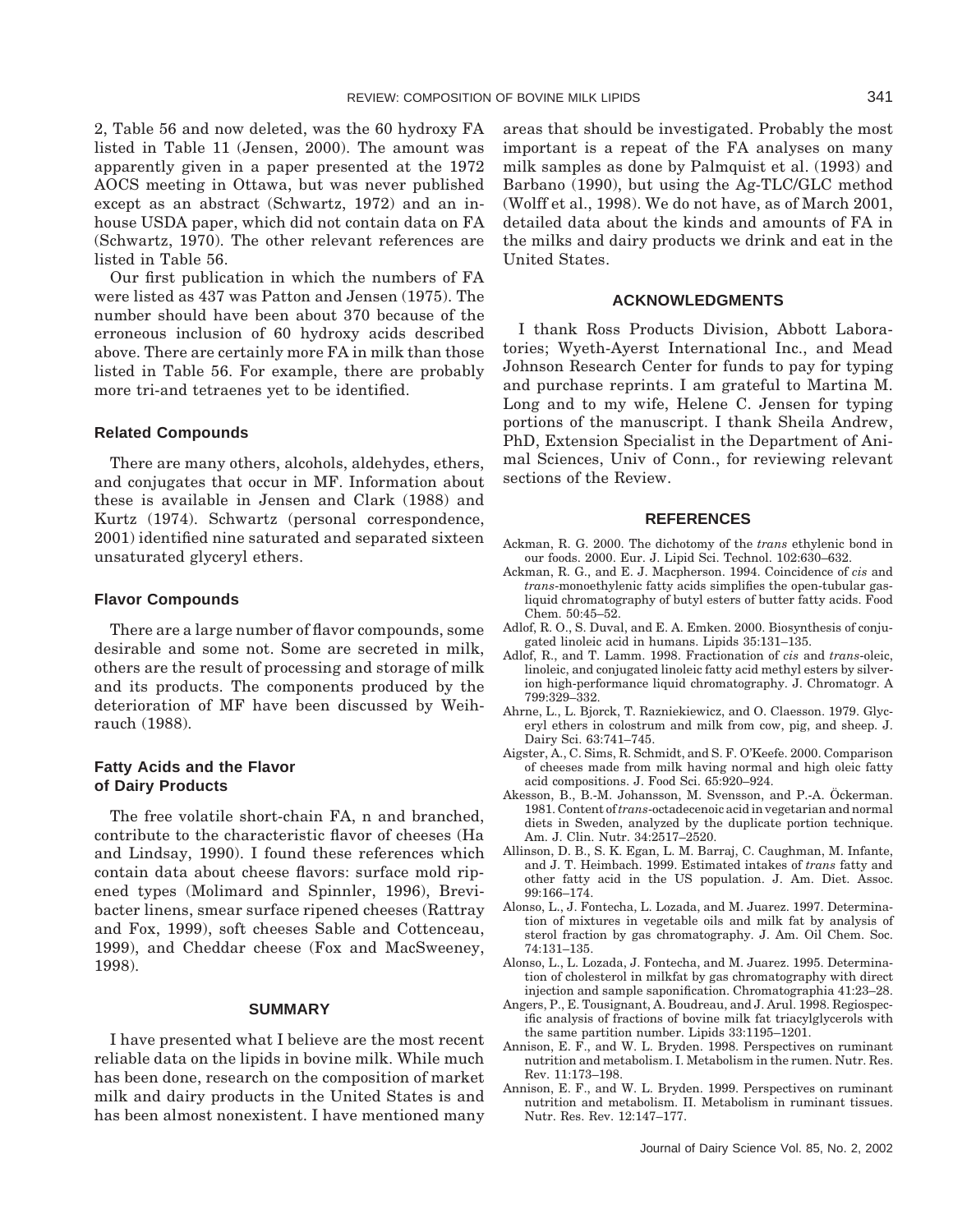2, Table 56 and now deleted, was the 60 hydroxy FA listed in Table 11 (Jensen, 2000). The amount was apparently given in a paper presented at the 1972 AOCS meeting in Ottawa, but was never published except as an abstract (Schwartz, 1972) and an in-house USDA paper, which did not contain data on FA (Schwartz, 1970). The other relevant references are listed in Table 56.

Our first publication in which the numbers of FA were listed as 437 was Patton and Jensen (1975). The number should have been about 370 because of the erroneous inclusion of 60 hydroxy acids described above. There are certainly more FA in milk than those listed in Table 56. For example, there are probably more tri-and tetraenes yet to be identified.

### Related Compounds

There are many others, alcohols, aldehydes, ethers, and conjugates that occur in MF. Information about these is available in Jensen and Clark (1988) and Kurtz (1974). Schwartz (personal correspondence, 2001) identified nine saturated and separated sixteen unsaturated glyceryl ethers.

### Flavor Compounds

There are a large number of flavor compounds, some desirable and some not. Some are secreted in milk, others are the result of processing and storage of milk and its products. The components produced by the deterioration of MF have been discussed by Weihrauch (1988).

### Fatty Acids and the Flavor of Dairy Products

The free volatile short-chain FA, n and branched, contribute to the characteristic flavor of cheeses (Ha and Lindsay, 1990). I found these references which contain data about cheese flavors: surface mold ripened types (Molimard and Spinnler, 1996), Brevibacter linens, smear surface ripened cheeses (Rattray and Fox, 1999), soft cheeses Sable and Cottenceau, 1999), and Cheddar cheese (Fox and MacSweeney, 1998).

## SUMMARY

I have presented what I believe are the most recent reliable data on the lipids in bovine milk. While much has been done, research on the composition of market milk and dairy products in the United States is and has been almost nonexistent. I have mentioned many areas that should be investigated. Probably the most important is a repeat of the FA analyses on many milk samples as done by Palmquist et al. (1993) and Barbano (1990), but using the Ag-TLC/GLC method (Wolff et al., 1998). We do not have, as of March 2001, detailed data about the kinds and amounts of FA in the milks and dairy products we drink and eat in the United States.

## ACKNOWLEDGMENTS

I thank Ross Products Division, Abbott Laboratories; Wyeth-Ayerst International Inc., and Mead Johnson Research Center for funds to pay for typing and purchase reprints. I am grateful to Martina M. Long and to my wife, Helene C. Jensen for typing portions of the manuscript. I thank Sheila Andrew, PhD, Extension Specialist in the Department of Animal Sciences, Univ of Conn., for reviewing relevant sections of the Review.

## REFERENCES

Ackman, R. G. 2000. The dichotomy of the *trans* ethylenic bond in our foods. 2000. Eur. J. Lipid Sci. Technol. 102:630–632.

Ackman, R. G., and E. J. Macpherson. 1994. Coincidence of *cis* and *trans*-monoethylenic fatty acids simplifies the open-tubular gas-liquid chromatography of butyl esters of butter fatty acids. Food Chem. 50:45–52.

Adlof, R. O., S. Duval, and E. A. Emken. 2000. Biosynthesis of conjugated linoleic acid in humans. Lipids 35:131–135.

Adlof, R., and T. Lamm. 1998. Fractionation of *cis* and *trans*-oleic, linoleic, and conjugated linoleic fatty acid methyl esters by silver-ion high-performance liquid chromatography. J. Chromatogr. A 799:329–332.

Ahrne, L., L. Bjorck, T. Razniekiewicz, and O. Claesson. 1979. Glyceryl ethers in colostrum and milk from cow, pig, and sheep. J. Dairy Sci. 63:741–745.

Aigster, A., C. Sims, R. Schmidt, and S. F. O'Keefe. 2000. Comparison of cheeses made from milk having normal and high oleic fatty acid compositions. J. Food Sci. 65:920–924.

Akesson, B., B.-M. Johansson, M. Svensson, and P.-A. Öckerman. 1981. Content of *trans*-octadecenoic acid in vegetarian and normal diets in Sweden, analyzed by the duplicate portion technique. Am. J. Clin. Nutr. 34:2517–2520.

Allinson, D. B., S. K. Egan, L. M. Barraj, C. Caughman, M. Infante, and J. T. Heimbach. 1999. Estimated intakes of *trans* fatty and other fatty acid in the US population. J. Am. Diet. Assoc. 99:166–174.

Alonso, L., J. Fontecha, L. Lozada, and M. Juarez. 1997. Determination of mixtures in vegetable oils and milk fat by analysis of sterol fraction by gas chromatography. J. Am. Oil Chem. Soc. 74:131–135.

Alonso, L., L. Lozada, J. Fontecha, and M. Juarez. 1995. Determination of cholesterol in milkfat by gas chromatography with direct injection and sample saponification. Chromatographia 41:23–28.

Angers, P., E. Tousignant, A. Boudreau, and J. Arul. 1998. Regiospecific analysis of fractions of bovine milk fat triacylglycerols with the same partition number. Lipids 33:1195–1201.

Annison, E. F., and W. L. Bryden. 1998. Perspectives on ruminant nutrition and metabolism. I. Metabolism in the rumen. Nutr. Res. Rev. 11:173–198.

Annison, E. F., and W. L. Bryden. 1999. Perspectives on ruminant nutrition and metabolism. II. Metabolism in ruminant tissues. Nutr. Res. Rev. 12:147–177.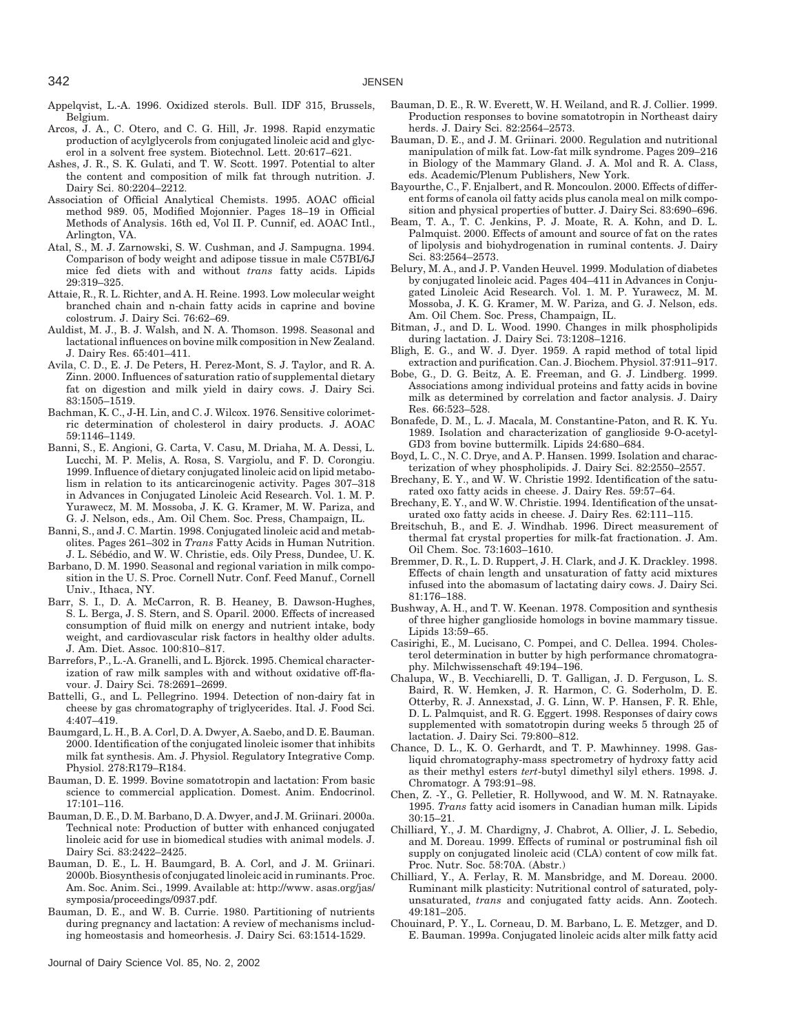Appelqvist, L.-A. 1996. Oxidized sterols. Bull. IDF 315, Brussels, Belgium.

Arcos, J. A., C. Otero, and C. G. Hill, Jr. 1998. Rapid enzymatic production of acylglycerols from conjugated linoleic acid and glycerol in a solvent free system. Biotechnol. Lett. 20:617–621.

Ashes, J. R., S. K. Gulati, and T. W. Scott. 1997. Potential to alter the content and composition of milk fat through nutrition. J. Dairy Sci. 80:2204–2212.

Association of Official Analytical Chemists. 1995. AOAC official method 989. 05, Modified Mojonnier. Pages 18–19 in Official Methods of Analysis. 16th ed, Vol II. P. Cunnif, ed. AOAC Intl., Arlington, VA.

Atal, S., M. J. Zarnowski, S. W. Cushman, and J. Sampugna. 1994. Comparison of body weight and adipose tissue in male C57Bl/6J mice fed diets with and without *trans* fatty acids. Lipids 29:319–325.

Attaie, R., R. L. Richter, and A. H. Reine. 1993. Low molecular weight branched chain and n-chain fatty acids in caprine and bovine colostrum. J. Dairy Sci. 76:62–69.

Auldist, M. J., B. J. Walsh, and N. A. Thomson. 1998. Seasonal and lactational influences on bovine milk composition in New Zealand. J. Dairy Res. 65:401–411.

Avila, C. D., E. J. De Peters, H. Perez-Mont, S. J. Taylor, and R. A. Zinn. 2000. Influences of saturation ratio of supplemental dietary fat on digestion and milk yield in dairy cows. J. Dairy Sci. 83:1505–1519.

Bachman, K. C., J-H. Lin, and C. J. Wilcox. 1976. Sensitive colorimetric determination of cholesterol in dairy products. J. AOAC 59:1146–1149.

Banni, S., E. Angioni, G. Carta, V. Casu, M. Driaha, M. A. Dessi, L. Lucchi, M. P. Melis, A. Rosa, S. Vargiolu, and F. D. Corongiu. 1999. Influence of dietary conjugated linoleic acid on lipid metabolism in relation to its anticarcinogenic activity. Pages 307–318 in Advances in Conjugated Linoleic Acid Research. Vol. 1. M. P. Yurawecz, M. M. Mossoba, J. K. G. Kramer, M. W. Pariza, and G. J. Nelson, eds., Am. Oil Chem. Soc. Press, Champaign, IL.

Banni, S., and J. C. Martin. 1998. Conjugated linoleic acid and metabolites. Pages 261–302 in *Trans* Fatty Acids in Human Nutrition. J. L. Sébédio, and W. W. Christie, eds. Oily Press, Dundee, U. K.

Barbano, D. M. 1990. Seasonal and regional variation in milk composition in the U. S. Proc. Cornell Nutr. Conf. Feed Manuf., Cornell Univ., Ithaca, NY.

Barr, S. I., D. A. McCarron, R. B. Heaney, B. Dawson-Hughes, S. L. Berga, J. S. Stern, and S. Oparil. 2000. Effects of increased consumption of fluid milk on energy and nutrient intake, body weight, and cardiovascular risk factors in healthy older adults. J. Am. Diet. Assoc. 100:810–817.

Barrefors, P., L.-A. Granelli, and L. Björck. 1995. Chemical characterization of raw milk samples with and without oxidative off-flavour. J. Dairy Sci. 78:2691–2699.

Battelli, G., and L. Pellegrino. 1994. Detection of non-dairy fat in cheese by gas chromatography of triglycerides. Ital. J. Food Sci. 4:407–419.

Baumgard, L. H., B. A. Corl, D. A. Dwyer, A. Saebo, and D. E. Bauman. 2000. Identification of the conjugated linoleic isomer that inhibits milk fat synthesis. Am. J. Physiol. Regulatory Integrative Comp. Physiol. 278:R179–R184.

Bauman, D. E. 1999. Bovine somatotropin and lactation: From basic science to commercial application. Domest. Anim. Endocrinol. 17:101–116.

Bauman, D. E., D. M. Barbano, D. A. Dwyer, and J. M. Griinari. 2000a. Technical note: Production of butter with enhanced conjugated linoleic acid for use in biomedical studies with animal models. J. Dairy Sci. 83:2422–2425.

Bauman, D. E., L. H. Baumgard, B. A. Corl, and J. M. Griinari. 2000b. Biosynthesis of conjugated linoleic acid in ruminants. Proc. Am. Soc. Anim. Sci., 1999. Available at: http://www. asas.org/jas/symposia/proceedings/0937.pdf.

Bauman, D. E., and W. B. Currie. 1980. Partitioning of nutrients during pregnancy and lactation: A review of mechanisms including homeostasis and homeorhesis. J. Dairy Sci. 63:1514-1529.

Bauman, D. E., R. W. Everett, W. H. Weiland, and R. J. Collier. 1999. Production responses to bovine somatotropin in Northeast dairy herds. J. Dairy Sci. 82:2564–2573.

Bauman, D. E., and J. M. Griinari. 2000. Regulation and nutritional manipulation of milk fat. Low-fat milk syndrome. Pages 209–216 in Biology of the Mammary Gland. J. A. Mol and R. A. Class, eds. Academic/Plenum Publishers, New York.

Bayourthe, C., F. Enjalbert, and R. Moncoulon. 2000. Effects of different forms of canola oil fatty acids plus canola meal on milk composition and physical properties of butter. J. Dairy Sci. 83:690–696.

Beam, T. A., T. C. Jenkins, P. J. Moate, R. A. Kohn, and D. L. Palmquist. 2000. Effects of amount and source of fat on the rates of lipolysis and biohydrogenation in ruminal contents. J. Dairy Sci. 83:2564–2573.

Belury, M. A., and J. P. Vanden Heuvel. 1999. Modulation of diabetes by conjugated linoleic acid. Pages 404–411 in Advances in Conjugated Linoleic Acid Research. Vol. 1. M. P. Yurawecz, M. M. Mossoba, J. K. G. Kramer, M. W. Pariza, and G. J. Nelson, eds. Am. Oil Chem. Soc. Press, Champaign, IL.

Bitman, J., and D. L. Wood. 1990. Changes in milk phospholipids during lactation. J. Dairy Sci. 73:1208–1216.

Bligh, E. G., and W. J. Dyer. 1959. A rapid method of total lipid extraction and purification. Can. J. Biochem. Physiol. 37:911–917.

Bobe, G., D. G. Beitz, A. E. Freeman, and G. J. Lindberg. 1999. Associations among individual proteins and fatty acids in bovine milk as determined by correlation and factor analysis. J. Dairy Res. 66:523–528.

Bonafede, D. M., L. J. Macala, M. Constantine-Paton, and R. K. Yu. 1989. Isolation and characterization of ganglioside 9-O-acetyl-GD3 from bovine buttermilk. Lipids 24:680–684.

Boyd, L. C., N. C. Drye, and A. P. Hansen. 1999. Isolation and characterization of whey phospholipids. J. Dairy Sci. 82:2550–2557.

Brechany, E. Y., and W. W. Christie 1992. Identification of the saturated oxo fatty acids in cheese. J. Dairy Res. 59:57–64.

Brechany, E. Y., and W. W. Christie. 1994. Identification of the unsaturated oxo fatty acids in cheese. J. Dairy Res. 62:111–115.

Breitschuh, B., and E. J. Windhab. 1996. Direct measurement of thermal fat crystal properties for milk-fat fractionation. J. Am. Oil Chem. Soc. 73:1603–1610.

Bremmer, D. R., L. D. Ruppert, J. H. Clark, and J. K. Drackley. 1998. Effects of chain length and unsaturation of fatty acid mixtures infused into the abomasum of lactating dairy cows. J. Dairy Sci. 81:176–188.

Bushway, A. H., and T. W. Keenan. 1978. Composition and synthesis of three higher ganglioside homologs in bovine mammary tissue. Lipids 13:59–65.

Casirighi, E., M. Lucisano, C. Pompei, and C. Dellea. 1994. Cholesterol determination in butter by high performance chromatography. Milchwissenschaft 49:194–196.

Chalupa, W., B. Vecchiarelli, D. T. Galligan, J. D. Ferguson, L. S. Baird, R. W. Hemken, J. R. Harmon, C. G. Soderholm, D. E. Otterby, R. J. Annexstad, J. G. Linn, W. P. Hansen, F. R. Ehle, D. L. Palmquist, and R. G. Eggert. 1998. Responses of dairy cows supplemented with somatotropin during weeks 5 through 25 of lactation. J. Dairy Sci. 79:800–812.

Chance, D. L., K. O. Gerhardt, and T. P. Mawhinney. 1998. Gas-liquid chromatography-mass spectrometry of hydroxy fatty acid as their methyl esters *tert*-butyl dimethyl silyl ethers. 1998. J. Chromatogr. A 793:91–98.

Chen, Z. -Y., G. Pelletier, R. Hollywood, and W. M. N. Ratnayake. 1995. *Trans* fatty acid isomers in Canadian human milk. Lipids 30:15–21.

Chilliard, Y., J. M. Chardigny, J. Chabrot, A. Ollier, J. L. Sebedio, and M. Doreau. 1999. Effects of ruminal or postruminal fish oil supply on conjugated linoleic acid (CLA) content of cow milk fat. Proc. Nutr. Soc. 58:70A. (Abstr.)

Chilliard, Y., A. Ferlay, R. M. Mansbridge, and M. Doreau. 2000. Ruminant milk plasticity: Nutritional control of saturated, polyunsaturated, *trans* and conjugated fatty acids. Ann. Zootech. 49:181–205.

Chouinard, P. Y., L. Corneau, D. M. Barbano, L. E. Metzger, and D. E. Bauman. 1999a. Conjugated linoleic acids alter milk fatty acid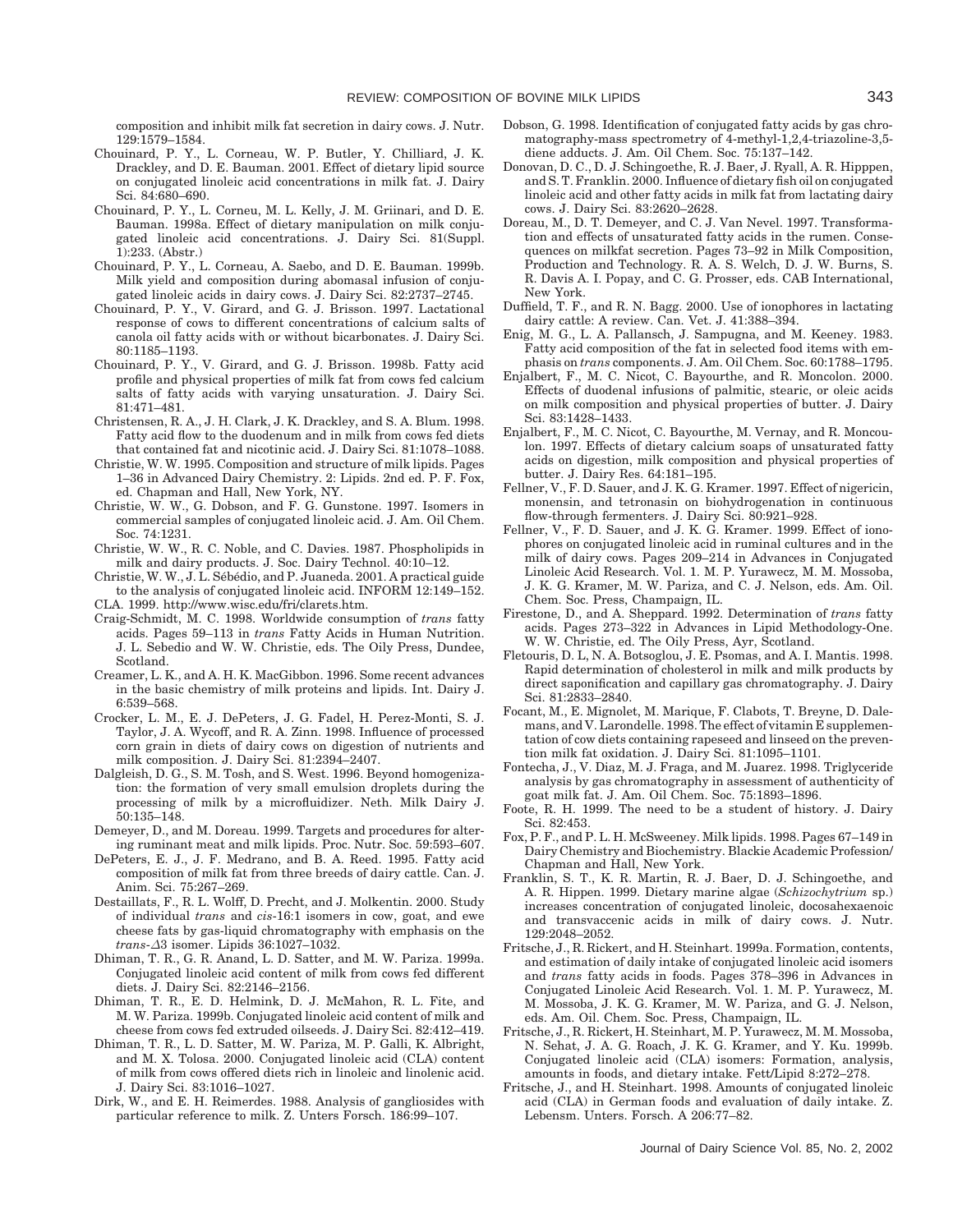composition and inhibit milk fat secretion in dairy cows. J. Nutr. 129:1579–1584.

Chouinard, P. Y., L. Corneau, W. P. Butler, Y. Chilliard, J. K. Drackley, and D. E. Bauman. 2001. Effect of dietary lipid source on conjugated linoleic acid concentrations in milk fat. J. Dairy Sci. 84:680–690.

Chouinard, P. Y., L. Corneu, M. L. Kelly, J. M. Griinari, and D. E. Bauman. 1998a. Effect of dietary manipulation on milk conjugated linoleic acid concentrations. J. Dairy Sci. 81(Suppl. 1):233. (Abstr.)

Chouinard, P. Y., L. Corneau, A. Saebo, and D. E. Bauman. 1999b. Milk yield and composition during abomasal infusion of conjugated linoleic acids in dairy cows. J. Dairy Sci. 82:2737–2745.

Chouinard, P. Y., V. Girard, and G. J. Brisson. 1997. Lactational response of cows to different concentrations of calcium salts of canola oil fatty acids with or without bicarbonates. J. Dairy Sci. 80:1185–1193.

Chouinard, P. Y., V. Girard, and G. J. Brisson. 1998b. Fatty acid profile and physical properties of milk fat from cows fed calcium salts of fatty acids with varying unsaturation. J. Dairy Sci. 81:471–481.

Christensen, R. A., J. H. Clark, J. K. Drackley, and S. A. Blum. 1998. Fatty acid flow to the duodenum and in milk from cows fed diets that contained fat and nicotinic acid. J. Dairy Sci. 81:1078–1088.

Christie, W. W. 1995. Composition and structure of milk lipids. Pages 1–36 in Advanced Dairy Chemistry. 2: Lipids. 2nd ed. P. F. Fox, ed. Chapman and Hall, New York, NY.

Christie, W. W., G. Dobson, and F. G. Gunstone. 1997. Isomers in commercial samples of conjugated linoleic acid. J. Am. Oil Chem. Soc. 74:1231.

Christie, W. W., R. C. Noble, and C. Davies. 1987. Phospholipids in milk and dairy products. J. Soc. Dairy Technol. 40:10–12.

Christie, W. W., J. L. Sébédio, and P. Juaneda. 2001. A practical guide to the analysis of conjugated linoleic acid. INFORM 12:149–152.

CLA. 1999. http://www.wisc.edu/fri/clarets.htm.

Craig-Schmidt, M. C. 1998. Worldwide consumption of *trans* fatty acids. Pages 59–113 in *trans* Fatty Acids in Human Nutrition. J. L. Sebedio and W. W. Christie, eds. The Oily Press, Dundee, Scotland.

Creamer, L. K., and A. H. K. MacGibbon. 1996. Some recent advances in the basic chemistry of milk proteins and lipids. Int. Dairy J. 6:539–568.

Crocker, L. M., E. J. DePeters, J. G. Fadel, H. Perez-Monti, S. J. Taylor, J. A. Wycoff, and R. A. Zinn. 1998. Influence of processed corn grain in diets of dairy cows on digestion of nutrients and milk composition. J. Dairy Sci. 81:2394–2407.

Dalgleish, D. G., S. M. Tosh, and S. West. 1996. Beyond homogenization: the formation of very small emulsion droplets during the processing of milk by a microfluidizer. Neth. Milk Dairy J. 50:135–148.

Demeyer, D., and M. Doreau. 1999. Targets and procedures for altering ruminant meat and milk lipids. Proc. Nutr. Soc. 59:593–607.

DePeters, E. J., J. F. Medrano, and B. A. Reed. 1995. Fatty acid composition of milk fat from three breeds of dairy cattle. Can. J. Anim. Sci. 75:267–269.

Destaillats, F., R. L. Wolff, D. Precht, and J. Molkentin. 2000. Study of individual *trans* and *cis*-16:1 isomers in cow, goat, and ewe cheese fats by gas-liquid chromatography with emphasis on the *trans*-Δ3 isomer. Lipids 36:1027–1032.

Dhiman, T. R., G. R. Anand, L. D. Satter, and M. W. Pariza. 1999a. Conjugated linoleic acid content of milk from cows fed different diets. J. Dairy Sci. 82:2146–2156.

Dhiman, T. R., E. D. Helmink, D. J. McMahon, R. L. Fite, and M. W. Pariza. 1999b. Conjugated linoleic acid content of milk and cheese from cows fed extruded oilseeds. J. Dairy Sci. 82:412–419.

Dhiman, T. R., L. D. Satter, M. W. Pariza, M. P. Galli, K. Albright, and M. X. Tolosa. 2000. Conjugated linoleic acid (CLA) content of milk from cows offered diets rich in linoleic and linolenic acid. J. Dairy Sci. 83:1016–1027.

Dirk, W., and E. H. Reimerdes. 1988. Analysis of gangliosides with particular reference to milk. Z. Unters Forsch. 186:99–107.

Dobson, G. 1998. Identification of conjugated fatty acids by gas chromatography-mass spectrometry of 4-methyl-1,2,4-triazoline-3,5-diene adducts. J. Am. Oil Chem. Soc. 75:137–142.

Donovan, D. C., D. J. Schingoethe, R. J. Baer, J. Ryall, A. R. Hipppen, and S. T. Franklin. 2000. Influence of dietary fish oil on conjugated linoleic acid and other fatty acids in milk fat from lactating dairy cows. J. Dairy Sci. 83:2620–2628.

Doreau, M., D. T. Demeyer, and C. J. Van Nevel. 1997. Transformation and effects of unsaturated fatty acids in the rumen. Consequences on milkfat secretion. Pages 73–92 in Milk Composition, Production and Technology. R. A. S. Welch, D. J. W. Burns, S. R. Davis A. I. Popay, and C. G. Prosser, eds. CAB International, New York.

Duffield, T. F., and R. N. Bagg. 2000. Use of ionophores in lactating dairy cattle: A review. Can. Vet. J. 41:388–394.

Enig, M. G., L. A. Pallansch, J. Sampugna, and M. Keeney. 1983. Fatty acid composition of the fat in selected food items with emphasis on *trans* components. J. Am. Oil Chem. Soc. 60:1788–1795.

Enjalbert, F., M. C. Nicot, C. Bayourthe, and R. Moncolon. 2000. Effects of duodenal infusions of palmitic, stearic, or oleic acids on milk composition and physical properties of butter. J. Dairy Sci. 83:1428–1433.

Enjalbert, F., M. C. Nicot, C. Bayourthe, M. Vernay, and R. Moncoulon. 1997. Effects of dietary calcium soaps of unsaturated fatty acids on digestion, milk composition and physical properties of butter. J. Dairy Res. 64:181–195.

Fellner, V., F. D. Sauer, and J. K. G. Kramer. 1997. Effect of nigericin, monensin, and tetronasin on biohydrogenation in continuous flow-through fermenters. J. Dairy Sci. 80:921–928.

Fellner, V., F. D. Sauer, and J. K. G. Kramer. 1999. Effect of ionophores on conjugated linoleic acid in ruminal cultures and in the milk of dairy cows. Pages 209–214 in Advances in Conjugated Linoleic Acid Research. Vol. 1. M. P. Yurawecz, M. M. Mossoba, J. K. G. Kramer, M. W. Pariza, and C. J. Nelson, eds. Am. Oil. Chem. Soc. Press, Champaign, IL.

Firestone, D., and A. Sheppard. 1992. Determination of *trans* fatty acids. Pages 273–322 in Advances in Lipid Methodology-One. W. W. Christie, ed. The Oily Press, Ayr, Scotland.

Fletouris, D. L, N. A. Botsoglou, J. E. Psomas, and A. I. Mantis. 1998. Rapid determination of cholesterol in milk and milk products by direct saponification and capillary gas chromatography. J. Dairy Sci. 81:2833–2840.

Focant, M., E. Mignolet, M. Marique, F. Clabots, T. Breyne, D. Dalemans, and V. Larondelle. 1998. The effect of vitamin E supplementation of cow diets containing rapeseed and linseed on the prevention milk fat oxidation. J. Dairy Sci. 81:1095–1101.

Fontecha, J., V. Diaz, M. J. Fraga, and M. Juarez. 1998. Triglyceride analysis by gas chromatography in assessment of authenticity of goat milk fat. J. Am. Oil Chem. Soc. 75:1893–1896.

Foote, R. H. 1999. The need to be a student of history. J. Dairy Sci. 82:453.

Fox, P. F., and P. L. H. McSweeney. Milk lipids. 1998. Pages 67–149 in Dairy Chemistry and Biochemistry. Blackie Academic Profession/ Chapman and Hall, New York.

Franklin, S. T., K. R. Martin, R. J. Baer, D. J. Schingoethe, and A. R. Hippen. 1999. Dietary marine algae (*Schizochytrium* sp.) increases concentration of conjugated linoleic, docosahexaenoic and transvaccenic acids in milk of dairy cows. J. Nutr. 129:2048–2052.

Fritsche, J., R. Rickert, and H. Steinhart. 1999a. Formation, contents, and estimation of daily intake of conjugated linoleic acid isomers and *trans* fatty acids in foods. Pages 378–396 in Advances in Conjugated Linoleic Acid Research. Vol. 1. M. P. Yurawecz, M. M. Mossoba, J. K. G. Kramer, M. W. Pariza, and G. J. Nelson, eds. Am. Oil. Chem. Soc. Press, Champaign, IL.

Fritsche, J., R. Rickert, H. Steinhart, M. P. Yurawecz, M. M. Mossoba, N. Sehat, J. A. G. Roach, J. K. G. Kramer, and Y. Ku. 1999b. Conjugated linoleic acid (CLA) isomers: Formation, analysis, amounts in foods, and dietary intake. Fett/Lipid 8:272–278.

Fritsche, J., and H. Steinhart. 1998. Amounts of conjugated linoleic acid (CLA) in German foods and evaluation of daily intake. Z. Lebensm. Unters. Forsch. A 206:77–82.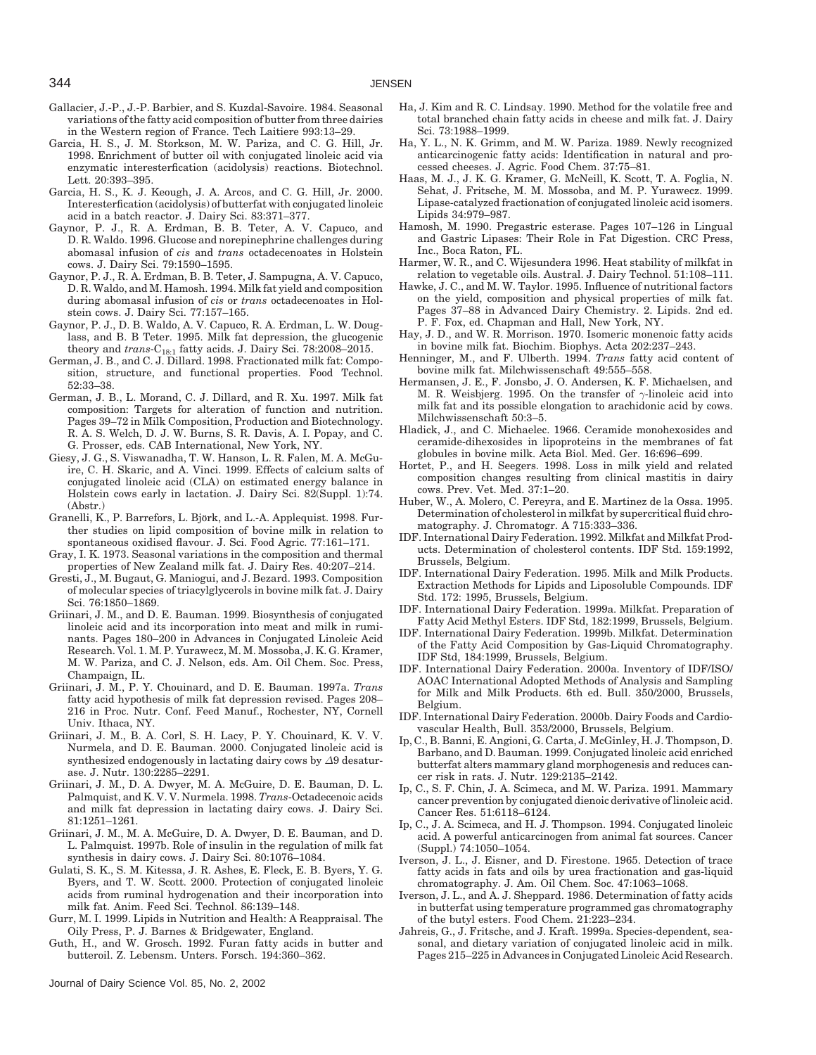Gallacier, J.-P., J.-P. Barbier, and S. Kuzdal-Savoire. 1984. Seasonal variations of the fatty acid composition of butter from three dairies in the Western region of France. Tech Laitiere 993:13–29.

Garcia, H. S., J. M. Storkson, M. W. Pariza, and C. G. Hill, Jr. 1998. Enrichment of butter oil with conjugated linoleic acid via enzymatic interesterification (acidolysis) reactions. Biotechnol. Lett. 20:393–395.

Garcia, H. S., K. J. Keough, J. A. Arcos, and C. G. Hill, Jr. 2000. Interesterfication (acidolysis) of butterfat with conjugated linoleic acid in a batch reactor. J. Dairy Sci. 83:371–377.

Gaynor, P. J., R. A. Erdman, B. B. Teter, A. V. Capuco, and D. R. Waldo. 1996. Glucose and norepinephrine challenges during abomasal infusion of *cis* and *trans* octadecenoates in Holstein cows. J. Dairy Sci. 79:1590–1595.

Gaynor, P. J., R. A. Erdman, B. B. Teter, J. Sampugna, A. V. Capuco, D. R. Waldo, and M. Hamosh. 1994. Milk fat yield and composition during abomasal infusion of *cis* or *trans* octadecenoates in Holstein cows. J. Dairy Sci. 77:157–165.

Gaynor, P. J., D. B. Waldo, A. V. Capuco, R. A. Erdman, L. W. Douglass, and B. B Teter. 1995. Milk fat depression, the glucogenic theory and *trans*-$C_{18:1}$ fatty acids. J. Dairy Sci. 78:2008–2015.

German, J. B., and C. J. Dillard. 1998. Fractionated milk fat: Composition, structure, and functional properties. Food Technol. 52:33–38.

German, J. B., L. Morand, C. J. Dillard, and R. Xu. 1997. Milk fat composition: Targets for alteration of function and nutrition. Pages 39–72 in Milk Composition, Production and Biotechnology. R. A. S. Welch, D. J. W. Burns, S. R. Davis, A. I. Popay, and C. G. Prosser, eds. CAB International, New York, NY.

Giesy, J. G., S. Viswanadha, T. W. Hanson, L. R. Falen, M. A. McGuire, C. H. Skaric, and A. Vinci. 1999. Effects of calcium salts of conjugated linoleic acid (CLA) on estimated energy balance in Holstein cows early in lactation. J. Dairy Sci. 82(Suppl. 1):74. (Abstr.)

Granelli, K., P. Barrefors, L. Björk, and L.-A. Applequist. 1998. Further studies on lipid composition of bovine milk in relation to spontaneous oxidised flavour. J. Sci. Food Agric. 77:161–171.

Gray, I. K. 1973. Seasonal variations in the composition and thermal properties of New Zealand milk fat. J. Dairy Res. 40:207–214.

Gresti, J., M. Bugaut, G. Maniogui, and J. Bezard. 1993. Composition of molecular species of triacylglycerols in bovine milk fat. J. Dairy Sci. 76:1850–1869.

Griinari, J. M., and D. E. Bauman. 1999. Biosynthesis of conjugated linoleic acid and its incorporation into meat and milk in ruminants. Pages 180–200 in Advances in Conjugated Linoleic Acid Research. Vol. 1. M. P. Yurawecz, M. M. Mossoba, J. K. G. Kramer, M. W. Pariza, and C. J. Nelson, eds. Am. Oil Chem. Soc. Press, Champaign, IL.

Griinari, J. M., P. Y. Chouinard, and D. E. Bauman. 1997a. *Trans* fatty acid hypothesis of milk fat depression revised. Pages 208–216 in Proc. Nutr. Conf. Feed Manuf., Rochester, NY, Cornell Univ. Ithaca, NY.

Griinari, J. M., B. A. Corl, S. H. Lacy, P. Y. Chouinard, K. V. V. Nurmela, and D. E. Bauman. 2000. Conjugated linoleic acid is synthesized endogenously in lactating dairy cows by $\Delta 9$ desaturase. J. Nutr. 130:2285–2291.

Griinari, J. M., D. A. Dwyer, M. A. McGuire, D. E. Bauman, D. L. Palmquist, and K. V. V. Nurmela. 1998. *Trans*-Octadecenoic acids and milk fat depression in lactating dairy cows. J. Dairy Sci. 81:1251–1261.

Griinari, J. M., M. A. McGuire, D. A. Dwyer, D. E. Bauman, and D. L. Palmquist. 1997b. Role of insulin in the regulation of milk fat synthesis in dairy cows. J. Dairy Sci. 80:1076–1084.

Gulati, S. K., S. M. Kitessa, J. R. Ashes, E. Fleck, E. B. Byers, Y. G. Byers, and T. W. Scott. 2000. Protection of conjugated linoleic acids from ruminal hydrogenation and their incorporation into milk fat. Anim. Feed Sci. Technol. 86:139–148.

Gurr, M. I. 1999. Lipids in Nutrition and Health: A Reappraisal. The Oily Press, P. J. Barnes & Bridgewater, England.

Guth, H., and W. Grosch. 1992. Furan fatty acids in butter and butteroil. Z. Lebensm. Unters. Forsch. 194:360–362.

Ha, J. Kim and R. C. Lindsay. 1990. Method for the volatile free and total branched chain fatty acids in cheese and milk fat. J. Dairy Sci. 73:1988–1999.

Ha, Y. L., N. K. Grimm, and M. W. Pariza. 1989. Newly recognized anticarcinogenic fatty acids: Identification in natural and processed cheeses. J. Agric. Food Chem. 37:75–81.

Haas, M. J., J. K. G. Kramer, G. McNeill, K. Scott, T. A. Foglia, N. Sehat, J. Fritsche, M. M. Mossoba, and M. P. Yurawecz. 1999. Lipase-catalyzed fractionation of conjugated linoleic acid isomers. Lipids 34:979–987.

Hamosh, M. 1990. Pregastric esterase. Pages 107–126 in Lingual and Gastric Lipases: Their Role in Fat Digestion. CRC Press, Inc., Boca Raton, FL.

Harmer, W. R., and C. Wijesundera 1996. Heat stability of milkfat in relation to vegetable oils. Austral. J. Dairy Technol. 51:108–111.

Hawke, J. C., and M. W. Taylor. 1995. Influence of nutritional factors on the yield, composition and physical properties of milk fat. Pages 37–88 in Advanced Dairy Chemistry. 2. Lipids. 2nd ed. P. F. Fox, ed. Chapman and Hall, New York, NY.

Hay, J. D., and W. R. Morrison. 1970. Isomeric monenoic fatty acids in bovine milk fat. Biochim. Biophys. Acta 202:237–243.

Henninger, M., and F. Ulberth. 1994. *Trans* fatty acid content of bovine milk fat. Milchwissenschaft 49:555–558.

Hermansen, J. E., F. Jonsbo, J. O. Andersen, K. F. Michaelsen, and M. R. Weisbjerg. 1995. On the transfer of $\gamma$-linoleic acid into milk fat and its possible elongation to arachidonic acid by cows. Milchwissenschaft 50:3–5.

Hladick, J., and C. Michaelec. 1966. Ceramide monohexosides and ceramide-dihexosides in lipoproteins in the membranes of fat globules in bovine milk. Acta Biol. Med. Ger. 16:696–699.

Hortet, P., and H. Seegers. 1998. Loss in milk yield and related composition changes resulting from clinical mastitis in dairy cows. Prev. Vet. Med. 37:1–20.

Huber, W., A. Molero, C. Pereyra, and E. Martinez de la Ossa. 1995. Determination of cholesterol in milkfat by supercritical fluid chromatography. J. Chromatogr. A 715:333–336.

IDF. International Dairy Federation. 1992. Milkfat and Milkfat Products. Determination of cholesterol contents. IDF Std. 159:1992, Brussels, Belgium.

IDF. International Dairy Federation. 1995. Milk and Milk Products. Extraction Methods for Lipids and Liposoluble Compounds. IDF Std. 172: 1995, Brussels, Belgium.

IDF. International Dairy Federation. 1999a. Milkfat. Preparation of Fatty Acid Methyl Esters. IDF Std, 182:1999, Brussels, Belgium.

IDF. International Dairy Federation. 1999b. Milkfat. Determination of the Fatty Acid Composition by Gas-Liquid Chromatography. IDF Std, 184:1999, Brussels, Belgium.

IDF. International Dairy Federation. 2000a. Inventory of IDF/ISO/AOAC International Adopted Methods of Analysis and Sampling for Milk and Milk Products. 6th ed. Bull. 350/2000, Brussels, Belgium.

IDF. International Dairy Federation. 2000b. Dairy Foods and Cardiovascular Health, Bull. 353/2000, Brussels, Belgium.

Ip, C., B. Banni, E. Angioni, G. Carta, J. McGinley, H. J. Thompson, D. Barbano, and D. Bauman. 1999. Conjugated linoleic acid enriched butterfat alters mammary gland morphogenesis and reduces cancer risk in rats. J. Nutr. 129:2135–2142.

Ip, C., S. F. Chin, J. A. Scimeca, and M. W. Pariza. 1991. Mammary cancer prevention by conjugated dienoic derivative of linoleic acid. Cancer Res. 51:6118–6124.

Ip, C., J. A. Scimeca, and H. J. Thompson. 1994. Conjugated linoleic acid. A powerful anticarcinogen from animal fat sources. Cancer (Suppl.) 74:1050–1054.

Iverson, J. L., J. Eisner, and D. Firestone. 1965. Detection of trace fatty acids in fats and oils by urea fractionation and gas-liquid chromatography. J. Am. Oil Chem. Soc. 47:1063–1068.

Iverson, J. L., and A. J. Sheppard. 1986. Determination of fatty acids in butterfat using temperature programmed gas chromatography of the butyl esters. Food Chem. 21:223–234.

Jahreis, G., J. Fritsche, and J. Kraft. 1999a. Species-dependent, seasonal, and dietary variation of conjugated linoleic acid in milk. Pages 215–225 in Advances in Conjugated Linoleic Acid Research.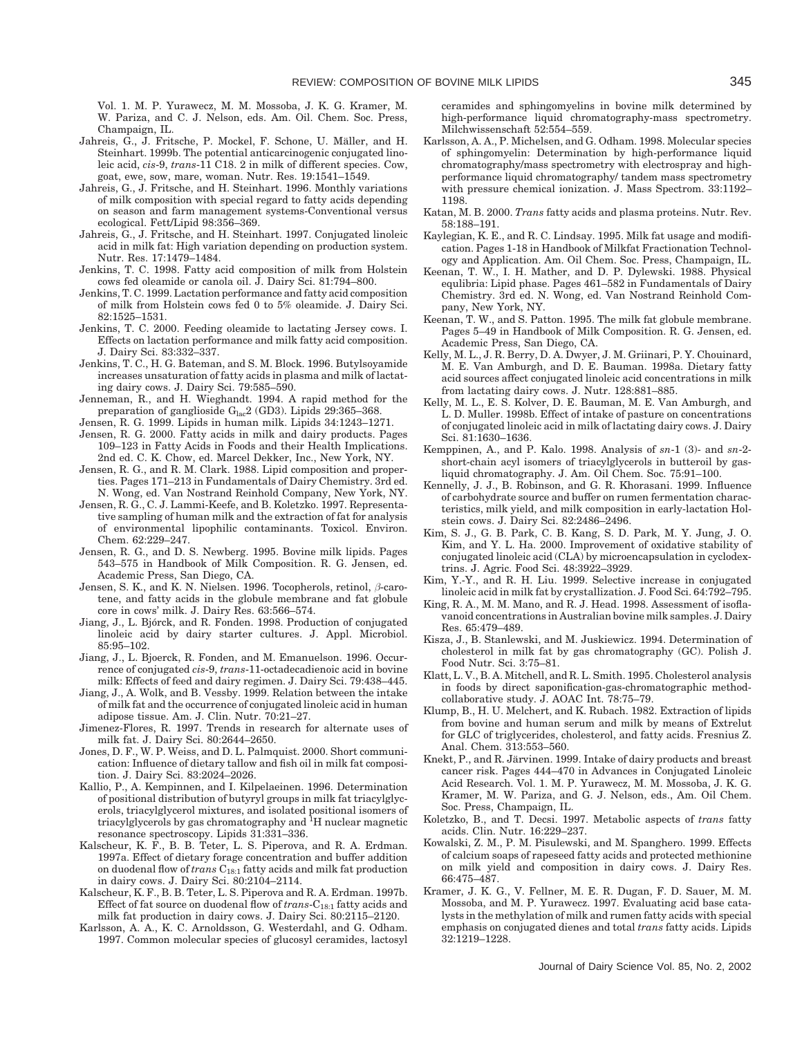Vol. 1. M. P. Yurawecz, M. M. Mossoba, J. K. G. Kramer, M. W. Pariza, and C. J. Nelson, eds. Am. Oil. Chem. Soc. Press, Champaign, IL.

Jahreis, G., J. Fritsche, P. Mockel, F. Schone, U. Mäller, and H. Steinhart. 1999b. The potential anticarcinogenic conjugated linoleic acid, *cis*-9, *trans*-11 C18. 2 in milk of different species. Cow, goat, ewe, sow, mare, woman. Nutr. Res. 19:1541–1549.

Jahreis, G., J. Fritsche, and H. Steinhart. 1996. Monthly variations of milk composition with special regard to fatty acids depending on season and farm management systems-Conventional versus ecological. Fett/Lipid 98:356–369.

Jahreis, G., J. Fritsche, and H. Steinhart. 1997. Conjugated linoleic acid in milk fat: High variation depending on production system. Nutr. Res. 17:1479–1484.

Jenkins, T. C. 1998. Fatty acid composition of milk from Holstein cows fed oleamide or canola oil. J. Dairy Sci. 81:794–800.

Jenkins, T. C. 1999. Lactation performance and fatty acid composition of milk from Holstein cows fed 0 to 5% oleamide. J. Dairy Sci. 82:1525–1531.

Jenkins, T. C. 2000. Feeding oleamide to lactating Jersey cows. I. Effects on lactation performance and milk fatty acid composition. J. Dairy Sci. 83:332–337.

Jenkins, T. C., H. G. Bateman, and S. M. Block. 1996. Butylsoyamide increases unsaturation of fatty acids in plasma and milk of lactating dairy cows. J. Dairy Sci. 79:585–590.

Jenneman, R., and H. Wieghandt. 1994. A rapid method for the preparation of ganglioside $G_{lac}2$ (GD3). Lipids 29:365–368.

Jensen, R. G. 1999. Lipids in human milk. Lipids 34:1243–1271.

Jensen, R. G. 2000. Fatty acids in milk and dairy products. Pages 109–123 in Fatty Acids in Foods and their Health Implications. 2nd ed. C. K. Chow, ed. Marcel Dekker, Inc., New York, NY.

Jensen, R. G., and R. M. Clark. 1988. Lipid composition and properties. Pages 171–213 in Fundamentals of Dairy Chemistry. 3rd ed. N. Wong, ed. Van Nostrand Reinhold Company, New York, NY.

Jensen, R. G., C. J. Lammi-Keefe, and B. Koletzko. 1997. Representative sampling of human milk and the extraction of fat for analysis of environmental lipophilic contaminants. Toxicol. Environ. Chem. 62:229–247.

Jensen, R. G., and D. S. Newberg. 1995. Bovine milk lipids. Pages 543–575 in Handbook of Milk Composition. R. G. Jensen, ed. Academic Press, San Diego, CA.

Jensen, S. K., and K. N. Nielsen. 1996. Tocopherols, retinol, β-carotene, and fatty acids in the globule membrane and fat globule core in cows' milk. J. Dairy Res. 63:566–574.

Jiang, J., L. Bjórck, and R. Fonden. 1998. Production of conjugated linoleic acid by dairy starter cultures. J. Appl. Microbiol. 85:95–102.

Jiang, J., L. Bjoerck, R. Fonden, and M. Emanuelson. 1996. Occurrence of conjugated *cis*-9, *trans*-11-octadecadienoic acid in bovine milk: Effects of feed and dairy regimen. J. Dairy Sci. 79:438–445.

Jiang, J., A. Wolk, and B. Vessby. 1999. Relation between the intake of milk fat and the occurrence of conjugated linoleic acid in human adipose tissue. Am. J. Clin. Nutr. 70:21–27.

Jimenez-Flores, R. 1997. Trends in research for alternate uses of milk fat. J. Dairy Sci. 80:2644–2650.

Jones, D. F., W. P. Weiss, and D. L. Palmquist. 2000. Short communication: Influence of dietary tallow and fish oil in milk fat composition. J. Dairy Sci. 83:2024–2026.

Kallio, P., A. Kempinnen, and I. Kilpelaeinen. 1996. Determination of positional distribution of butyryl groups in milk fat triacylglycerols, triacylglycerol mixtures, and isolated positional isomers of triacylglycerols by gas chromatography and $^{1}$H nuclear magnetic resonance spectroscopy. Lipids 31:331–336.

Kalscheur, K. F., B. B. Teter, L. S. Piperova, and R. A. Erdman. 1997a. Effect of dietary forage concentration and buffer addition on duodenal flow of *trans* $C_{18:1}$ fatty acids and milk fat production in dairy cows. J. Dairy Sci. 80:2104–2114.

Kalscheur, K. F., B. B. Teter, L. S. Piperova and R. A. Erdman. 1997b. Effect of fat source on duodenal flow of *trans*-$C_{18:1}$ fatty acids and milk fat production in dairy cows. J. Dairy Sci. 80:2115–2120.

Karlsson, A. A., K. C. Arnoldsson, G. Westerdahl, and G. Odham. 1997. Common molecular species of glucosyl ceramides, lactosyl ceramides and sphingomyelins in bovine milk determined by high-performance liquid chromatography-mass spectrometry. Milchwissenschaft 52:554–559.

Karlsson, A. A., P. Michelsen, and G. Odham. 1998. Molecular species of sphingomyelin: Determination by high-performance liquid chromatography/mass spectrometry with electrospray and high-performance liquid chromatography/ tandem mass spectrometry with pressure chemical ionization. J. Mass Spectrom. 33:1192–1198.

Katan, M. B. 2000. *Trans* fatty acids and plasma proteins. Nutr. Rev. 58:188–191.

Kaylegian, K. E., and R. C. Lindsay. 1995. Milk fat usage and modification. Pages 1-18 in Handbook of Milkfat Fractionation Technology and Application. Am. Oil Chem. Soc. Press, Champaign, IL.

Keenan, T. W., I. H. Mather, and D. P. Dylewski. 1988. Physical equlibria: Lipid phase. Pages 461–582 in Fundamentals of Dairy Chemistry. 3rd ed. N. Wong, ed. Van Nostrand Reinhold Company, New York, NY.

Keenan, T. W., and S. Patton. 1995. The milk fat globule membrane. Pages 5–49 in Handbook of Milk Composition. R. G. Jensen, ed. Academic Press, San Diego, CA.

Kelly, M. L., J. R. Berry, D. A. Dwyer, J. M. Griinari, P. Y. Chouinard, M. E. Van Amburgh, and D. E. Bauman. 1998a. Dietary fatty acid sources affect conjugated linoleic acid concentrations in milk from lactating dairy cows. J. Nutr. 128:881–885.

Kelly, M. L., E. S. Kolver, D. E. Bauman, M. E. Van Amburgh, and L. D. Muller. 1998b. Effect of intake of pasture on concentrations of conjugated linoleic acid in milk of lactating dairy cows. J. Dairy Sci. 81:1630–1636.

Kemppinen, A., and P. Kalo. 1998. Analysis of *sn*-1 (3)- and *sn*-2-short-chain acyl isomers of triacylglycerols in butteroil by gas-liquid chromatography. J. Am. Oil Chem. Soc. 75:91–100.

Kennelly, J. J., B. Robinson, and G. R. Khorasani. 1999. Influence of carbohydrate source and buffer on rumen fermentation characteristics, milk yield, and milk composition in early-lactation Holstein cows. J. Dairy Sci. 82:2486–2496.

Kim, S. J., G. B. Park, C. B. Kang, S. D. Park, M. Y. Jung, J. O. Kim, and Y. L. Ha. 2000. Improvement of oxidative stability of conjugated linoleic acid (CLA) by microencapsulation in cyclodextrins. J. Agric. Food Sci. 48:3922–3929.

Kim, Y.-Y., and R. H. Liu. 1999. Selective increase in conjugated linoleic acid in milk fat by crystallization. J. Food Sci. 64:792–795.

King, R. A., M. M. Mano, and R. J. Head. 1998. Assessment of isoflavanoid concentrations in Australian bovine milk samples. J. Dairy Res. 65:479–489.

Kisza, J., B. Stanlewski, and M. Juskiewicz. 1994. Determination of cholesterol in milk fat by gas chromatography (GC). Polish J. Food Nutr. Sci. 3:75–81.

Klatt, L. V., B. A. Mitchell, and R. L. Smith. 1995. Cholesterol analysis in foods by direct saponification-gas-chromatographic method-collaborative study. J. AOAC Int. 78:75–79.

Klump, B., H. U. Melchert, and K. Rubach. 1982. Extraction of lipids from bovine and human serum and milk by means of Extrelut for GLC of triglycerides, cholesterol, and fatty acids. Fresnius Z. Anal. Chem. 313:553–560.

Knekt, P., and R. Järvinen. 1999. Intake of dairy products and breast cancer risk. Pages 444–470 in Advances in Conjugated Linoleic Acid Research. Vol. 1. M. P. Yurawecz, M. M. Mossoba, J. K. G. Kramer, M. W. Pariza, and G. J. Nelson, eds., Am. Oil Chem. Soc. Press, Champaign, IL.

Koletzko, B., and T. Decsi. 1997. Metabolic aspects of *trans* fatty acids. Clin. Nutr. 16:229–237.

Kowalski, Z. M., P. M. Pisulewski, and M. Spanghero. 1999. Effects of calcium soaps of rapeseed fatty acids and protected methionine on milk yield and composition in dairy cows. J. Dairy Res. 66:475–487.

Kramer, J. K. G., V. Fellner, M. E. R. Dugan, F. D. Sauer, M. M. Mossoba, and M. P. Yurawecz. 1997. Evaluating acid base catalysts in the methylation of milk and rumen fatty acids with special emphasis on conjugated dienes and total *trans* fatty acids. Lipids 32:1219–1228.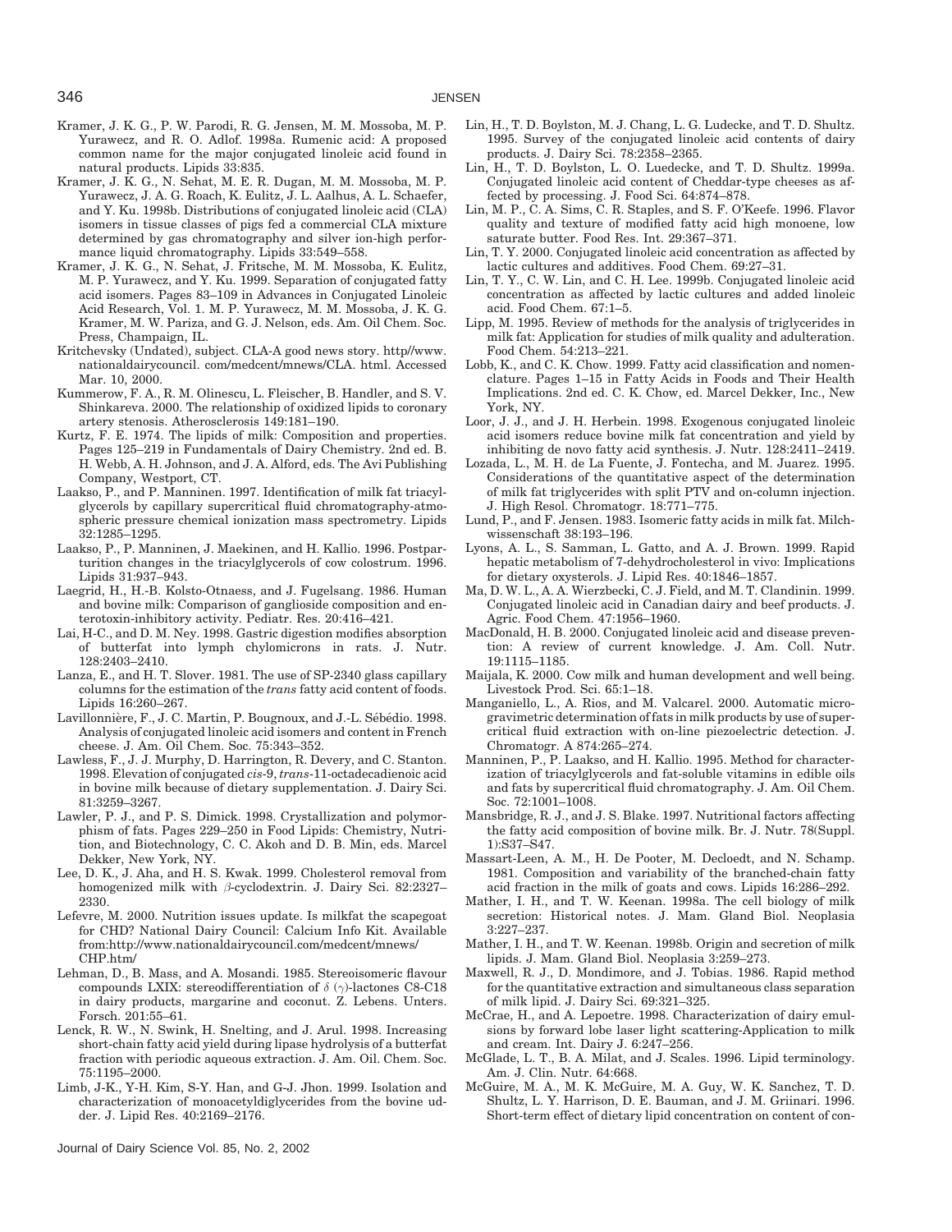Kramer, J. K. G., P. W. Parodi, R. G. Jensen, M. M. Mossoba, M. P. Yurawecz, and R. O. Adlof. 1998a. Rumenic acid: A proposed common name for the major conjugated linoleic acid found in natural products. Lipids 33:835.

Kramer, J. K. G., N. Sehat, M. E. R. Dugan, M. M. Mossoba, M. P. Yurawecz, J. A. G. Roach, K. Eulitz, J. L. Aalhus, A. L. Schaefer, and Y. Ku. 1998b. Distributions of conjugated linoleic acid (CLA) isomers in tissue classes of pigs fed a commercial CLA mixture determined by gas chromatography and silver ion-high performance liquid chromatography. Lipids 33:549–558.

Kramer, J. K. G., N. Sehat, J. Fritsche, M. M. Mossoba, K. Eulitz, M. P. Yurawecz, and Y. Ku. 1999. Separation of conjugated fatty acid isomers. Pages 83–109 in Advances in Conjugated Linoleic Acid Research, Vol. 1. M. P. Yurawecz, M. M. Mossoba, J. K. G. Kramer, M. W. Pariza, and G. J. Nelson, eds. Am. Oil Chem. Soc. Press, Champaign, IL.

Kritchevsky (Undated), subject. CLA-A good news story. http//www.nationaldairycouncil. com/medcent/mnews/CLA. html. Accessed Mar. 10, 2000.

Kummerow, F. A., R. M. Olinescu, L. Fleischer, B. Handler, and S. V. Shinkareva. 2000. The relationship of oxidized lipids to coronary artery stenosis. Atherosclerosis 149:181–190.

Kurtz, F. E. 1974. The lipids of milk: Composition and properties. Pages 125–219 in Fundamentals of Dairy Chemistry. 2nd ed. B. H. Webb, A. H. Johnson, and J. A. Alford, eds. The Avi Publishing Company, Westport, CT.

Laakso, P., and P. Manninen. 1997. Identification of milk fat triacylglycerols by capillary supercritical fluid chromatography-atmospheric pressure chemical ionization mass spectrometry. Lipids 32:1285–1295.

Laakso, P., P. Manninen, J. Maekinen, and H. Kallio. 1996. Postparturition changes in the triacylglycerols of cow colostrum. 1996. Lipids 31:937–943.

Laegrid, H., H.-B. Kolsto-Otnaess, and J. Fugelsang. 1986. Human and bovine milk: Comparison of ganglioside composition and enterotoxin-inhibitory activity. Pediatr. Res. 20:416–421.

Lai, H-C., and D. M. Ney. 1998. Gastric digestion modifies absorption of butterfat into lymph chylomicrons in rats. J. Nutr. 128:2403–2410.

Lanza, E., and H. T. Slover. 1981. The use of SP-2340 glass capillary columns for the estimation of the *trans* fatty acid content of foods. Lipids 16:260–267.

Lavillonnière, F., J. C. Martin, P. Bougnoux, and J.-L. Sébédio. 1998. Analysis of conjugated linoleic acid isomers and content in French cheese. J. Am. Oil Chem. Soc. 75:343–352.

Lawless, F., J. J. Murphy, D. Harrington, R. Devery, and C. Stanton. 1998. Elevation of conjugated *cis*-9, *trans*-11-octadecadienoic acid in bovine milk because of dietary supplementation. J. Dairy Sci. 81:3259–3267.

Lawler, P. J., and P. S. Dimick. 1998. Crystallization and polymorphism of fats. Pages 229–250 in Food Lipids: Chemistry, Nutrition, and Biotechnology, C. C. Akoh and D. B. Min, eds. Marcel Dekker, New York, NY.

Lee, D. K., J. Aha, and H. S. Kwak. 1999. Cholesterol removal from homogenized milk with $\beta$-cyclodextrin. J. Dairy Sci. 82:2327–2330.

Lefevre, M. 2000. Nutrition issues update. Is milkfat the scapegoat for CHD? National Dairy Council: Calcium Info Kit. Available from:http://www.nationaldairycouncil.com/medcent/mnews/CHP.htm/

Lehman, D., B. Mass, and A. Mosandi. 1985. Stereoisomeric flavour compounds LXIX: stereodifferentiation of $\delta$ ($\gamma$)-lactones C8-C18 in dairy products, margarine and coconut. Z. Lebens. Unters. Forsch. 201:55–61.

Lenck, R. W., N. Swink, H. Snelting, and J. Arul. 1998. Increasing short-chain fatty acid yield during lipase hydrolysis of a butterfat fraction with periodic aqueous extraction. J. Am. Oil. Chem. Soc. 75:1195–2000.

Limb, J-K., Y-H. Kim, S-Y. Han, and G-J. Jhon. 1999. Isolation and characterization of monoacetyldiglycerides from the bovine udder. J. Lipid Res. 40:2169–2176.

Lin, H., T. D. Boylston, M. J. Chang, L. G. Ludecke, and T. D. Shultz. 1995. Survey of the conjugated linoleic acid contents of dairy products. J. Dairy Sci. 78:2358–2365.

Lin, H., T. D. Boylston, L. O. Luedecke, and T. D. Shultz. 1999a. Conjugated linoleic acid content of Cheddar-type cheeses as affected by processing. J. Food Sci. 64:874–878.

Lin, M. P., C. A. Sims, C. R. Staples, and S. F. O'Keefe. 1996. Flavor quality and texture of modified fatty acid high monoene, low saturate butter. Food Res. Int. 29:367–371.

Lin, T. Y. 2000. Conjugated linoleic acid concentration as affected by lactic cultures and additives. Food Chem. 69:27–31.

Lin, T. Y., C. W. Lin, and C. H. Lee. 1999b. Conjugated linoleic acid concentration as affected by lactic cultures and added linoleic acid. Food Chem. 67:1–5.

Lipp, M. 1995. Review of methods for the analysis of triglycerides in milk fat: Application for studies of milk quality and adulteration. Food Chem. 54:213–221.

Lobb, K., and C. K. Chow. 1999. Fatty acid classification and nomenclature. Pages 1–15 in Fatty Acids in Foods and Their Health Implications. 2nd ed. C. K. Chow, ed. Marcel Dekker, Inc., New York, NY.

Loor, J. J., and J. H. Herbein. 1998. Exogenous conjugated linoleic acid isomers reduce bovine milk fat concentration and yield by inhibiting de novo fatty acid synthesis. J. Nutr. 128:2411–2419.

Lozada, L., M. H. de La Fuente, J. Fontecha, and M. Juarez. 1995. Considerations of the quantitative aspect of the determination of milk fat triglycerides with split PTV and on-column injection. J. High Resol. Chromatogr. 18:771–775.

Lund, P., and F. Jensen. 1983. Isomeric fatty acids in milk fat. Milchwissenschaft 38:193–196.

Lyons, A. L., S. Samman, L. Gatto, and A. J. Brown. 1999. Rapid hepatic metabolism of 7-dehydrocholesterol in vivo: Implications for dietary oxysterols. J. Lipid Res. 40:1846–1857.

Ma, D. W. L., A. A. Wierzbecki, C. J. Field, and M. T. Clandinin. 1999. Conjugated linoleic acid in Canadian dairy and beef products. J. Agric. Food Chem. 47:1956–1960.

MacDonald, H. B. 2000. Conjugated linoleic acid and disease prevention: A review of current knowledge. J. Am. Coll. Nutr. 19:1115–1185.

Maijala, K. 2000. Cow milk and human development and well being. Livestock Prod. Sci. 65:1–18.

Manganiello, L., A. Rios, and M. Valcarel. 2000. Automatic microgravimetric determination of fats in milk products by use of supercritical fluid extraction with on-line piezoelectric detection. J. Chromatogr. A 874:265–274.

Manninen, P., P. Laakso, and H. Kallio. 1995. Method for characterization of triacylglycerols and fat-soluble vitamins in edible oils and fats by supercritical fluid chromatography. J. Am. Oil Chem. Soc. 72:1001–1008.

Mansbridge, R. J., and J. S. Blake. 1997. Nutritional factors affecting the fatty acid composition of bovine milk. Br. J. Nutr. 78(Suppl. 1):S37–S47.

Massart-Leen, A. M., H. De Pooter, M. Decloedt, and N. Schamp. 1981. Composition and variability of the branched-chain fatty acid fraction in the milk of goats and cows. Lipids 16:286–292.

Mather, I. H., and T. W. Keenan. 1998a. The cell biology of milk secretion: Historical notes. J. Mam. Gland Biol. Neoplasia 3:227–237.

Mather, I. H., and T. W. Keenan. 1998b. Origin and secretion of milk lipids. J. Mam. Gland Biol. Neoplasia 3:259–273.

Maxwell, R. J., D. Mondimore, and J. Tobias. 1986. Rapid method for the quantitative extraction and simultaneous class separation of milk lipid. J. Dairy Sci. 69:321–325.

McCrae, H., and A. Lepoetre. 1998. Characterization of dairy emulsions by forward lobe laser light scattering-Application to milk and cream. Int. Dairy J. 6:247–256.

McGlade, L. T., B. A. Milat, and J. Scales. 1996. Lipid terminology. Am. J. Clin. Nutr. 64:668.

McGuire, M. A., M. K. McGuire, M. A. Guy, W. K. Sanchez, T. D. Shultz, L. Y. Harrison, D. E. Bauman, and J. M. Griinari. 1996. Short-term effect of dietary lipid concentration on content of con-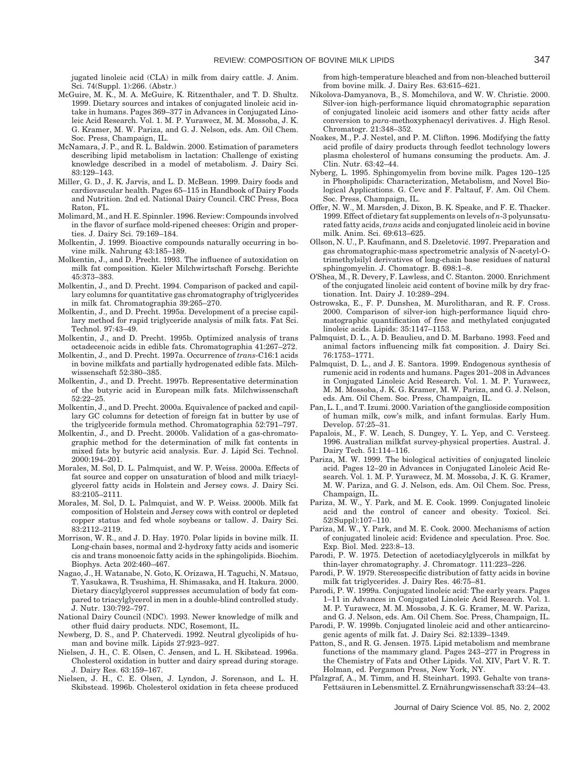jugated linoleic acid (CLA) in milk from dairy cattle. J. Anim. Sci. 74(Suppl. 1):266. (Abstr.)

McGuire, M. K., M. A. McGuire, K. Ritzenthaler, and T. D. Shultz. 1999. Dietary sources and intakes of conjugated linoleic acid intake in humans. Pages 369–377 in Advances in Conjugated Linoleic Acid Research. Vol. 1. M. P. Yurawecz, M. M. Mossoba, J. K. G. Kramer, M. W. Pariza, and G. J. Nelson, eds. Am. Oil Chem. Soc. Press, Champaign, IL.

McNamara, J. P., and R. L. Baldwin. 2000. Estimation of parameters describing lipid metabolism in lactation: Challenge of existing knowledge described in a model of metabolism. J. Dairy Sci. 83:129–143.

Miller, G. D., J. K. Jarvis, and L. D. McBean. 1999. Dairy foods and cardiovascular health. Pages 65–115 in Handbook of Dairy Foods and Nutrition. 2nd ed. National Dairy Council. CRC Press, Boca Raton, FL.

Molimard, M., and H. E. Spinnler. 1996. Review: Compounds involved in the flavor of surface mold-ripened cheeses: Origin and properties. J. Dairy Sci. 79:169–184.

Molkentin, J. 1999. Bioactive compounds naturally occurring in bovine milk. Nahrung 43:185–189.

Molkentin, J., and D. Precht. 1993. The influence of autoxidation on milk fat composition. Kieler Milchwirtschaft Forschg. Berichte 45:373–383.

Molkentin, J., and D. Precht. 1994. Comparison of packed and capillary columns for quantitative gas chromatography of triglycerides in milk fat. Chromatographia 39:265–270.

Molkentin, J., and D. Precht. 1995a. Development of a precise capillary method for rapid triglyceride analysis of milk fats. Fat Sci. Technol. 97:43–49.

Molkentin, J., and D. Precht. 1995b. Optimized analysis of trans octadecenoic acids in edible fats. Chromatographia 41:267–272.

Molkentin, J., and D. Precht. 1997a. Occurrence of *trans*-C16:1 acids in bovine milkfats and partially hydrogenated edible fats. Milchwissenschaft 52:380–385.

Molkentin, J., and D. Precht. 1997b. Representative determination of the butyric acid in European milk fats. Milchwissenschaft 52:22–25.

Molkentin, J., and D. Precht. 2000a. Equivalence of packed and capillary GC columns for detection of foreign fat in butter by use of the triglyceride formula method. Chromatographia 52:791–797.

Molkentin, J., and D. Precht. 2000b. Validation of a gas-chromatographic method for the determination of milk fat contents in mixed fats by butyric acid analysis. Eur. J. Lipid Sci. Technol. 2000:194–201.

Morales, M. Sol, D. L. Palmquist, and W. P. Weiss. 2000a. Effects of fat source and copper on unsaturation of blood and milk triacylglycerol fatty acids in Holstein and Jersey cows. J. Dairy Sci. 83:2105–2111.

Morales, M. Sol, D. L. Palmquist, and W. P. Weiss. 2000b. Milk fat composition of Holstein and Jersey cows with control or depleted copper status and fed whole soybeans or tallow. J. Dairy Sci. 83:2112–2119.

Morrison, W. R., and J. D. Hay. 1970. Polar lipids in bovine milk. II. Long-chain bases, normal and 2-hydroxy fatty acids and isomeric cis and trans monoenoic fatty acids in the sphingolipids. Biochim. Biophys. Acta 202:460–467.

Nagao, J., H. Watanabe, N. Goto, K. Orizawa, H. Taguchi, N. Matsuo, T. Yasukawa, R. Tsushima, H. Shimasaka, and H. Itakura. 2000. Dietary diacylglycerol suppresses accumulation of body fat compared to triacylglycerol in men in a double-blind controlled study. J. Nutr. 130:792–797.

National Dairy Council (NDC). 1993. Newer knowledge of milk and other fluid dairy products. NDC, Rosemont, IL.

Newberg, D. S., and P. Chatervedi. 1992. Neutral glycolipids of human and bovine milk. Lipids 27:923–927.

Nielsen, J. H., C. E. Olsen, C. Jensen, and L. H. Skibstead. 1996a. Cholesterol oxidation in butter and dairy spread during storage. J. Dairy Res. 63:159–167.

Nielsen, J. H., C. E. Olsen, J. Lyndon, J. Sorenson, and L. H. Skibstead. 1996b. Cholesterol oxidation in feta cheese produced from high-temperature bleached and from non-bleached butteroil from bovine milk. J. Dairy Res. 63:615–621.

Nikolova-Damyanova, B., S. Momchilova, and W. W. Christie. 2000. Silver-ion high-performance liquid chromatographic separation of conjugated linoleic acid isomers and other fatty acids after conversion to *para*-methoxyphenacyl derivatives. J. High Resol. Chromatogr. 21:348–352.

Noakes, M., P. J. Nestel, and P. M. Clifton. 1996. Modifying the fatty acid profile of dairy products through feedlot technology lowers plasma cholesterol of humans consuming the products. Am. J. Clin. Nutr. 63:42–44.

Nyberg, L. 1995. Sphingomyelin from bovine milk. Pages 120–125 in Phospholipids: Characterization, Metabolism, and Novel Biological Applications. G. Cevc and F. Paltauf, F. Am. Oil Chem. Soc. Press, Champaign, IL.

Offer, N. W., M. Marsden, J. Dixon, B. K. Speake, and F. E. Thacker. 1999. Effect of dietary fat supplements on levels of *n*-3 polyunsaturated fatty acids, *trans* acids and conjugated linoleic acid in bovine milk. Anim. Sci. 69:613–625.

Ollson, N. U., P. Kaufmann, and S. Dzeletović. 1997. Preparation and gas chromatographic-mass spectrometric analysis of N-acetyl-O-trimethylsilyl derivatives of long-chain base residues of natural sphingomyelin. J. Chomatogr. B. 698:1–8.

O'Shea, M., R. Devery, F. Lawless, and C. Stanton. 2000. Enrichment of the conjugated linoleic acid content of bovine milk by dry fractionation. Int. Dairy J. 10:289–294.

Ostrowska, E., F. P. Dunshea, M. Murolitharan, and R. F. Cross. 2000. Comparison of silver-ion high-performance liquid chromatographic quantification of free and methylated conjugated linoleic acids. Lipids: 35:1147–1153.

Palmquist, D. L., A. D. Beaulieu, and D. M. Barbano. 1993. Feed and animal factors influencing milk fat composition. J. Dairy Sci. 76:1753–1771.

Palmquist, D. L., and J. E. Santora. 1999. Endogenous synthesis of rumenic acid in rodents and humans. Pages 201–208 in Advances in Conjugated Linoleic Acid Research. Vol. 1. M. P. Yurawecz, M. M. Mossoba, J. K. G. Kramer, M. W. Pariza, and G. J. Nelson, eds. Am. Oil Chem. Soc. Press, Champaign, IL.

Pan, L. I., and T. Izumi. 2000. Variation of the ganglioside composition of human milk, cow's milk, and infant formulas. Early Hum. Develop. 57:25–31.

Papalois, M., F. W. Leach, S. Dungey, Y. L. Yep, and C. Versteeg. 1996. Australian milkfat survey-physical properties. Austral. J. Dairy Tech. 51:114–116.

Pariza, M. W. 1999. The biological activities of conjugated linoleic acid. Pages 12–20 in Advances in Conjugated Linoleic Acid Research. Vol. 1. M. P. Yurawecz, M. M. Mossoba, J. K. G. Kramer, M. W. Pariza, and G. J. Nelson, eds. Am. Oil Chem. Soc. Press, Champaign, IL.

Pariza, M. W., Y. Park, and M. E. Cook. 1999. Conjugated linoleic acid and the control of cancer and obesity. Toxicol. Sci. 52(Suppl):107–110.

Pariza, M. W., Y. Park, and M. E. Cook. 2000. Mechanisms of action of conjugated linoleic acid: Evidence and speculation. Proc. Soc. Exp. Biol. Med. 223:8–13.

Parodi, P. W. 1975. Detection of acetodiacylglycerols in milkfat by thin-layer chromatography. J. Chromatogr. 111:223–226.

Parodi, P. W. 1979. Stereospecific distribution of fatty acids in bovine milk fat triglycerides. J. Dairy Res. 46:75–81.

Parodi, P. W. 1999a. Conjugated linoleic acid: The early years. Pages 1–11 in Advances in Conjugated Linoleic Acid Research. Vol. 1. M. P. Yurawecz, M. M. Mossoba, J. K. G. Kramer, M. W. Pariza, and G. J. Nelson, eds. Am. Oil Chem. Soc. Press, Champaign, IL.

Parodi, P. W. 1999b. Conjugated linoleic acid and other anticarcinogenic agents of milk fat. J. Dairy Sci. 82:1339–1349.

Patton, S., and R. G. Jensen. 1975. Lipid metabolism and membrane functions of the mammary gland. Pages 243–277 in Progress in the Chemistry of Fats and Other Lipids. Vol. XIV, Part V. R. T. Holman, ed. Pergamon Press, New York, NY.

Pfalzgraf, A., M. Timm, and H. Steinhart. 1993. Gehalte von trans-Fettsäuren in Lebensmittel. Z. Ernährungwissenschaft 33:24–43.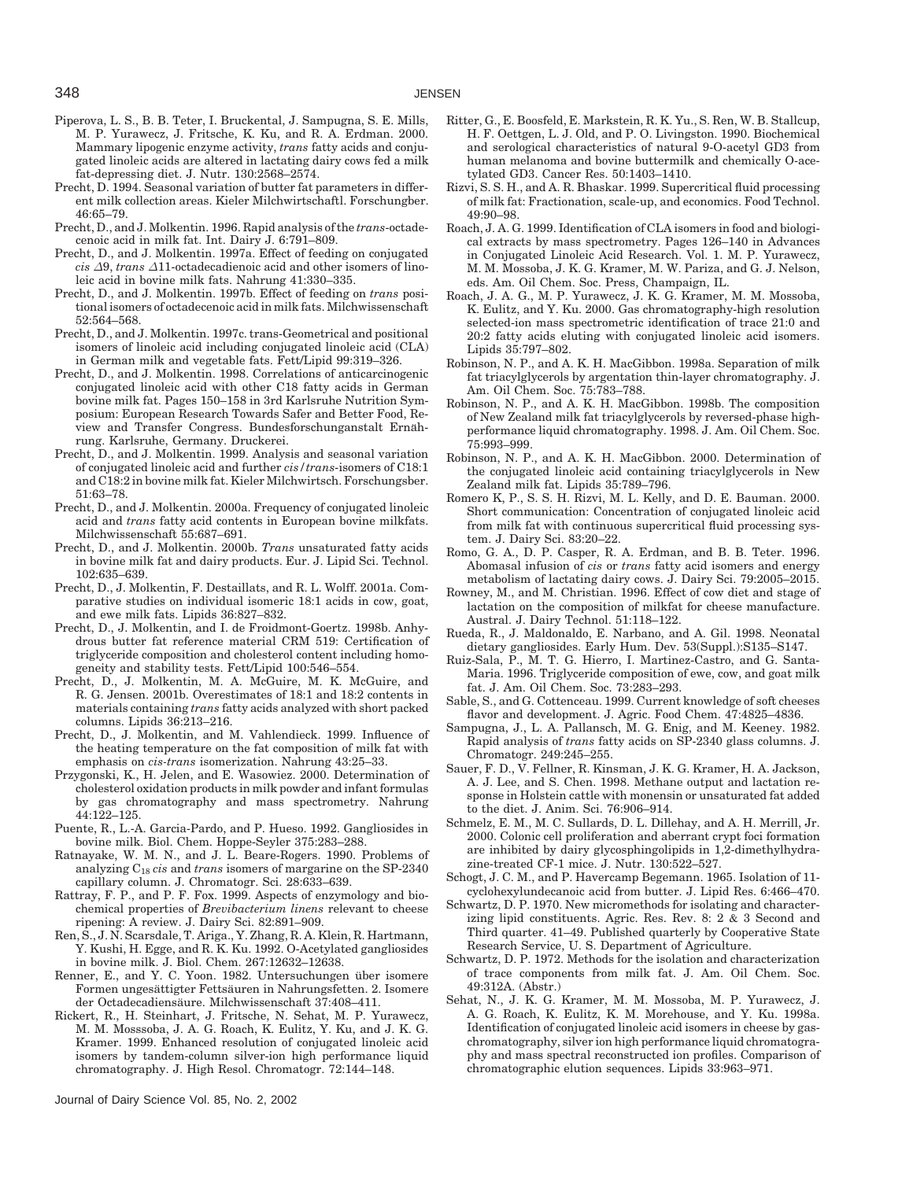Piperova, L. S., B. B. Teter, I. Bruckental, J. Sampugna, S. E. Mills, M. P. Yurawecz, J. Fritsche, K. Ku, and R. A. Erdman. 2000. Mammary lipogenic enzyme activity, *trans* fatty acids and conjugated linoleic acids are altered in lactating dairy cows fed a milk fat-depressing diet. J. Nutr. 130:2568–2574.

Precht, D. 1994. Seasonal variation of butter fat parameters in different milk collection areas. Kieler Milchwirtschaftl. Forschungber. 46:65–79.

Precht, D., and J. Molkentin. 1996. Rapid analysis of the *trans*-octadecenoic acid in milk fat. Int. Dairy J. 6:791–809.

Precht, D., and J. Molkentin. 1997a. Effect of feeding on conjugated *cis* Δ9, *trans* Δ11-octadecadienoic acid and other isomers of linoleic acid in bovine milk fats. Nahrung 41:330–335.

Precht, D., and J. Molkentin. 1997b. Effect of feeding on *trans* positional isomers of octadecenoic acid in milk fats. Milchwissenschaft 52:564–568.

Precht, D., and J. Molkentin. 1997c. trans-Geometrical and positional isomers of linoleic acid including conjugated linoleic acid (CLA) in German milk and vegetable fats. Fett/Lipid 99:319–326.

Precht, D., and J. Molkentin. 1998. Correlations of anticarcinogenic conjugated linoleic acid with other C18 fatty acids in German bovine milk fat. Pages 150–158 in 3rd Karlsruhe Nutrition Symposium: European Research Towards Safer and Better Food, Review and Transfer Congress. Bundesforschunganstalt Ernährung. Karlsruhe, Germany. Druckerei.

Precht, D., and J. Molkentin. 1999. Analysis and seasonal variation of conjugated linoleic acid and further *cis*/*trans*-isomers of C18:1 and C18:2 in bovine milk fat. Kieler Milchwirtsch. Forschungsber. 51:63–78.

Precht, D., and J. Molkentin. 2000a. Frequency of conjugated linoleic acid and *trans* fatty acid contents in European bovine milkfats. Milchwissenschaft 55:687–691.

Precht, D., and J. Molkentin. 2000b. *Trans* unsaturated fatty acids in bovine milk fat and dairy products. Eur. J. Lipid Sci. Technol. 102:635–639.

Precht, D., J. Molkentin, F. Destaillats, and R. L. Wolff. 2001a. Comparative studies on individual isomeric 18:1 acids in cow, goat, and ewe milk fats. Lipids 36:827–832.

Precht, D., J. Molkentin, and I. de Froidmont-Goertz. 1998b. Anhydrous butter fat reference material CRM 519: Certification of triglyceride composition and cholesterol content including homogeneity and stability tests. Fett/Lipid 100:546–554.

Precht, D., J. Molkentin, M. A. McGuire, M. K. McGuire, and R. G. Jensen. 2001b. Overestimates of 18:1 and 18:2 contents in materials containing *trans* fatty acids analyzed with short packed columns. Lipids 36:213–216.

Precht, D., J. Molkentin, and M. Vahlendieck. 1999. Influence of the heating temperature on the fat composition of milk fat with emphasis on *cis-trans* isomerization. Nahrung 43:25–33.

Przygonski, K., H. Jelen, and E. Wasowiez. 2000. Determination of cholesterol oxidation products in milk powder and infant formulas by gas chromatography and mass spectrometry. Nahrung 44:122–125.

Puente, R., L.-A. Garcia-Pardo, and P. Hueso. 1992. Gangliosides in bovine milk. Biol. Chem. Hoppe-Seyler 375:283–288.

Ratnayake, W. M. N., and J. L. Beare-Rogers. 1990. Problems of analyzing $C_{18}$ *cis* and *trans* isomers of margarine on the SP-2340 capillary column. J. Chromatogr. Sci. 28:633–639.

Rattray, F. P., and P. F. Fox. 1999. Aspects of enzymology and biochemical properties of *Brevibacterium linens* relevant to cheese ripening: A review. J. Dairy Sci. 82:891–909.

Ren, S., J. N. Scarsdale, T. Ariga., Y. Zhang, R. A. Klein, R. Hartmann, Y. Kushi, H. Egge, and R. K. Yu. 1992. O-Acetylated gangliosides in bovine milk. J. Biol. Chem. 267:12632–12638.

Renner, E., and Y. C. Yoon. 1982. Untersuchungen über isomere Formen ungesättigter Fettsäuren in Nahrungsfetten. 2. Isomere der Octadecadiensäure. Milchwissenschaft 37:408–411.

Rickert, R., H. Steinhart, J. Fritsche, N. Sehat, M. P. Yurawecz, M. M. Mosssoba, J. A. G. Roach, K. Eulitz, Y. Ku, and J. K. G. Kramer. 1999. Enhanced resolution of conjugated linoleic acid isomers by tandem-column silver-ion high performance liquid chromatography. J. High Resol. Chromatogr. 72:144–148.

Ritter, G., E. Boosfeld, E. Markstein, R. K. Yu., S. Ren, W. B. Stallcup, H. F. Oettgen, L. J. Old, and P. O. Livingston. 1990. Biochemical and serological characteristics of natural 9-O-acetyl GD3 from human melanoma and bovine buttermilk and chemically O-acetylated GD3. Cancer Res. 50:1403–1410.

Rizvi, S. S. H., and A. R. Bhaskar. 1999. Supercritical fluid processing of milk fat: Fractionation, scale-up, and economics. Food Technol. 49:90–98.

Roach, J. A. G. 1999. Identification of CLA isomers in food and biological extracts by mass spectrometry. Pages 126–140 in Advances in Conjugated Linoleic Acid Research. Vol. 1. M. P. Yurawecz, M. M. Mossoba, J. K. G. Kramer, M. W. Pariza, and G. J. Nelson, eds. Am. Oil Chem. Soc. Press, Champaign, IL.

Roach, J. A. G., M. P. Yurawecz, J. K. G. Kramer, M. M. Mossoba, K. Eulitz, and Y. Ku. 2000. Gas chromatography-high resolution selected-ion mass spectrometric identification of trace 21:0 and 20:2 fatty acids eluting with conjugated linoleic acid isomers. Lipids 35:797–802.

Robinson, N. P., and A. K. H. MacGibbon. 1998a. Separation of milk fat triacylglycerols by argentation thin-layer chromatography. J. Am. Oil Chem. Soc. 75:783–788.

Robinson, N. P., and A. K. H. MacGibbon. 1998b. The composition of New Zealand milk fat triacylglycerols by reversed-phase high-performance liquid chromatography. 1998. J. Am. Oil Chem. Soc. 75:993–999.

Robinson, N. P., and A. K. H. MacGibbon. 2000. Determination of the conjugated linoleic acid containing triacylglycerols in New Zealand milk fat. Lipids 35:789–796.

Romero K, P., S. S. H. Rizvi, M. L. Kelly, and D. E. Bauman. 2000. Short communication: Concentration of conjugated linoleic acid from milk fat with continuous supercritical fluid processing system. J. Dairy Sci. 83:20–22.

Romo, G. A., D. P. Casper, R. A. Erdman, and B. B. Teter. 1996. Abomasal infusion of *cis* or *trans* fatty acid isomers and energy metabolism of lactating dairy cows. J. Dairy Sci. 79:2005–2015.

Rowney, M., and M. Christian. 1996. Effect of cow diet and stage of lactation on the composition of milkfat for cheese manufacture. Austral. J. Dairy Technol. 51:118–122.

Rueda, R., J. Maldonaldo, E. Narbano, and A. Gil. 1998. Neonatal dietary gangliosides. Early Hum. Dev. 53(Suppl.):S135–S147.

Ruiz-Sala, P., M. T. G. Hierro, I. Martinez-Castro, and G. Santa-Maria. 1996. Triglyceride composition of ewe, cow, and goat milk fat. J. Am. Oil Chem. Soc. 73:283–293.

Sable, S., and G. Cottenceau. 1999. Current knowledge of soft cheeses flavor and development. J. Agric. Food Chem. 47:4825–4836.

Sampugna, J., L. A. Pallansch, M. G. Enig, and M. Keeney. 1982. Rapid analysis of *trans* fatty acids on SP-2340 glass columns. J. Chromatogr. 249:245–255.

Sauer, F. D., V. Fellner, R. Kinsman, J. K. G. Kramer, H. A. Jackson, A. J. Lee, and S. Chen. 1998. Methane output and lactation response in Holstein cattle with monensin or unsaturated fat added to the diet. J. Anim. Sci. 76:906–914.

Schmelz, E. M., M. C. Sullards, D. L. Dillehay, and A. H. Merrill, Jr. 2000. Colonic cell proliferation and aberrant crypt foci formation are inhibited by dairy glycosphingolipids in 1,2-dimethylhydrazine-treated CF-1 mice. J. Nutr. 130:522–527.

Schogt, J. C. M., and P. Havercamp Begemann. 1965. Isolation of 11-cyclohexylundecanoic acid from butter. J. Lipid Res. 6:466–470.

Schwartz, D. P. 1970. New micromethods for isolating and characterizing lipid constituents. Agric. Res. Rev. 8: 2 & 3 Second and Third quarter. 41–49. Published quarterly by Cooperative State Research Service, U. S. Department of Agriculture.

Schwartz, D. P. 1972. Methods for the isolation and characterization of trace components from milk fat. J. Am. Oil Chem. Soc. 49:312A. (Abstr.)

Sehat, N., J. K. G. Kramer, M. M. Mossoba, M. P. Yurawecz, J. A. G. Roach, K. Eulitz, K. M. Morehouse, and Y. Ku. 1998a. Identification of conjugated linoleic acid isomers in cheese by gas-chromatography, silver ion high performance liquid chromatography and mass spectral reconstructed ion profiles. Comparison of chromatographic elution sequences. Lipids 33:963–971.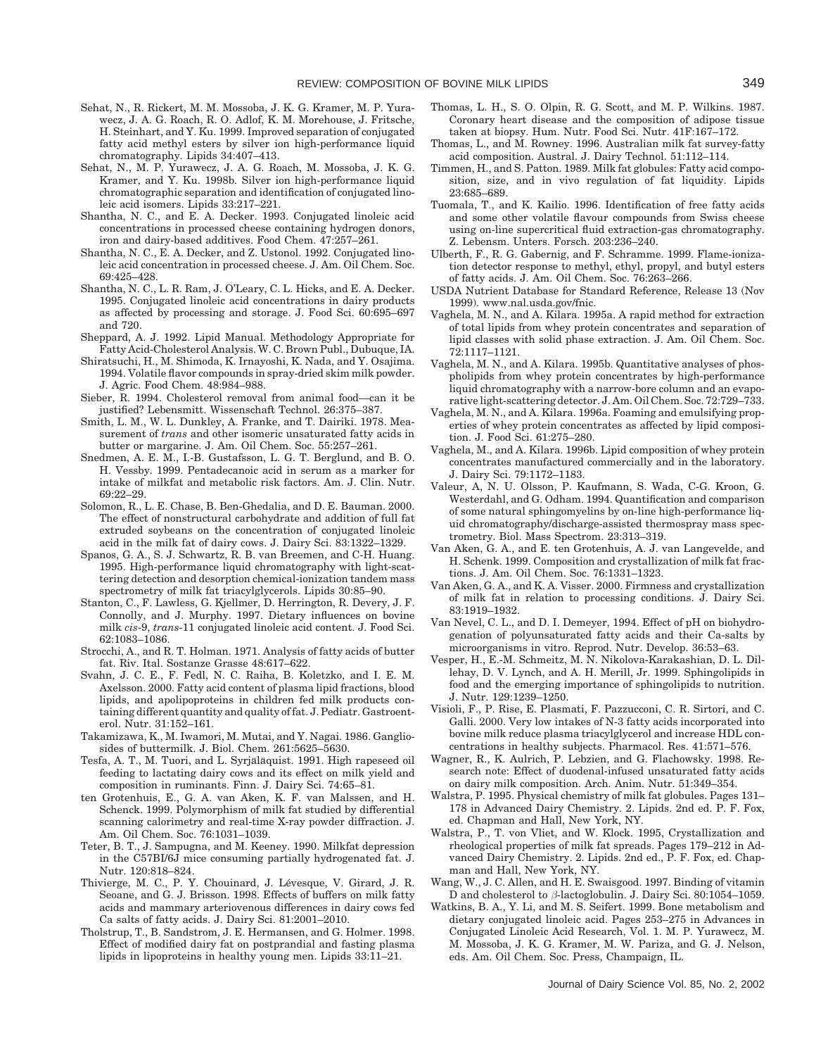Sehat, N., R. Rickert, M. M. Mossoba, J. K. G. Kramer, M. P. Yurawecz, J. A. G. Roach, R. O. Adlof, K. M. Morehouse, J. Fritsche, H. Steinhart, and Y. Ku. 1999. Improved separation of conjugated fatty acid methyl esters by silver ion high-performance liquid chromatography. Lipids 34:407–413.

Sehat, N., M. P. Yurawecz, J. A. G. Roach, M. Mossoba, J. K. G. Kramer, and Y. Ku. 1998b. Silver ion high-performance liquid chromatographic separation and identification of conjugated linoleic acid isomers. Lipids 33:217–221.

Shantha, N. C., and E. A. Decker. 1993. Conjugated linoleic acid concentrations in processed cheese containing hydrogen donors, iron and dairy-based additives. Food Chem. 47:257–261.

Shantha, N. C., E. A. Decker, and Z. Ustonol. 1992. Conjugated linoleic acid concentration in processed cheese. J. Am. Oil Chem. Soc. 69:425–428.

Shantha, N. C., L. R. Ram, J. O'Leary, C. L. Hicks, and E. A. Decker. 1995. Conjugated linoleic acid concentrations in dairy products as affected by processing and storage. J. Food Sci. 60:695–697 and 720.

Sheppard, A. J. 1992. Lipid Manual. Methodology Appropriate for Fatty Acid-Cholesterol Analysis. W. C. Brown Publ., Dubuque, IA.

Shiratsuchi, H., M. Shimoda, K. Irnayoshi, K. Nada, and Y. Osajima. 1994. Volatile flavor compounds in spray-dried skim milk powder. J. Agric. Food Chem. 48:984–988.

Sieber, R. 1994. Cholesterol removal from animal food—can it be justified? Lebensmitt. Wissenschaft Technol. 26:375–387.

Smith, L. M., W. L. Dunkley, A. Franke, and T. Dairiki. 1978. Measurement of *trans* and other isomeric unsaturated fatty acids in butter or margarine. J. Am. Oil Chem. Soc. 55:257–261.

Snedmen, A. E. M., I.-B. Gustafsson, L. G. T. Berglund, and B. O. H. Vessby. 1999. Pentadecanoic acid in serum as a marker for intake of milkfat and metabolic risk factors. Am. J. Clin. Nutr. 69:22–29.

Solomon, R., L. E. Chase, B. Ben-Ghedalia, and D. E. Bauman. 2000. The effect of nonstructural carbohydrate and addition of full fat extruded soybeans on the concentration of conjugated linoleic acid in the milk fat of dairy cows. J. Dairy Sci. 83:1322–1329.

Spanos, G. A., S. J. Schwartz, R. B. van Breemen, and C-H. Huang. 1995. High-performance liquid chromatography with light-scattering detection and desorption chemical-ionization tandem mass spectrometry of milk fat triacylglycerols. Lipids 30:85–90.

Stanton, C., F. Lawless, G. Kjellmer, D. Herrington, R. Devery, J. F. Connolly, and J. Murphy. 1997. Dietary influences on bovine milk *cis*-9, *trans*-11 conjugated linoleic acid content. J. Food Sci. 62:1083–1086.

Strocchi, A., and R. T. Holman. 1971. Analysis of fatty acids of butter fat. Riv. Ital. Sostanze Grasse 48:617–622.

Svahn, J. C. E., F. Fedl, N. C. Raiha, B. Koletzko, and I. E. M. Axelsson. 2000. Fatty acid content of plasma lipid fractions, blood lipids, and apolipoproteins in children fed milk products containing different quantity and quality of fat. J. Pediatr. Gastroenterol. Nutr. 31:152–161.

Takamizawa, K., M. Iwamori, M. Mutai, and Y. Nagai. 1986. Gangliosides of buttermilk. J. Biol. Chem. 261:5625–5630.

Tesfa, A. T., M. Tuori, and L. Syrjäläquist. 1991. High rapeseed oil feeding to lactating dairy cows and its effect on milk yield and composition in ruminants. Finn. J. Dairy Sci. 74:65–81.

ten Grotenhuis, E., G. A. van Aken, K. F. van Malssen, and H. Schenck. 1999. Polymorphism of milk fat studied by differential scanning calorimetry and real-time X-ray powder diffraction. J. Am. Oil Chem. Soc. 76:1031–1039.

Teter, B. T., J. Sampugna, and M. Keeney. 1990. Milkfat depression in the C57Bl/6J mice consuming partially hydrogenated fat. J. Nutr. 120:818–824.

Thivierge, M. C., P. Y. Chouinard, J. Lévesque, V. Girard, J. R. Seoane, and G. J. Brisson. 1998. Effects of buffers on milk fatty acids and mammary arteriovenous differences in dairy cows fed Ca salts of fatty acids. J. Dairy Sci. 81:2001–2010.

Tholstrup, T., B. Sandstrom, J. E. Hermansen, and G. Holmer. 1998. Effect of modified dairy fat on postprandial and fasting plasma lipids in lipoproteins in healthy young men. Lipids 33:11–21.

Thomas, L. H., S. O. Olpin, R. G. Scott, and M. P. Wilkins. 1987. Coronary heart disease and the composition of adipose tissue taken at biopsy. Hum. Nutr. Food Sci. Nutr. 41F:167–172.

Thomas, L., and M. Rowney. 1996. Australian milk fat survey-fatty acid composition. Austral. J. Dairy Technol. 51:112–114.

Timmen, H., and S. Patton. 1989. Milk fat globules: Fatty acid composition, size, and in vivo regulation of fat liquidity. Lipids 23:685–689.

Tuomala, T., and K. Kailio. 1996. Identification of free fatty acids and some other volatile flavour compounds from Swiss cheese using on-line supercritical fluid extraction-gas chromatography. Z. Lebensm. Unters. Forsch. 203:236–240.

Ulberth, F., R. G. Gabernig, and F. Schramme. 1999. Flame-ionization detector response to methyl, ethyl, propyl, and butyl esters of fatty acids. J. Am. Oil Chem. Soc. 76:263–266.

USDA Nutrient Database for Standard Reference, Release 13 (Nov 1999). www.nal.usda.gov/fnic.

Vaghela, M. N., and A. Kilara. 1995a. A rapid method for extraction of total lipids from whey protein concentrates and separation of lipid classes with solid phase extraction. J. Am. Oil Chem. Soc. 72:1117–1121.

Vaghela, M. N., and A. Kilara. 1995b. Quantitative analyses of phospholipids from whey protein concentrates by high-performance liquid chromatography with a narrow-bore column and an evaporative light-scattering detector. J. Am. Oil Chem. Soc. 72:729–733.

Vaghela, M. N., and A. Kilara. 1996a. Foaming and emulsifying properties of whey protein concentrates as affected by lipid composition. J. Food Sci. 61:275–280.

Vaghela, M., and A. Kilara. 1996b. Lipid composition of whey protein concentrates manufactured commercially and in the laboratory. J. Dairy Sci. 79:1172–1183.

Valeur, A, N. U. Olsson, P. Kaufmann, S. Wada, C-G. Kroon, G. Westerdahl, and G. Odham. 1994. Quantification and comparison of some natural sphingomyelins by on-line high-performance liquid chromatography/discharge-assisted thermospray mass spectrometry. Biol. Mass Spectrom. 23:313–319.

Van Aken, G. A., and E. ten Grotenhuis, A. J. van Langevelde, and H. Schenk. 1999. Composition and crystallization of milk fat fractions. J. Am. Oil Chem. Soc. 76:1331–1323.

Van Aken, G. A., and K. A. Visser. 2000. Firmness and crystallization of milk fat in relation to processing conditions. J. Dairy Sci. 83:1919–1932.

Van Nevel, C. L., and D. I. Demeyer, 1994. Effect of pH on biohydrogenation of polyunsaturated fatty acids and their Ca-salts by microorganisms in vitro. Reprod. Nutr. Develop. 36:53–63.

Vesper, H., E.-M. Schmeitz, M. N. Nikolova-Karakashian, D. L. Dillehay, D. V. Lynch, and A. H. Merill, Jr. 1999. Sphingolipids in food and the emerging importance of sphingolipids to nutrition. J. Nutr. 129:1239–1250.

Visioli, F., P. Rise, E. Plasmati, F. Pazzucconi, C. R. Sirtori, and C. Galli. 2000. Very low intakes of N-3 fatty acids incorporated into bovine milk reduce plasma triacylglycerol and increase HDL concentrations in healthy subjects. Pharmacol. Res. 41:571–576.

Wagner, R., K. Aulrich, P. Lebzien, and G. Flachowsky. 1998. Research note: Effect of duodenal-infused unsaturated fatty acids on dairy milk composition. Arch. Anim. Nutr. 51:349–354.

Walstra, P. 1995. Physical chemistry of milk fat globules. Pages 131–178 in Advanced Dairy Chemistry. 2. Lipids. 2nd ed. P. F. Fox, ed. Chapman and Hall, New York, NY.

Walstra, P., T. von Vliet, and W. Klock. 1995, Crystallization and rheological properties of milk fat spreads. Pages 179–212 in Advanced Dairy Chemistry. 2. Lipids. 2nd ed., P. F. Fox, ed. Chapman and Hall, New York, NY.

Wang, W., J. C. Allen, and H. E. Swaisgood. 1997. Binding of vitamin D and cholesterol to $\beta$-lactoglobulin. J. Dairy Sci. 80:1054–1059.

Watkins, B. A., Y. Li, and M. S. Seifert. 1999. Bone metabolism and dietary conjugated linoleic acid. Pages 253–275 in Advances in Conjugated Linoleic Acid Research, Vol. 1. M. P. Yurawecz, M. M. Mossoba, J. K. G. Kramer, M. W. Pariza, and G. J. Nelson, eds. Am. Oil Chem. Soc. Press, Champaign, IL.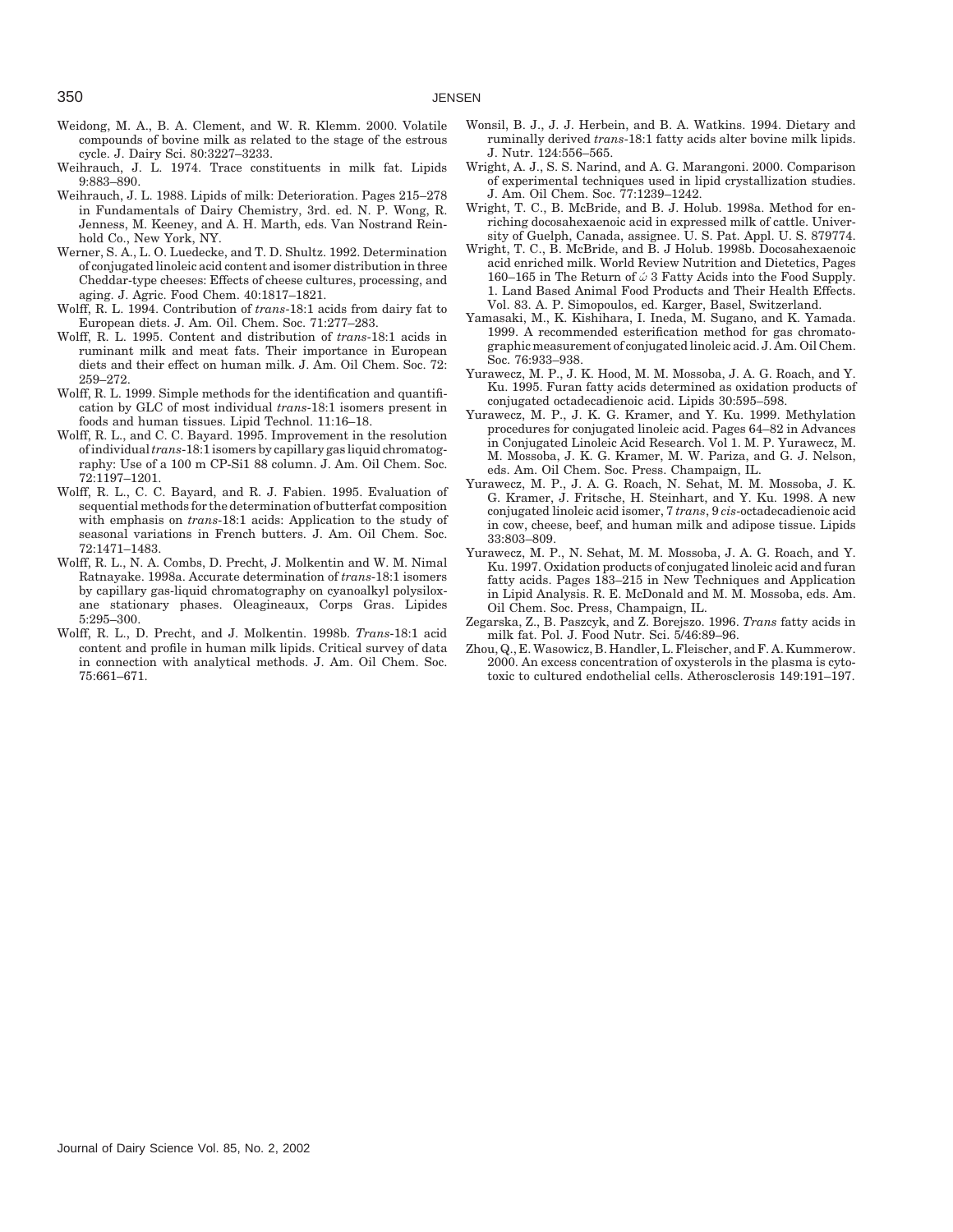Weidong, M. A., B. A. Clement, and W. R. Klemm. 2000. Volatile compounds of bovine milk as related to the stage of the estrous cycle. J. Dairy Sci. 80:3227–3233.

Weihrauch, J. L. 1974. Trace constituents in milk fat. Lipids 9:883–890.

Weihrauch, J. L. 1988. Lipids of milk: Deterioration. Pages 215–278 in Fundamentals of Dairy Chemistry, 3rd. ed. N. P. Wong, R. Jenness, M. Keeney, and A. H. Marth, eds. Van Nostrand Reinhold Co., New York, NY.

Werner, S. A., L. O. Luedecke, and T. D. Shultz. 1992. Determination of conjugated linoleic acid content and isomer distribution in three Cheddar-type cheeses: Effects of cheese cultures, processing, and aging. J. Agric. Food Chem. 40:1817–1821.

Wolff, R. L. 1994. Contribution of *trans*-18:1 acids from dairy fat to European diets. J. Am. Oil. Chem. Soc. 71:277–283.

Wolff, R. L. 1995. Content and distribution of *trans*-18:1 acids in ruminant milk and meat fats. Their importance in European diets and their effect on human milk. J. Am. Oil Chem. Soc. 72: 259–272.

Wolff, R. L. 1999. Simple methods for the identification and quantification by GLC of most individual *trans*-18:1 isomers present in foods and human tissues. Lipid Technol. 11:16–18.

Wolff, R. L., and C. C. Bayard. 1995. Improvement in the resolution of individual *trans*-18:1 isomers by capillary gas liquid chromatography: Use of a 100 m CP-Si1 88 column. J. Am. Oil Chem. Soc. 72:1197–1201.

Wolff, R. L., C. C. Bayard, and R. J. Fabien. 1995. Evaluation of sequential methods for the determination of butterfat composition with emphasis on *trans*-18:1 acids: Application to the study of seasonal variations in French butters. J. Am. Oil Chem. Soc. 72:1471–1483.

Wolff, R. L., N. A. Combs, D. Precht, J. Molkentin and W. M. Nimal Ratnayake. 1998a. Accurate determination of *trans*-18:1 isomers by capillary gas-liquid chromatography on cyanoalkyl polysiloxane stationary phases. Oleagineaux, Corps Gras. Lipides 5:295–300.

Wolff, R. L., D. Precht, and J. Molkentin. 1998b. *Trans*-18:1 acid content and profile in human milk lipids. Critical survey of data in connection with analytical methods. J. Am. Oil Chem. Soc. 75:661–671.

Wonsil, B. J., J. J. Herbein, and B. A. Watkins. 1994. Dietary and ruminally derived *trans*-18:1 fatty acids alter bovine milk lipids. J. Nutr. 124:556–565.

Wright, A. J., S. S. Narind, and A. G. Marangoni. 2000. Comparison of experimental techniques used in lipid crystallization studies. J. Am. Oil Chem. Soc. 77:1239–1242.

Wright, T. C., B. McBride, and B. J. Holub. 1998a. Method for enriching docosahexaenoic acid in expressed milk of cattle. University of Guelph, Canada, assignee. U. S. Pat. Appl. U. S. 879774.

Wright, T. C., B. McBride, and B. J Holub. 1998b. Docosahexaenoic acid enriched milk. World Review Nutrition and Dietetics, Pages 160–165 in The Return of ώ 3 Fatty Acids into the Food Supply. 1. Land Based Animal Food Products and Their Health Effects. Vol. 83. A. P. Simopoulos, ed. Karger, Basel, Switzerland.

Yamasaki, M., K. Kishihara, I. Ineda, M. Sugano, and K. Yamada. 1999. A recommended esterification method for gas chromatographic measurement of conjugated linoleic acid. J. Am. Oil Chem. Soc. 76:933–938.

Yurawecz, M. P., J. K. Hood, M. M. Mossoba, J. A. G. Roach, and Y. Ku. 1995. Furan fatty acids determined as oxidation products of conjugated octadecadienoic acid. Lipids 30:595–598.

Yurawecz, M. P., J. K. G. Kramer, and Y. Ku. 1999. Methylation procedures for conjugated linoleic acid. Pages 64–82 in Advances in Conjugated Linoleic Acid Research. Vol 1. M. P. Yurawecz, M. M. Mossoba, J. K. G. Kramer, M. W. Pariza, and G. J. Nelson, eds. Am. Oil Chem. Soc. Press. Champaign, IL.

Yurawecz, M. P., J. A. G. Roach, N. Sehat, M. M. Mossoba, J. K. G. Kramer, J. Fritsche, H. Steinhart, and Y. Ku. 1998. A new conjugated linoleic acid isomer, 7 *trans*, 9 *cis*-octadecadienoic acid in cow, cheese, beef, and human milk and adipose tissue. Lipids 33:803–809.

Yurawecz, M. P., N. Sehat, M. M. Mossoba, J. A. G. Roach, and Y. Ku. 1997. Oxidation products of conjugated linoleic acid and furan fatty acids. Pages 183–215 in New Techniques and Application in Lipid Analysis. R. E. McDonald and M. M. Mossoba, eds. Am. Oil Chem. Soc. Press, Champaign, IL.

Zegarska, Z., B. Paszczyk, and Z. Borejszo. 1996. *Trans* fatty acids in milk fat. Pol. J. Food Nutr. Sci. 5/46:89–96.

Zhou, Q., E. Wasowicz, B. Handler, L. Fleischer, and F. A. Kummerow. 2000. An excess concentration of oxysterols in the plasma is cytotoxic to cultured endothelial cells. Atherosclerosis 149:191–197.